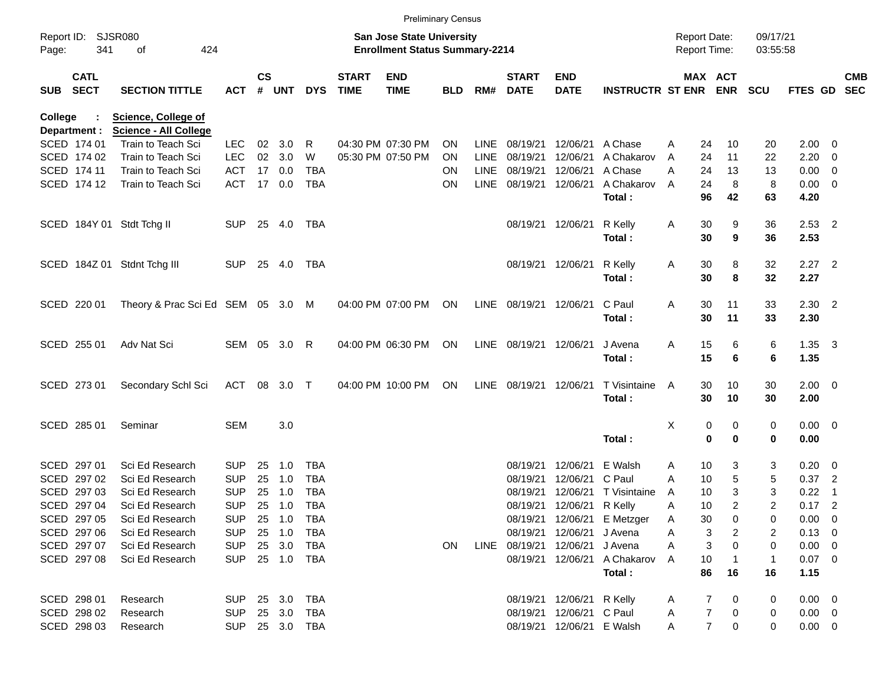Preliminary Census

Report ID: SJSR080
Page: 341 of 424

**San Jose State University**
**Enrollment Status Summary-2214**

Report Date: 09/17/21
Report Time: 03:55:58

**College : Science, College of**
**Department : Science - All College**

| SUB | CATL SECT | SECTION TITTLE | ACT | CS # | UNT | DYS | START TIME | END TIME | BLD | RM# | START DATE | END DATE | INSTRUCTR | ST | MAX ENR | ACT ENR | SCU | FTES | GD | CMB SEC |
|---|---|---|---|---|---|---|---|---|---|---|---|---|---|---|---|---|---|---|---|---|
| SCED | 174 01 | Train to Teach Sci | LEC | 02 | 3.0 | R | 04:30 PM | 07:30 PM | ON | LINE | 08/19/21 | 12/06/21 | A Chase | A | 24 | 10 | 20 | 2.00 | 0 | |
| SCED | 174 02 | Train to Teach Sci | LEC | 02 | 3.0 | W | 05:30 PM | 07:50 PM | ON | LINE | 08/19/21 | 12/06/21 | A Chakarov | A | 24 | 11 | 22 | 2.20 | 0 | |
| SCED | 174 11 | Train to Teach Sci | ACT | 17 | 0.0 | TBA | | | ON | LINE | 08/19/21 | 12/06/21 | A Chase | A | 24 | 13 | 13 | 0.00 | 0 | |
| SCED | 174 12 | Train to Teach Sci | ACT | 17 | 0.0 | TBA | | | ON | LINE | 08/19/21 | 12/06/21 | A Chakarov | A | 24 | 8 | 8 | 0.00 | 0 | |
| | | | | | | | | | | | | | **Total :** | | **96** | **42** | **63** | **4.20** | | |
| SCED | 184Y 01 | Stdt Tchg II | SUP | 25 | 4.0 | TBA | | | | | 08/19/21 | 12/06/21 | R Kelly | A | 30 | 9 | 36 | 2.53 | 2 | |
| | | | | | | | | | | | | | **Total :** | | **30** | **9** | **36** | **2.53** | | |
| SCED | 184Z 01 | Stdnt Tchg III | SUP | 25 | 4.0 | TBA | | | | | 08/19/21 | 12/06/21 | R Kelly | A | 30 | 8 | 32 | 2.27 | 2 | |
| | | | | | | | | | | | | | **Total :** | | **30** | **8** | **32** | **2.27** | | |
| SCED | 220 01 | Theory & Prac Sci Ed | SEM | 05 | 3.0 | M | 04:00 PM | 07:00 PM | ON | LINE | 08/19/21 | 12/06/21 | C Paul | A | 30 | 11 | 33 | 2.30 | 2 | |
| | | | | | | | | | | | | | **Total :** | | **30** | **11** | **33** | **2.30** | | |
| SCED | 255 01 | Adv Nat Sci | SEM | 05 | 3.0 | R | 04:00 PM | 06:30 PM | ON | LINE | 08/19/21 | 12/06/21 | J Avena | A | 15 | 6 | 6 | 1.35 | 3 | |
| | | | | | | | | | | | | | **Total :** | | **15** | **6** | **6** | **1.35** | | |
| SCED | 273 01 | Secondary Schl Sci | ACT | 08 | 3.0 | T | 04:00 PM | 10:00 PM | ON | LINE | 08/19/21 | 12/06/21 | T Visintaine | A | 30 | 10 | 30 | 2.00 | 0 | |
| | | | | | | | | | | | | | **Total :** | | **30** | **10** | **30** | **2.00** | | |
| SCED | 285 01 | Seminar | SEM | | 3.0 | | | | | | | | | X | 0 | 0 | 0 | 0.00 | 0 | |
| | | | | | | | | | | | | | **Total :** | | **0** | **0** | **0** | **0.00** | | |
| SCED | 297 01 | Sci Ed Research | SUP | 25 | 1.0 | TBA | | | | | 08/19/21 | 12/06/21 | E Walsh | A | 10 | 3 | 3 | 0.20 | 0 | |
| SCED | 297 02 | Sci Ed Research | SUP | 25 | 1.0 | TBA | | | | | 08/19/21 | 12/06/21 | C Paul | A | 10 | 5 | 5 | 0.37 | 2 | |
| SCED | 297 03 | Sci Ed Research | SUP | 25 | 1.0 | TBA | | | | | 08/19/21 | 12/06/21 | T Visintaine | A | 10 | 3 | 3 | 0.22 | 1 | |
| SCED | 297 04 | Sci Ed Research | SUP | 25 | 1.0 | TBA | | | | | 08/19/21 | 12/06/21 | R Kelly | A | 10 | 2 | 2 | 0.17 | 2 | |
| SCED | 297 05 | Sci Ed Research | SUP | 25 | 1.0 | TBA | | | | | 08/19/21 | 12/06/21 | E Metzger | A | 30 | 0 | 0 | 0.00 | 0 | |
| SCED | 297 06 | Sci Ed Research | SUP | 25 | 1.0 | TBA | | | | | 08/19/21 | 12/06/21 | J Avena | A | 3 | 2 | 2 | 0.13 | 0 | |
| SCED | 297 07 | Sci Ed Research | SUP | 25 | 3.0 | TBA | | | ON | LINE | 08/19/21 | 12/06/21 | J Avena | A | 3 | 0 | 0 | 0.00 | 0 | |
| SCED | 297 08 | Sci Ed Research | SUP | 25 | 1.0 | TBA | | | | | 08/19/21 | 12/06/21 | A Chakarov | A | 10 | 1 | 1 | 0.07 | 0 | |
| | | | | | | | | | | | | | **Total :** | | **86** | **16** | **16** | **1.15** | | |
| SCED | 298 01 | Research | SUP | 25 | 3.0 | TBA | | | | | 08/19/21 | 12/06/21 | R Kelly | A | 7 | 0 | 0 | 0.00 | 0 | |
| SCED | 298 02 | Research | SUP | 25 | 3.0 | TBA | | | | | 08/19/21 | 12/06/21 | C Paul | A | 7 | 0 | 0 | 0.00 | 0 | |
| SCED | 298 03 | Research | SUP | 25 | 3.0 | TBA | | | | | 08/19/21 | 12/06/21 | E Walsh | A | 7 | 0 | 0 | 0.00 | 0 | |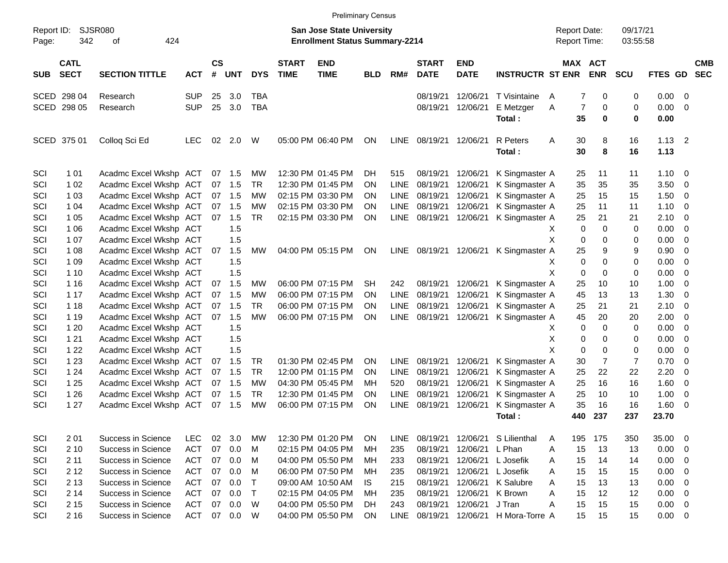Preliminary Census

Report ID: SJSR080

**San Jose State University**
**Enrollment Status Summary-2214**

Report Date: 09/17/21
Report Time: 03:55:58

| SUB | CATL SECT | SECTION TITTLE | ACT | CS # | UNT | DYS | START TIME | END TIME | BLD | RM# | START DATE | END DATE | INSTRUCTR | ST | MAX ENR | ACT ENR | SCU | FTES | GD | CMB SEC |
|---|---|---|---|---|---|---|---|---|---|---|---|---|---|---|---|---|---|---|---|---|
| SCED | 298 04 | Research | SUP | 25 | 3.0 | TBA | | | | | 08/19/21 | 12/06/21 | T Visintaine | A | 7 | 0 | 0 | 0.00 | 0 | |
| SCED | 298 05 | Research | SUP | 25 | 3.0 | TBA | | | | | 08/19/21 | 12/06/21 | E Metzger | A | 7 | 0 | 0 | 0.00 | 0 | |
| | | | | | | | | | | | | | **Total :** | | **35** | **0** | **0** | **0.00** | | |
| SCED | 375 01 | Colloq Sci Ed | LEC | 02 | 2.0 | W | 05:00 PM | 06:40 PM | ON | LINE | 08/19/21 | 12/06/21 | R Peters | A | 30 | 8 | 16 | 1.13 | 2 | |
| | | | | | | | | | | | | | **Total :** | | **30** | **8** | **16** | **1.13** | | |
| SCI | 1 01 | Acadmc Excel Wkshp | ACT | 07 | 1.5 | MW | 12:30 PM | 01:45 PM | DH | 515 | 08/19/21 | 12/06/21 | K Singmaster | A | 25 | 11 | 11 | 1.10 | 0 | |
| SCI | 1 02 | Acadmc Excel Wkshp | ACT | 07 | 1.5 | TR | 12:30 PM | 01:45 PM | ON | LINE | 08/19/21 | 12/06/21 | K Singmaster | A | 35 | 35 | 35 | 3.50 | 0 | |
| SCI | 1 03 | Acadmc Excel Wkshp | ACT | 07 | 1.5 | MW | 02:15 PM | 03:30 PM | ON | LINE | 08/19/21 | 12/06/21 | K Singmaster | A | 25 | 15 | 15 | 1.50 | 0 | |
| SCI | 1 04 | Acadmc Excel Wkshp | ACT | 07 | 1.5 | MW | 02:15 PM | 03:30 PM | ON | LINE | 08/19/21 | 12/06/21 | K Singmaster | A | 25 | 11 | 11 | 1.10 | 0 | |
| SCI | 1 05 | Acadmc Excel Wkshp | ACT | 07 | 1.5 | TR | 02:15 PM | 03:30 PM | ON | LINE | 08/19/21 | 12/06/21 | K Singmaster | A | 25 | 21 | 21 | 2.10 | 0 | |
| SCI | 1 06 | Acadmc Excel Wkshp | ACT | | 1.5 | | | | | | | | | X | 0 | 0 | 0 | 0.00 | 0 | |
| SCI | 1 07 | Acadmc Excel Wkshp | ACT | | 1.5 | | | | | | | | | X | 0 | 0 | 0 | 0.00 | 0 | |
| SCI | 1 08 | Acadmc Excel Wkshp | ACT | 07 | 1.5 | MW | 04:00 PM | 05:15 PM | ON | LINE | 08/19/21 | 12/06/21 | K Singmaster | A | 25 | 9 | 9 | 0.90 | 0 | |
| SCI | 1 09 | Acadmc Excel Wkshp | ACT | | 1.5 | | | | | | | | | X | 0 | 0 | 0 | 0.00 | 0 | |
| SCI | 1 10 | Acadmc Excel Wkshp | ACT | | 1.5 | | | | | | | | | X | 0 | 0 | 0 | 0.00 | 0 | |
| SCI | 1 16 | Acadmc Excel Wkshp | ACT | 07 | 1.5 | MW | 06:00 PM | 07:15 PM | SH | 242 | 08/19/21 | 12/06/21 | K Singmaster | A | 25 | 10 | 10 | 1.00 | 0 | |
| SCI | 1 17 | Acadmc Excel Wkshp | ACT | 07 | 1.5 | MW | 06:00 PM | 07:15 PM | ON | LINE | 08/19/21 | 12/06/21 | K Singmaster | A | 45 | 13 | 13 | 1.30 | 0 | |
| SCI | 1 18 | Acadmc Excel Wkshp | ACT | 07 | 1.5 | TR | 06:00 PM | 07:15 PM | ON | LINE | 08/19/21 | 12/06/21 | K Singmaster | A | 25 | 21 | 21 | 2.10 | 0 | |
| SCI | 1 19 | Acadmc Excel Wkshp | ACT | 07 | 1.5 | MW | 06:00 PM | 07:15 PM | ON | LINE | 08/19/21 | 12/06/21 | K Singmaster | A | 45 | 20 | 20 | 2.00 | 0 | |
| SCI | 1 20 | Acadmc Excel Wkshp | ACT | | 1.5 | | | | | | | | | X | 0 | 0 | 0 | 0.00 | 0 | |
| SCI | 1 21 | Acadmc Excel Wkshp | ACT | | 1.5 | | | | | | | | | X | 0 | 0 | 0 | 0.00 | 0 | |
| SCI | 1 22 | Acadmc Excel Wkshp | ACT | | 1.5 | | | | | | | | | X | 0 | 0 | 0 | 0.00 | 0 | |
| SCI | 1 23 | Acadmc Excel Wkshp | ACT | 07 | 1.5 | TR | 01:30 PM | 02:45 PM | ON | LINE | 08/19/21 | 12/06/21 | K Singmaster | A | 30 | 7 | 7 | 0.70 | 0 | |
| SCI | 1 24 | Acadmc Excel Wkshp | ACT | 07 | 1.5 | TR | 12:00 PM | 01:15 PM | ON | LINE | 08/19/21 | 12/06/21 | K Singmaster | A | 25 | 22 | 22 | 2.20 | 0 | |
| SCI | 1 25 | Acadmc Excel Wkshp | ACT | 07 | 1.5 | MW | 04:30 PM | 05:45 PM | MH | 520 | 08/19/21 | 12/06/21 | K Singmaster | A | 25 | 16 | 16 | 1.60 | 0 | |
| SCI | 1 26 | Acadmc Excel Wkshp | ACT | 07 | 1.5 | TR | 12:30 PM | 01:45 PM | ON | LINE | 08/19/21 | 12/06/21 | K Singmaster | A | 25 | 10 | 10 | 1.00 | 0 | |
| SCI | 1 27 | Acadmc Excel Wkshp | ACT | 07 | 1.5 | MW | 06:00 PM | 07:15 PM | ON | LINE | 08/19/21 | 12/06/21 | K Singmaster | A | 35 | 16 | 16 | 1.60 | 0 | |
| | | | | | | | | | | | | | **Total :** | | **440** | **237** | **237** | **23.70** | | |
| SCI | 2 01 | Success in Science | LEC | 02 | 3.0 | MW | 12:30 PM | 01:20 PM | ON | LINE | 08/19/21 | 12/06/21 | S Lilienthal | A | 195 | 175 | 350 | 35.00 | 0 | |
| SCI | 2 10 | Success in Science | ACT | 07 | 0.0 | M | 02:15 PM | 04:05 PM | MH | 235 | 08/19/21 | 12/06/21 | L Phan | A | 15 | 13 | 13 | 0.00 | 0 | |
| SCI | 2 11 | Success in Science | ACT | 07 | 0.0 | M | 04:00 PM | 05:50 PM | MH | 233 | 08/19/21 | 12/06/21 | L Josefik | A | 15 | 14 | 14 | 0.00 | 0 | |
| SCI | 2 12 | Success in Science | ACT | 07 | 0.0 | M | 06:00 PM | 07:50 PM | MH | 235 | 08/19/21 | 12/06/21 | L Josefik | A | 15 | 15 | 15 | 0.00 | 0 | |
| SCI | 2 13 | Success in Science | ACT | 07 | 0.0 | T | 09:00 AM | 10:50 AM | IS | 215 | 08/19/21 | 12/06/21 | K Salubre | A | 15 | 13 | 13 | 0.00 | 0 | |
| SCI | 2 14 | Success in Science | ACT | 07 | 0.0 | T | 02:15 PM | 04:05 PM | MH | 235 | 08/19/21 | 12/06/21 | K Brown | A | 15 | 12 | 12 | 0.00 | 0 | |
| SCI | 2 15 | Success in Science | ACT | 07 | 0.0 | W | 04:00 PM | 05:50 PM | DH | 243 | 08/19/21 | 12/06/21 | J Tran | A | 15 | 15 | 15 | 0.00 | 0 | |
| SCI | 2 16 | Success in Science | ACT | 07 | 0.0 | W | 04:00 PM | 05:50 PM | ON | LINE | 08/19/21 | 12/06/21 | H Mora-Torre | A | 15 | 15 | 15 | 0.00 | 0 | |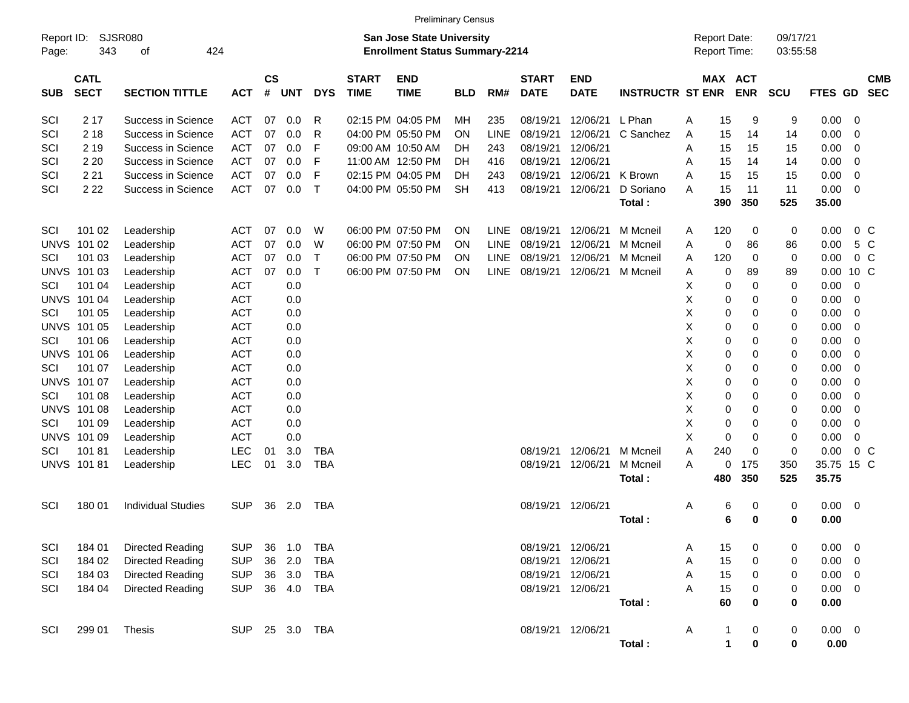Preliminary Census

Report ID: SJSR080
Page: 343 of 424

**San Jose State University**
**Enrollment Status Summary-2214**

Report Date: 09/17/21
Report Time: 03:55:58

| SUB | CATL SECT | SECTION TITTLE | ACT | CS # | UNT | DYS | START TIME | END TIME | BLD | RM# | START DATE | END DATE | INSTRUCTR | ST | MAX ENR | ACT ENR | SCU | FTES | GD | CMB SEC |
|---|---|---|---|---|---|---|---|---|---|---|---|---|---|---|---|---|---|---|---|---|
| SCI | 2 17 | Success in Science | ACT | 07 | 0.0 | R | 02:15 PM | 04:05 PM | MH | 235 | 08/19/21 | 12/06/21 | L Phan | A | 15 | 9 | 9 | 0.00 | 0 | |
| SCI | 2 18 | Success in Science | ACT | 07 | 0.0 | R | 04:00 PM | 05:50 PM | ON | LINE | 08/19/21 | 12/06/21 | C Sanchez | A | 15 | 14 | 14 | 0.00 | 0 | |
| SCI | 2 19 | Success in Science | ACT | 07 | 0.0 | F | 09:00 AM | 10:50 AM | DH | 243 | 08/19/21 | 12/06/21 | | A | 15 | 15 | 15 | 0.00 | 0 | |
| SCI | 2 20 | Success in Science | ACT | 07 | 0.0 | F | 11:00 AM | 12:50 PM | DH | 416 | 08/19/21 | 12/06/21 | | A | 15 | 14 | 14 | 0.00 | 0 | |
| SCI | 2 21 | Success in Science | ACT | 07 | 0.0 | F | 02:15 PM | 04:05 PM | DH | 243 | 08/19/21 | 12/06/21 | K Brown | A | 15 | 15 | 15 | 0.00 | 0 | |
| SCI | 2 22 | Success in Science | ACT | 07 | 0.0 | T | 04:00 PM | 05:50 PM | SH | 413 | 08/19/21 | 12/06/21 | D Soriano | A | 15 | 11 | 11 | 0.00 | 0 | |
| | | | | | | | | | | | | | **Total :** | | **390** | **350** | **525** | **35.00** | | |
| SCI | 101 02 | Leadership | ACT | 07 | 0.0 | W | 06:00 PM | 07:50 PM | ON | LINE | 08/19/21 | 12/06/21 | M Mcneil | A | 120 | 0 | 0 | 0.00 | 0 | C |
| UNVS | 101 02 | Leadership | ACT | 07 | 0.0 | W | 06:00 PM | 07:50 PM | ON | LINE | 08/19/21 | 12/06/21 | M Mcneil | A | 0 | 86 | 86 | 0.00 | 5 | C |
| SCI | 101 03 | Leadership | ACT | 07 | 0.0 | T | 06:00 PM | 07:50 PM | ON | LINE | 08/19/21 | 12/06/21 | M Mcneil | A | 120 | 0 | 0 | 0.00 | 0 | C |
| UNVS | 101 03 | Leadership | ACT | 07 | 0.0 | T | 06:00 PM | 07:50 PM | ON | LINE | 08/19/21 | 12/06/21 | M Mcneil | A | 0 | 89 | 89 | 0.00 | 10 | C |
| SCI | 101 04 | Leadership | ACT | | 0.0 | | | | | | | | | X | 0 | 0 | 0 | 0.00 | 0 | |
| UNVS | 101 04 | Leadership | ACT | | 0.0 | | | | | | | | | X | 0 | 0 | 0 | 0.00 | 0 | |
| SCI | 101 05 | Leadership | ACT | | 0.0 | | | | | | | | | X | 0 | 0 | 0 | 0.00 | 0 | |
| UNVS | 101 05 | Leadership | ACT | | 0.0 | | | | | | | | | X | 0 | 0 | 0 | 0.00 | 0 | |
| SCI | 101 06 | Leadership | ACT | | 0.0 | | | | | | | | | X | 0 | 0 | 0 | 0.00 | 0 | |
| UNVS | 101 06 | Leadership | ACT | | 0.0 | | | | | | | | | X | 0 | 0 | 0 | 0.00 | 0 | |
| SCI | 101 07 | Leadership | ACT | | 0.0 | | | | | | | | | X | 0 | 0 | 0 | 0.00 | 0 | |
| UNVS | 101 07 | Leadership | ACT | | 0.0 | | | | | | | | | X | 0 | 0 | 0 | 0.00 | 0 | |
| SCI | 101 08 | Leadership | ACT | | 0.0 | | | | | | | | | X | 0 | 0 | 0 | 0.00 | 0 | |
| UNVS | 101 08 | Leadership | ACT | | 0.0 | | | | | | | | | X | 0 | 0 | 0 | 0.00 | 0 | |
| SCI | 101 09 | Leadership | ACT | | 0.0 | | | | | | | | | X | 0 | 0 | 0 | 0.00 | 0 | |
| UNVS | 101 09 | Leadership | ACT | | 0.0 | | | | | | | | | X | 0 | 0 | 0 | 0.00 | 0 | |
| SCI | 101 81 | Leadership | LEC | 01 | 3.0 | TBA | | | | | 08/19/21 | 12/06/21 | M Mcneil | A | 240 | 0 | 0 | 0.00 | 0 | C |
| UNVS | 101 81 | Leadership | LEC | 01 | 3.0 | TBA | | | | | 08/19/21 | 12/06/21 | M Mcneil | A | 0 | 175 | 350 | 35.75 | 15 | C |
| | | | | | | | | | | | | | **Total :** | | **480** | **350** | **525** | **35.75** | | |
| SCI | 180 01 | Individual Studies | SUP | 36 | 2.0 | TBA | | | | | 08/19/21 | 12/06/21 | | A | 6 | 0 | 0 | 0.00 | 0 | |
| | | | | | | | | | | | | | **Total :** | | **6** | **0** | **0** | **0.00** | | |
| SCI | 184 01 | Directed Reading | SUP | 36 | 1.0 | TBA | | | | | 08/19/21 | 12/06/21 | | A | 15 | 0 | 0 | 0.00 | 0 | |
| SCI | 184 02 | Directed Reading | SUP | 36 | 2.0 | TBA | | | | | 08/19/21 | 12/06/21 | | A | 15 | 0 | 0 | 0.00 | 0 | |
| SCI | 184 03 | Directed Reading | SUP | 36 | 3.0 | TBA | | | | | 08/19/21 | 12/06/21 | | A | 15 | 0 | 0 | 0.00 | 0 | |
| SCI | 184 04 | Directed Reading | SUP | 36 | 4.0 | TBA | | | | | 08/19/21 | 12/06/21 | | A | 15 | 0 | 0 | 0.00 | 0 | |
| | | | | | | | | | | | | | **Total :** | | **60** | **0** | **0** | **0.00** | | |
| SCI | 299 01 | Thesis | SUP | 25 | 3.0 | TBA | | | | | 08/19/21 | 12/06/21 | | A | 1 | 0 | 0 | 0.00 | 0 | |
| | | | | | | | | | | | | | **Total :** | | **1** | **0** | **0** | **0.00** | | |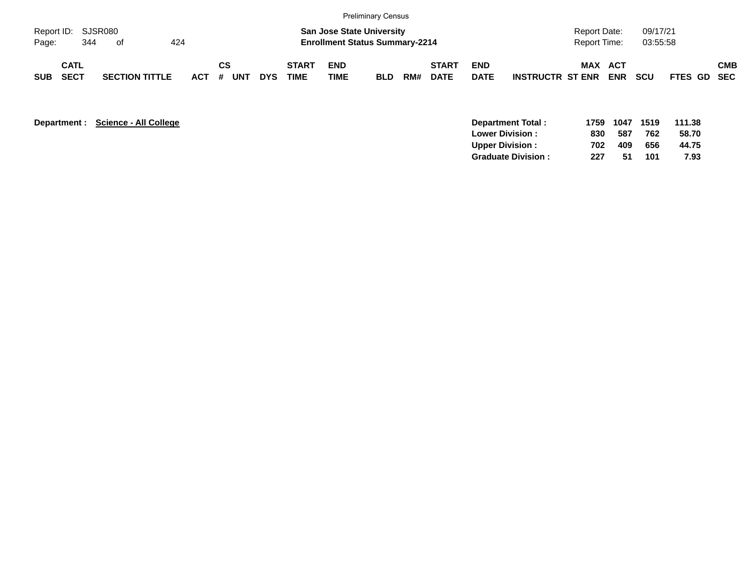Preliminary Census

| Report ID: | SJSR080 | San Jose State University | Report Date: | 09/17/21 |
|---|---|---|---|---|
| Page: | 344 of 424 | Enrollment Status Summary-2214 | Report Time: | 03:55:58 |

| SUB | CATL SECT | SECTION TITTLE | ACT | CS # | UNT | DYS | START TIME | END TIME | BLD | RM# | START DATE | END DATE | INSTRUCTR | MAX ST ENR | ACT ENR | SCU | FTES | GD | CMB SEC |
|---|---|---|---|---|---|---|---|---|---|---|---|---|---|---|---|---|---|---|---|

**Department :** **Science - All College**

| | MAX ST ENR | ACT ENR | SCU | FTES |
|---|---|---|---|---|
| **Department Total :** | **1759** | **1047** | **1519** | **111.38** |
| **Lower Division :** | **830** | **587** | **762** | **58.70** |
| **Upper Division :** | **702** | **409** | **656** | **44.75** |
| **Graduate Division :** | **227** | **51** | **101** | **7.93** |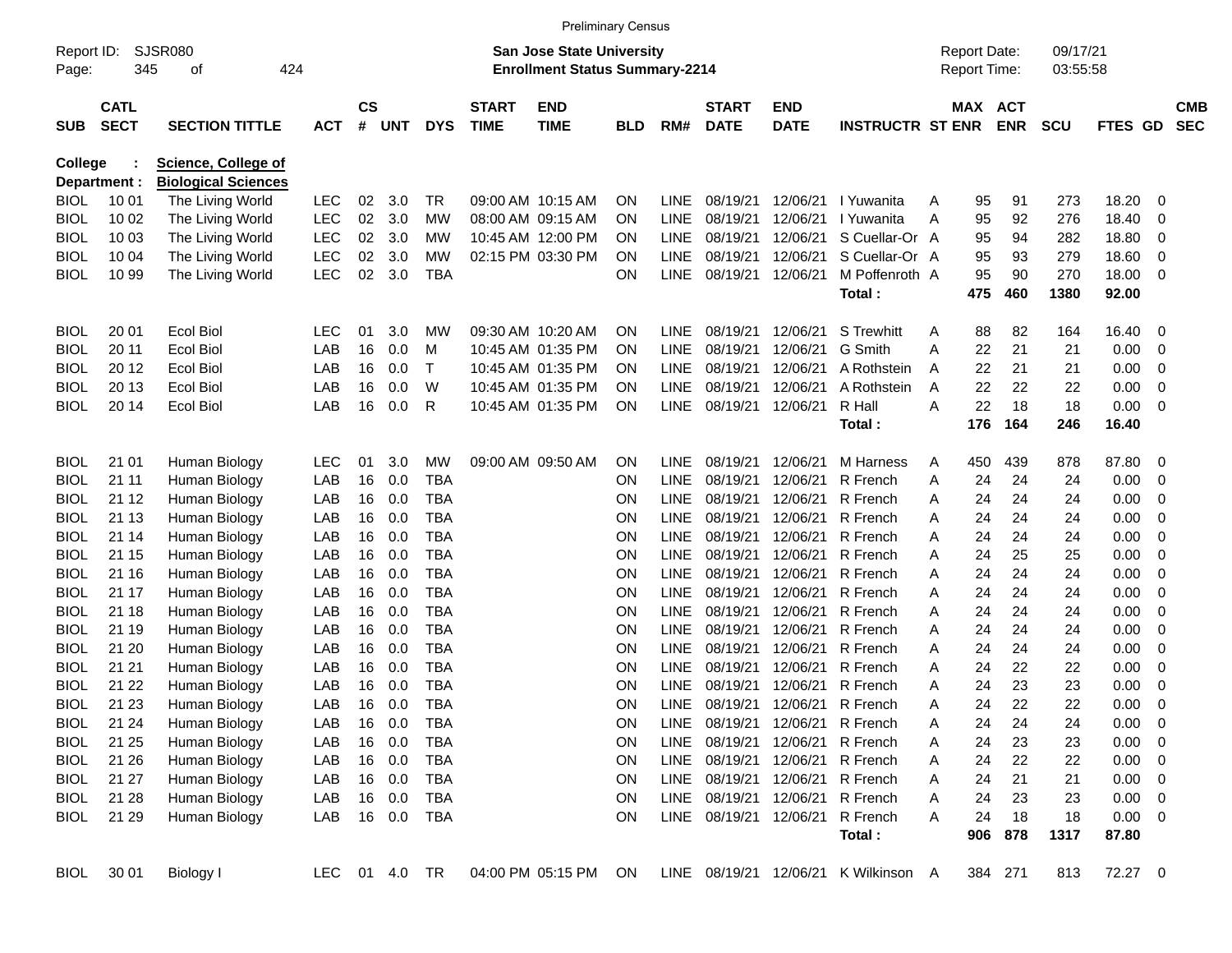Preliminary Census

Report ID: SJSR080
Page: 345 of 424

**San Jose State University**
**Enrollment Status Summary-2214**

Report Date: 09/17/21
Report Time: 03:55:58

| SUB | CATL SECT | SECTION TITTLE | ACT | CS # | UNT | DYS | START TIME | END TIME | BLD | RM# | START DATE | END DATE | INSTRUCTR | ST | MAX ENR | ACT ENR | SCU | FTES | GD | CMB SEC |
|---|---|---|---|---|---|---|---|---|---|---|---|---|---|---|---|---|---|---|---|---|
| **College :** | | **Science, College of** | | | | | | | | | | | | | | | | | | |
| **Department :** | | **Biological Sciences** | | | | | | | | | | | | | | | | | | |
| BIOL | 10 01 | The Living World | LEC | 02 | 3.0 | TR | 09:00 AM | 10:15 AM | ON | LINE | 08/19/21 | 12/06/21 | I Yuwanita | A | 95 | 91 | 273 | 18.20 | 0 | |
| BIOL | 10 02 | The Living World | LEC | 02 | 3.0 | MW | 08:00 AM | 09:15 AM | ON | LINE | 08/19/21 | 12/06/21 | I Yuwanita | A | 95 | 92 | 276 | 18.40 | 0 | |
| BIOL | 10 03 | The Living World | LEC | 02 | 3.0 | MW | 10:45 AM | 12:00 PM | ON | LINE | 08/19/21 | 12/06/21 | S Cuellar-Or | A | 95 | 94 | 282 | 18.80 | 0 | |
| BIOL | 10 04 | The Living World | LEC | 02 | 3.0 | MW | 02:15 PM | 03:30 PM | ON | LINE | 08/19/21 | 12/06/21 | S Cuellar-Or | A | 95 | 93 | 279 | 18.60 | 0 | |
| BIOL | 10 99 | The Living World | LEC | 02 | 3.0 | TBA | | | ON | LINE | 08/19/21 | 12/06/21 | M Poffenroth | A | 95 | 90 | 270 | 18.00 | 0 | |
| | | | | | | | | | | | | | **Total :** | | **475** | **460** | **1380** | **92.00** | | |
| BIOL | 20 01 | Ecol Biol | LEC | 01 | 3.0 | MW | 09:30 AM | 10:20 AM | ON | LINE | 08/19/21 | 12/06/21 | S Trewhitt | A | 88 | 82 | 164 | 16.40 | 0 | |
| BIOL | 20 11 | Ecol Biol | LAB | 16 | 0.0 | M | 10:45 AM | 01:35 PM | ON | LINE | 08/19/21 | 12/06/21 | G Smith | A | 22 | 21 | 21 | 0.00 | 0 | |
| BIOL | 20 12 | Ecol Biol | LAB | 16 | 0.0 | T | 10:45 AM | 01:35 PM | ON | LINE | 08/19/21 | 12/06/21 | A Rothstein | A | 22 | 21 | 21 | 0.00 | 0 | |
| BIOL | 20 13 | Ecol Biol | LAB | 16 | 0.0 | W | 10:45 AM | 01:35 PM | ON | LINE | 08/19/21 | 12/06/21 | A Rothstein | A | 22 | 22 | 22 | 0.00 | 0 | |
| BIOL | 20 14 | Ecol Biol | LAB | 16 | 0.0 | R | 10:45 AM | 01:35 PM | ON | LINE | 08/19/21 | 12/06/21 | R Hall | A | 22 | 18 | 18 | 0.00 | 0 | |
| | | | | | | | | | | | | | **Total :** | | **176** | **164** | **246** | **16.40** | | |
| BIOL | 21 01 | Human Biology | LEC | 01 | 3.0 | MW | 09:00 AM | 09:50 AM | ON | LINE | 08/19/21 | 12/06/21 | M Harness | A | 450 | 439 | 878 | 87.80 | 0 | |
| BIOL | 21 11 | Human Biology | LAB | 16 | 0.0 | TBA | | | ON | LINE | 08/19/21 | 12/06/21 | R French | A | 24 | 24 | 24 | 0.00 | 0 | |
| BIOL | 21 12 | Human Biology | LAB | 16 | 0.0 | TBA | | | ON | LINE | 08/19/21 | 12/06/21 | R French | A | 24 | 24 | 24 | 0.00 | 0 | |
| BIOL | 21 13 | Human Biology | LAB | 16 | 0.0 | TBA | | | ON | LINE | 08/19/21 | 12/06/21 | R French | A | 24 | 24 | 24 | 0.00 | 0 | |
| BIOL | 21 14 | Human Biology | LAB | 16 | 0.0 | TBA | | | ON | LINE | 08/19/21 | 12/06/21 | R French | A | 24 | 24 | 24 | 0.00 | 0 | |
| BIOL | 21 15 | Human Biology | LAB | 16 | 0.0 | TBA | | | ON | LINE | 08/19/21 | 12/06/21 | R French | A | 24 | 25 | 25 | 0.00 | 0 | |
| BIOL | 21 16 | Human Biology | LAB | 16 | 0.0 | TBA | | | ON | LINE | 08/19/21 | 12/06/21 | R French | A | 24 | 24 | 24 | 0.00 | 0 | |
| BIOL | 21 17 | Human Biology | LAB | 16 | 0.0 | TBA | | | ON | LINE | 08/19/21 | 12/06/21 | R French | A | 24 | 24 | 24 | 0.00 | 0 | |
| BIOL | 21 18 | Human Biology | LAB | 16 | 0.0 | TBA | | | ON | LINE | 08/19/21 | 12/06/21 | R French | A | 24 | 24 | 24 | 0.00 | 0 | |
| BIOL | 21 19 | Human Biology | LAB | 16 | 0.0 | TBA | | | ON | LINE | 08/19/21 | 12/06/21 | R French | A | 24 | 24 | 24 | 0.00 | 0 | |
| BIOL | 21 20 | Human Biology | LAB | 16 | 0.0 | TBA | | | ON | LINE | 08/19/21 | 12/06/21 | R French | A | 24 | 24 | 24 | 0.00 | 0 | |
| BIOL | 21 21 | Human Biology | LAB | 16 | 0.0 | TBA | | | ON | LINE | 08/19/21 | 12/06/21 | R French | A | 24 | 22 | 22 | 0.00 | 0 | |
| BIOL | 21 22 | Human Biology | LAB | 16 | 0.0 | TBA | | | ON | LINE | 08/19/21 | 12/06/21 | R French | A | 24 | 23 | 23 | 0.00 | 0 | |
| BIOL | 21 23 | Human Biology | LAB | 16 | 0.0 | TBA | | | ON | LINE | 08/19/21 | 12/06/21 | R French | A | 24 | 22 | 22 | 0.00 | 0 | |
| BIOL | 21 24 | Human Biology | LAB | 16 | 0.0 | TBA | | | ON | LINE | 08/19/21 | 12/06/21 | R French | A | 24 | 24 | 24 | 0.00 | 0 | |
| BIOL | 21 25 | Human Biology | LAB | 16 | 0.0 | TBA | | | ON | LINE | 08/19/21 | 12/06/21 | R French | A | 24 | 23 | 23 | 0.00 | 0 | |
| BIOL | 21 26 | Human Biology | LAB | 16 | 0.0 | TBA | | | ON | LINE | 08/19/21 | 12/06/21 | R French | A | 24 | 22 | 22 | 0.00 | 0 | |
| BIOL | 21 27 | Human Biology | LAB | 16 | 0.0 | TBA | | | ON | LINE | 08/19/21 | 12/06/21 | R French | A | 24 | 21 | 21 | 0.00 | 0 | |
| BIOL | 21 28 | Human Biology | LAB | 16 | 0.0 | TBA | | | ON | LINE | 08/19/21 | 12/06/21 | R French | A | 24 | 23 | 23 | 0.00 | 0 | |
| BIOL | 21 29 | Human Biology | LAB | 16 | 0.0 | TBA | | | ON | LINE | 08/19/21 | 12/06/21 | R French | A | 24 | 18 | 18 | 0.00 | 0 | |
| | | | | | | | | | | | | | **Total :** | | **906** | **878** | **1317** | **87.80** | | |
| BIOL | 30 01 | Biology I | LEC | 01 | 4.0 | TR | 04:00 PM | 05:15 PM | ON | LINE | 08/19/21 | 12/06/21 | K Wilkinson | A | 384 | 271 | 813 | 72.27 | 0 | |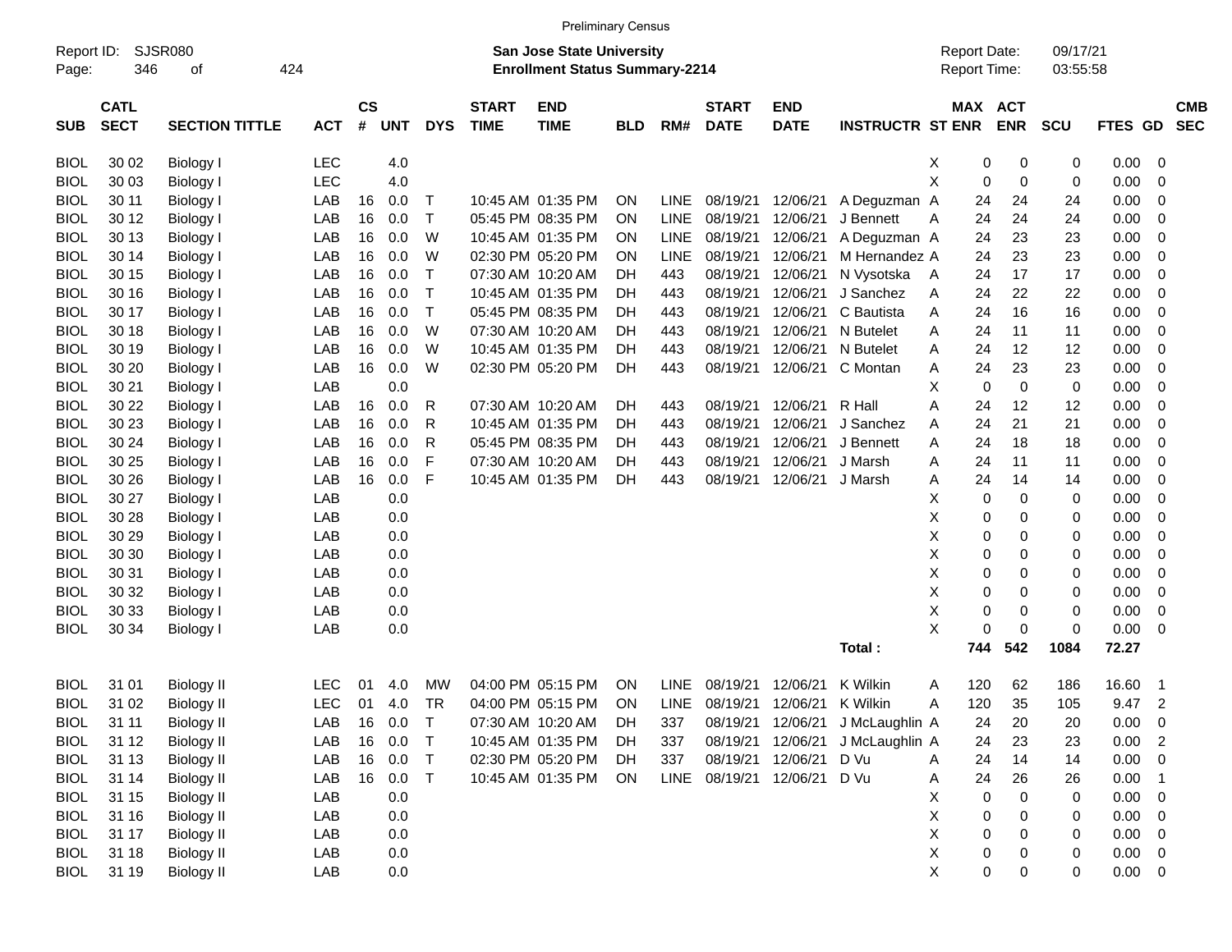Preliminary Census

Report ID: SJSR080

**San Jose State University**
**Enrollment Status Summary-2214**

Report Date: 09/17/21
Report Time: 03:55:58

| SUB | CATL SECT | SECTION TITTLE | ACT | CS # | UNT | DYS | START TIME | END TIME | BLD | RM# | START DATE | END DATE | INSTRUCTR | ST | MAX ENR | ACT ENR | SCU | FTES | GD | CMB SEC |
|---|---|---|---|---|---|---|---|---|---|---|---|---|---|---|---|---|---|---|---|---|
| BIOL | 30 02 | Biology I | LEC | | 4.0 | | | | | | | | | X | 0 | 0 | 0 | 0.00 | 0 | |
| BIOL | 30 03 | Biology I | LEC | | 4.0 | | | | | | | | | X | 0 | 0 | 0 | 0.00 | 0 | |
| BIOL | 30 11 | Biology I | LAB | 16 | 0.0 | T | 10:45 AM | 01:35 PM | ON | LINE | 08/19/21 | 12/06/21 | A Deguzman | A | 24 | 24 | 24 | 0.00 | 0 | |
| BIOL | 30 12 | Biology I | LAB | 16 | 0.0 | T | 05:45 PM | 08:35 PM | ON | LINE | 08/19/21 | 12/06/21 | J Bennett | A | 24 | 24 | 24 | 0.00 | 0 | |
| BIOL | 30 13 | Biology I | LAB | 16 | 0.0 | W | 10:45 AM | 01:35 PM | ON | LINE | 08/19/21 | 12/06/21 | A Deguzman | A | 24 | 23 | 23 | 0.00 | 0 | |
| BIOL | 30 14 | Biology I | LAB | 16 | 0.0 | W | 02:30 PM | 05:20 PM | ON | LINE | 08/19/21 | 12/06/21 | M Hernandez | A | 24 | 23 | 23 | 0.00 | 0 | |
| BIOL | 30 15 | Biology I | LAB | 16 | 0.0 | T | 07:30 AM | 10:20 AM | DH | 443 | 08/19/21 | 12/06/21 | N Vysotska | A | 24 | 17 | 17 | 0.00 | 0 | |
| BIOL | 30 16 | Biology I | LAB | 16 | 0.0 | T | 10:45 AM | 01:35 PM | DH | 443 | 08/19/21 | 12/06/21 | J Sanchez | A | 24 | 22 | 22 | 0.00 | 0 | |
| BIOL | 30 17 | Biology I | LAB | 16 | 0.0 | T | 05:45 PM | 08:35 PM | DH | 443 | 08/19/21 | 12/06/21 | C Bautista | A | 24 | 16 | 16 | 0.00 | 0 | |
| BIOL | 30 18 | Biology I | LAB | 16 | 0.0 | W | 07:30 AM | 10:20 AM | DH | 443 | 08/19/21 | 12/06/21 | N Butelet | A | 24 | 11 | 11 | 0.00 | 0 | |
| BIOL | 30 19 | Biology I | LAB | 16 | 0.0 | W | 10:45 AM | 01:35 PM | DH | 443 | 08/19/21 | 12/06/21 | N Butelet | A | 24 | 12 | 12 | 0.00 | 0 | |
| BIOL | 30 20 | Biology I | LAB | 16 | 0.0 | W | 02:30 PM | 05:20 PM | DH | 443 | 08/19/21 | 12/06/21 | C Montan | A | 24 | 23 | 23 | 0.00 | 0 | |
| BIOL | 30 21 | Biology I | LAB | | 0.0 | | | | | | | | | X | 0 | 0 | 0 | 0.00 | 0 | |
| BIOL | 30 22 | Biology I | LAB | 16 | 0.0 | R | 07:30 AM | 10:20 AM | DH | 443 | 08/19/21 | 12/06/21 | R Hall | A | 24 | 12 | 12 | 0.00 | 0 | |
| BIOL | 30 23 | Biology I | LAB | 16 | 0.0 | R | 10:45 AM | 01:35 PM | DH | 443 | 08/19/21 | 12/06/21 | J Sanchez | A | 24 | 21 | 21 | 0.00 | 0 | |
| BIOL | 30 24 | Biology I | LAB | 16 | 0.0 | R | 05:45 PM | 08:35 PM | DH | 443 | 08/19/21 | 12/06/21 | J Bennett | A | 24 | 18 | 18 | 0.00 | 0 | |
| BIOL | 30 25 | Biology I | LAB | 16 | 0.0 | F | 07:30 AM | 10:20 AM | DH | 443 | 08/19/21 | 12/06/21 | J Marsh | A | 24 | 11 | 11 | 0.00 | 0 | |
| BIOL | 30 26 | Biology I | LAB | 16 | 0.0 | F | 10:45 AM | 01:35 PM | DH | 443 | 08/19/21 | 12/06/21 | J Marsh | A | 24 | 14 | 14 | 0.00 | 0 | |
| BIOL | 30 27 | Biology I | LAB | | 0.0 | | | | | | | | | X | 0 | 0 | 0 | 0.00 | 0 | |
| BIOL | 30 28 | Biology I | LAB | | 0.0 | | | | | | | | | X | 0 | 0 | 0 | 0.00 | 0 | |
| BIOL | 30 29 | Biology I | LAB | | 0.0 | | | | | | | | | X | 0 | 0 | 0 | 0.00 | 0 | |
| BIOL | 30 30 | Biology I | LAB | | 0.0 | | | | | | | | | X | 0 | 0 | 0 | 0.00 | 0 | |
| BIOL | 30 31 | Biology I | LAB | | 0.0 | | | | | | | | | X | 0 | 0 | 0 | 0.00 | 0 | |
| BIOL | 30 32 | Biology I | LAB | | 0.0 | | | | | | | | | X | 0 | 0 | 0 | 0.00 | 0 | |
| BIOL | 30 33 | Biology I | LAB | | 0.0 | | | | | | | | | X | 0 | 0 | 0 | 0.00 | 0 | |
| BIOL | 30 34 | Biology I | LAB | | 0.0 | | | | | | | | | X | 0 | 0 | 0 | 0.00 | 0 | |
| | | | | | | | | | | | | | Total : | | 744 | 542 | 1084 | 72.27 | | |
| BIOL | 31 01 | Biology II | LEC | 01 | 4.0 | MW | 04:00 PM | 05:15 PM | ON | LINE | 08/19/21 | 12/06/21 | K Wilkin | A | 120 | 62 | 186 | 16.60 | 1 | |
| BIOL | 31 02 | Biology II | LEC | 01 | 4.0 | TR | 04:00 PM | 05:15 PM | ON | LINE | 08/19/21 | 12/06/21 | K Wilkin | A | 120 | 35 | 105 | 9.47 | 2 | |
| BIOL | 31 11 | Biology II | LAB | 16 | 0.0 | T | 07:30 AM | 10:20 AM | DH | 337 | 08/19/21 | 12/06/21 | J McLaughlin | A | 24 | 20 | 20 | 0.00 | 0 | |
| BIOL | 31 12 | Biology II | LAB | 16 | 0.0 | T | 10:45 AM | 01:35 PM | DH | 337 | 08/19/21 | 12/06/21 | J McLaughlin | A | 24 | 23 | 23 | 0.00 | 2 | |
| BIOL | 31 13 | Biology II | LAB | 16 | 0.0 | T | 02:30 PM | 05:20 PM | DH | 337 | 08/19/21 | 12/06/21 | D Vu | A | 24 | 14 | 14 | 0.00 | 0 | |
| BIOL | 31 14 | Biology II | LAB | 16 | 0.0 | T | 10:45 AM | 01:35 PM | ON | LINE | 08/19/21 | 12/06/21 | D Vu | A | 24 | 26 | 26 | 0.00 | 1 | |
| BIOL | 31 15 | Biology II | LAB | | 0.0 | | | | | | | | | X | 0 | 0 | 0 | 0.00 | 0 | |
| BIOL | 31 16 | Biology II | LAB | | 0.0 | | | | | | | | | X | 0 | 0 | 0 | 0.00 | 0 | |
| BIOL | 31 17 | Biology II | LAB | | 0.0 | | | | | | | | | X | 0 | 0 | 0 | 0.00 | 0 | |
| BIOL | 31 18 | Biology II | LAB | | 0.0 | | | | | | | | | X | 0 | 0 | 0 | 0.00 | 0 | |
| BIOL | 31 19 | Biology II | LAB | | 0.0 | | | | | | | | | X | 0 | 0 | 0 | 0.00 | 0 | |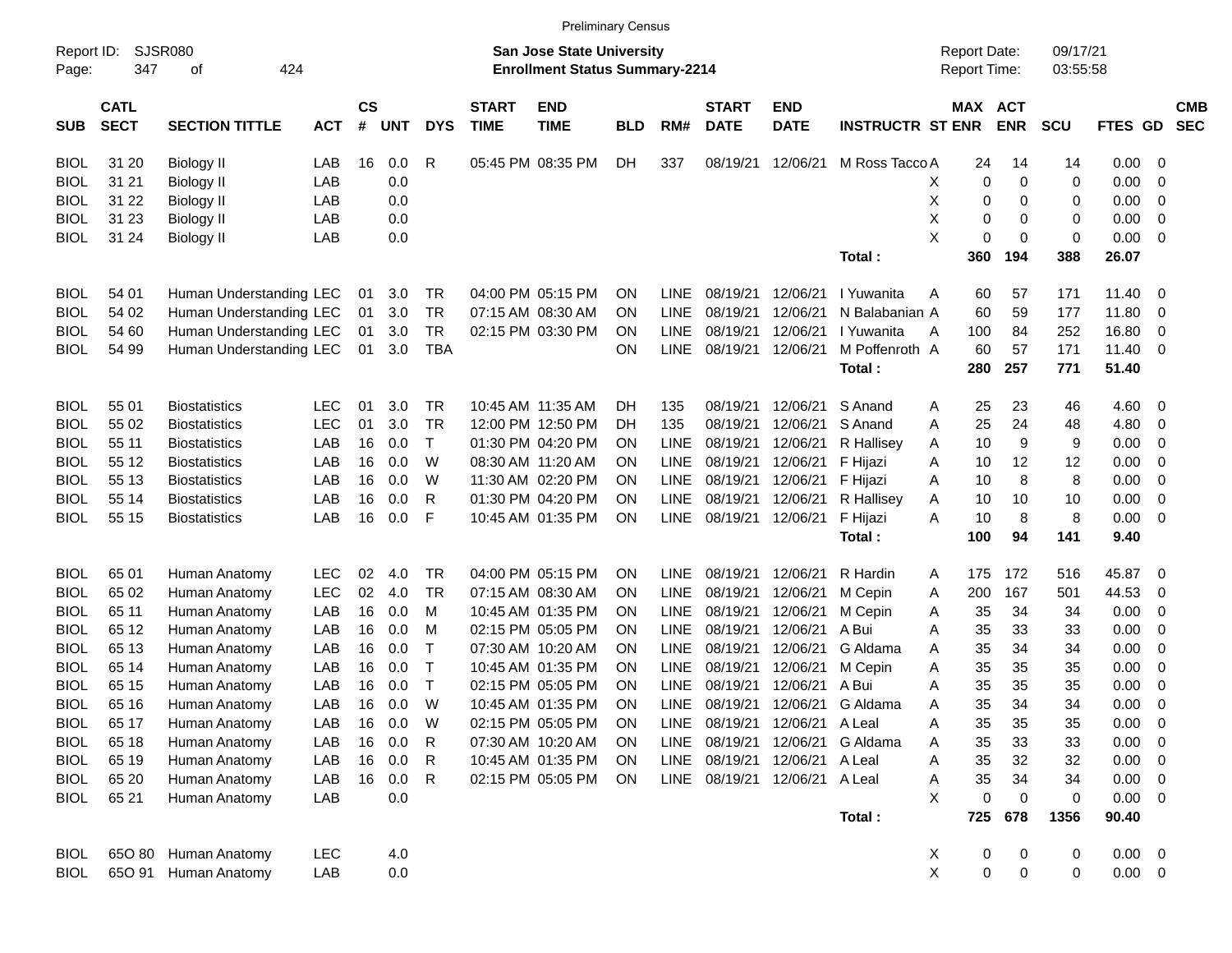Preliminary Census

Report ID: SJSR080
Page: 347 of 424

**San Jose State University**
**Enrollment Status Summary-2214**

Report Date: 09/17/21
Report Time: 03:55:58

| SUB | CATL SECT | SECTION TITTLE | ACT | CS # | UNT | DYS | START TIME | END TIME | BLD | RM# | START DATE | END DATE | INSTRUCTR | ST | MAX ENR | ACT ENR | SCU | FTES | GD | CMB SEC |
|---|---|---|---|---|---|---|---|---|---|---|---|---|---|---|---|---|---|---|---|---|
| BIOL | 31 20 | Biology II | LAB | 16 | 0.0 | R | 05:45 PM | 08:35 PM | DH | 337 | 08/19/21 | 12/06/21 | M Ross Tacco | A | 24 | 14 | 14 | 0.00 | 0 | |
| BIOL | 31 21 | Biology II | LAB | | 0.0 | | | | | | | | | X | 0 | 0 | 0 | 0.00 | 0 | |
| BIOL | 31 22 | Biology II | LAB | | 0.0 | | | | | | | | | X | 0 | 0 | 0 | 0.00 | 0 | |
| BIOL | 31 23 | Biology II | LAB | | 0.0 | | | | | | | | | X | 0 | 0 | 0 | 0.00 | 0 | |
| BIOL | 31 24 | Biology II | LAB | | 0.0 | | | | | | | | | X | 0 | 0 | 0 | 0.00 | 0 | |
| | | | | | | | | | | | | | **Total :** | | **360** | **194** | **388** | **26.07** | | |
| BIOL | 54 01 | Human Understanding | LEC | 01 | 3.0 | TR | 04:00 PM | 05:15 PM | ON | LINE | 08/19/21 | 12/06/21 | I Yuwanita | A | 60 | 57 | 171 | 11.40 | 0 | |
| BIOL | 54 02 | Human Understanding | LEC | 01 | 3.0 | TR | 07:15 AM | 08:30 AM | ON | LINE | 08/19/21 | 12/06/21 | N Balabanian | A | 60 | 59 | 177 | 11.80 | 0 | |
| BIOL | 54 60 | Human Understanding | LEC | 01 | 3.0 | TR | 02:15 PM | 03:30 PM | ON | LINE | 08/19/21 | 12/06/21 | I Yuwanita | A | 100 | 84 | 252 | 16.80 | 0 | |
| BIOL | 54 99 | Human Understanding | LEC | 01 | 3.0 | TBA | | | ON | LINE | 08/19/21 | 12/06/21 | M Poffenroth | A | 60 | 57 | 171 | 11.40 | 0 | |
| | | | | | | | | | | | | | **Total :** | | **280** | **257** | **771** | **51.40** | | |
| BIOL | 55 01 | Biostatistics | LEC | 01 | 3.0 | TR | 10:45 AM | 11:35 AM | DH | 135 | 08/19/21 | 12/06/21 | S Anand | A | 25 | 23 | 46 | 4.60 | 0 | |
| BIOL | 55 02 | Biostatistics | LEC | 01 | 3.0 | TR | 12:00 PM | 12:50 PM | DH | 135 | 08/19/21 | 12/06/21 | S Anand | A | 25 | 24 | 48 | 4.80 | 0 | |
| BIOL | 55 11 | Biostatistics | LAB | 16 | 0.0 | T | 01:30 PM | 04:20 PM | ON | LINE | 08/19/21 | 12/06/21 | R Hallisey | A | 10 | 9 | 9 | 0.00 | 0 | |
| BIOL | 55 12 | Biostatistics | LAB | 16 | 0.0 | W | 08:30 AM | 11:20 AM | ON | LINE | 08/19/21 | 12/06/21 | F Hijazi | A | 10 | 12 | 12 | 0.00 | 0 | |
| BIOL | 55 13 | Biostatistics | LAB | 16 | 0.0 | W | 11:30 AM | 02:20 PM | ON | LINE | 08/19/21 | 12/06/21 | F Hijazi | A | 10 | 8 | 8 | 0.00 | 0 | |
| BIOL | 55 14 | Biostatistics | LAB | 16 | 0.0 | R | 01:30 PM | 04:20 PM | ON | LINE | 08/19/21 | 12/06/21 | R Hallisey | A | 10 | 10 | 10 | 0.00 | 0 | |
| BIOL | 55 15 | Biostatistics | LAB | 16 | 0.0 | F | 10:45 AM | 01:35 PM | ON | LINE | 08/19/21 | 12/06/21 | F Hijazi | A | 10 | 8 | 8 | 0.00 | 0 | |
| | | | | | | | | | | | | | **Total :** | | **100** | **94** | **141** | **9.40** | | |
| BIOL | 65 01 | Human Anatomy | LEC | 02 | 4.0 | TR | 04:00 PM | 05:15 PM | ON | LINE | 08/19/21 | 12/06/21 | R Hardin | A | 175 | 172 | 516 | 45.87 | 0 | |
| BIOL | 65 02 | Human Anatomy | LEC | 02 | 4.0 | TR | 07:15 AM | 08:30 AM | ON | LINE | 08/19/21 | 12/06/21 | M Cepin | A | 200 | 167 | 501 | 44.53 | 0 | |
| BIOL | 65 11 | Human Anatomy | LAB | 16 | 0.0 | M | 10:45 AM | 01:35 PM | ON | LINE | 08/19/21 | 12/06/21 | M Cepin | A | 35 | 34 | 34 | 0.00 | 0 | |
| BIOL | 65 12 | Human Anatomy | LAB | 16 | 0.0 | M | 02:15 PM | 05:05 PM | ON | LINE | 08/19/21 | 12/06/21 | A Bui | A | 35 | 33 | 33 | 0.00 | 0 | |
| BIOL | 65 13 | Human Anatomy | LAB | 16 | 0.0 | T | 07:30 AM | 10:20 AM | ON | LINE | 08/19/21 | 12/06/21 | G Aldama | A | 35 | 34 | 34 | 0.00 | 0 | |
| BIOL | 65 14 | Human Anatomy | LAB | 16 | 0.0 | T | 10:45 AM | 01:35 PM | ON | LINE | 08/19/21 | 12/06/21 | M Cepin | A | 35 | 35 | 35 | 0.00 | 0 | |
| BIOL | 65 15 | Human Anatomy | LAB | 16 | 0.0 | T | 02:15 PM | 05:05 PM | ON | LINE | 08/19/21 | 12/06/21 | A Bui | A | 35 | 35 | 35 | 0.00 | 0 | |
| BIOL | 65 16 | Human Anatomy | LAB | 16 | 0.0 | W | 10:45 AM | 01:35 PM | ON | LINE | 08/19/21 | 12/06/21 | G Aldama | A | 35 | 34 | 34 | 0.00 | 0 | |
| BIOL | 65 17 | Human Anatomy | LAB | 16 | 0.0 | W | 02:15 PM | 05:05 PM | ON | LINE | 08/19/21 | 12/06/21 | A Leal | A | 35 | 35 | 35 | 0.00 | 0 | |
| BIOL | 65 18 | Human Anatomy | LAB | 16 | 0.0 | R | 07:30 AM | 10:20 AM | ON | LINE | 08/19/21 | 12/06/21 | G Aldama | A | 35 | 33 | 33 | 0.00 | 0 | |
| BIOL | 65 19 | Human Anatomy | LAB | 16 | 0.0 | R | 10:45 AM | 01:35 PM | ON | LINE | 08/19/21 | 12/06/21 | A Leal | A | 35 | 32 | 32 | 0.00 | 0 | |
| BIOL | 65 20 | Human Anatomy | LAB | 16 | 0.0 | R | 02:15 PM | 05:05 PM | ON | LINE | 08/19/21 | 12/06/21 | A Leal | A | 35 | 34 | 34 | 0.00 | 0 | |
| BIOL | 65 21 | Human Anatomy | LAB | | 0.0 | | | | | | | | | X | 0 | 0 | 0 | 0.00 | 0 | |
| | | | | | | | | | | | | | **Total :** | | **725** | **678** | **1356** | **90.40** | | |
| BIOL | 65O 80 | Human Anatomy | LEC | | 4.0 | | | | | | | | | X | 0 | 0 | 0 | 0.00 | 0 | |
| BIOL | 65O 91 | Human Anatomy | LAB | | 0.0 | | | | | | | | | X | 0 | 0 | 0 | 0.00 | 0 | |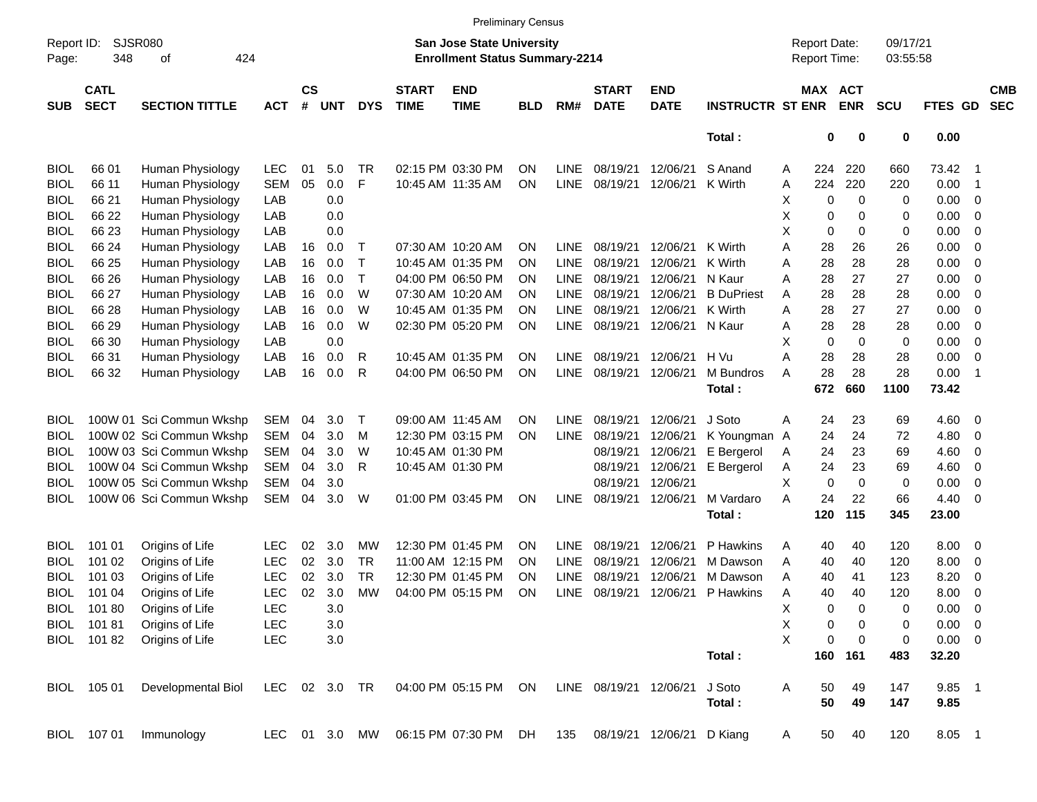Preliminary Census

Report ID: SJSR080

**San Jose State University**
**Enrollment Status Summary-2214**

Report Date: 09/17/21
Report Time: 03:55:58

| SUB | CATL SECT | SECTION TITTLE | ACT | CS # | UNT | DYS | START TIME | END TIME | BLD | RM# | START DATE | END DATE | INSTRUCTR | ST | MAX ENR | ACT ENR | SCU | FTES | GD | CMB SEC |
|---|---|---|---|---|---|---|---|---|---|---|---|---|---|---|---|---|---|---|---|---|
| | | | | | | | | | | | | | **Total :** | | **0** | **0** | **0** | **0.00** | | |
| BIOL | 66 01 | Human Physiology | LEC | 01 | 5.0 | TR | 02:15 PM | 03:30 PM | ON | LINE | 08/19/21 | 12/06/21 | S Anand | A | 224 | 220 | 660 | 73.42 | 1 | |
| BIOL | 66 11 | Human Physiology | SEM | 05 | 0.0 | F | 10:45 AM | 11:35 AM | ON | LINE | 08/19/21 | 12/06/21 | K Wirth | A | 224 | 220 | 220 | 0.00 | 1 | |
| BIOL | 66 21 | Human Physiology | LAB | | 0.0 | | | | | | | | | X | 0 | 0 | 0 | 0.00 | 0 | |
| BIOL | 66 22 | Human Physiology | LAB | | 0.0 | | | | | | | | | X | 0 | 0 | 0 | 0.00 | 0 | |
| BIOL | 66 23 | Human Physiology | LAB | | 0.0 | | | | | | | | | X | 0 | 0 | 0 | 0.00 | 0 | |
| BIOL | 66 24 | Human Physiology | LAB | 16 | 0.0 | T | 07:30 AM | 10:20 AM | ON | LINE | 08/19/21 | 12/06/21 | K Wirth | A | 28 | 26 | 26 | 0.00 | 0 | |
| BIOL | 66 25 | Human Physiology | LAB | 16 | 0.0 | T | 10:45 AM | 01:35 PM | ON | LINE | 08/19/21 | 12/06/21 | K Wirth | A | 28 | 28 | 28 | 0.00 | 0 | |
| BIOL | 66 26 | Human Physiology | LAB | 16 | 0.0 | T | 04:00 PM | 06:50 PM | ON | LINE | 08/19/21 | 12/06/21 | N Kaur | A | 28 | 27 | 27 | 0.00 | 0 | |
| BIOL | 66 27 | Human Physiology | LAB | 16 | 0.0 | W | 07:30 AM | 10:20 AM | ON | LINE | 08/19/21 | 12/06/21 | B DuPriest | A | 28 | 28 | 28 | 0.00 | 0 | |
| BIOL | 66 28 | Human Physiology | LAB | 16 | 0.0 | W | 10:45 AM | 01:35 PM | ON | LINE | 08/19/21 | 12/06/21 | K Wirth | A | 28 | 27 | 27 | 0.00 | 0 | |
| BIOL | 66 29 | Human Physiology | LAB | 16 | 0.0 | W | 02:30 PM | 05:20 PM | ON | LINE | 08/19/21 | 12/06/21 | N Kaur | A | 28 | 28 | 28 | 0.00 | 0 | |
| BIOL | 66 30 | Human Physiology | LAB | | 0.0 | | | | | | | | | X | 0 | 0 | 0 | 0.00 | 0 | |
| BIOL | 66 31 | Human Physiology | LAB | 16 | 0.0 | R | 10:45 AM | 01:35 PM | ON | LINE | 08/19/21 | 12/06/21 | H Vu | A | 28 | 28 | 28 | 0.00 | 0 | |
| BIOL | 66 32 | Human Physiology | LAB | 16 | 0.0 | R | 04:00 PM | 06:50 PM | ON | LINE | 08/19/21 | 12/06/21 | M Bundros | A | 28 | 28 | 28 | 0.00 | 1 | |
| | | | | | | | | | | | | | **Total :** | | **672** | **660** | **1100** | **73.42** | | |
| BIOL | 100W 01 | Sci Commun Wkshp | SEM | 04 | 3.0 | T | 09:00 AM | 11:45 AM | ON | LINE | 08/19/21 | 12/06/21 | J Soto | A | 24 | 23 | 69 | 4.60 | 0 | |
| BIOL | 100W 02 | Sci Commun Wkshp | SEM | 04 | 3.0 | M | 12:30 PM | 03:15 PM | ON | LINE | 08/19/21 | 12/06/21 | K Youngman | A | 24 | 24 | 72 | 4.80 | 0 | |
| BIOL | 100W 03 | Sci Commun Wkshp | SEM | 04 | 3.0 | W | 10:45 AM | 01:30 PM | | | 08/19/21 | 12/06/21 | E Bergerol | A | 24 | 23 | 69 | 4.60 | 0 | |
| BIOL | 100W 04 | Sci Commun Wkshp | SEM | 04 | 3.0 | R | 10:45 AM | 01:30 PM | | | 08/19/21 | 12/06/21 | E Bergerol | A | 24 | 23 | 69 | 4.60 | 0 | |
| BIOL | 100W 05 | Sci Commun Wkshp | SEM | 04 | 3.0 | | | | | | 08/19/21 | 12/06/21 | | X | 0 | 0 | 0 | 0.00 | 0 | |
| BIOL | 100W 06 | Sci Commun Wkshp | SEM | 04 | 3.0 | W | 01:00 PM | 03:45 PM | ON | LINE | 08/19/21 | 12/06/21 | M Vardaro | A | 24 | 22 | 66 | 4.40 | 0 | |
| | | | | | | | | | | | | | **Total :** | | **120** | **115** | **345** | **23.00** | | |
| BIOL | 101 01 | Origins of Life | LEC | 02 | 3.0 | MW | 12:30 PM | 01:45 PM | ON | LINE | 08/19/21 | 12/06/21 | P Hawkins | A | 40 | 40 | 120 | 8.00 | 0 | |
| BIOL | 101 02 | Origins of Life | LEC | 02 | 3.0 | TR | 11:00 AM | 12:15 PM | ON | LINE | 08/19/21 | 12/06/21 | M Dawson | A | 40 | 40 | 120 | 8.00 | 0 | |
| BIOL | 101 03 | Origins of Life | LEC | 02 | 3.0 | TR | 12:30 PM | 01:45 PM | ON | LINE | 08/19/21 | 12/06/21 | M Dawson | A | 40 | 41 | 123 | 8.20 | 0 | |
| BIOL | 101 04 | Origins of Life | LEC | 02 | 3.0 | MW | 04:00 PM | 05:15 PM | ON | LINE | 08/19/21 | 12/06/21 | P Hawkins | A | 40 | 40 | 120 | 8.00 | 0 | |
| BIOL | 101 80 | Origins of Life | LEC | | 3.0 | | | | | | | | | X | 0 | 0 | 0 | 0.00 | 0 | |
| BIOL | 101 81 | Origins of Life | LEC | | 3.0 | | | | | | | | | X | 0 | 0 | 0 | 0.00 | 0 | |
| BIOL | 101 82 | Origins of Life | LEC | | 3.0 | | | | | | | | | X | 0 | 0 | 0 | 0.00 | 0 | |
| | | | | | | | | | | | | | **Total :** | | **160** | **161** | **483** | **32.20** | | |
| BIOL | 105 01 | Developmental Biol | LEC | 02 | 3.0 | TR | 04:00 PM | 05:15 PM | ON | LINE | 08/19/21 | 12/06/21 | J Soto | A | 50 | 49 | 147 | 9.85 | 1 | |
| | | | | | | | | | | | | | **Total :** | | **50** | **49** | **147** | **9.85** | | |
| BIOL | 107 01 | Immunology | LEC | 01 | 3.0 | MW | 06:15 PM | 07:30 PM | DH | 135 | 08/19/21 | 12/06/21 | D Kiang | A | 50 | 40 | 120 | 8.05 | 1 | |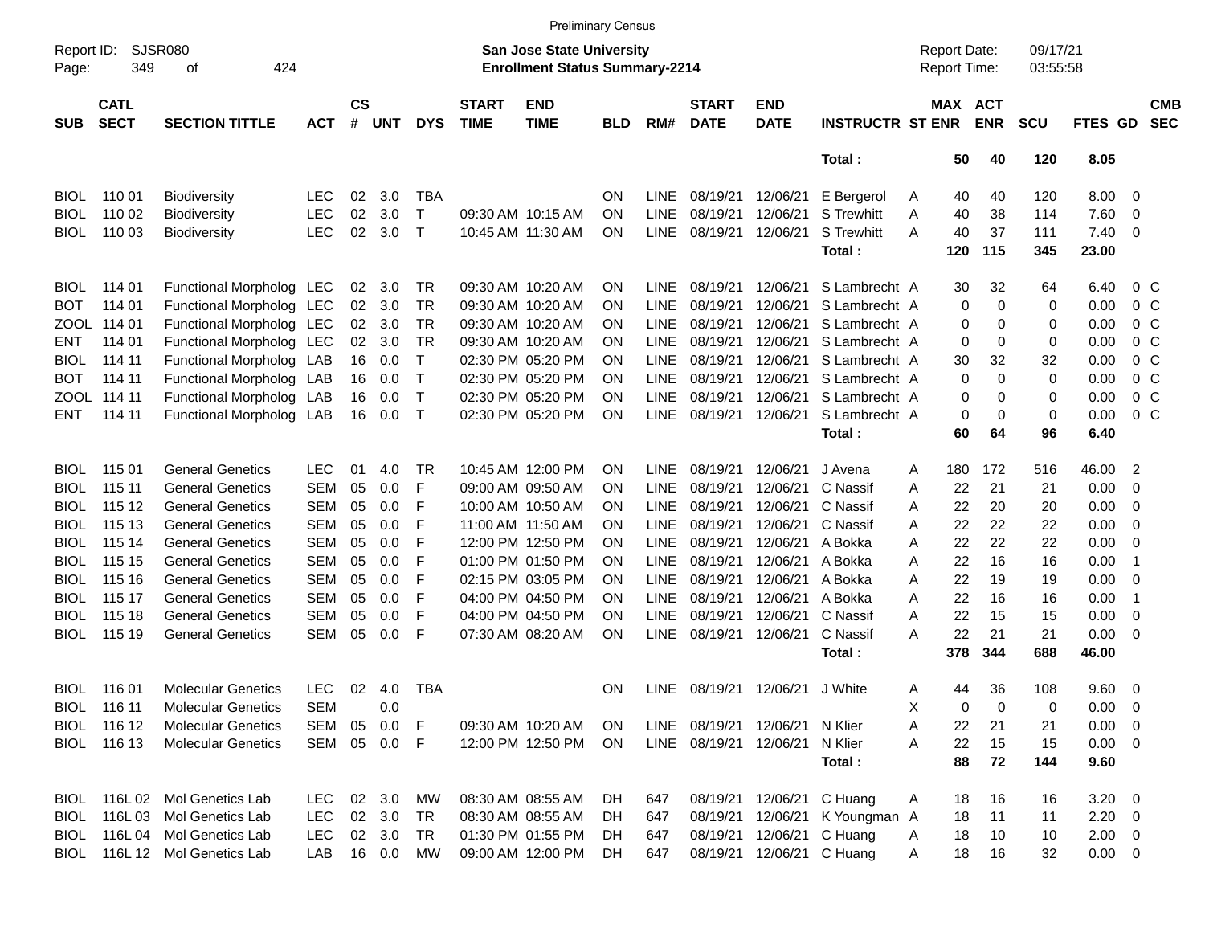Preliminary Census

Report ID: SJSR080

**San Jose State University**
**Enrollment Status Summary-2214**

Report Date: 09/17/21
Report Time: 03:55:58

| SUB | CATL SECT | SECTION TITTLE | ACT | CS # | UNT | DYS | START TIME | END TIME | BLD | RM# | START DATE | END DATE | INSTRUCTR | ST | MAX ENR | ACT ENR | SCU | FTES | GD | CMB SEC |
|---|---|---|---|---|---|---|---|---|---|---|---|---|---|---|---|---|---|---|---|---|
| | | | | | | | | | | | | | **Total :** | | **50** | **40** | **120** | **8.05** | | |
| BIOL | 110 01 | Biodiversity | LEC | 02 | 3.0 | TBA | | | ON | LINE | 08/19/21 | 12/06/21 | E Bergerol | A | 40 | 40 | 120 | 8.00 | 0 | |
| BIOL | 110 02 | Biodiversity | LEC | 02 | 3.0 | T | 09:30 AM | 10:15 AM | ON | LINE | 08/19/21 | 12/06/21 | S Trewhitt | A | 40 | 38 | 114 | 7.60 | 0 | |
| BIOL | 110 03 | Biodiversity | LEC | 02 | 3.0 | T | 10:45 AM | 11:30 AM | ON | LINE | 08/19/21 | 12/06/21 | S Trewhitt | A | 40 | 37 | 111 | 7.40 | 0 | |
| | | | | | | | | | | | | | **Total :** | | **120** | **115** | **345** | **23.00** | | |
| BIOL | 114 01 | Functional Morpholog | LEC | 02 | 3.0 | TR | 09:30 AM | 10:20 AM | ON | LINE | 08/19/21 | 12/06/21 | S Lambrecht | A | 30 | 32 | 64 | 6.40 | 0 | C |
| BOT | 114 01 | Functional Morpholog | LEC | 02 | 3.0 | TR | 09:30 AM | 10:20 AM | ON | LINE | 08/19/21 | 12/06/21 | S Lambrecht | A | 0 | 0 | 0 | 0.00 | 0 | C |
| ZOOL | 114 01 | Functional Morpholog | LEC | 02 | 3.0 | TR | 09:30 AM | 10:20 AM | ON | LINE | 08/19/21 | 12/06/21 | S Lambrecht | A | 0 | 0 | 0 | 0.00 | 0 | C |
| ENT | 114 01 | Functional Morpholog | LEC | 02 | 3.0 | TR | 09:30 AM | 10:20 AM | ON | LINE | 08/19/21 | 12/06/21 | S Lambrecht | A | 0 | 0 | 0 | 0.00 | 0 | C |
| BIOL | 114 11 | Functional Morpholog | LAB | 16 | 0.0 | T | 02:30 PM | 05:20 PM | ON | LINE | 08/19/21 | 12/06/21 | S Lambrecht | A | 30 | 32 | 32 | 0.00 | 0 | C |
| BOT | 114 11 | Functional Morpholog | LAB | 16 | 0.0 | T | 02:30 PM | 05:20 PM | ON | LINE | 08/19/21 | 12/06/21 | S Lambrecht | A | 0 | 0 | 0 | 0.00 | 0 | C |
| ZOOL | 114 11 | Functional Morpholog | LAB | 16 | 0.0 | T | 02:30 PM | 05:20 PM | ON | LINE | 08/19/21 | 12/06/21 | S Lambrecht | A | 0 | 0 | 0 | 0.00 | 0 | C |
| ENT | 114 11 | Functional Morpholog | LAB | 16 | 0.0 | T | 02:30 PM | 05:20 PM | ON | LINE | 08/19/21 | 12/06/21 | S Lambrecht | A | 0 | 0 | 0 | 0.00 | 0 | C |
| | | | | | | | | | | | | | **Total :** | | **60** | **64** | **96** | **6.40** | | |
| BIOL | 115 01 | General Genetics | LEC | 01 | 4.0 | TR | 10:45 AM | 12:00 PM | ON | LINE | 08/19/21 | 12/06/21 | J Avena | A | 180 | 172 | 516 | 46.00 | 2 | |
| BIOL | 115 11 | General Genetics | SEM | 05 | 0.0 | F | 09:00 AM | 09:50 AM | ON | LINE | 08/19/21 | 12/06/21 | C Nassif | A | 22 | 21 | 21 | 0.00 | 0 | |
| BIOL | 115 12 | General Genetics | SEM | 05 | 0.0 | F | 10:00 AM | 10:50 AM | ON | LINE | 08/19/21 | 12/06/21 | C Nassif | A | 22 | 20 | 20 | 0.00 | 0 | |
| BIOL | 115 13 | General Genetics | SEM | 05 | 0.0 | F | 11:00 AM | 11:50 AM | ON | LINE | 08/19/21 | 12/06/21 | C Nassif | A | 22 | 22 | 22 | 0.00 | 0 | |
| BIOL | 115 14 | General Genetics | SEM | 05 | 0.0 | F | 12:00 PM | 12:50 PM | ON | LINE | 08/19/21 | 12/06/21 | A Bokka | A | 22 | 22 | 22 | 0.00 | 0 | |
| BIOL | 115 15 | General Genetics | SEM | 05 | 0.0 | F | 01:00 PM | 01:50 PM | ON | LINE | 08/19/21 | 12/06/21 | A Bokka | A | 22 | 16 | 16 | 0.00 | 1 | |
| BIOL | 115 16 | General Genetics | SEM | 05 | 0.0 | F | 02:15 PM | 03:05 PM | ON | LINE | 08/19/21 | 12/06/21 | A Bokka | A | 22 | 19 | 19 | 0.00 | 0 | |
| BIOL | 115 17 | General Genetics | SEM | 05 | 0.0 | F | 04:00 PM | 04:50 PM | ON | LINE | 08/19/21 | 12/06/21 | A Bokka | A | 22 | 16 | 16 | 0.00 | 1 | |
| BIOL | 115 18 | General Genetics | SEM | 05 | 0.0 | F | 04:00 PM | 04:50 PM | ON | LINE | 08/19/21 | 12/06/21 | C Nassif | A | 22 | 15 | 15 | 0.00 | 0 | |
| BIOL | 115 19 | General Genetics | SEM | 05 | 0.0 | F | 07:30 AM | 08:20 AM | ON | LINE | 08/19/21 | 12/06/21 | C Nassif | A | 22 | 21 | 21 | 0.00 | 0 | |
| | | | | | | | | | | | | | **Total :** | | **378** | **344** | **688** | **46.00** | | |
| BIOL | 116 01 | Molecular Genetics | LEC | 02 | 4.0 | TBA | | | ON | LINE | 08/19/21 | 12/06/21 | J White | A | 44 | 36 | 108 | 9.60 | 0 | |
| BIOL | 116 11 | Molecular Genetics | SEM | | 0.0 | | | | | | | | | X | 0 | 0 | 0 | 0.00 | 0 | |
| BIOL | 116 12 | Molecular Genetics | SEM | 05 | 0.0 | F | 09:30 AM | 10:20 AM | ON | LINE | 08/19/21 | 12/06/21 | N Klier | A | 22 | 21 | 21 | 0.00 | 0 | |
| BIOL | 116 13 | Molecular Genetics | SEM | 05 | 0.0 | F | 12:00 PM | 12:50 PM | ON | LINE | 08/19/21 | 12/06/21 | N Klier | A | 22 | 15 | 15 | 0.00 | 0 | |
| | | | | | | | | | | | | | **Total :** | | **88** | **72** | **144** | **9.60** | | |
| BIOL | 116L 02 | Mol Genetics Lab | LEC | 02 | 3.0 | MW | 08:30 AM | 08:55 AM | DH | 647 | 08/19/21 | 12/06/21 | C Huang | A | 18 | 16 | 16 | 3.20 | 0 | |
| BIOL | 116L 03 | Mol Genetics Lab | LEC | 02 | 3.0 | TR | 08:30 AM | 08:55 AM | DH | 647 | 08/19/21 | 12/06/21 | K Youngman | A | 18 | 11 | 11 | 2.20 | 0 | |
| BIOL | 116L 04 | Mol Genetics Lab | LEC | 02 | 3.0 | TR | 01:30 PM | 01:55 PM | DH | 647 | 08/19/21 | 12/06/21 | C Huang | A | 18 | 10 | 10 | 2.00 | 0 | |
| BIOL | 116L 12 | Mol Genetics Lab | LAB | 16 | 0.0 | MW | 09:00 AM | 12:00 PM | DH | 647 | 08/19/21 | 12/06/21 | C Huang | A | 18 | 16 | 32 | 0.00 | 0 | |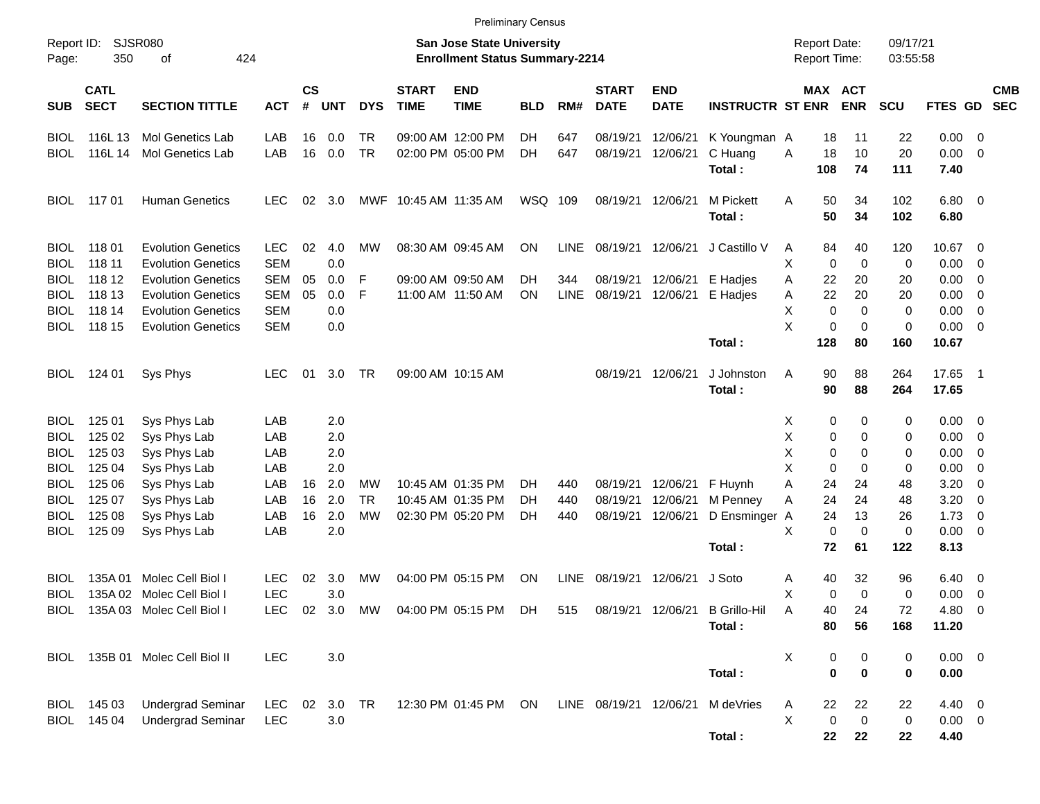Preliminary Census

Report ID: SJSR080

**San Jose State University**
**Enrollment Status Summary-2214**

Report Date: 09/17/21
Report Time: 03:55:58

| SUB | CATL SECT | SECTION TITTLE | ACT | CS # | UNT | DYS | START TIME | END TIME | BLD | RM# | START DATE | END DATE | INSTRUCTR | ST | MAX ENR | ACT ENR | SCU | FTES | GD | CMB SEC |
|---|---|---|---|---|---|---|---|---|---|---|---|---|---|---|---|---|---|---|---|---|
| BIOL | 116L 13 | Mol Genetics Lab | LAB | 16 | 0.0 | TR | 09:00 AM | 12:00 PM | DH | 647 | 08/19/21 | 12/06/21 | K Youngman | A | 18 | 11 | 22 | 0.00 | 0 | |
| BIOL | 116L 14 | Mol Genetics Lab | LAB | 16 | 0.0 | TR | 02:00 PM | 05:00 PM | DH | 647 | 08/19/21 | 12/06/21 | C Huang | A | 18 | 10 | 20 | 0.00 | 0 | |
| | | | | | | | | | | | | | **Total :** | | **108** | **74** | **111** | **7.40** | | |
| BIOL | 117 01 | Human Genetics | LEC | 02 | 3.0 | MWF | 10:45 AM | 11:35 AM | WSQ | 109 | 08/19/21 | 12/06/21 | M Pickett | A | 50 | 34 | 102 | 6.80 | 0 | |
| | | | | | | | | | | | | | **Total :** | | **50** | **34** | **102** | **6.80** | | |
| BIOL | 118 01 | Evolution Genetics | LEC | 02 | 4.0 | MW | 08:30 AM | 09:45 AM | ON | LINE | 08/19/21 | 12/06/21 | J Castillo V | A | 84 | 40 | 120 | 10.67 | 0 | |
| BIOL | 118 11 | Evolution Genetics | SEM | | 0.0 | | | | | | | | | X | 0 | 0 | 0 | 0.00 | 0 | |
| BIOL | 118 12 | Evolution Genetics | SEM | 05 | 0.0 | F | 09:00 AM | 09:50 AM | DH | 344 | 08/19/21 | 12/06/21 | E Hadjes | A | 22 | 20 | 20 | 0.00 | 0 | |
| BIOL | 118 13 | Evolution Genetics | SEM | 05 | 0.0 | F | 11:00 AM | 11:50 AM | ON | LINE | 08/19/21 | 12/06/21 | E Hadjes | A | 22 | 20 | 20 | 0.00 | 0 | |
| BIOL | 118 14 | Evolution Genetics | SEM | | 0.0 | | | | | | | | | X | 0 | 0 | 0 | 0.00 | 0 | |
| BIOL | 118 15 | Evolution Genetics | SEM | | 0.0 | | | | | | | | | X | 0 | 0 | 0 | 0.00 | 0 | |
| | | | | | | | | | | | | | **Total :** | | **128** | **80** | **160** | **10.67** | | |
| BIOL | 124 01 | Sys Phys | LEC | 01 | 3.0 | TR | 09:00 AM | 10:15 AM | | | 08/19/21 | 12/06/21 | J Johnston | A | 90 | 88 | 264 | 17.65 | 1 | |
| | | | | | | | | | | | | | **Total :** | | **90** | **88** | **264** | **17.65** | | |
| BIOL | 125 01 | Sys Phys Lab | LAB | | 2.0 | | | | | | | | | X | 0 | 0 | 0 | 0.00 | 0 | |
| BIOL | 125 02 | Sys Phys Lab | LAB | | 2.0 | | | | | | | | | X | 0 | 0 | 0 | 0.00 | 0 | |
| BIOL | 125 03 | Sys Phys Lab | LAB | | 2.0 | | | | | | | | | X | 0 | 0 | 0 | 0.00 | 0 | |
| BIOL | 125 04 | Sys Phys Lab | LAB | | 2.0 | | | | | | | | | X | 0 | 0 | 0 | 0.00 | 0 | |
| BIOL | 125 06 | Sys Phys Lab | LAB | 16 | 2.0 | MW | 10:45 AM | 01:35 PM | DH | 440 | 08/19/21 | 12/06/21 | F Huynh | A | 24 | 24 | 48 | 3.20 | 0 | |
| BIOL | 125 07 | Sys Phys Lab | LAB | 16 | 2.0 | TR | 10:45 AM | 01:35 PM | DH | 440 | 08/19/21 | 12/06/21 | M Penney | A | 24 | 24 | 48 | 3.20 | 0 | |
| BIOL | 125 08 | Sys Phys Lab | LAB | 16 | 2.0 | MW | 02:30 PM | 05:20 PM | DH | 440 | 08/19/21 | 12/06/21 | D Ensminger | A | 24 | 13 | 26 | 1.73 | 0 | |
| BIOL | 125 09 | Sys Phys Lab | LAB | | 2.0 | | | | | | | | | X | 0 | 0 | 0 | 0.00 | 0 | |
| | | | | | | | | | | | | | **Total :** | | **72** | **61** | **122** | **8.13** | | |
| BIOL | 135A 01 | Molec Cell Biol I | LEC | 02 | 3.0 | MW | 04:00 PM | 05:15 PM | ON | LINE | 08/19/21 | 12/06/21 | J Soto | A | 40 | 32 | 96 | 6.40 | 0 | |
| BIOL | 135A 02 | Molec Cell Biol I | LEC | | 3.0 | | | | | | | | | X | 0 | 0 | 0 | 0.00 | 0 | |
| BIOL | 135A 03 | Molec Cell Biol I | LEC | 02 | 3.0 | MW | 04:00 PM | 05:15 PM | DH | 515 | 08/19/21 | 12/06/21 | B Grillo-Hil | A | 40 | 24 | 72 | 4.80 | 0 | |
| | | | | | | | | | | | | | **Total :** | | **80** | **56** | **168** | **11.20** | | |
| BIOL | 135B 01 | Molec Cell Biol II | LEC | | 3.0 | | | | | | | | | X | 0 | 0 | 0 | 0.00 | 0 | |
| | | | | | | | | | | | | | **Total :** | | **0** | **0** | **0** | **0.00** | | |
| BIOL | 145 03 | Undergrad Seminar | LEC | 02 | 3.0 | TR | 12:30 PM | 01:45 PM | ON | LINE | 08/19/21 | 12/06/21 | M deVries | A | 22 | 22 | 22 | 4.40 | 0 | |
| BIOL | 145 04 | Undergrad Seminar | LEC | | 3.0 | | | | | | | | | X | 0 | 0 | 0 | 0.00 | 0 | |
| | | | | | | | | | | | | | **Total :** | | **22** | **22** | **22** | **4.40** | | |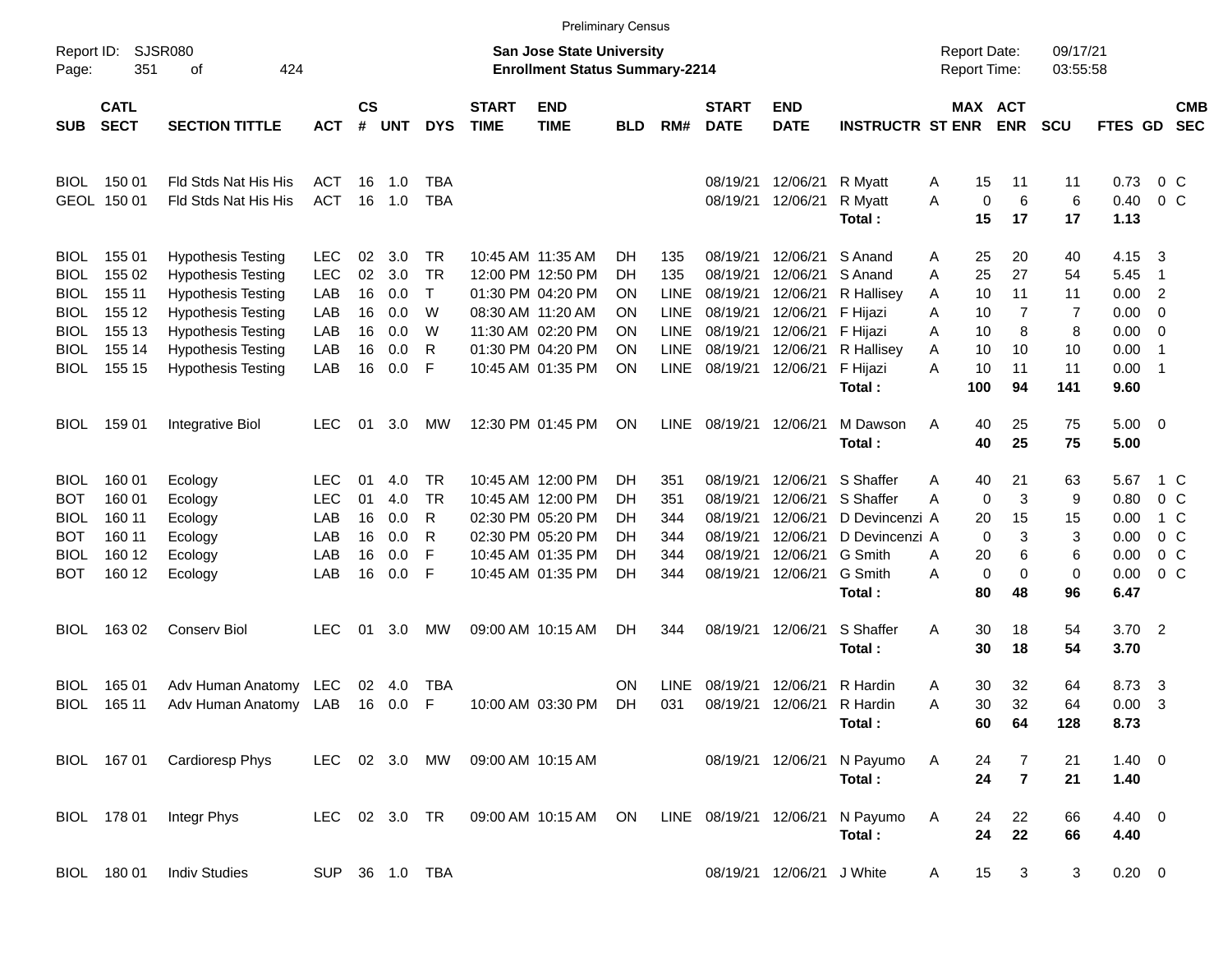Preliminary Census

Report ID: SJSR080
Page: 351 of 424

**San Jose State University**
**Enrollment Status Summary-2214**

Report Date: 09/17/21
Report Time: 03:55:58

| SUB | CATL SECT | SECTION TITTLE | ACT | CS # | UNT | DYS | START TIME | END TIME | BLD | RM# | START DATE | END DATE | INSTRUCTR | ST | MAX ENR | ACT ENR | SCU | FTES | GD | CMB SEC |
|---|---|---|---|---|---|---|---|---|---|---|---|---|---|---|---|---|---|---|---|---|
| BIOL | 150 01 | Fld Stds Nat His His | ACT | 16 | 1.0 | TBA | | | | | 08/19/21 | 12/06/21 | R Myatt | A | 15 | 11 | 11 | 0.73 | 0 | C |
| GEOL | 150 01 | Fld Stds Nat His His | ACT | 16 | 1.0 | TBA | | | | | 08/19/21 | 12/06/21 | R Myatt | A | 0 | 6 | 6 | 0.40 | 0 | C |
| | | | | | | | | | | | | | **Total :** | | **15** | **17** | **17** | **1.13** | | |
| BIOL | 155 01 | Hypothesis Testing | LEC | 02 | 3.0 | TR | 10:45 AM | 11:35 AM | DH | 135 | 08/19/21 | 12/06/21 | S Anand | A | 25 | 20 | 40 | 4.15 | 3 | |
| BIOL | 155 02 | Hypothesis Testing | LEC | 02 | 3.0 | TR | 12:00 PM | 12:50 PM | DH | 135 | 08/19/21 | 12/06/21 | S Anand | A | 25 | 27 | 54 | 5.45 | 1 | |
| BIOL | 155 11 | Hypothesis Testing | LAB | 16 | 0.0 | T | 01:30 PM | 04:20 PM | ON | LINE | 08/19/21 | 12/06/21 | R Hallisey | A | 10 | 11 | 11 | 0.00 | 2 | |
| BIOL | 155 12 | Hypothesis Testing | LAB | 16 | 0.0 | W | 08:30 AM | 11:20 AM | ON | LINE | 08/19/21 | 12/06/21 | F Hijazi | A | 10 | 7 | 7 | 0.00 | 0 | |
| BIOL | 155 13 | Hypothesis Testing | LAB | 16 | 0.0 | W | 11:30 AM | 02:20 PM | ON | LINE | 08/19/21 | 12/06/21 | F Hijazi | A | 10 | 8 | 8 | 0.00 | 0 | |
| BIOL | 155 14 | Hypothesis Testing | LAB | 16 | 0.0 | R | 01:30 PM | 04:20 PM | ON | LINE | 08/19/21 | 12/06/21 | R Hallisey | A | 10 | 10 | 10 | 0.00 | 1 | |
| BIOL | 155 15 | Hypothesis Testing | LAB | 16 | 0.0 | F | 10:45 AM | 01:35 PM | ON | LINE | 08/19/21 | 12/06/21 | F Hijazi | A | 10 | 11 | 11 | 0.00 | 1 | |
| | | | | | | | | | | | | | **Total :** | | **100** | **94** | **141** | **9.60** | | |
| BIOL | 159 01 | Integrative Biol | LEC | 01 | 3.0 | MW | 12:30 PM | 01:45 PM | ON | LINE | 08/19/21 | 12/06/21 | M Dawson | A | 40 | 25 | 75 | 5.00 | 0 | |
| | | | | | | | | | | | | | **Total :** | | **40** | **25** | **75** | **5.00** | | |
| BIOL | 160 01 | Ecology | LEC | 01 | 4.0 | TR | 10:45 AM | 12:00 PM | DH | 351 | 08/19/21 | 12/06/21 | S Shaffer | A | 40 | 21 | 63 | 5.67 | 1 | C |
| BOT | 160 01 | Ecology | LEC | 01 | 4.0 | TR | 10:45 AM | 12:00 PM | DH | 351 | 08/19/21 | 12/06/21 | S Shaffer | A | 0 | 3 | 9 | 0.80 | 0 | C |
| BIOL | 160 11 | Ecology | LAB | 16 | 0.0 | R | 02:30 PM | 05:20 PM | DH | 344 | 08/19/21 | 12/06/21 | D Devincenzi | A | 20 | 15 | 15 | 0.00 | 1 | C |
| BOT | 160 11 | Ecology | LAB | 16 | 0.0 | R | 02:30 PM | 05:20 PM | DH | 344 | 08/19/21 | 12/06/21 | D Devincenzi | A | 0 | 3 | 3 | 0.00 | 0 | C |
| BIOL | 160 12 | Ecology | LAB | 16 | 0.0 | F | 10:45 AM | 01:35 PM | DH | 344 | 08/19/21 | 12/06/21 | G Smith | A | 20 | 6 | 6 | 0.00 | 0 | C |
| BOT | 160 12 | Ecology | LAB | 16 | 0.0 | F | 10:45 AM | 01:35 PM | DH | 344 | 08/19/21 | 12/06/21 | G Smith | A | 0 | 0 | 0 | 0.00 | 0 | C |
| | | | | | | | | | | | | | **Total :** | | **80** | **48** | **96** | **6.47** | | |
| BIOL | 163 02 | Conserv Biol | LEC | 01 | 3.0 | MW | 09:00 AM | 10:15 AM | DH | 344 | 08/19/21 | 12/06/21 | S Shaffer | A | 30 | 18 | 54 | 3.70 | 2 | |
| | | | | | | | | | | | | | **Total :** | | **30** | **18** | **54** | **3.70** | | |
| BIOL | 165 01 | Adv Human Anatomy | LEC | 02 | 4.0 | TBA | | | ON | LINE | 08/19/21 | 12/06/21 | R Hardin | A | 30 | 32 | 64 | 8.73 | 3 | |
| BIOL | 165 11 | Adv Human Anatomy | LAB | 16 | 0.0 | F | 10:00 AM | 03:30 PM | DH | 031 | 08/19/21 | 12/06/21 | R Hardin | A | 30 | 32 | 64 | 0.00 | 3 | |
| | | | | | | | | | | | | | **Total :** | | **60** | **64** | **128** | **8.73** | | |
| BIOL | 167 01 | Cardioresp Phys | LEC | 02 | 3.0 | MW | 09:00 AM | 10:15 AM | | | 08/19/21 | 12/06/21 | N Payumo | A | 24 | 7 | 21 | 1.40 | 0 | |
| | | | | | | | | | | | | | **Total :** | | **24** | **7** | **21** | **1.40** | | |
| BIOL | 178 01 | Integr Phys | LEC | 02 | 3.0 | TR | 09:00 AM | 10:15 AM | ON | LINE | 08/19/21 | 12/06/21 | N Payumo | A | 24 | 22 | 66 | 4.40 | 0 | |
| | | | | | | | | | | | | | **Total :** | | **24** | **22** | **66** | **4.40** | | |
| BIOL | 180 01 | Indiv Studies | SUP | 36 | 1.0 | TBA | | | | | 08/19/21 | 12/06/21 | J White | A | 15 | 3 | 3 | 0.20 | 0 | |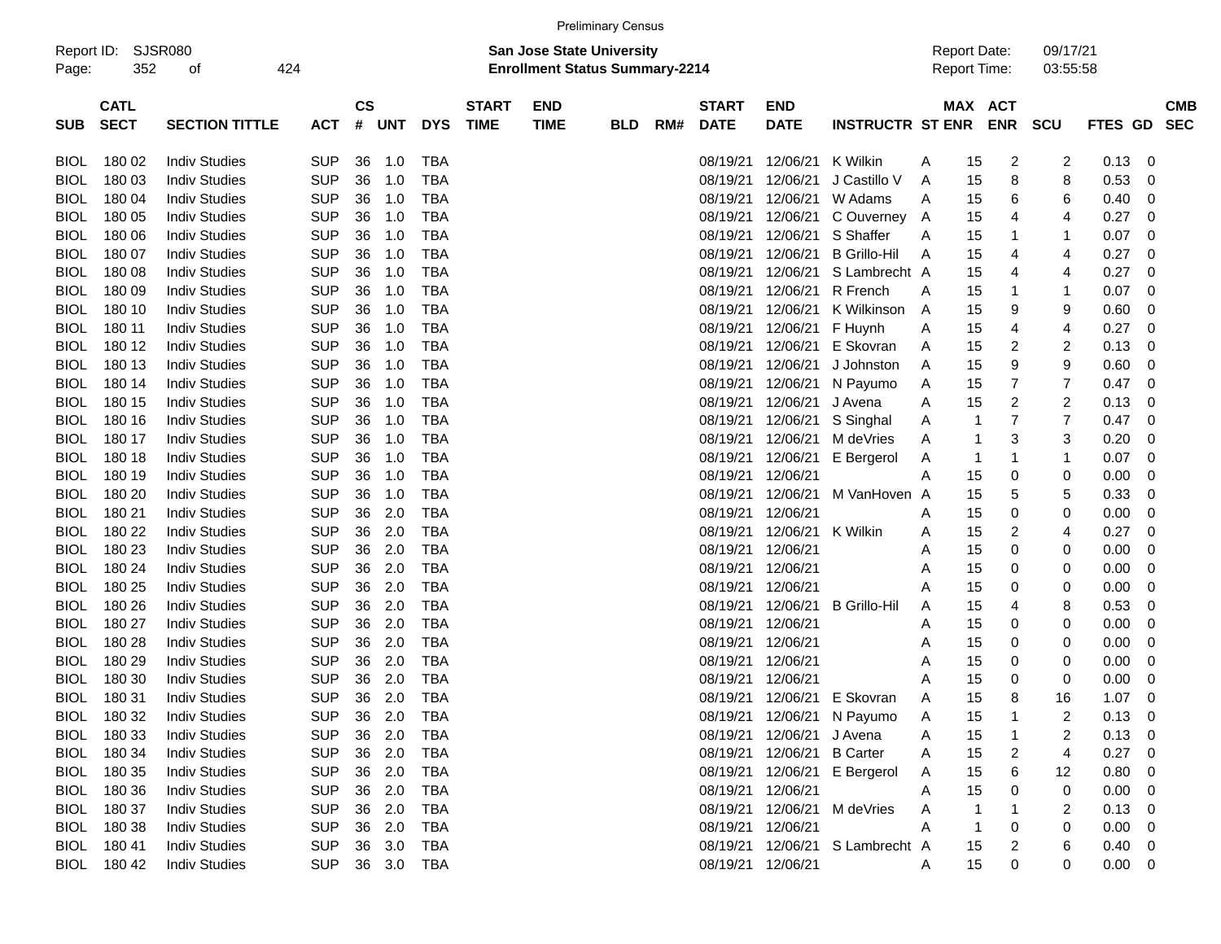Preliminary Census

Report ID: SJSR080

**San Jose State University**
**Enrollment Status Summary-2214**

Report Date: 09/17/21
Report Time: 03:55:58

| SUB | CATL SECT | SECTION TITTLE | ACT | CS # | UNT | DYS | START TIME | END TIME | BLD | RM# | START DATE | END DATE | INSTRUCTR | ST | MAX ENR | ACT ENR | SCU | FTES | GD | CMB SEC |
|---|---|---|---|---|---|---|---|---|---|---|---|---|---|---|---|---|---|---|---|---|
| BIOL | 180 02 | Indiv Studies | SUP | 36 | 1.0 | TBA | | | | | 08/19/21 | 12/06/21 | K Wilkin | A | 15 | 2 | 2 | 0.13 | 0 | |
| BIOL | 180 03 | Indiv Studies | SUP | 36 | 1.0 | TBA | | | | | 08/19/21 | 12/06/21 | J Castillo V | A | 15 | 8 | 8 | 0.53 | 0 | |
| BIOL | 180 04 | Indiv Studies | SUP | 36 | 1.0 | TBA | | | | | 08/19/21 | 12/06/21 | W Adams | A | 15 | 6 | 6 | 0.40 | 0 | |
| BIOL | 180 05 | Indiv Studies | SUP | 36 | 1.0 | TBA | | | | | 08/19/21 | 12/06/21 | C Ouverney | A | 15 | 4 | 4 | 0.27 | 0 | |
| BIOL | 180 06 | Indiv Studies | SUP | 36 | 1.0 | TBA | | | | | 08/19/21 | 12/06/21 | S Shaffer | A | 15 | 1 | 1 | 0.07 | 0 | |
| BIOL | 180 07 | Indiv Studies | SUP | 36 | 1.0 | TBA | | | | | 08/19/21 | 12/06/21 | B Grillo-Hil | A | 15 | 4 | 4 | 0.27 | 0 | |
| BIOL | 180 08 | Indiv Studies | SUP | 36 | 1.0 | TBA | | | | | 08/19/21 | 12/06/21 | S Lambrecht | A | 15 | 4 | 4 | 0.27 | 0 | |
| BIOL | 180 09 | Indiv Studies | SUP | 36 | 1.0 | TBA | | | | | 08/19/21 | 12/06/21 | R French | A | 15 | 1 | 1 | 0.07 | 0 | |
| BIOL | 180 10 | Indiv Studies | SUP | 36 | 1.0 | TBA | | | | | 08/19/21 | 12/06/21 | K Wilkinson | A | 15 | 9 | 9 | 0.60 | 0 | |
| BIOL | 180 11 | Indiv Studies | SUP | 36 | 1.0 | TBA | | | | | 08/19/21 | 12/06/21 | F Huynh | A | 15 | 4 | 4 | 0.27 | 0 | |
| BIOL | 180 12 | Indiv Studies | SUP | 36 | 1.0 | TBA | | | | | 08/19/21 | 12/06/21 | E Skovran | A | 15 | 2 | 2 | 0.13 | 0 | |
| BIOL | 180 13 | Indiv Studies | SUP | 36 | 1.0 | TBA | | | | | 08/19/21 | 12/06/21 | J Johnston | A | 15 | 9 | 9 | 0.60 | 0 | |
| BIOL | 180 14 | Indiv Studies | SUP | 36 | 1.0 | TBA | | | | | 08/19/21 | 12/06/21 | N Payumo | A | 15 | 7 | 7 | 0.47 | 0 | |
| BIOL | 180 15 | Indiv Studies | SUP | 36 | 1.0 | TBA | | | | | 08/19/21 | 12/06/21 | J Avena | A | 15 | 2 | 2 | 0.13 | 0 | |
| BIOL | 180 16 | Indiv Studies | SUP | 36 | 1.0 | TBA | | | | | 08/19/21 | 12/06/21 | S Singhal | A | 1 | 7 | 7 | 0.47 | 0 | |
| BIOL | 180 17 | Indiv Studies | SUP | 36 | 1.0 | TBA | | | | | 08/19/21 | 12/06/21 | M deVries | A | 1 | 3 | 3 | 0.20 | 0 | |
| BIOL | 180 18 | Indiv Studies | SUP | 36 | 1.0 | TBA | | | | | 08/19/21 | 12/06/21 | E Bergerol | A | 1 | 1 | 1 | 0.07 | 0 | |
| BIOL | 180 19 | Indiv Studies | SUP | 36 | 1.0 | TBA | | | | | 08/19/21 | 12/06/21 | | A | 15 | 0 | 0 | 0.00 | 0 | |
| BIOL | 180 20 | Indiv Studies | SUP | 36 | 1.0 | TBA | | | | | 08/19/21 | 12/06/21 | M VanHoven | A | 15 | 5 | 5 | 0.33 | 0 | |
| BIOL | 180 21 | Indiv Studies | SUP | 36 | 2.0 | TBA | | | | | 08/19/21 | 12/06/21 | | A | 15 | 0 | 0 | 0.00 | 0 | |
| BIOL | 180 22 | Indiv Studies | SUP | 36 | 2.0 | TBA | | | | | 08/19/21 | 12/06/21 | K Wilkin | A | 15 | 2 | 4 | 0.27 | 0 | |
| BIOL | 180 23 | Indiv Studies | SUP | 36 | 2.0 | TBA | | | | | 08/19/21 | 12/06/21 | | A | 15 | 0 | 0 | 0.00 | 0 | |
| BIOL | 180 24 | Indiv Studies | SUP | 36 | 2.0 | TBA | | | | | 08/19/21 | 12/06/21 | | A | 15 | 0 | 0 | 0.00 | 0 | |
| BIOL | 180 25 | Indiv Studies | SUP | 36 | 2.0 | TBA | | | | | 08/19/21 | 12/06/21 | | A | 15 | 0 | 0 | 0.00 | 0 | |
| BIOL | 180 26 | Indiv Studies | SUP | 36 | 2.0 | TBA | | | | | 08/19/21 | 12/06/21 | B Grillo-Hil | A | 15 | 4 | 8 | 0.53 | 0 | |
| BIOL | 180 27 | Indiv Studies | SUP | 36 | 2.0 | TBA | | | | | 08/19/21 | 12/06/21 | | A | 15 | 0 | 0 | 0.00 | 0 | |
| BIOL | 180 28 | Indiv Studies | SUP | 36 | 2.0 | TBA | | | | | 08/19/21 | 12/06/21 | | A | 15 | 0 | 0 | 0.00 | 0 | |
| BIOL | 180 29 | Indiv Studies | SUP | 36 | 2.0 | TBA | | | | | 08/19/21 | 12/06/21 | | A | 15 | 0 | 0 | 0.00 | 0 | |
| BIOL | 180 30 | Indiv Studies | SUP | 36 | 2.0 | TBA | | | | | 08/19/21 | 12/06/21 | | A | 15 | 0 | 0 | 0.00 | 0 | |
| BIOL | 180 31 | Indiv Studies | SUP | 36 | 2.0 | TBA | | | | | 08/19/21 | 12/06/21 | E Skovran | A | 15 | 8 | 16 | 1.07 | 0 | |
| BIOL | 180 32 | Indiv Studies | SUP | 36 | 2.0 | TBA | | | | | 08/19/21 | 12/06/21 | N Payumo | A | 15 | 1 | 2 | 0.13 | 0 | |
| BIOL | 180 33 | Indiv Studies | SUP | 36 | 2.0 | TBA | | | | | 08/19/21 | 12/06/21 | J Avena | A | 15 | 1 | 2 | 0.13 | 0 | |
| BIOL | 180 34 | Indiv Studies | SUP | 36 | 2.0 | TBA | | | | | 08/19/21 | 12/06/21 | B Carter | A | 15 | 2 | 4 | 0.27 | 0 | |
| BIOL | 180 35 | Indiv Studies | SUP | 36 | 2.0 | TBA | | | | | 08/19/21 | 12/06/21 | E Bergerol | A | 15 | 6 | 12 | 0.80 | 0 | |
| BIOL | 180 36 | Indiv Studies | SUP | 36 | 2.0 | TBA | | | | | 08/19/21 | 12/06/21 | | A | 15 | 0 | 0 | 0.00 | 0 | |
| BIOL | 180 37 | Indiv Studies | SUP | 36 | 2.0 | TBA | | | | | 08/19/21 | 12/06/21 | M deVries | A | 1 | 1 | 2 | 0.13 | 0 | |
| BIOL | 180 38 | Indiv Studies | SUP | 36 | 2.0 | TBA | | | | | 08/19/21 | 12/06/21 | | A | 1 | 0 | 0 | 0.00 | 0 | |
| BIOL | 180 41 | Indiv Studies | SUP | 36 | 3.0 | TBA | | | | | 08/19/21 | 12/06/21 | S Lambrecht | A | 15 | 2 | 6 | 0.40 | 0 | |
| BIOL | 180 42 | Indiv Studies | SUP | 36 | 3.0 | TBA | | | | | 08/19/21 | 12/06/21 | | A | 15 | 0 | 0 | 0.00 | 0 | |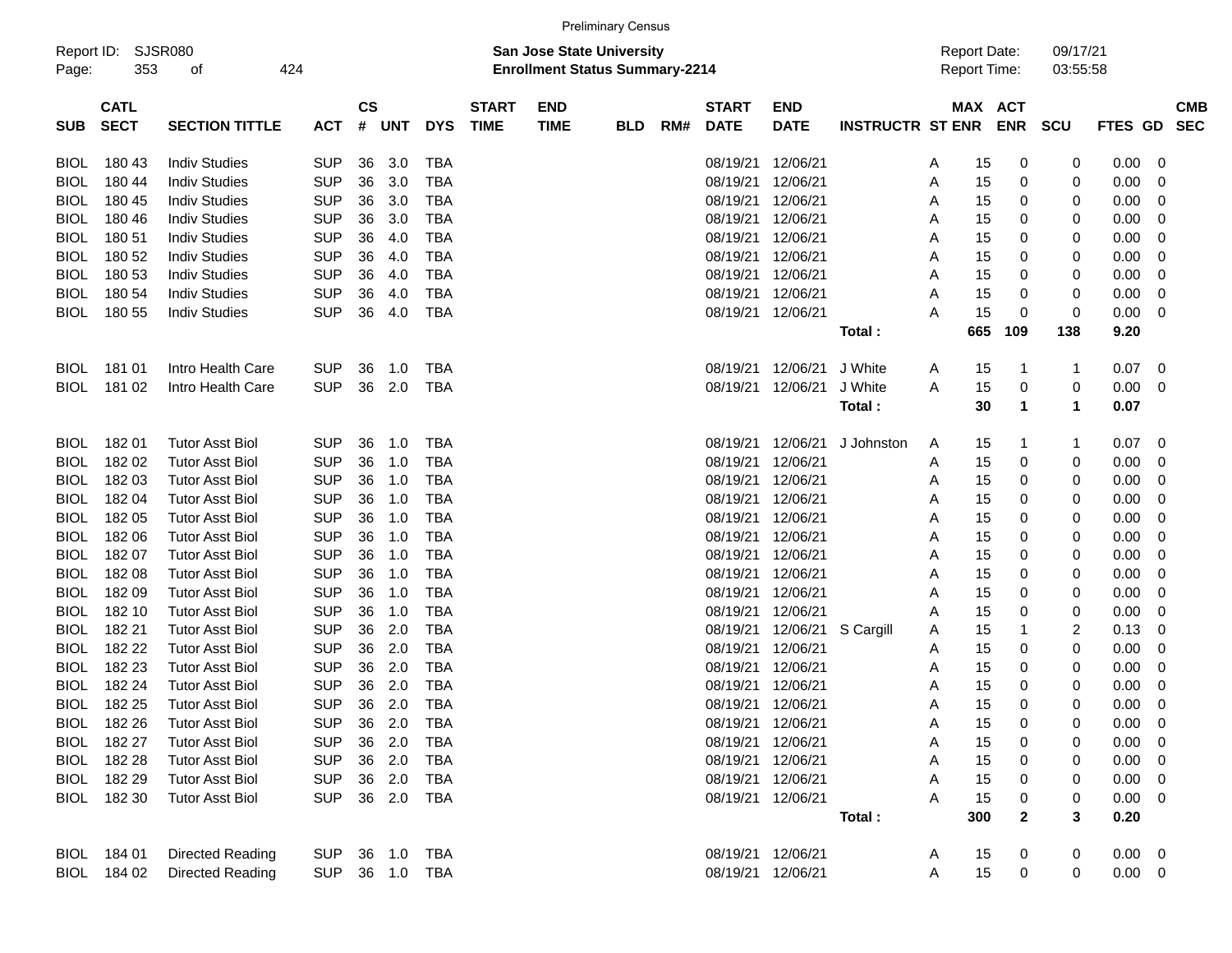Preliminary Census

Report ID: SJSR080
Page: 353 of 424

**San Jose State University**
**Enrollment Status Summary-2214**

Report Date: 09/17/21
Report Time: 03:55:58

| SUB | CATL SECT | SECTION TITTLE | ACT | CS # | UNT | DYS | START TIME | END TIME | BLD | RM# | START DATE | END DATE | INSTRUCTR | ST | MAX ENR | ACT ENR | SCU | FTES | GD | CMB SEC |
|---|---|---|---|---|---|---|---|---|---|---|---|---|---|---|---|---|---|---|---|---|
| BIOL | 180 43 | Indiv Studies | SUP | 36 | 3.0 | TBA | | | | | 08/19/21 | 12/06/21 | | A | 15 | 0 | 0 | 0.00 | 0 | |
| BIOL | 180 44 | Indiv Studies | SUP | 36 | 3.0 | TBA | | | | | 08/19/21 | 12/06/21 | | A | 15 | 0 | 0 | 0.00 | 0 | |
| BIOL | 180 45 | Indiv Studies | SUP | 36 | 3.0 | TBA | | | | | 08/19/21 | 12/06/21 | | A | 15 | 0 | 0 | 0.00 | 0 | |
| BIOL | 180 46 | Indiv Studies | SUP | 36 | 3.0 | TBA | | | | | 08/19/21 | 12/06/21 | | A | 15 | 0 | 0 | 0.00 | 0 | |
| BIOL | 180 51 | Indiv Studies | SUP | 36 | 4.0 | TBA | | | | | 08/19/21 | 12/06/21 | | A | 15 | 0 | 0 | 0.00 | 0 | |
| BIOL | 180 52 | Indiv Studies | SUP | 36 | 4.0 | TBA | | | | | 08/19/21 | 12/06/21 | | A | 15 | 0 | 0 | 0.00 | 0 | |
| BIOL | 180 53 | Indiv Studies | SUP | 36 | 4.0 | TBA | | | | | 08/19/21 | 12/06/21 | | A | 15 | 0 | 0 | 0.00 | 0 | |
| BIOL | 180 54 | Indiv Studies | SUP | 36 | 4.0 | TBA | | | | | 08/19/21 | 12/06/21 | | A | 15 | 0 | 0 | 0.00 | 0 | |
| BIOL | 180 55 | Indiv Studies | SUP | 36 | 4.0 | TBA | | | | | 08/19/21 | 12/06/21 | | A | 15 | 0 | 0 | 0.00 | 0 | |
| | | | | | | | | | | | | | **Total :** | | **665** | **109** | **138** | **9.20** | | |
| BIOL | 181 01 | Intro Health Care | SUP | 36 | 1.0 | TBA | | | | | 08/19/21 | 12/06/21 | J White | A | 15 | 1 | 1 | 0.07 | 0 | |
| BIOL | 181 02 | Intro Health Care | SUP | 36 | 2.0 | TBA | | | | | 08/19/21 | 12/06/21 | J White | A | 15 | 0 | 0 | 0.00 | 0 | |
| | | | | | | | | | | | | | **Total :** | | **30** | **1** | **1** | **0.07** | | |
| BIOL | 182 01 | Tutor Asst Biol | SUP | 36 | 1.0 | TBA | | | | | 08/19/21 | 12/06/21 | J Johnston | A | 15 | 1 | 1 | 0.07 | 0 | |
| BIOL | 182 02 | Tutor Asst Biol | SUP | 36 | 1.0 | TBA | | | | | 08/19/21 | 12/06/21 | | A | 15 | 0 | 0 | 0.00 | 0 | |
| BIOL | 182 03 | Tutor Asst Biol | SUP | 36 | 1.0 | TBA | | | | | 08/19/21 | 12/06/21 | | A | 15 | 0 | 0 | 0.00 | 0 | |
| BIOL | 182 04 | Tutor Asst Biol | SUP | 36 | 1.0 | TBA | | | | | 08/19/21 | 12/06/21 | | A | 15 | 0 | 0 | 0.00 | 0 | |
| BIOL | 182 05 | Tutor Asst Biol | SUP | 36 | 1.0 | TBA | | | | | 08/19/21 | 12/06/21 | | A | 15 | 0 | 0 | 0.00 | 0 | |
| BIOL | 182 06 | Tutor Asst Biol | SUP | 36 | 1.0 | TBA | | | | | 08/19/21 | 12/06/21 | | A | 15 | 0 | 0 | 0.00 | 0 | |
| BIOL | 182 07 | Tutor Asst Biol | SUP | 36 | 1.0 | TBA | | | | | 08/19/21 | 12/06/21 | | A | 15 | 0 | 0 | 0.00 | 0 | |
| BIOL | 182 08 | Tutor Asst Biol | SUP | 36 | 1.0 | TBA | | | | | 08/19/21 | 12/06/21 | | A | 15 | 0 | 0 | 0.00 | 0 | |
| BIOL | 182 09 | Tutor Asst Biol | SUP | 36 | 1.0 | TBA | | | | | 08/19/21 | 12/06/21 | | A | 15 | 0 | 0 | 0.00 | 0 | |
| BIOL | 182 10 | Tutor Asst Biol | SUP | 36 | 1.0 | TBA | | | | | 08/19/21 | 12/06/21 | | A | 15 | 0 | 0 | 0.00 | 0 | |
| BIOL | 182 21 | Tutor Asst Biol | SUP | 36 | 2.0 | TBA | | | | | 08/19/21 | 12/06/21 | S Cargill | A | 15 | 1 | 2 | 0.13 | 0 | |
| BIOL | 182 22 | Tutor Asst Biol | SUP | 36 | 2.0 | TBA | | | | | 08/19/21 | 12/06/21 | | A | 15 | 0 | 0 | 0.00 | 0 | |
| BIOL | 182 23 | Tutor Asst Biol | SUP | 36 | 2.0 | TBA | | | | | 08/19/21 | 12/06/21 | | A | 15 | 0 | 0 | 0.00 | 0 | |
| BIOL | 182 24 | Tutor Asst Biol | SUP | 36 | 2.0 | TBA | | | | | 08/19/21 | 12/06/21 | | A | 15 | 0 | 0 | 0.00 | 0 | |
| BIOL | 182 25 | Tutor Asst Biol | SUP | 36 | 2.0 | TBA | | | | | 08/19/21 | 12/06/21 | | A | 15 | 0 | 0 | 0.00 | 0 | |
| BIOL | 182 26 | Tutor Asst Biol | SUP | 36 | 2.0 | TBA | | | | | 08/19/21 | 12/06/21 | | A | 15 | 0 | 0 | 0.00 | 0 | |
| BIOL | 182 27 | Tutor Asst Biol | SUP | 36 | 2.0 | TBA | | | | | 08/19/21 | 12/06/21 | | A | 15 | 0 | 0 | 0.00 | 0 | |
| BIOL | 182 28 | Tutor Asst Biol | SUP | 36 | 2.0 | TBA | | | | | 08/19/21 | 12/06/21 | | A | 15 | 0 | 0 | 0.00 | 0 | |
| BIOL | 182 29 | Tutor Asst Biol | SUP | 36 | 2.0 | TBA | | | | | 08/19/21 | 12/06/21 | | A | 15 | 0 | 0 | 0.00 | 0 | |
| BIOL | 182 30 | Tutor Asst Biol | SUP | 36 | 2.0 | TBA | | | | | 08/19/21 | 12/06/21 | | A | 15 | 0 | 0 | 0.00 | 0 | |
| | | | | | | | | | | | | | **Total :** | | **300** | **2** | **3** | **0.20** | | |
| BIOL | 184 01 | Directed Reading | SUP | 36 | 1.0 | TBA | | | | | 08/19/21 | 12/06/21 | | A | 15 | 0 | 0 | 0.00 | 0 | |
| BIOL | 184 02 | Directed Reading | SUP | 36 | 1.0 | TBA | | | | | 08/19/21 | 12/06/21 | | A | 15 | 0 | 0 | 0.00 | 0 | |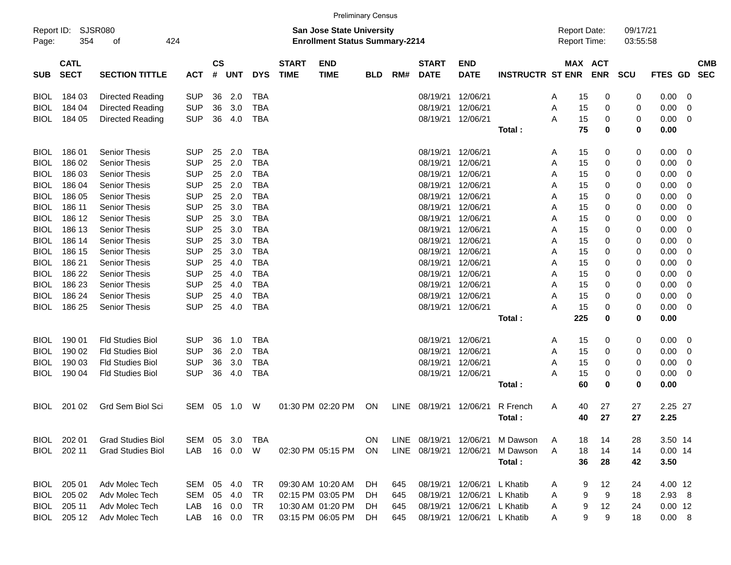Preliminary Census

Report ID: SJSR080

**San Jose State University**
**Enrollment Status Summary-2214**

Report Date: 09/17/21
Report Time: 03:55:58

| SUB | CATL SECT | SECTION TITTLE | ACT | CS # | UNT | DYS | START TIME | END TIME | BLD | RM# | START DATE | END DATE | INSTRUCTR | ST | MAX ENR | ACT ENR | SCU | FTES | GD | CMB SEC |
|---|---|---|---|---|---|---|---|---|---|---|---|---|---|---|---|---|---|---|---|---|
| BIOL | 184 03 | Directed Reading | SUP | 36 | 2.0 | TBA | | | | | 08/19/21 | 12/06/21 | | A | 15 | 0 | 0 | 0.00 | 0 | |
| BIOL | 184 04 | Directed Reading | SUP | 36 | 3.0 | TBA | | | | | 08/19/21 | 12/06/21 | | A | 15 | 0 | 0 | 0.00 | 0 | |
| BIOL | 184 05 | Directed Reading | SUP | 36 | 4.0 | TBA | | | | | 08/19/21 | 12/06/21 | | A | 15 | 0 | 0 | 0.00 | 0 | |
| | | | | | | | | | | | | | **Total :** | | **75** | **0** | **0** | **0.00** | | |
| BIOL | 186 01 | Senior Thesis | SUP | 25 | 2.0 | TBA | | | | | 08/19/21 | 12/06/21 | | A | 15 | 0 | 0 | 0.00 | 0 | |
| BIOL | 186 02 | Senior Thesis | SUP | 25 | 2.0 | TBA | | | | | 08/19/21 | 12/06/21 | | A | 15 | 0 | 0 | 0.00 | 0 | |
| BIOL | 186 03 | Senior Thesis | SUP | 25 | 2.0 | TBA | | | | | 08/19/21 | 12/06/21 | | A | 15 | 0 | 0 | 0.00 | 0 | |
| BIOL | 186 04 | Senior Thesis | SUP | 25 | 2.0 | TBA | | | | | 08/19/21 | 12/06/21 | | A | 15 | 0 | 0 | 0.00 | 0 | |
| BIOL | 186 05 | Senior Thesis | SUP | 25 | 2.0 | TBA | | | | | 08/19/21 | 12/06/21 | | A | 15 | 0 | 0 | 0.00 | 0 | |
| BIOL | 186 11 | Senior Thesis | SUP | 25 | 3.0 | TBA | | | | | 08/19/21 | 12/06/21 | | A | 15 | 0 | 0 | 0.00 | 0 | |
| BIOL | 186 12 | Senior Thesis | SUP | 25 | 3.0 | TBA | | | | | 08/19/21 | 12/06/21 | | A | 15 | 0 | 0 | 0.00 | 0 | |
| BIOL | 186 13 | Senior Thesis | SUP | 25 | 3.0 | TBA | | | | | 08/19/21 | 12/06/21 | | A | 15 | 0 | 0 | 0.00 | 0 | |
| BIOL | 186 14 | Senior Thesis | SUP | 25 | 3.0 | TBA | | | | | 08/19/21 | 12/06/21 | | A | 15 | 0 | 0 | 0.00 | 0 | |
| BIOL | 186 15 | Senior Thesis | SUP | 25 | 3.0 | TBA | | | | | 08/19/21 | 12/06/21 | | A | 15 | 0 | 0 | 0.00 | 0 | |
| BIOL | 186 21 | Senior Thesis | SUP | 25 | 4.0 | TBA | | | | | 08/19/21 | 12/06/21 | | A | 15 | 0 | 0 | 0.00 | 0 | |
| BIOL | 186 22 | Senior Thesis | SUP | 25 | 4.0 | TBA | | | | | 08/19/21 | 12/06/21 | | A | 15 | 0 | 0 | 0.00 | 0 | |
| BIOL | 186 23 | Senior Thesis | SUP | 25 | 4.0 | TBA | | | | | 08/19/21 | 12/06/21 | | A | 15 | 0 | 0 | 0.00 | 0 | |
| BIOL | 186 24 | Senior Thesis | SUP | 25 | 4.0 | TBA | | | | | 08/19/21 | 12/06/21 | | A | 15 | 0 | 0 | 0.00 | 0 | |
| BIOL | 186 25 | Senior Thesis | SUP | 25 | 4.0 | TBA | | | | | 08/19/21 | 12/06/21 | | A | 15 | 0 | 0 | 0.00 | 0 | |
| | | | | | | | | | | | | | **Total :** | | **225** | **0** | **0** | **0.00** | | |
| BIOL | 190 01 | Fld Studies Biol | SUP | 36 | 1.0 | TBA | | | | | 08/19/21 | 12/06/21 | | A | 15 | 0 | 0 | 0.00 | 0 | |
| BIOL | 190 02 | Fld Studies Biol | SUP | 36 | 2.0 | TBA | | | | | 08/19/21 | 12/06/21 | | A | 15 | 0 | 0 | 0.00 | 0 | |
| BIOL | 190 03 | Fld Studies Biol | SUP | 36 | 3.0 | TBA | | | | | 08/19/21 | 12/06/21 | | A | 15 | 0 | 0 | 0.00 | 0 | |
| BIOL | 190 04 | Fld Studies Biol | SUP | 36 | 4.0 | TBA | | | | | 08/19/21 | 12/06/21 | | A | 15 | 0 | 0 | 0.00 | 0 | |
| | | | | | | | | | | | | | **Total :** | | **60** | **0** | **0** | **0.00** | | |
| BIOL | 201 02 | Grd Sem Biol Sci | SEM | 05 | 1.0 | W | 01:30 PM | 02:20 PM | ON | LINE | 08/19/21 | 12/06/21 | R French | A | 40 | 27 | 27 | 2.25 | 27 | |
| | | | | | | | | | | | | | **Total :** | | **40** | **27** | **27** | **2.25** | | |
| BIOL | 202 01 | Grad Studies Biol | SEM | 05 | 3.0 | TBA | | | ON | LINE | 08/19/21 | 12/06/21 | M Dawson | A | 18 | 14 | 28 | 3.50 | 14 | |
| BIOL | 202 11 | Grad Studies Biol | LAB | 16 | 0.0 | W | 02:30 PM | 05:15 PM | ON | LINE | 08/19/21 | 12/06/21 | M Dawson | A | 18 | 14 | 14 | 0.00 | 14 | |
| | | | | | | | | | | | | | **Total :** | | **36** | **28** | **42** | **3.50** | | |
| BIOL | 205 01 | Adv Molec Tech | SEM | 05 | 4.0 | TR | 09:30 AM | 10:20 AM | DH | 645 | 08/19/21 | 12/06/21 | L Khatib | A | 9 | 12 | 24 | 4.00 | 12 | |
| BIOL | 205 02 | Adv Molec Tech | SEM | 05 | 4.0 | TR | 02:15 PM | 03:05 PM | DH | 645 | 08/19/21 | 12/06/21 | L Khatib | A | 9 | 9 | 18 | 2.93 | 8 | |
| BIOL | 205 11 | Adv Molec Tech | LAB | 16 | 0.0 | TR | 10:30 AM | 01:20 PM | DH | 645 | 08/19/21 | 12/06/21 | L Khatib | A | 9 | 12 | 24 | 0.00 | 12 | |
| BIOL | 205 12 | Adv Molec Tech | LAB | 16 | 0.0 | TR | 03:15 PM | 06:05 PM | DH | 645 | 08/19/21 | 12/06/21 | L Khatib | A | 9 | 9 | 18 | 0.00 | 8 | |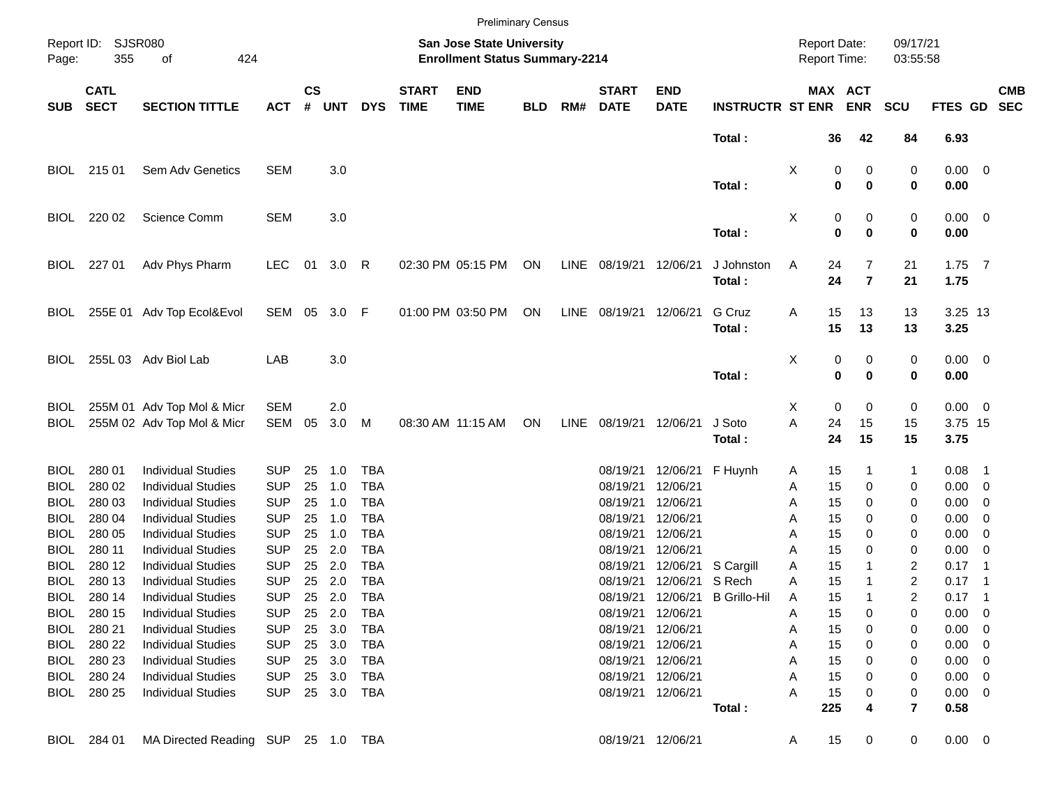Preliminary Census

Report ID: SJSR080

**San Jose State University**
**Enrollment Status Summary-2214**

Report Date: 09/17/21
Report Time: 03:55:58

| SUB | CATL SECT | SECTION TITTLE | ACT | CS # | UNT | DYS | START TIME | END TIME | BLD | RM# | START DATE | END DATE | INSTRUCTR | ST | MAX ENR | ACT ENR | SCU | FTES | GD | CMB SEC |
|---|---|---|---|---|---|---|---|---|---|---|---|---|---|---|---|---|---|---|---|---|
| | | | | | | | | | | | | | **Total :** | | **36** | **42** | **84** | **6.93** | | |
| BIOL | 215 01 | Sem Adv Genetics | SEM | | 3.0 | | | | | | | | | X | 0 | 0 | 0 | 0.00 | 0 | |
| | | | | | | | | | | | | | **Total :** | | **0** | **0** | **0** | **0.00** | | |
| BIOL | 220 02 | Science Comm | SEM | | 3.0 | | | | | | | | | X | 0 | 0 | 0 | 0.00 | 0 | |
| | | | | | | | | | | | | | **Total :** | | **0** | **0** | **0** | **0.00** | | |
| BIOL | 227 01 | Adv Phys Pharm | LEC | 01 | 3.0 | R | 02:30 PM | 05:15 PM | ON | LINE | 08/19/21 | 12/06/21 | J Johnston | A | 24 | 7 | 21 | 1.75 | 7 | |
| | | | | | | | | | | | | | **Total :** | | **24** | **7** | **21** | **1.75** | | |
| BIOL | 255E 01 | Adv Top Ecol&Evol | SEM | 05 | 3.0 | F | 01:00 PM | 03:50 PM | ON | LINE | 08/19/21 | 12/06/21 | G Cruz | A | 15 | 13 | 13 | 3.25 | 13 | |
| | | | | | | | | | | | | | **Total :** | | **15** | **13** | **13** | **3.25** | | |
| BIOL | 255L 03 | Adv Biol Lab | LAB | | 3.0 | | | | | | | | | X | 0 | 0 | 0 | 0.00 | 0 | |
| | | | | | | | | | | | | | **Total :** | | **0** | **0** | **0** | **0.00** | | |
| BIOL | 255M 01 | Adv Top Mol & Micr | SEM | | 2.0 | | | | | | | | | X | 0 | 0 | 0 | 0.00 | 0 | |
| BIOL | 255M 02 | Adv Top Mol & Micr | SEM | 05 | 3.0 | M | 08:30 AM | 11:15 AM | ON | LINE | 08/19/21 | 12/06/21 | J Soto | A | 24 | 15 | 15 | 3.75 | 15 | |
| | | | | | | | | | | | | | **Total :** | | **24** | **15** | **15** | **3.75** | | |
| BIOL | 280 01 | Individual Studies | SUP | 25 | 1.0 | TBA | | | | | 08/19/21 | 12/06/21 | F Huynh | A | 15 | 1 | 1 | 0.08 | 1 | |
| BIOL | 280 02 | Individual Studies | SUP | 25 | 1.0 | TBA | | | | | 08/19/21 | 12/06/21 | | A | 15 | 0 | 0 | 0.00 | 0 | |
| BIOL | 280 03 | Individual Studies | SUP | 25 | 1.0 | TBA | | | | | 08/19/21 | 12/06/21 | | A | 15 | 0 | 0 | 0.00 | 0 | |
| BIOL | 280 04 | Individual Studies | SUP | 25 | 1.0 | TBA | | | | | 08/19/21 | 12/06/21 | | A | 15 | 0 | 0 | 0.00 | 0 | |
| BIOL | 280 05 | Individual Studies | SUP | 25 | 1.0 | TBA | | | | | 08/19/21 | 12/06/21 | | A | 15 | 0 | 0 | 0.00 | 0 | |
| BIOL | 280 11 | Individual Studies | SUP | 25 | 2.0 | TBA | | | | | 08/19/21 | 12/06/21 | | A | 15 | 0 | 0 | 0.00 | 0 | |
| BIOL | 280 12 | Individual Studies | SUP | 25 | 2.0 | TBA | | | | | 08/19/21 | 12/06/21 | S Cargill | A | 15 | 1 | 2 | 0.17 | 1 | |
| BIOL | 280 13 | Individual Studies | SUP | 25 | 2.0 | TBA | | | | | 08/19/21 | 12/06/21 | S Rech | A | 15 | 1 | 2 | 0.17 | 1 | |
| BIOL | 280 14 | Individual Studies | SUP | 25 | 2.0 | TBA | | | | | 08/19/21 | 12/06/21 | B Grillo-Hil | A | 15 | 1 | 2 | 0.17 | 1 | |
| BIOL | 280 15 | Individual Studies | SUP | 25 | 2.0 | TBA | | | | | 08/19/21 | 12/06/21 | | A | 15 | 0 | 0 | 0.00 | 0 | |
| BIOL | 280 21 | Individual Studies | SUP | 25 | 3.0 | TBA | | | | | 08/19/21 | 12/06/21 | | A | 15 | 0 | 0 | 0.00 | 0 | |
| BIOL | 280 22 | Individual Studies | SUP | 25 | 3.0 | TBA | | | | | 08/19/21 | 12/06/21 | | A | 15 | 0 | 0 | 0.00 | 0 | |
| BIOL | 280 23 | Individual Studies | SUP | 25 | 3.0 | TBA | | | | | 08/19/21 | 12/06/21 | | A | 15 | 0 | 0 | 0.00 | 0 | |
| BIOL | 280 24 | Individual Studies | SUP | 25 | 3.0 | TBA | | | | | 08/19/21 | 12/06/21 | | A | 15 | 0 | 0 | 0.00 | 0 | |
| BIOL | 280 25 | Individual Studies | SUP | 25 | 3.0 | TBA | | | | | 08/19/21 | 12/06/21 | | A | 15 | 0 | 0 | 0.00 | 0 | |
| | | | | | | | | | | | | | **Total :** | | **225** | **4** | **7** | **0.58** | | |
| BIOL | 284 01 | MA Directed Reading | SUP | 25 | 1.0 | TBA | | | | | 08/19/21 | 12/06/21 | | A | 15 | 0 | 0 | 0.00 | 0 | |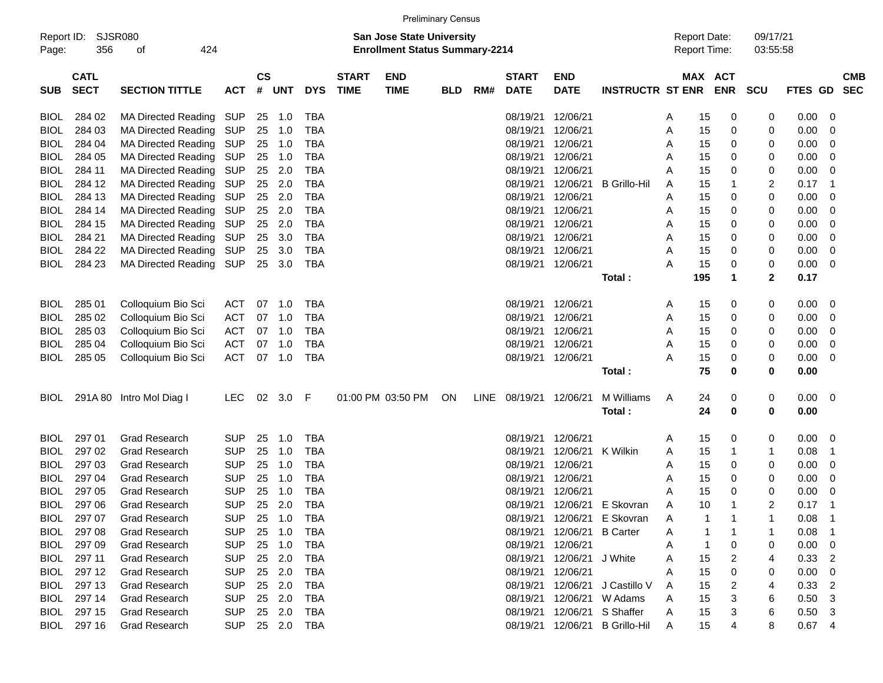Preliminary Census

Report ID: SJSR080
Page: 356 of 424

**San Jose State University**
**Enrollment Status Summary-2214**

Report Date: 09/17/21
Report Time: 03:55:58

| SUB | CATL SECT | SECTION TITTLE | ACT | CS # | UNT | DYS | START TIME | END TIME | BLD | RM# | START DATE | END DATE | INSTRUCTR | ST | MAX ENR | ACT ENR | SCU | FTES | GD | CMB SEC |
|---|---|---|---|---|---|---|---|---|---|---|---|---|---|---|---|---|---|---|---|---|
| BIOL | 284 02 | MA Directed Reading | SUP | 25 | 1.0 | TBA | | | | | 08/19/21 | 12/06/21 | | A | 15 | 0 | 0 | 0.00 | 0 | |
| BIOL | 284 03 | MA Directed Reading | SUP | 25 | 1.0 | TBA | | | | | 08/19/21 | 12/06/21 | | A | 15 | 0 | 0 | 0.00 | 0 | |
| BIOL | 284 04 | MA Directed Reading | SUP | 25 | 1.0 | TBA | | | | | 08/19/21 | 12/06/21 | | A | 15 | 0 | 0 | 0.00 | 0 | |
| BIOL | 284 05 | MA Directed Reading | SUP | 25 | 1.0 | TBA | | | | | 08/19/21 | 12/06/21 | | A | 15 | 0 | 0 | 0.00 | 0 | |
| BIOL | 284 11 | MA Directed Reading | SUP | 25 | 2.0 | TBA | | | | | 08/19/21 | 12/06/21 | | A | 15 | 0 | 0 | 0.00 | 0 | |
| BIOL | 284 12 | MA Directed Reading | SUP | 25 | 2.0 | TBA | | | | | 08/19/21 | 12/06/21 | B Grillo-Hil | A | 15 | 1 | 2 | 0.17 | 1 | |
| BIOL | 284 13 | MA Directed Reading | SUP | 25 | 2.0 | TBA | | | | | 08/19/21 | 12/06/21 | | A | 15 | 0 | 0 | 0.00 | 0 | |
| BIOL | 284 14 | MA Directed Reading | SUP | 25 | 2.0 | TBA | | | | | 08/19/21 | 12/06/21 | | A | 15 | 0 | 0 | 0.00 | 0 | |
| BIOL | 284 15 | MA Directed Reading | SUP | 25 | 2.0 | TBA | | | | | 08/19/21 | 12/06/21 | | A | 15 | 0 | 0 | 0.00 | 0 | |
| BIOL | 284 21 | MA Directed Reading | SUP | 25 | 3.0 | TBA | | | | | 08/19/21 | 12/06/21 | | A | 15 | 0 | 0 | 0.00 | 0 | |
| BIOL | 284 22 | MA Directed Reading | SUP | 25 | 3.0 | TBA | | | | | 08/19/21 | 12/06/21 | | A | 15 | 0 | 0 | 0.00 | 0 | |
| BIOL | 284 23 | MA Directed Reading | SUP | 25 | 3.0 | TBA | | | | | 08/19/21 | 12/06/21 | | A | 15 | 0 | 0 | 0.00 | 0 | |
| | | | | | | | | | | | | | **Total :** | | **195** | **1** | **2** | **0.17** | | |
| BIOL | 285 01 | Colloquium Bio Sci | ACT | 07 | 1.0 | TBA | | | | | 08/19/21 | 12/06/21 | | A | 15 | 0 | 0 | 0.00 | 0 | |
| BIOL | 285 02 | Colloquium Bio Sci | ACT | 07 | 1.0 | TBA | | | | | 08/19/21 | 12/06/21 | | A | 15 | 0 | 0 | 0.00 | 0 | |
| BIOL | 285 03 | Colloquium Bio Sci | ACT | 07 | 1.0 | TBA | | | | | 08/19/21 | 12/06/21 | | A | 15 | 0 | 0 | 0.00 | 0 | |
| BIOL | 285 04 | Colloquium Bio Sci | ACT | 07 | 1.0 | TBA | | | | | 08/19/21 | 12/06/21 | | A | 15 | 0 | 0 | 0.00 | 0 | |
| BIOL | 285 05 | Colloquium Bio Sci | ACT | 07 | 1.0 | TBA | | | | | 08/19/21 | 12/06/21 | | A | 15 | 0 | 0 | 0.00 | 0 | |
| | | | | | | | | | | | | | **Total :** | | **75** | **0** | **0** | **0.00** | | |
| BIOL | 291A 80 | Intro Mol Diag I | LEC | 02 | 3.0 | F | 01:00 PM | 03:50 PM | ON | LINE | 08/19/21 | 12/06/21 | M Williams | A | 24 | 0 | 0 | 0.00 | 0 | |
| | | | | | | | | | | | | | **Total :** | | **24** | **0** | **0** | **0.00** | | |
| BIOL | 297 01 | Grad Research | SUP | 25 | 1.0 | TBA | | | | | 08/19/21 | 12/06/21 | | A | 15 | 0 | 0 | 0.00 | 0 | |
| BIOL | 297 02 | Grad Research | SUP | 25 | 1.0 | TBA | | | | | 08/19/21 | 12/06/21 | K Wilkin | A | 15 | 1 | 1 | 0.08 | 1 | |
| BIOL | 297 03 | Grad Research | SUP | 25 | 1.0 | TBA | | | | | 08/19/21 | 12/06/21 | | A | 15 | 0 | 0 | 0.00 | 0 | |
| BIOL | 297 04 | Grad Research | SUP | 25 | 1.0 | TBA | | | | | 08/19/21 | 12/06/21 | | A | 15 | 0 | 0 | 0.00 | 0 | |
| BIOL | 297 05 | Grad Research | SUP | 25 | 1.0 | TBA | | | | | 08/19/21 | 12/06/21 | | A | 15 | 0 | 0 | 0.00 | 0 | |
| BIOL | 297 06 | Grad Research | SUP | 25 | 2.0 | TBA | | | | | 08/19/21 | 12/06/21 | E Skovran | A | 10 | 1 | 2 | 0.17 | 1 | |
| BIOL | 297 07 | Grad Research | SUP | 25 | 1.0 | TBA | | | | | 08/19/21 | 12/06/21 | E Skovran | A | 1 | 1 | 1 | 0.08 | 1 | |
| BIOL | 297 08 | Grad Research | SUP | 25 | 1.0 | TBA | | | | | 08/19/21 | 12/06/21 | B Carter | A | 1 | 1 | 1 | 0.08 | 1 | |
| BIOL | 297 09 | Grad Research | SUP | 25 | 1.0 | TBA | | | | | 08/19/21 | 12/06/21 | | A | 1 | 0 | 0 | 0.00 | 0 | |
| BIOL | 297 11 | Grad Research | SUP | 25 | 2.0 | TBA | | | | | 08/19/21 | 12/06/21 | J White | A | 15 | 2 | 4 | 0.33 | 2 | |
| BIOL | 297 12 | Grad Research | SUP | 25 | 2.0 | TBA | | | | | 08/19/21 | 12/06/21 | | A | 15 | 0 | 0 | 0.00 | 0 | |
| BIOL | 297 13 | Grad Research | SUP | 25 | 2.0 | TBA | | | | | 08/19/21 | 12/06/21 | J Castillo V | A | 15 | 2 | 4 | 0.33 | 2 | |
| BIOL | 297 14 | Grad Research | SUP | 25 | 2.0 | TBA | | | | | 08/19/21 | 12/06/21 | W Adams | A | 15 | 3 | 6 | 0.50 | 3 | |
| BIOL | 297 15 | Grad Research | SUP | 25 | 2.0 | TBA | | | | | 08/19/21 | 12/06/21 | S Shaffer | A | 15 | 3 | 6 | 0.50 | 3 | |
| BIOL | 297 16 | Grad Research | SUP | 25 | 2.0 | TBA | | | | | 08/19/21 | 12/06/21 | B Grillo-Hil | A | 15 | 4 | 8 | 0.67 | 4 | |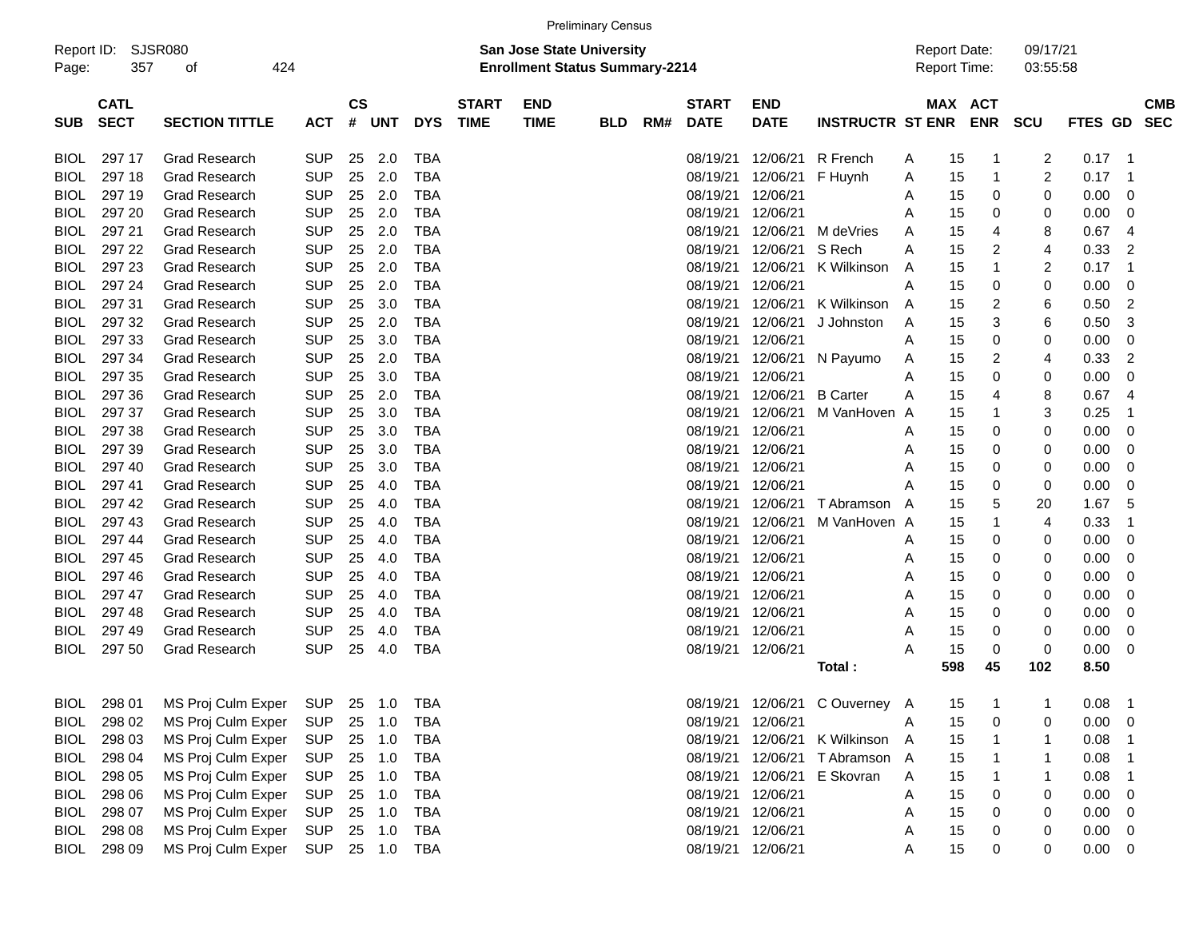Preliminary Census

Report ID: SJSR080

**San Jose State University**
**Enrollment Status Summary-2214**

Report Date: 09/17/21
Report Time: 03:55:58

| SUB | CATL SECT | SECTION TITTLE | ACT | CS # | UNT | DYS | START TIME | END TIME | BLD | RM# | START DATE | END DATE | INSTRUCTR | ST | MAX ENR | ACT ENR | SCU | FTES | GD | CMB SEC |
|---|---|---|---|---|---|---|---|---|---|---|---|---|---|---|---|---|---|---|---|---|
| BIOL | 297 17 | Grad Research | SUP | 25 | 2.0 | TBA | | | | | 08/19/21 | 12/06/21 | R French | A | 15 | 1 | 2 | 0.17 | 1 | |
| BIOL | 297 18 | Grad Research | SUP | 25 | 2.0 | TBA | | | | | 08/19/21 | 12/06/21 | F Huynh | A | 15 | 1 | 2 | 0.17 | 1 | |
| BIOL | 297 19 | Grad Research | SUP | 25 | 2.0 | TBA | | | | | 08/19/21 | 12/06/21 | | A | 15 | 0 | 0 | 0.00 | 0 | |
| BIOL | 297 20 | Grad Research | SUP | 25 | 2.0 | TBA | | | | | 08/19/21 | 12/06/21 | | A | 15 | 0 | 0 | 0.00 | 0 | |
| BIOL | 297 21 | Grad Research | SUP | 25 | 2.0 | TBA | | | | | 08/19/21 | 12/06/21 | M deVries | A | 15 | 4 | 8 | 0.67 | 4 | |
| BIOL | 297 22 | Grad Research | SUP | 25 | 2.0 | TBA | | | | | 08/19/21 | 12/06/21 | S Rech | A | 15 | 2 | 4 | 0.33 | 2 | |
| BIOL | 297 23 | Grad Research | SUP | 25 | 2.0 | TBA | | | | | 08/19/21 | 12/06/21 | K Wilkinson | A | 15 | 1 | 2 | 0.17 | 1 | |
| BIOL | 297 24 | Grad Research | SUP | 25 | 2.0 | TBA | | | | | 08/19/21 | 12/06/21 | | A | 15 | 0 | 0 | 0.00 | 0 | |
| BIOL | 297 31 | Grad Research | SUP | 25 | 3.0 | TBA | | | | | 08/19/21 | 12/06/21 | K Wilkinson | A | 15 | 2 | 6 | 0.50 | 2 | |
| BIOL | 297 32 | Grad Research | SUP | 25 | 2.0 | TBA | | | | | 08/19/21 | 12/06/21 | J Johnston | A | 15 | 3 | 6 | 0.50 | 3 | |
| BIOL | 297 33 | Grad Research | SUP | 25 | 3.0 | TBA | | | | | 08/19/21 | 12/06/21 | | A | 15 | 0 | 0 | 0.00 | 0 | |
| BIOL | 297 34 | Grad Research | SUP | 25 | 2.0 | TBA | | | | | 08/19/21 | 12/06/21 | N Payumo | A | 15 | 2 | 4 | 0.33 | 2 | |
| BIOL | 297 35 | Grad Research | SUP | 25 | 3.0 | TBA | | | | | 08/19/21 | 12/06/21 | | A | 15 | 0 | 0 | 0.00 | 0 | |
| BIOL | 297 36 | Grad Research | SUP | 25 | 2.0 | TBA | | | | | 08/19/21 | 12/06/21 | B Carter | A | 15 | 4 | 8 | 0.67 | 4 | |
| BIOL | 297 37 | Grad Research | SUP | 25 | 3.0 | TBA | | | | | 08/19/21 | 12/06/21 | M VanHoven | A | 15 | 1 | 3 | 0.25 | 1 | |
| BIOL | 297 38 | Grad Research | SUP | 25 | 3.0 | TBA | | | | | 08/19/21 | 12/06/21 | | A | 15 | 0 | 0 | 0.00 | 0 | |
| BIOL | 297 39 | Grad Research | SUP | 25 | 3.0 | TBA | | | | | 08/19/21 | 12/06/21 | | A | 15 | 0 | 0 | 0.00 | 0 | |
| BIOL | 297 40 | Grad Research | SUP | 25 | 3.0 | TBA | | | | | 08/19/21 | 12/06/21 | | A | 15 | 0 | 0 | 0.00 | 0 | |
| BIOL | 297 41 | Grad Research | SUP | 25 | 4.0 | TBA | | | | | 08/19/21 | 12/06/21 | | A | 15 | 0 | 0 | 0.00 | 0 | |
| BIOL | 297 42 | Grad Research | SUP | 25 | 4.0 | TBA | | | | | 08/19/21 | 12/06/21 | T Abramson | A | 15 | 5 | 20 | 1.67 | 5 | |
| BIOL | 297 43 | Grad Research | SUP | 25 | 4.0 | TBA | | | | | 08/19/21 | 12/06/21 | M VanHoven | A | 15 | 1 | 4 | 0.33 | 1 | |
| BIOL | 297 44 | Grad Research | SUP | 25 | 4.0 | TBA | | | | | 08/19/21 | 12/06/21 | | A | 15 | 0 | 0 | 0.00 | 0 | |
| BIOL | 297 45 | Grad Research | SUP | 25 | 4.0 | TBA | | | | | 08/19/21 | 12/06/21 | | A | 15 | 0 | 0 | 0.00 | 0 | |
| BIOL | 297 46 | Grad Research | SUP | 25 | 4.0 | TBA | | | | | 08/19/21 | 12/06/21 | | A | 15 | 0 | 0 | 0.00 | 0 | |
| BIOL | 297 47 | Grad Research | SUP | 25 | 4.0 | TBA | | | | | 08/19/21 | 12/06/21 | | A | 15 | 0 | 0 | 0.00 | 0 | |
| BIOL | 297 48 | Grad Research | SUP | 25 | 4.0 | TBA | | | | | 08/19/21 | 12/06/21 | | A | 15 | 0 | 0 | 0.00 | 0 | |
| BIOL | 297 49 | Grad Research | SUP | 25 | 4.0 | TBA | | | | | 08/19/21 | 12/06/21 | | A | 15 | 0 | 0 | 0.00 | 0 | |
| BIOL | 297 50 | Grad Research | SUP | 25 | 4.0 | TBA | | | | | 08/19/21 | 12/06/21 | | A | 15 | 0 | 0 | 0.00 | 0 | |
| | | | | | | | | | | | | | **Total :** | | **598** | **45** | **102** | **8.50** | | |
| BIOL | 298 01 | MS Proj Culm Exper | SUP | 25 | 1.0 | TBA | | | | | 08/19/21 | 12/06/21 | C Ouverney | A | 15 | 1 | 1 | 0.08 | 1 | |
| BIOL | 298 02 | MS Proj Culm Exper | SUP | 25 | 1.0 | TBA | | | | | 08/19/21 | 12/06/21 | | A | 15 | 0 | 0 | 0.00 | 0 | |
| BIOL | 298 03 | MS Proj Culm Exper | SUP | 25 | 1.0 | TBA | | | | | 08/19/21 | 12/06/21 | K Wilkinson | A | 15 | 1 | 1 | 0.08 | 1 | |
| BIOL | 298 04 | MS Proj Culm Exper | SUP | 25 | 1.0 | TBA | | | | | 08/19/21 | 12/06/21 | T Abramson | A | 15 | 1 | 1 | 0.08 | 1 | |
| BIOL | 298 05 | MS Proj Culm Exper | SUP | 25 | 1.0 | TBA | | | | | 08/19/21 | 12/06/21 | E Skovran | A | 15 | 1 | 1 | 0.08 | 1 | |
| BIOL | 298 06 | MS Proj Culm Exper | SUP | 25 | 1.0 | TBA | | | | | 08/19/21 | 12/06/21 | | A | 15 | 0 | 0 | 0.00 | 0 | |
| BIOL | 298 07 | MS Proj Culm Exper | SUP | 25 | 1.0 | TBA | | | | | 08/19/21 | 12/06/21 | | A | 15 | 0 | 0 | 0.00 | 0 | |
| BIOL | 298 08 | MS Proj Culm Exper | SUP | 25 | 1.0 | TBA | | | | | 08/19/21 | 12/06/21 | | A | 15 | 0 | 0 | 0.00 | 0 | |
| BIOL | 298 09 | MS Proj Culm Exper | SUP | 25 | 1.0 | TBA | | | | | 08/19/21 | 12/06/21 | | A | 15 | 0 | 0 | 0.00 | 0 | |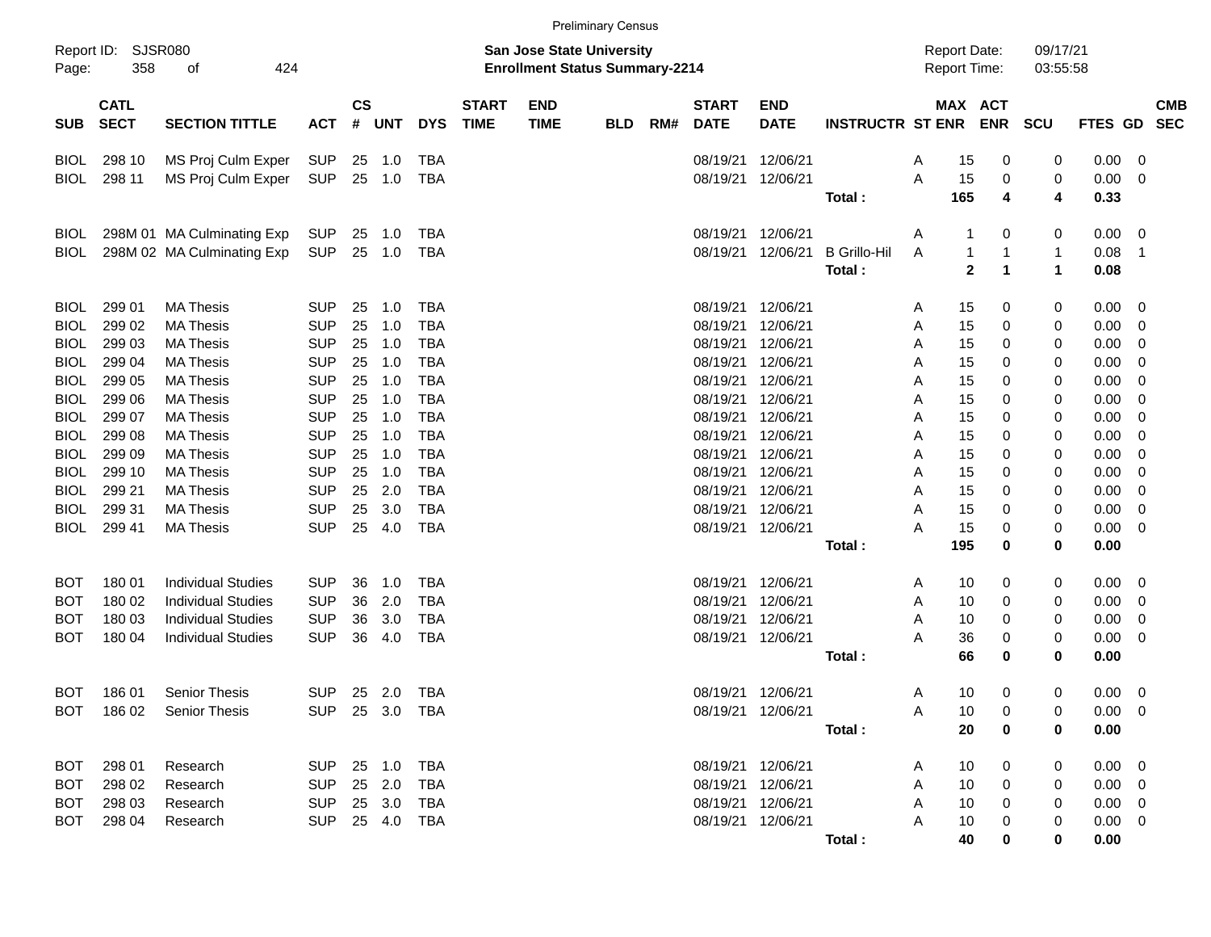Preliminary Census

Report ID: SJSR080

**San Jose State University**
**Enrollment Status Summary-2214**

Report Date: 09/17/21
Report Time: 03:55:58

| SUB | CATL SECT | SECTION TITTLE | ACT | CS # | UNT | DYS | START TIME | END TIME | BLD | RM# | START DATE | END DATE | INSTRUCTR | ST | MAX ENR | ACT ENR | SCU | FTES | GD | CMB SEC |
|---|---|---|---|---|---|---|---|---|---|---|---|---|---|---|---|---|---|---|---|---|
| BIOL | 298 10 | MS Proj Culm Exper | SUP | 25 | 1.0 | TBA | | | | | 08/19/21 | 12/06/21 | | A | 15 | 0 | 0 | 0.00 | 0 | |
| BIOL | 298 11 | MS Proj Culm Exper | SUP | 25 | 1.0 | TBA | | | | | 08/19/21 | 12/06/21 | | A | 15 | 0 | 0 | 0.00 | 0 | |
| | | | | | | | | | | | | | **Total :** | | **165** | **4** | **4** | **0.33** | | |
| BIOL | 298M 01 | MA Culminating Exp | SUP | 25 | 1.0 | TBA | | | | | 08/19/21 | 12/06/21 | | A | 1 | 0 | 0 | 0.00 | 0 | |
| BIOL | 298M 02 | MA Culminating Exp | SUP | 25 | 1.0 | TBA | | | | | 08/19/21 | 12/06/21 | B Grillo-Hil | A | 1 | 1 | 1 | 0.08 | 1 | |
| | | | | | | | | | | | | | **Total :** | | **2** | **1** | **1** | **0.08** | | |
| BIOL | 299 01 | MA Thesis | SUP | 25 | 1.0 | TBA | | | | | 08/19/21 | 12/06/21 | | A | 15 | 0 | 0 | 0.00 | 0 | |
| BIOL | 299 02 | MA Thesis | SUP | 25 | 1.0 | TBA | | | | | 08/19/21 | 12/06/21 | | A | 15 | 0 | 0 | 0.00 | 0 | |
| BIOL | 299 03 | MA Thesis | SUP | 25 | 1.0 | TBA | | | | | 08/19/21 | 12/06/21 | | A | 15 | 0 | 0 | 0.00 | 0 | |
| BIOL | 299 04 | MA Thesis | SUP | 25 | 1.0 | TBA | | | | | 08/19/21 | 12/06/21 | | A | 15 | 0 | 0 | 0.00 | 0 | |
| BIOL | 299 05 | MA Thesis | SUP | 25 | 1.0 | TBA | | | | | 08/19/21 | 12/06/21 | | A | 15 | 0 | 0 | 0.00 | 0 | |
| BIOL | 299 06 | MA Thesis | SUP | 25 | 1.0 | TBA | | | | | 08/19/21 | 12/06/21 | | A | 15 | 0 | 0 | 0.00 | 0 | |
| BIOL | 299 07 | MA Thesis | SUP | 25 | 1.0 | TBA | | | | | 08/19/21 | 12/06/21 | | A | 15 | 0 | 0 | 0.00 | 0 | |
| BIOL | 299 08 | MA Thesis | SUP | 25 | 1.0 | TBA | | | | | 08/19/21 | 12/06/21 | | A | 15 | 0 | 0 | 0.00 | 0 | |
| BIOL | 299 09 | MA Thesis | SUP | 25 | 1.0 | TBA | | | | | 08/19/21 | 12/06/21 | | A | 15 | 0 | 0 | 0.00 | 0 | |
| BIOL | 299 10 | MA Thesis | SUP | 25 | 1.0 | TBA | | | | | 08/19/21 | 12/06/21 | | A | 15 | 0 | 0 | 0.00 | 0 | |
| BIOL | 299 21 | MA Thesis | SUP | 25 | 2.0 | TBA | | | | | 08/19/21 | 12/06/21 | | A | 15 | 0 | 0 | 0.00 | 0 | |
| BIOL | 299 31 | MA Thesis | SUP | 25 | 3.0 | TBA | | | | | 08/19/21 | 12/06/21 | | A | 15 | 0 | 0 | 0.00 | 0 | |
| BIOL | 299 41 | MA Thesis | SUP | 25 | 4.0 | TBA | | | | | 08/19/21 | 12/06/21 | | A | 15 | 0 | 0 | 0.00 | 0 | |
| | | | | | | | | | | | | | **Total :** | | **195** | **0** | **0** | **0.00** | | |
| BOT | 180 01 | Individual Studies | SUP | 36 | 1.0 | TBA | | | | | 08/19/21 | 12/06/21 | | A | 10 | 0 | 0 | 0.00 | 0 | |
| BOT | 180 02 | Individual Studies | SUP | 36 | 2.0 | TBA | | | | | 08/19/21 | 12/06/21 | | A | 10 | 0 | 0 | 0.00 | 0 | |
| BOT | 180 03 | Individual Studies | SUP | 36 | 3.0 | TBA | | | | | 08/19/21 | 12/06/21 | | A | 10 | 0 | 0 | 0.00 | 0 | |
| BOT | 180 04 | Individual Studies | SUP | 36 | 4.0 | TBA | | | | | 08/19/21 | 12/06/21 | | A | 36 | 0 | 0 | 0.00 | 0 | |
| | | | | | | | | | | | | | **Total :** | | **66** | **0** | **0** | **0.00** | | |
| BOT | 186 01 | Senior Thesis | SUP | 25 | 2.0 | TBA | | | | | 08/19/21 | 12/06/21 | | A | 10 | 0 | 0 | 0.00 | 0 | |
| BOT | 186 02 | Senior Thesis | SUP | 25 | 3.0 | TBA | | | | | 08/19/21 | 12/06/21 | | A | 10 | 0 | 0 | 0.00 | 0 | |
| | | | | | | | | | | | | | **Total :** | | **20** | **0** | **0** | **0.00** | | |
| BOT | 298 01 | Research | SUP | 25 | 1.0 | TBA | | | | | 08/19/21 | 12/06/21 | | A | 10 | 0 | 0 | 0.00 | 0 | |
| BOT | 298 02 | Research | SUP | 25 | 2.0 | TBA | | | | | 08/19/21 | 12/06/21 | | A | 10 | 0 | 0 | 0.00 | 0 | |
| BOT | 298 03 | Research | SUP | 25 | 3.0 | TBA | | | | | 08/19/21 | 12/06/21 | | A | 10 | 0 | 0 | 0.00 | 0 | |
| BOT | 298 04 | Research | SUP | 25 | 4.0 | TBA | | | | | 08/19/21 | 12/06/21 | | A | 10 | 0 | 0 | 0.00 | 0 | |
| | | | | | | | | | | | | | **Total :** | | **40** | **0** | **0** | **0.00** | | |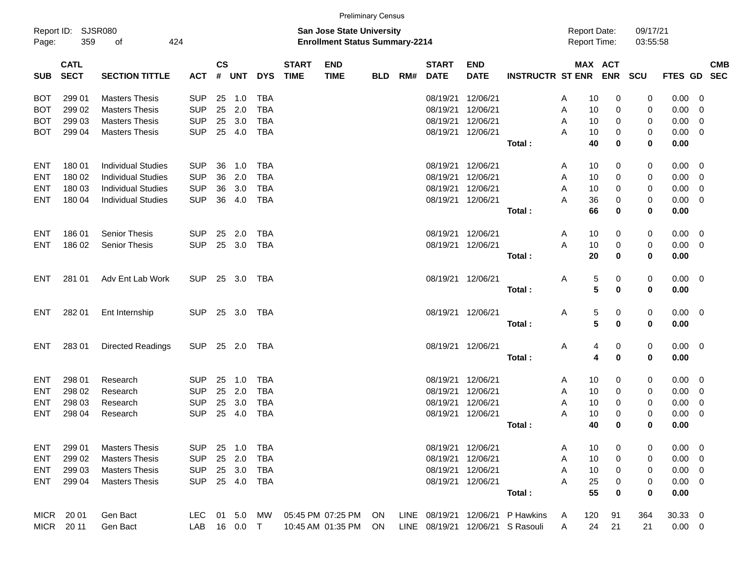Preliminary Census

Report ID: SJSR080

**San Jose State University**
**Enrollment Status Summary-2214**

Report Date: 09/17/21
Report Time: 03:55:58

| SUB | CATL SECT | SECTION TITTLE | ACT | CS # | UNT | DYS | START TIME | END TIME | BLD | RM# | START DATE | END DATE | INSTRUCTR | ST | MAX ENR | ACT ENR | SCU | FTES | GD | CMB SEC |
|---|---|---|---|---|---|---|---|---|---|---|---|---|---|---|---|---|---|---|---|---|
| BOT | 299 01 | Masters Thesis | SUP | 25 | 1.0 | TBA | | | | | 08/19/21 | 12/06/21 | | A | 10 | 0 | 0 | 0.00 | 0 | |
| BOT | 299 02 | Masters Thesis | SUP | 25 | 2.0 | TBA | | | | | 08/19/21 | 12/06/21 | | A | 10 | 0 | 0 | 0.00 | 0 | |
| BOT | 299 03 | Masters Thesis | SUP | 25 | 3.0 | TBA | | | | | 08/19/21 | 12/06/21 | | A | 10 | 0 | 0 | 0.00 | 0 | |
| BOT | 299 04 | Masters Thesis | SUP | 25 | 4.0 | TBA | | | | | 08/19/21 | 12/06/21 | | A | 10 | 0 | 0 | 0.00 | 0 | |
| | | | | | | | | | | | | | **Total :** | | **40** | **0** | **0** | **0.00** | | |
| ENT | 180 01 | Individual Studies | SUP | 36 | 1.0 | TBA | | | | | 08/19/21 | 12/06/21 | | A | 10 | 0 | 0 | 0.00 | 0 | |
| ENT | 180 02 | Individual Studies | SUP | 36 | 2.0 | TBA | | | | | 08/19/21 | 12/06/21 | | A | 10 | 0 | 0 | 0.00 | 0 | |
| ENT | 180 03 | Individual Studies | SUP | 36 | 3.0 | TBA | | | | | 08/19/21 | 12/06/21 | | A | 10 | 0 | 0 | 0.00 | 0 | |
| ENT | 180 04 | Individual Studies | SUP | 36 | 4.0 | TBA | | | | | 08/19/21 | 12/06/21 | | A | 36 | 0 | 0 | 0.00 | 0 | |
| | | | | | | | | | | | | | **Total :** | | **66** | **0** | **0** | **0.00** | | |
| ENT | 186 01 | Senior Thesis | SUP | 25 | 2.0 | TBA | | | | | 08/19/21 | 12/06/21 | | A | 10 | 0 | 0 | 0.00 | 0 | |
| ENT | 186 02 | Senior Thesis | SUP | 25 | 3.0 | TBA | | | | | 08/19/21 | 12/06/21 | | A | 10 | 0 | 0 | 0.00 | 0 | |
| | | | | | | | | | | | | | **Total :** | | **20** | **0** | **0** | **0.00** | | |
| ENT | 281 01 | Adv Ent Lab Work | SUP | 25 | 3.0 | TBA | | | | | 08/19/21 | 12/06/21 | | A | 5 | 0 | 0 | 0.00 | 0 | |
| | | | | | | | | | | | | | **Total :** | | **5** | **0** | **0** | **0.00** | | |
| ENT | 282 01 | Ent Internship | SUP | 25 | 3.0 | TBA | | | | | 08/19/21 | 12/06/21 | | A | 5 | 0 | 0 | 0.00 | 0 | |
| | | | | | | | | | | | | | **Total :** | | **5** | **0** | **0** | **0.00** | | |
| ENT | 283 01 | Directed Readings | SUP | 25 | 2.0 | TBA | | | | | 08/19/21 | 12/06/21 | | A | 4 | 0 | 0 | 0.00 | 0 | |
| | | | | | | | | | | | | | **Total :** | | **4** | **0** | **0** | **0.00** | | |
| ENT | 298 01 | Research | SUP | 25 | 1.0 | TBA | | | | | 08/19/21 | 12/06/21 | | A | 10 | 0 | 0 | 0.00 | 0 | |
| ENT | 298 02 | Research | SUP | 25 | 2.0 | TBA | | | | | 08/19/21 | 12/06/21 | | A | 10 | 0 | 0 | 0.00 | 0 | |
| ENT | 298 03 | Research | SUP | 25 | 3.0 | TBA | | | | | 08/19/21 | 12/06/21 | | A | 10 | 0 | 0 | 0.00 | 0 | |
| ENT | 298 04 | Research | SUP | 25 | 4.0 | TBA | | | | | 08/19/21 | 12/06/21 | | A | 10 | 0 | 0 | 0.00 | 0 | |
| | | | | | | | | | | | | | **Total :** | | **40** | **0** | **0** | **0.00** | | |
| ENT | 299 01 | Masters Thesis | SUP | 25 | 1.0 | TBA | | | | | 08/19/21 | 12/06/21 | | A | 10 | 0 | 0 | 0.00 | 0 | |
| ENT | 299 02 | Masters Thesis | SUP | 25 | 2.0 | TBA | | | | | 08/19/21 | 12/06/21 | | A | 10 | 0 | 0 | 0.00 | 0 | |
| ENT | 299 03 | Masters Thesis | SUP | 25 | 3.0 | TBA | | | | | 08/19/21 | 12/06/21 | | A | 10 | 0 | 0 | 0.00 | 0 | |
| ENT | 299 04 | Masters Thesis | SUP | 25 | 4.0 | TBA | | | | | 08/19/21 | 12/06/21 | | A | 25 | 0 | 0 | 0.00 | 0 | |
| | | | | | | | | | | | | | **Total :** | | **55** | **0** | **0** | **0.00** | | |
| MICR | 20 01 | Gen Bact | LEC | 01 | 5.0 | MW | 05:45 PM | 07:25 PM | ON | LINE | 08/19/21 | 12/06/21 | P Hawkins | A | 120 | 91 | 364 | 30.33 | 0 | |
| MICR | 20 11 | Gen Bact | LAB | 16 | 0.0 | T | 10:45 AM | 01:35 PM | ON | LINE | 08/19/21 | 12/06/21 | S Rasouli | A | 24 | 21 | 21 | 0.00 | 0 | |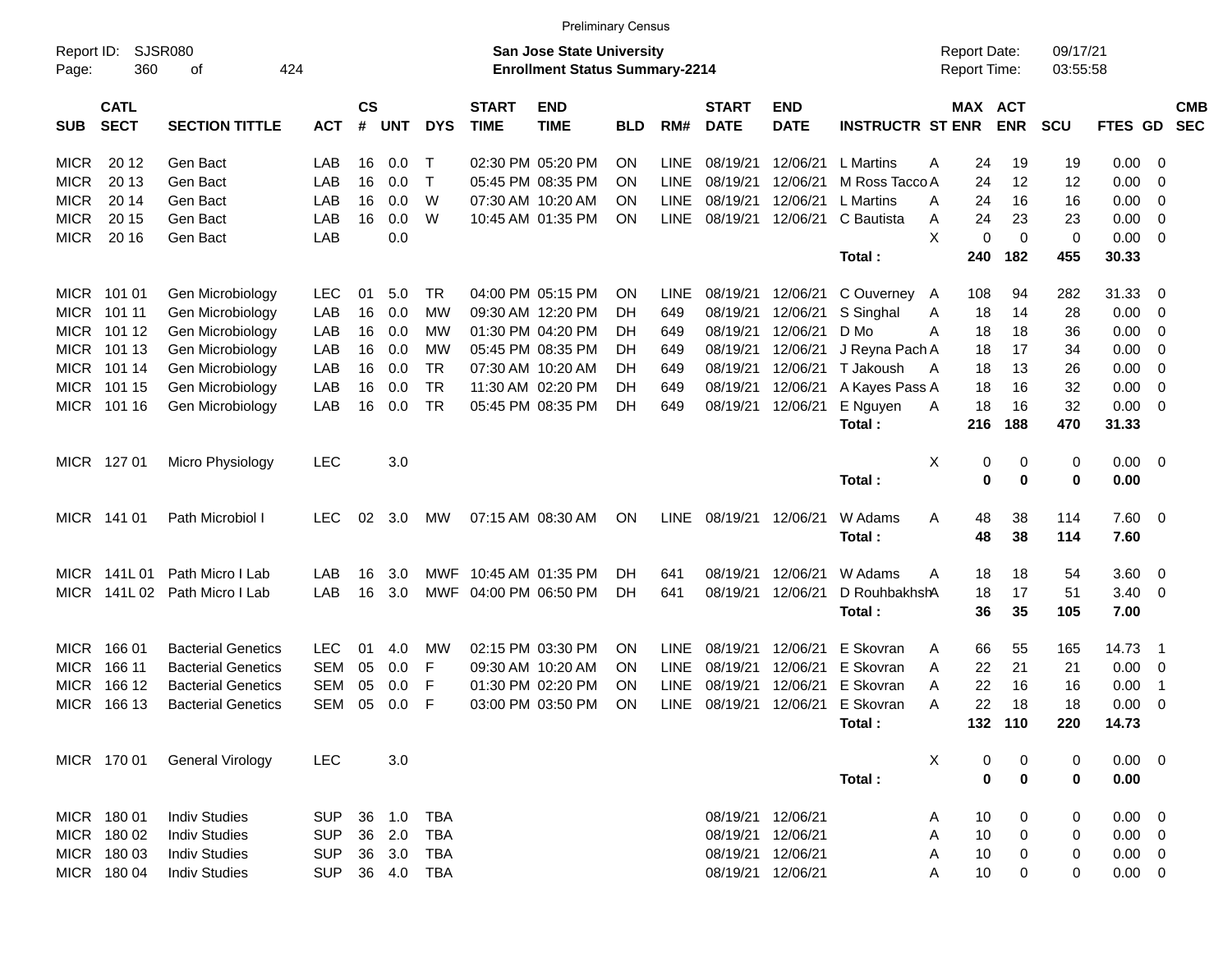Preliminary Census

Report ID: SJSR080

**San Jose State University**
**Enrollment Status Summary-2214**

Report Date: 09/17/21
Report Time: 03:55:58

| SUB | CATL SECT | SECTION TITTLE | ACT | CS # | UNT | DYS | START TIME | END TIME | BLD | RM# | START DATE | END DATE | INSTRUCTR | ST | MAX ENR | ACT ENR | SCU | FTES | GD | CMB SEC |
|---|---|---|---|---|---|---|---|---|---|---|---|---|---|---|---|---|---|---|---|---|
| MICR | 20 12 | Gen Bact | LAB | 16 | 0.0 | T | 02:30 PM | 05:20 PM | ON | LINE | 08/19/21 | 12/06/21 | L Martins | A | 24 | 19 | 19 | 0.00 | 0 | |
| MICR | 20 13 | Gen Bact | LAB | 16 | 0.0 | T | 05:45 PM | 08:35 PM | ON | LINE | 08/19/21 | 12/06/21 | M Ross Tacco | A | 24 | 12 | 12 | 0.00 | 0 | |
| MICR | 20 14 | Gen Bact | LAB | 16 | 0.0 | W | 07:30 AM | 10:20 AM | ON | LINE | 08/19/21 | 12/06/21 | L Martins | A | 24 | 16 | 16 | 0.00 | 0 | |
| MICR | 20 15 | Gen Bact | LAB | 16 | 0.0 | W | 10:45 AM | 01:35 PM | ON | LINE | 08/19/21 | 12/06/21 | C Bautista | A | 24 | 23 | 23 | 0.00 | 0 | |
| MICR | 20 16 | Gen Bact | LAB | | 0.0 | | | | | | | | | X | 0 | 0 | 0 | 0.00 | 0 | |
| | | | | | | | | | | | | | **Total :** | | **240** | **182** | **455** | **30.33** | | |
| MICR | 101 01 | Gen Microbiology | LEC | 01 | 5.0 | TR | 04:00 PM | 05:15 PM | ON | LINE | 08/19/21 | 12/06/21 | C Ouverney | A | 108 | 94 | 282 | 31.33 | 0 | |
| MICR | 101 11 | Gen Microbiology | LAB | 16 | 0.0 | MW | 09:30 AM | 12:20 PM | DH | 649 | 08/19/21 | 12/06/21 | S Singhal | A | 18 | 14 | 28 | 0.00 | 0 | |
| MICR | 101 12 | Gen Microbiology | LAB | 16 | 0.0 | MW | 01:30 PM | 04:20 PM | DH | 649 | 08/19/21 | 12/06/21 | D Mo | A | 18 | 18 | 36 | 0.00 | 0 | |
| MICR | 101 13 | Gen Microbiology | LAB | 16 | 0.0 | MW | 05:45 PM | 08:35 PM | DH | 649 | 08/19/21 | 12/06/21 | J Reyna Pach | A | 18 | 17 | 34 | 0.00 | 0 | |
| MICR | 101 14 | Gen Microbiology | LAB | 16 | 0.0 | TR | 07:30 AM | 10:20 AM | DH | 649 | 08/19/21 | 12/06/21 | T Jakoush | A | 18 | 13 | 26 | 0.00 | 0 | |
| MICR | 101 15 | Gen Microbiology | LAB | 16 | 0.0 | TR | 11:30 AM | 02:20 PM | DH | 649 | 08/19/21 | 12/06/21 | A Kayes Pass | A | 18 | 16 | 32 | 0.00 | 0 | |
| MICR | 101 16 | Gen Microbiology | LAB | 16 | 0.0 | TR | 05:45 PM | 08:35 PM | DH | 649 | 08/19/21 | 12/06/21 | E Nguyen | A | 18 | 16 | 32 | 0.00 | 0 | |
| | | | | | | | | | | | | | **Total :** | | **216** | **188** | **470** | **31.33** | | |
| MICR | 127 01 | Micro Physiology | LEC | | 3.0 | | | | | | | | | X | 0 | 0 | 0 | 0.00 | 0 | |
| | | | | | | | | | | | | | **Total :** | | **0** | **0** | **0** | **0.00** | | |
| MICR | 141 01 | Path Microbiol I | LEC | 02 | 3.0 | MW | 07:15 AM | 08:30 AM | ON | LINE | 08/19/21 | 12/06/21 | W Adams | A | 48 | 38 | 114 | 7.60 | 0 | |
| | | | | | | | | | | | | | **Total :** | | **48** | **38** | **114** | **7.60** | | |
| MICR | 141L 01 | Path Micro I Lab | LAB | 16 | 3.0 | MWF | 10:45 AM | 01:35 PM | DH | 641 | 08/19/21 | 12/06/21 | W Adams | A | 18 | 18 | 54 | 3.60 | 0 | |
| MICR | 141L 02 | Path Micro I Lab | LAB | 16 | 3.0 | MWF | 04:00 PM | 06:50 PM | DH | 641 | 08/19/21 | 12/06/21 | D Rouhbakhsh | A | 18 | 17 | 51 | 3.40 | 0 | |
| | | | | | | | | | | | | | **Total :** | | **36** | **35** | **105** | **7.00** | | |
| MICR | 166 01 | Bacterial Genetics | LEC | 01 | 4.0 | MW | 02:15 PM | 03:30 PM | ON | LINE | 08/19/21 | 12/06/21 | E Skovran | A | 66 | 55 | 165 | 14.73 | 1 | |
| MICR | 166 11 | Bacterial Genetics | SEM | 05 | 0.0 | F | 09:30 AM | 10:20 AM | ON | LINE | 08/19/21 | 12/06/21 | E Skovran | A | 22 | 21 | 21 | 0.00 | 0 | |
| MICR | 166 12 | Bacterial Genetics | SEM | 05 | 0.0 | F | 01:30 PM | 02:20 PM | ON | LINE | 08/19/21 | 12/06/21 | E Skovran | A | 22 | 16 | 16 | 0.00 | 1 | |
| MICR | 166 13 | Bacterial Genetics | SEM | 05 | 0.0 | F | 03:00 PM | 03:50 PM | ON | LINE | 08/19/21 | 12/06/21 | E Skovran | A | 22 | 18 | 18 | 0.00 | 0 | |
| | | | | | | | | | | | | | **Total :** | | **132** | **110** | **220** | **14.73** | | |
| MICR | 170 01 | General Virology | LEC | | 3.0 | | | | | | | | | X | 0 | 0 | 0 | 0.00 | 0 | |
| | | | | | | | | | | | | | **Total :** | | **0** | **0** | **0** | **0.00** | | |
| MICR | 180 01 | Indiv Studies | SUP | 36 | 1.0 | TBA | | | | | 08/19/21 | 12/06/21 | | A | 10 | 0 | 0 | 0.00 | 0 | |
| MICR | 180 02 | Indiv Studies | SUP | 36 | 2.0 | TBA | | | | | 08/19/21 | 12/06/21 | | A | 10 | 0 | 0 | 0.00 | 0 | |
| MICR | 180 03 | Indiv Studies | SUP | 36 | 3.0 | TBA | | | | | 08/19/21 | 12/06/21 | | A | 10 | 0 | 0 | 0.00 | 0 | |
| MICR | 180 04 | Indiv Studies | SUP | 36 | 4.0 | TBA | | | | | 08/19/21 | 12/06/21 | | A | 10 | 0 | 0 | 0.00 | 0 | |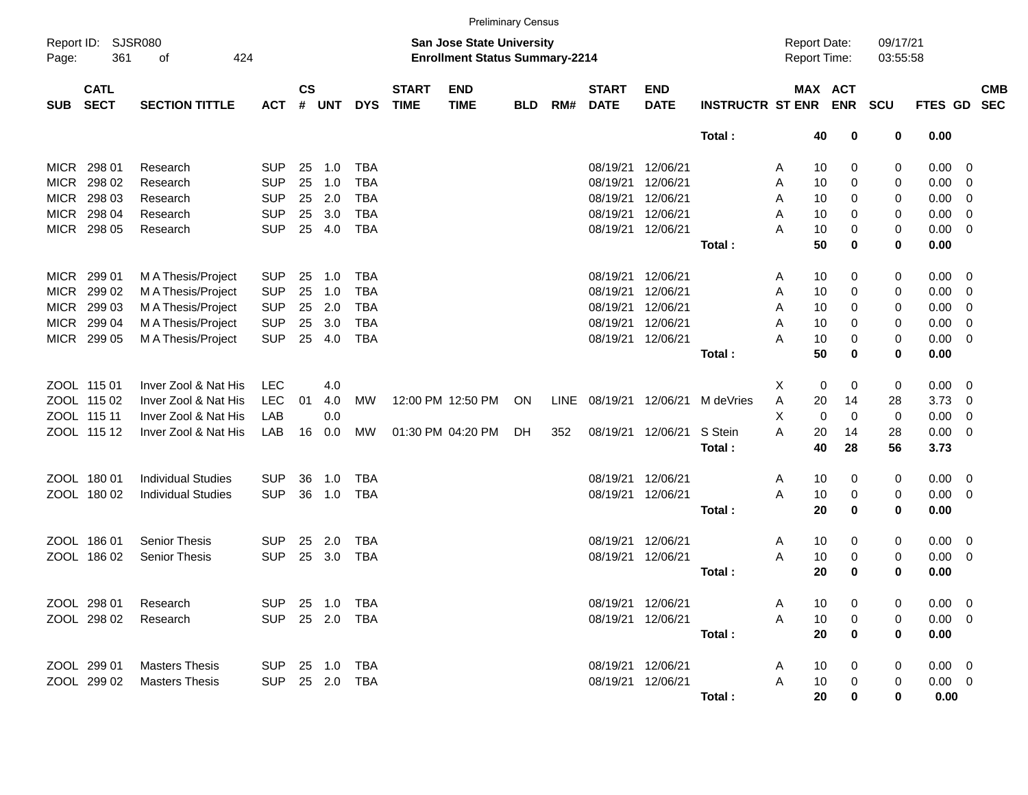Preliminary Census

Report ID: SJSR080
Page: 361 of 424

**San Jose State University**
**Enrollment Status Summary-2214**

Report Date: 09/17/21
Report Time: 03:55:58

| SUB | CATL SECT | SECTION TITTLE | ACT | CS # | UNT | DYS | START TIME | END TIME | BLD | RM# | START DATE | END DATE | INSTRUCTR | ST | MAX ENR | ACT ENR | SCU | FTES | GD | CMB SEC |
|---|---|---|---|---|---|---|---|---|---|---|---|---|---|---|---|---|---|---|---|---|
| | | | | | | | | | | | | | **Total :** | | **40** | **0** | **0** | **0.00** | | |
| MICR | 298 01 | Research | SUP | 25 | 1.0 | TBA | | | | | 08/19/21 | 12/06/21 | | A | 10 | 0 | 0 | 0.00 | 0 | |
| MICR | 298 02 | Research | SUP | 25 | 1.0 | TBA | | | | | 08/19/21 | 12/06/21 | | A | 10 | 0 | 0 | 0.00 | 0 | |
| MICR | 298 03 | Research | SUP | 25 | 2.0 | TBA | | | | | 08/19/21 | 12/06/21 | | A | 10 | 0 | 0 | 0.00 | 0 | |
| MICR | 298 04 | Research | SUP | 25 | 3.0 | TBA | | | | | 08/19/21 | 12/06/21 | | A | 10 | 0 | 0 | 0.00 | 0 | |
| MICR | 298 05 | Research | SUP | 25 | 4.0 | TBA | | | | | 08/19/21 | 12/06/21 | | A | 10 | 0 | 0 | 0.00 | 0 | |
| | | | | | | | | | | | | | **Total :** | | **50** | **0** | **0** | **0.00** | | |
| MICR | 299 01 | M A Thesis/Project | SUP | 25 | 1.0 | TBA | | | | | 08/19/21 | 12/06/21 | | A | 10 | 0 | 0 | 0.00 | 0 | |
| MICR | 299 02 | M A Thesis/Project | SUP | 25 | 1.0 | TBA | | | | | 08/19/21 | 12/06/21 | | A | 10 | 0 | 0 | 0.00 | 0 | |
| MICR | 299 03 | M A Thesis/Project | SUP | 25 | 2.0 | TBA | | | | | 08/19/21 | 12/06/21 | | A | 10 | 0 | 0 | 0.00 | 0 | |
| MICR | 299 04 | M A Thesis/Project | SUP | 25 | 3.0 | TBA | | | | | 08/19/21 | 12/06/21 | | A | 10 | 0 | 0 | 0.00 | 0 | |
| MICR | 299 05 | M A Thesis/Project | SUP | 25 | 4.0 | TBA | | | | | 08/19/21 | 12/06/21 | | A | 10 | 0 | 0 | 0.00 | 0 | |
| | | | | | | | | | | | | | **Total :** | | **50** | **0** | **0** | **0.00** | | |
| ZOOL | 115 01 | Inver Zool & Nat His | LEC | | 4.0 | | | | | | | | | X | 0 | 0 | 0 | 0.00 | 0 | |
| ZOOL | 115 02 | Inver Zool & Nat His | LEC | 01 | 4.0 | MW | 12:00 PM | 12:50 PM | ON | LINE | 08/19/21 | 12/06/21 | M deVries | A | 20 | 14 | 28 | 3.73 | 0 | |
| ZOOL | 115 11 | Inver Zool & Nat His | LAB | | 0.0 | | | | | | | | | X | 0 | 0 | 0 | 0.00 | 0 | |
| ZOOL | 115 12 | Inver Zool & Nat His | LAB | 16 | 0.0 | MW | 01:30 PM | 04:20 PM | DH | 352 | 08/19/21 | 12/06/21 | S Stein | A | 20 | 14 | 28 | 0.00 | 0 | |
| | | | | | | | | | | | | | **Total :** | | **40** | **28** | **56** | **3.73** | | |
| ZOOL | 180 01 | Individual Studies | SUP | 36 | 1.0 | TBA | | | | | 08/19/21 | 12/06/21 | | A | 10 | 0 | 0 | 0.00 | 0 | |
| ZOOL | 180 02 | Individual Studies | SUP | 36 | 1.0 | TBA | | | | | 08/19/21 | 12/06/21 | | A | 10 | 0 | 0 | 0.00 | 0 | |
| | | | | | | | | | | | | | **Total :** | | **20** | **0** | **0** | **0.00** | | |
| ZOOL | 186 01 | Senior Thesis | SUP | 25 | 2.0 | TBA | | | | | 08/19/21 | 12/06/21 | | A | 10 | 0 | 0 | 0.00 | 0 | |
| ZOOL | 186 02 | Senior Thesis | SUP | 25 | 3.0 | TBA | | | | | 08/19/21 | 12/06/21 | | A | 10 | 0 | 0 | 0.00 | 0 | |
| | | | | | | | | | | | | | **Total :** | | **20** | **0** | **0** | **0.00** | | |
| ZOOL | 298 01 | Research | SUP | 25 | 1.0 | TBA | | | | | 08/19/21 | 12/06/21 | | A | 10 | 0 | 0 | 0.00 | 0 | |
| ZOOL | 298 02 | Research | SUP | 25 | 2.0 | TBA | | | | | 08/19/21 | 12/06/21 | | A | 10 | 0 | 0 | 0.00 | 0 | |
| | | | | | | | | | | | | | **Total :** | | **20** | **0** | **0** | **0.00** | | |
| ZOOL | 299 01 | Masters Thesis | SUP | 25 | 1.0 | TBA | | | | | 08/19/21 | 12/06/21 | | A | 10 | 0 | 0 | 0.00 | 0 | |
| ZOOL | 299 02 | Masters Thesis | SUP | 25 | 2.0 | TBA | | | | | 08/19/21 | 12/06/21 | | A | 10 | 0 | 0 | 0.00 | 0 | |
| | | | | | | | | | | | | | **Total :** | | **20** | **0** | **0** | **0.00** | | |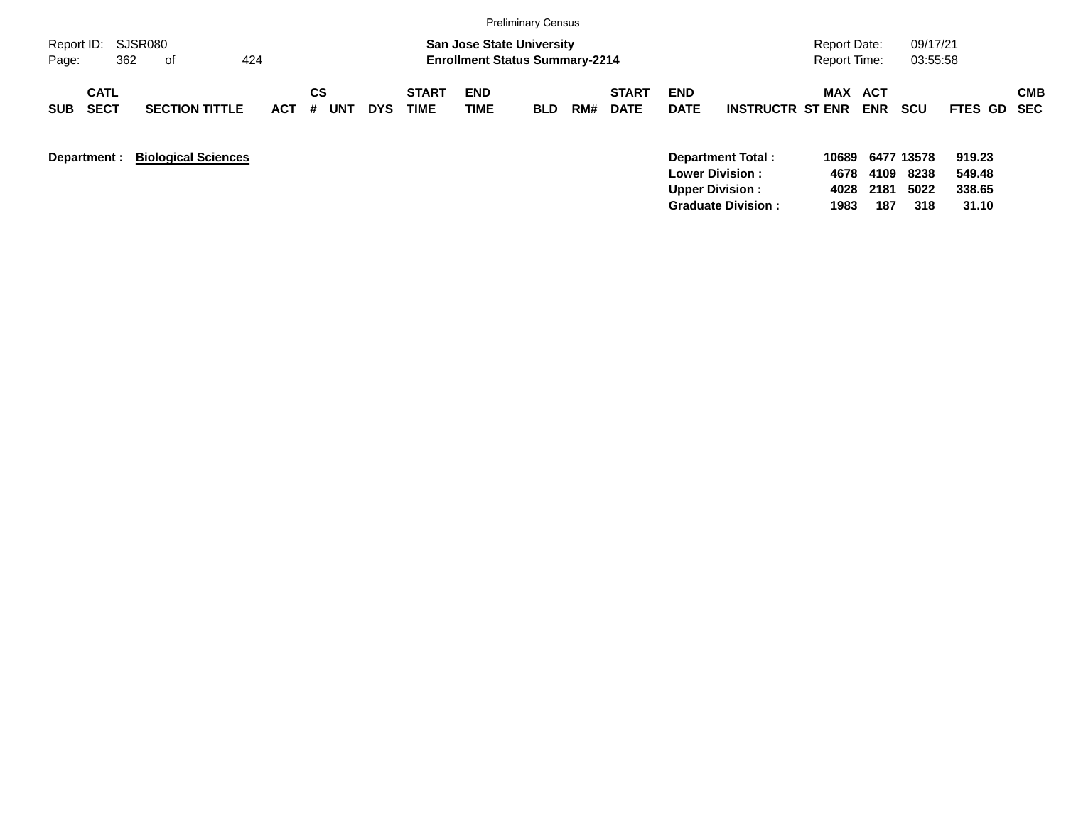Preliminary Census

Report ID: SJSR080

**San Jose State University**
**Enrollment Status Summary-2214**

Report Date: 09/17/21
Report Time: 03:55:58

| SUB | CATL SECT | SECTION TITTLE | ACT | CS # | UNT | DYS | START TIME | END TIME | BLD | RM# | START DATE | END DATE | INSTRUCTR | ST | MAX ENR | ACT ENR | SCU | FTES | GD | CMB SEC |
|---|---|---|---|---|---|---|---|---|---|---|---|---|---|---|---|---|---|---|---|---|

**Department : Biological Sciences**

| | MAX ENR | ACT ENR | SCU | FTES |
|---|---|---|---|---|
| **Department Total :** | **10689** | **6477** | **13578** | **919.23** |
| **Lower Division :** | **4678** | **4109** | **8238** | **549.48** |
| **Upper Division :** | **4028** | **2181** | **5022** | **338.65** |
| **Graduate Division :** | **1983** | **187** | **318** | **31.10** |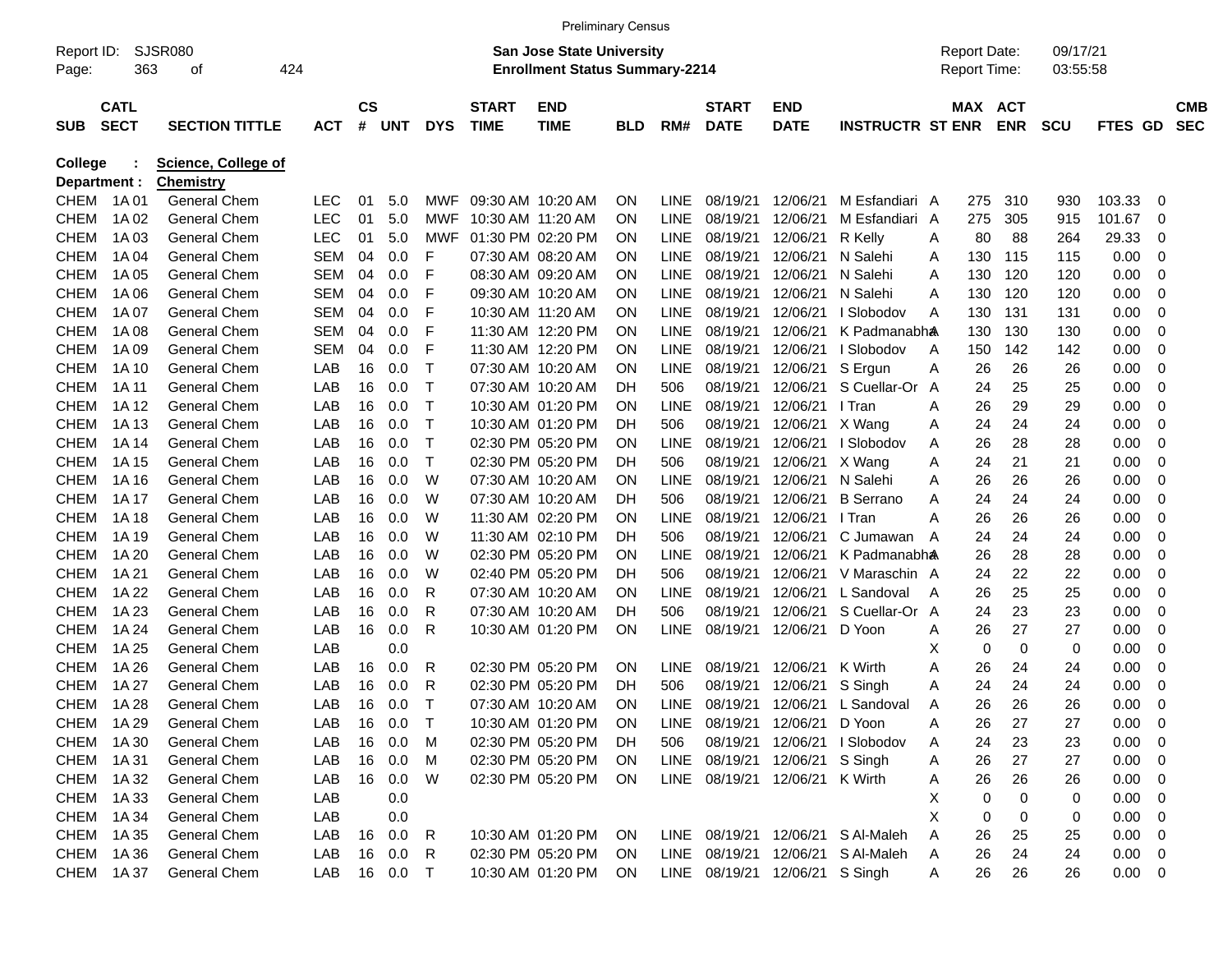Preliminary Census

Report ID: SJSR080

**San Jose State University**
**Enrollment Status Summary-2214**

Report Date: 09/17/21
Report Time: 03:55:58

**College : Science, College of**
**Department : Chemistry**

| SUB | CATL SECT | SECTION TITTLE | ACT | CS # | UNT | DYS | START TIME | END TIME | BLD | RM# | START DATE | END DATE | INSTRUCTR | ST | MAX ENR | ACT ENR | SCU | FTES | GD | CMB SEC |
|---|---|---|---|---|---|---|---|---|---|---|---|---|---|---|---|---|---|---|---|---|
| CHEM | 1A 01 | General Chem | LEC | 01 | 5.0 | MWF | 09:30 AM | 10:20 AM | ON | LINE | 08/19/21 | 12/06/21 | M Esfandiari | A | 275 | 310 | 930 | 103.33 | 0 | |
| CHEM | 1A 02 | General Chem | LEC | 01 | 5.0 | MWF | 10:30 AM | 11:20 AM | ON | LINE | 08/19/21 | 12/06/21 | M Esfandiari | A | 275 | 305 | 915 | 101.67 | 0 | |
| CHEM | 1A 03 | General Chem | LEC | 01 | 5.0 | MWF | 01:30 PM | 02:20 PM | ON | LINE | 08/19/21 | 12/06/21 | R Kelly | A | 80 | 88 | 264 | 29.33 | 0 | |
| CHEM | 1A 04 | General Chem | SEM | 04 | 0.0 | F | 07:30 AM | 08:20 AM | ON | LINE | 08/19/21 | 12/06/21 | N Salehi | A | 130 | 115 | 115 | 0.00 | 0 | |
| CHEM | 1A 05 | General Chem | SEM | 04 | 0.0 | F | 08:30 AM | 09:20 AM | ON | LINE | 08/19/21 | 12/06/21 | N Salehi | A | 130 | 120 | 120 | 0.00 | 0 | |
| CHEM | 1A 06 | General Chem | SEM | 04 | 0.0 | F | 09:30 AM | 10:20 AM | ON | LINE | 08/19/21 | 12/06/21 | N Salehi | A | 130 | 120 | 120 | 0.00 | 0 | |
| CHEM | 1A 07 | General Chem | SEM | 04 | 0.0 | F | 10:30 AM | 11:20 AM | ON | LINE | 08/19/21 | 12/06/21 | I Slobodov | A | 130 | 131 | 131 | 0.00 | 0 | |
| CHEM | 1A 08 | General Chem | SEM | 04 | 0.0 | F | 11:30 AM | 12:20 PM | ON | LINE | 08/19/21 | 12/06/21 | K Padmanabha | A | 130 | 130 | 130 | 0.00 | 0 | |
| CHEM | 1A 09 | General Chem | SEM | 04 | 0.0 | F | 11:30 AM | 12:20 PM | ON | LINE | 08/19/21 | 12/06/21 | I Slobodov | A | 150 | 142 | 142 | 0.00 | 0 | |
| CHEM | 1A 10 | General Chem | LAB | 16 | 0.0 | T | 07:30 AM | 10:20 AM | ON | LINE | 08/19/21 | 12/06/21 | S Ergun | A | 26 | 26 | 26 | 0.00 | 0 | |
| CHEM | 1A 11 | General Chem | LAB | 16 | 0.0 | T | 07:30 AM | 10:20 AM | DH | 506 | 08/19/21 | 12/06/21 | S Cuellar-Or | A | 24 | 25 | 25 | 0.00 | 0 | |
| CHEM | 1A 12 | General Chem | LAB | 16 | 0.0 | T | 10:30 AM | 01:20 PM | ON | LINE | 08/19/21 | 12/06/21 | I Tran | A | 26 | 29 | 29 | 0.00 | 0 | |
| CHEM | 1A 13 | General Chem | LAB | 16 | 0.0 | T | 10:30 AM | 01:20 PM | DH | 506 | 08/19/21 | 12/06/21 | X Wang | A | 24 | 24 | 24 | 0.00 | 0 | |
| CHEM | 1A 14 | General Chem | LAB | 16 | 0.0 | T | 02:30 PM | 05:20 PM | ON | LINE | 08/19/21 | 12/06/21 | I Slobodov | A | 26 | 28 | 28 | 0.00 | 0 | |
| CHEM | 1A 15 | General Chem | LAB | 16 | 0.0 | T | 02:30 PM | 05:20 PM | DH | 506 | 08/19/21 | 12/06/21 | X Wang | A | 24 | 21 | 21 | 0.00 | 0 | |
| CHEM | 1A 16 | General Chem | LAB | 16 | 0.0 | W | 07:30 AM | 10:20 AM | ON | LINE | 08/19/21 | 12/06/21 | N Salehi | A | 26 | 26 | 26 | 0.00 | 0 | |
| CHEM | 1A 17 | General Chem | LAB | 16 | 0.0 | W | 07:30 AM | 10:20 AM | DH | 506 | 08/19/21 | 12/06/21 | B Serrano | A | 24 | 24 | 24 | 0.00 | 0 | |
| CHEM | 1A 18 | General Chem | LAB | 16 | 0.0 | W | 11:30 AM | 02:20 PM | ON | LINE | 08/19/21 | 12/06/21 | I Tran | A | 26 | 26 | 26 | 0.00 | 0 | |
| CHEM | 1A 19 | General Chem | LAB | 16 | 0.0 | W | 11:30 AM | 02:10 PM | DH | 506 | 08/19/21 | 12/06/21 | C Jumawan | A | 24 | 24 | 24 | 0.00 | 0 | |
| CHEM | 1A 20 | General Chem | LAB | 16 | 0.0 | W | 02:30 PM | 05:20 PM | ON | LINE | 08/19/21 | 12/06/21 | K Padmanabha | A | 26 | 28 | 28 | 0.00 | 0 | |
| CHEM | 1A 21 | General Chem | LAB | 16 | 0.0 | W | 02:40 PM | 05:20 PM | DH | 506 | 08/19/21 | 12/06/21 | V Maraschin | A | 24 | 22 | 22 | 0.00 | 0 | |
| CHEM | 1A 22 | General Chem | LAB | 16 | 0.0 | R | 07:30 AM | 10:20 AM | ON | LINE | 08/19/21 | 12/06/21 | L Sandoval | A | 26 | 25 | 25 | 0.00 | 0 | |
| CHEM | 1A 23 | General Chem | LAB | 16 | 0.0 | R | 07:30 AM | 10:20 AM | DH | 506 | 08/19/21 | 12/06/21 | S Cuellar-Or | A | 24 | 23 | 23 | 0.00 | 0 | |
| CHEM | 1A 24 | General Chem | LAB | 16 | 0.0 | R | 10:30 AM | 01:20 PM | ON | LINE | 08/19/21 | 12/06/21 | D Yoon | A | 26 | 27 | 27 | 0.00 | 0 | |
| CHEM | 1A 25 | General Chem | LAB | | 0.0 | | | | | | | | | X | 0 | 0 | 0 | 0.00 | 0 | |
| CHEM | 1A 26 | General Chem | LAB | 16 | 0.0 | R | 02:30 PM | 05:20 PM | ON | LINE | 08/19/21 | 12/06/21 | K Wirth | A | 26 | 24 | 24 | 0.00 | 0 | |
| CHEM | 1A 27 | General Chem | LAB | 16 | 0.0 | R | 02:30 PM | 05:20 PM | DH | 506 | 08/19/21 | 12/06/21 | S Singh | A | 24 | 24 | 24 | 0.00 | 0 | |
| CHEM | 1A 28 | General Chem | LAB | 16 | 0.0 | T | 07:30 AM | 10:20 AM | ON | LINE | 08/19/21 | 12/06/21 | L Sandoval | A | 26 | 26 | 26 | 0.00 | 0 | |
| CHEM | 1A 29 | General Chem | LAB | 16 | 0.0 | T | 10:30 AM | 01:20 PM | ON | LINE | 08/19/21 | 12/06/21 | D Yoon | A | 26 | 27 | 27 | 0.00 | 0 | |
| CHEM | 1A 30 | General Chem | LAB | 16 | 0.0 | M | 02:30 PM | 05:20 PM | DH | 506 | 08/19/21 | 12/06/21 | I Slobodov | A | 24 | 23 | 23 | 0.00 | 0 | |
| CHEM | 1A 31 | General Chem | LAB | 16 | 0.0 | M | 02:30 PM | 05:20 PM | ON | LINE | 08/19/21 | 12/06/21 | S Singh | A | 26 | 27 | 27 | 0.00 | 0 | |
| CHEM | 1A 32 | General Chem | LAB | 16 | 0.0 | W | 02:30 PM | 05:20 PM | ON | LINE | 08/19/21 | 12/06/21 | K Wirth | A | 26 | 26 | 26 | 0.00 | 0 | |
| CHEM | 1A 33 | General Chem | LAB | | 0.0 | | | | | | | | | X | 0 | 0 | 0 | 0.00 | 0 | |
| CHEM | 1A 34 | General Chem | LAB | | 0.0 | | | | | | | | | X | 0 | 0 | 0 | 0.00 | 0 | |
| CHEM | 1A 35 | General Chem | LAB | 16 | 0.0 | R | 10:30 AM | 01:20 PM | ON | LINE | 08/19/21 | 12/06/21 | S Al-Maleh | A | 26 | 25 | 25 | 0.00 | 0 | |
| CHEM | 1A 36 | General Chem | LAB | 16 | 0.0 | R | 02:30 PM | 05:20 PM | ON | LINE | 08/19/21 | 12/06/21 | S Al-Maleh | A | 26 | 24 | 24 | 0.00 | 0 | |
| CHEM | 1A 37 | General Chem | LAB | 16 | 0.0 | T | 10:30 AM | 01:20 PM | ON | LINE | 08/19/21 | 12/06/21 | S Singh | A | 26 | 26 | 26 | 0.00 | 0 | |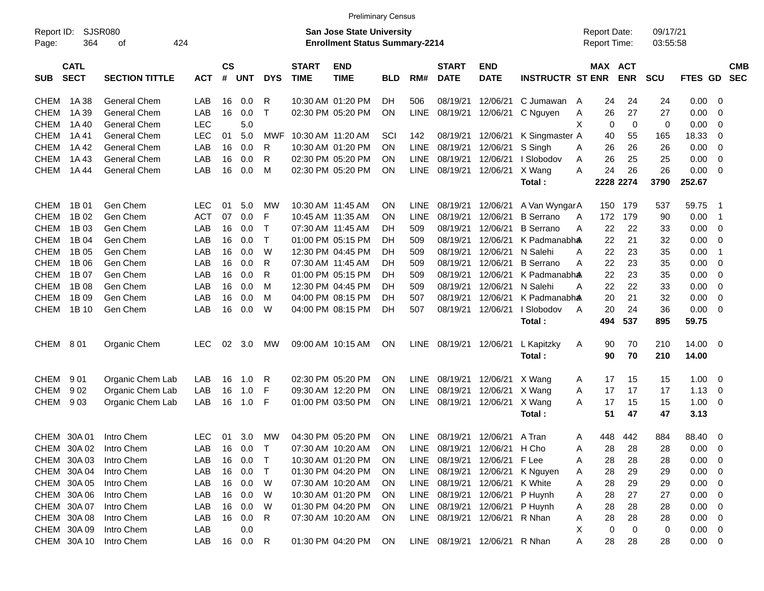Preliminary Census

Report ID: SJSR080
Page: 364 of 424

**San Jose State University**
**Enrollment Status Summary-2214**

Report Date: 09/17/21
Report Time: 03:55:58

| SUB | CATL SECT | SECTION TITTLE | ACT | CS # | UNT | DYS | START TIME | END TIME | BLD | RM# | START DATE | END DATE | INSTRUCTR | ST | MAX ENR | ACT ENR | SCU | FTES | GD | CMB SEC |
|---|---|---|---|---|---|---|---|---|---|---|---|---|---|---|---|---|---|---|---|---|
| CHEM | 1A 38 | General Chem | LAB | 16 | 0.0 | R | 10:30 AM | 01:20 PM | DH | 506 | 08/19/21 | 12/06/21 | C Jumawan | A | 24 | 24 | 24 | 0.00 | 0 | |
| CHEM | 1A 39 | General Chem | LAB | 16 | 0.0 | T | 02:30 PM | 05:20 PM | ON | LINE | 08/19/21 | 12/06/21 | C Nguyen | A | 26 | 27 | 27 | 0.00 | 0 | |
| CHEM | 1A 40 | General Chem | LEC | | 5.0 | | | | | | | | | X | 0 | 0 | 0 | 0.00 | 0 | |
| CHEM | 1A 41 | General Chem | LEC | 01 | 5.0 | MWF | 10:30 AM | 11:20 AM | SCI | 142 | 08/19/21 | 12/06/21 | K Singmaster | A | 40 | 55 | 165 | 18.33 | 0 | |
| CHEM | 1A 42 | General Chem | LAB | 16 | 0.0 | R | 10:30 AM | 01:20 PM | ON | LINE | 08/19/21 | 12/06/21 | S Singh | A | 26 | 26 | 26 | 0.00 | 0 | |
| CHEM | 1A 43 | General Chem | LAB | 16 | 0.0 | R | 02:30 PM | 05:20 PM | ON | LINE | 08/19/21 | 12/06/21 | I Slobodov | A | 26 | 25 | 25 | 0.00 | 0 | |
| CHEM | 1A 44 | General Chem | LAB | 16 | 0.0 | M | 02:30 PM | 05:20 PM | ON | LINE | 08/19/21 | 12/06/21 | X Wang | A | 24 | 26 | 26 | 0.00 | 0 | |
| | | | | | | | | | | | | | **Total :** | | **2228** | **2274** | **3790** | **252.67** | | |
| CHEM | 1B 01 | Gen Chem | LEC | 01 | 5.0 | MW | 10:30 AM | 11:45 AM | ON | LINE | 08/19/21 | 12/06/21 | A Van Wyngar | A | 150 | 179 | 537 | 59.75 | 1 | |
| CHEM | 1B 02 | Gen Chem | ACT | 07 | 0.0 | F | 10:45 AM | 11:35 AM | ON | LINE | 08/19/21 | 12/06/21 | B Serrano | A | 172 | 179 | 90 | 0.00 | 1 | |
| CHEM | 1B 03 | Gen Chem | LAB | 16 | 0.0 | T | 07:30 AM | 11:45 AM | DH | 509 | 08/19/21 | 12/06/21 | B Serrano | A | 22 | 22 | 33 | 0.00 | 0 | |
| CHEM | 1B 04 | Gen Chem | LAB | 16 | 0.0 | T | 01:00 PM | 05:15 PM | DH | 509 | 08/19/21 | 12/06/21 | K Padmanabha | A | 22 | 21 | 32 | 0.00 | 0 | |
| CHEM | 1B 05 | Gen Chem | LAB | 16 | 0.0 | W | 12:30 PM | 04:45 PM | DH | 509 | 08/19/21 | 12/06/21 | N Salehi | A | 22 | 23 | 35 | 0.00 | 1 | |
| CHEM | 1B 06 | Gen Chem | LAB | 16 | 0.0 | R | 07:30 AM | 11:45 AM | DH | 509 | 08/19/21 | 12/06/21 | B Serrano | A | 22 | 23 | 35 | 0.00 | 0 | |
| CHEM | 1B 07 | Gen Chem | LAB | 16 | 0.0 | R | 01:00 PM | 05:15 PM | DH | 509 | 08/19/21 | 12/06/21 | K Padmanabha | A | 22 | 23 | 35 | 0.00 | 0 | |
| CHEM | 1B 08 | Gen Chem | LAB | 16 | 0.0 | M | 12:30 PM | 04:45 PM | DH | 509 | 08/19/21 | 12/06/21 | N Salehi | A | 22 | 22 | 33 | 0.00 | 0 | |
| CHEM | 1B 09 | Gen Chem | LAB | 16 | 0.0 | M | 04:00 PM | 08:15 PM | DH | 507 | 08/19/21 | 12/06/21 | K Padmanabha | A | 20 | 21 | 32 | 0.00 | 0 | |
| CHEM | 1B 10 | Gen Chem | LAB | 16 | 0.0 | W | 04:00 PM | 08:15 PM | DH | 507 | 08/19/21 | 12/06/21 | I Slobodov | A | 20 | 24 | 36 | 0.00 | 0 | |
| | | | | | | | | | | | | | **Total :** | | **494** | **537** | **895** | **59.75** | | |
| CHEM | 8 01 | Organic Chem | LEC | 02 | 3.0 | MW | 09:00 AM | 10:15 AM | ON | LINE | 08/19/21 | 12/06/21 | L Kapitzky | A | 90 | 70 | 210 | 14.00 | 0 | |
| | | | | | | | | | | | | | **Total :** | | **90** | **70** | **210** | **14.00** | | |
| CHEM | 9 01 | Organic Chem Lab | LAB | 16 | 1.0 | R | 02:30 PM | 05:20 PM | ON | LINE | 08/19/21 | 12/06/21 | X Wang | A | 17 | 15 | 15 | 1.00 | 0 | |
| CHEM | 9 02 | Organic Chem Lab | LAB | 16 | 1.0 | F | 09:30 AM | 12:20 PM | ON | LINE | 08/19/21 | 12/06/21 | X Wang | A | 17 | 17 | 17 | 1.13 | 0 | |
| CHEM | 9 03 | Organic Chem Lab | LAB | 16 | 1.0 | F | 01:00 PM | 03:50 PM | ON | LINE | 08/19/21 | 12/06/21 | X Wang | A | 17 | 15 | 15 | 1.00 | 0 | |
| | | | | | | | | | | | | | **Total :** | | **51** | **47** | **47** | **3.13** | | |
| CHEM | 30A 01 | Intro Chem | LEC | 01 | 3.0 | MW | 04:30 PM | 05:20 PM | ON | LINE | 08/19/21 | 12/06/21 | A Tran | A | 448 | 442 | 884 | 88.40 | 0 | |
| CHEM | 30A 02 | Intro Chem | LAB | 16 | 0.0 | T | 07:30 AM | 10:20 AM | ON | LINE | 08/19/21 | 12/06/21 | H Cho | A | 28 | 28 | 28 | 0.00 | 0 | |
| CHEM | 30A 03 | Intro Chem | LAB | 16 | 0.0 | T | 10:30 AM | 01:20 PM | ON | LINE | 08/19/21 | 12/06/21 | F Lee | A | 28 | 28 | 28 | 0.00 | 0 | |
| CHEM | 30A 04 | Intro Chem | LAB | 16 | 0.0 | T | 01:30 PM | 04:20 PM | ON | LINE | 08/19/21 | 12/06/21 | K Nguyen | A | 28 | 29 | 29 | 0.00 | 0 | |
| CHEM | 30A 05 | Intro Chem | LAB | 16 | 0.0 | W | 07:30 AM | 10:20 AM | ON | LINE | 08/19/21 | 12/06/21 | K White | A | 28 | 29 | 29 | 0.00 | 0 | |
| CHEM | 30A 06 | Intro Chem | LAB | 16 | 0.0 | W | 10:30 AM | 01:20 PM | ON | LINE | 08/19/21 | 12/06/21 | P Huynh | A | 28 | 27 | 27 | 0.00 | 0 | |
| CHEM | 30A 07 | Intro Chem | LAB | 16 | 0.0 | W | 01:30 PM | 04:20 PM | ON | LINE | 08/19/21 | 12/06/21 | P Huynh | A | 28 | 28 | 28 | 0.00 | 0 | |
| CHEM | 30A 08 | Intro Chem | LAB | 16 | 0.0 | R | 07:30 AM | 10:20 AM | ON | LINE | 08/19/21 | 12/06/21 | R Nhan | A | 28 | 28 | 28 | 0.00 | 0 | |
| CHEM | 30A 09 | Intro Chem | LAB | | 0.0 | | | | | | | | | X | 0 | 0 | 0 | 0.00 | 0 | |
| CHEM | 30A 10 | Intro Chem | LAB | 16 | 0.0 | R | 01:30 PM | 04:20 PM | ON | LINE | 08/19/21 | 12/06/21 | R Nhan | A | 28 | 28 | 28 | 0.00 | 0 | |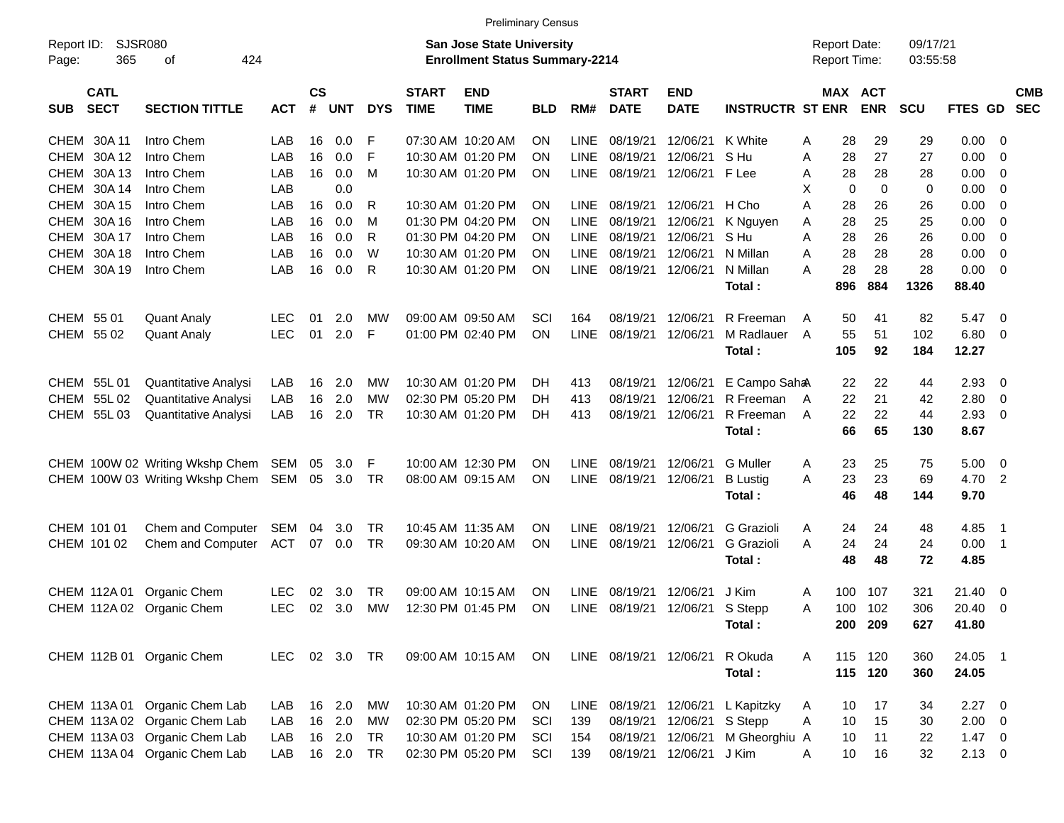Preliminary Census

Report ID: SJSR080

**San Jose State University**
**Enrollment Status Summary-2214**

Report Date: 09/17/21
Report Time: 03:55:58

| SUB | CATL SECT | SECTION TITTLE | ACT | CS # | UNT | DYS | START TIME | END TIME | BLD | RM# | START DATE | END DATE | INSTRUCTR | ST | MAX ENR | ACT ENR | SCU | FTES | GD | CMB SEC |
|---|---|---|---|---|---|---|---|---|---|---|---|---|---|---|---|---|---|---|---|---|
| CHEM | 30A 11 | Intro Chem | LAB | 16 | 0.0 | F | 07:30 AM | 10:20 AM | ON | LINE | 08/19/21 | 12/06/21 | K White | A | 28 | 29 | 29 | 0.00 | 0 | |
| CHEM | 30A 12 | Intro Chem | LAB | 16 | 0.0 | F | 10:30 AM | 01:20 PM | ON | LINE | 08/19/21 | 12/06/21 | S Hu | A | 28 | 27 | 27 | 0.00 | 0 | |
| CHEM | 30A 13 | Intro Chem | LAB | 16 | 0.0 | M | 10:30 AM | 01:20 PM | ON | LINE | 08/19/21 | 12/06/21 | F Lee | A | 28 | 28 | 28 | 0.00 | 0 | |
| CHEM | 30A 14 | Intro Chem | LAB | | 0.0 | | | | | | | | | X | 0 | 0 | 0 | 0.00 | 0 | |
| CHEM | 30A 15 | Intro Chem | LAB | 16 | 0.0 | R | 10:30 AM | 01:20 PM | ON | LINE | 08/19/21 | 12/06/21 | H Cho | A | 28 | 26 | 26 | 0.00 | 0 | |
| CHEM | 30A 16 | Intro Chem | LAB | 16 | 0.0 | M | 01:30 PM | 04:20 PM | ON | LINE | 08/19/21 | 12/06/21 | K Nguyen | A | 28 | 25 | 25 | 0.00 | 0 | |
| CHEM | 30A 17 | Intro Chem | LAB | 16 | 0.0 | R | 01:30 PM | 04:20 PM | ON | LINE | 08/19/21 | 12/06/21 | S Hu | A | 28 | 26 | 26 | 0.00 | 0 | |
| CHEM | 30A 18 | Intro Chem | LAB | 16 | 0.0 | W | 10:30 AM | 01:20 PM | ON | LINE | 08/19/21 | 12/06/21 | N Millan | A | 28 | 28 | 28 | 0.00 | 0 | |
| CHEM | 30A 19 | Intro Chem | LAB | 16 | 0.0 | R | 10:30 AM | 01:20 PM | ON | LINE | 08/19/21 | 12/06/21 | N Millan | A | 28 | 28 | 28 | 0.00 | 0 | |
| | | | | | | | | | | | | | **Total :** | | **896** | **884** | **1326** | **88.40** | | |
| CHEM | 55 01 | Quant Analy | LEC | 01 | 2.0 | MW | 09:00 AM | 09:50 AM | SCI | 164 | 08/19/21 | 12/06/21 | R Freeman | A | 50 | 41 | 82 | 5.47 | 0 | |
| CHEM | 55 02 | Quant Analy | LEC | 01 | 2.0 | F | 01:00 PM | 02:40 PM | ON | LINE | 08/19/21 | 12/06/21 | M Radlauer | A | 55 | 51 | 102 | 6.80 | 0 | |
| | | | | | | | | | | | | | **Total :** | | **105** | **92** | **184** | **12.27** | | |
| CHEM | 55L 01 | Quantitative Analysi | LAB | 16 | 2.0 | MW | 10:30 AM | 01:20 PM | DH | 413 | 08/19/21 | 12/06/21 | E Campo Saha | A | 22 | 22 | 44 | 2.93 | 0 | |
| CHEM | 55L 02 | Quantitative Analysi | LAB | 16 | 2.0 | MW | 02:30 PM | 05:20 PM | DH | 413 | 08/19/21 | 12/06/21 | R Freeman | A | 22 | 21 | 42 | 2.80 | 0 | |
| CHEM | 55L 03 | Quantitative Analysi | LAB | 16 | 2.0 | TR | 10:30 AM | 01:20 PM | DH | 413 | 08/19/21 | 12/06/21 | R Freeman | A | 22 | 22 | 44 | 2.93 | 0 | |
| | | | | | | | | | | | | | **Total :** | | **66** | **65** | **130** | **8.67** | | |
| CHEM | 100W 02 | Writing Wkshp Chem | SEM | 05 | 3.0 | F | 10:00 AM | 12:30 PM | ON | LINE | 08/19/21 | 12/06/21 | G Muller | A | 23 | 25 | 75 | 5.00 | 0 | |
| CHEM | 100W 03 | Writing Wkshp Chem | SEM | 05 | 3.0 | TR | 08:00 AM | 09:15 AM | ON | LINE | 08/19/21 | 12/06/21 | B Lustig | A | 23 | 23 | 69 | 4.70 | 2 | |
| | | | | | | | | | | | | | **Total :** | | **46** | **48** | **144** | **9.70** | | |
| CHEM | 101 01 | Chem and Computer | SEM | 04 | 3.0 | TR | 10:45 AM | 11:35 AM | ON | LINE | 08/19/21 | 12/06/21 | G Grazioli | A | 24 | 24 | 48 | 4.85 | 1 | |
| CHEM | 101 02 | Chem and Computer | ACT | 07 | 0.0 | TR | 09:30 AM | 10:20 AM | ON | LINE | 08/19/21 | 12/06/21 | G Grazioli | A | 24 | 24 | 24 | 0.00 | 1 | |
| | | | | | | | | | | | | | **Total :** | | **48** | **48** | **72** | **4.85** | | |
| CHEM | 112A 01 | Organic Chem | LEC | 02 | 3.0 | TR | 09:00 AM | 10:15 AM | ON | LINE | 08/19/21 | 12/06/21 | J Kim | A | 100 | 107 | 321 | 21.40 | 0 | |
| CHEM | 112A 02 | Organic Chem | LEC | 02 | 3.0 | MW | 12:30 PM | 01:45 PM | ON | LINE | 08/19/21 | 12/06/21 | S Stepp | A | 100 | 102 | 306 | 20.40 | 0 | |
| | | | | | | | | | | | | | **Total :** | | **200** | **209** | **627** | **41.80** | | |
| CHEM | 112B 01 | Organic Chem | LEC | 02 | 3.0 | TR | 09:00 AM | 10:15 AM | ON | LINE | 08/19/21 | 12/06/21 | R Okuda | A | 115 | 120 | 360 | 24.05 | 1 | |
| | | | | | | | | | | | | | **Total :** | | **115** | **120** | **360** | **24.05** | | |
| CHEM | 113A 01 | Organic Chem Lab | LAB | 16 | 2.0 | MW | 10:30 AM | 01:20 PM | ON | LINE | 08/19/21 | 12/06/21 | L Kapitzky | A | 10 | 17 | 34 | 2.27 | 0 | |
| CHEM | 113A 02 | Organic Chem Lab | LAB | 16 | 2.0 | MW | 02:30 PM | 05:20 PM | SCI | 139 | 08/19/21 | 12/06/21 | S Stepp | A | 10 | 15 | 30 | 2.00 | 0 | |
| CHEM | 113A 03 | Organic Chem Lab | LAB | 16 | 2.0 | TR | 10:30 AM | 01:20 PM | SCI | 154 | 08/19/21 | 12/06/21 | M Gheorghiu | A | 10 | 11 | 22 | 1.47 | 0 | |
| CHEM | 113A 04 | Organic Chem Lab | LAB | 16 | 2.0 | TR | 02:30 PM | 05:20 PM | SCI | 139 | 08/19/21 | 12/06/21 | J Kim | A | 10 | 16 | 32 | 2.13 | 0 | |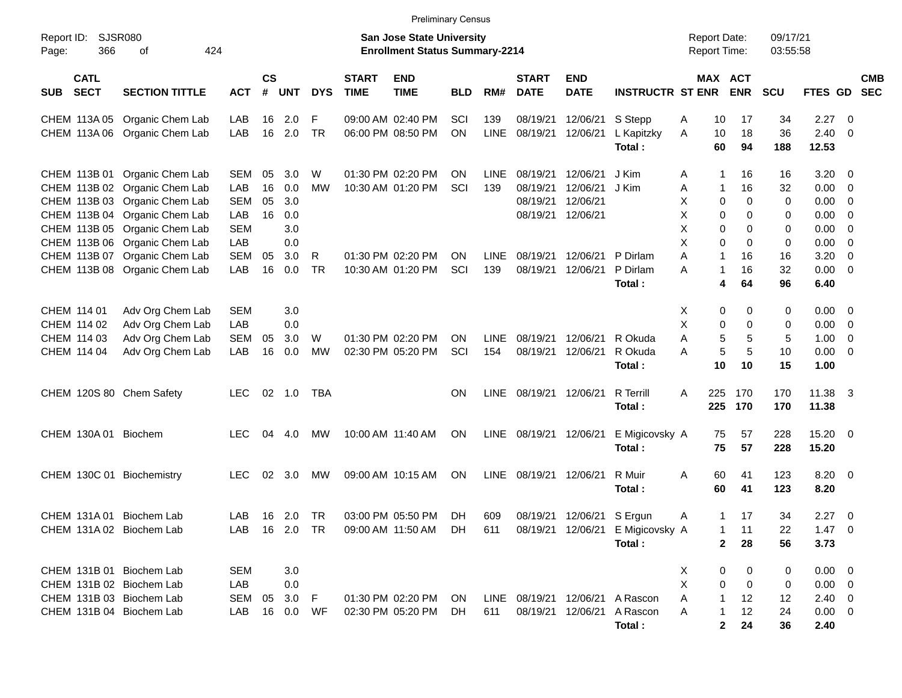Preliminary Census

Report ID: SJSR080

**San Jose State University**
**Enrollment Status Summary-2214**

Report Date: 09/17/21
Report Time: 03:55:58

| SUB | CATL SECT | SECTION TITTLE | ACT | CS # | UNT | DYS | START TIME | END TIME | BLD | RM# | START DATE | END DATE | INSTRUCTR | ST | MAX ENR | ACT ENR | SCU | FTES | GD | CMB SEC |
|---|---|---|---|---|---|---|---|---|---|---|---|---|---|---|---|---|---|---|---|---|
| CHEM | 113A 05 | Organic Chem Lab | LAB | 16 | 2.0 | F | 09:00 AM | 02:40 PM | SCI | 139 | 08/19/21 | 12/06/21 | S Stepp | A | 10 | 17 | 34 | 2.27 | 0 | |
| CHEM | 113A 06 | Organic Chem Lab | LAB | 16 | 2.0 | TR | 06:00 PM | 08:50 PM | ON | LINE | 08/19/21 | 12/06/21 | L Kapitzky | A | 10 | 18 | 36 | 2.40 | 0 | |
| | | | | | | | | | | | | | **Total :** | | **60** | **94** | **188** | **12.53** | | |
| CHEM | 113B 01 | Organic Chem Lab | SEM | 05 | 3.0 | W | 01:30 PM | 02:20 PM | ON | LINE | 08/19/21 | 12/06/21 | J Kim | A | 1 | 16 | 16 | 3.20 | 0 | |
| CHEM | 113B 02 | Organic Chem Lab | LAB | 16 | 0.0 | MW | 10:30 AM | 01:20 PM | SCI | 139 | 08/19/21 | 12/06/21 | J Kim | A | 1 | 16 | 32 | 0.00 | 0 | |
| CHEM | 113B 03 | Organic Chem Lab | SEM | 05 | 3.0 | | | | | | 08/19/21 | 12/06/21 | | X | 0 | 0 | 0 | 0.00 | 0 | |
| CHEM | 113B 04 | Organic Chem Lab | LAB | 16 | 0.0 | | | | | | 08/19/21 | 12/06/21 | | X | 0 | 0 | 0 | 0.00 | 0 | |
| CHEM | 113B 05 | Organic Chem Lab | SEM | | 3.0 | | | | | | | | | X | 0 | 0 | 0 | 0.00 | 0 | |
| CHEM | 113B 06 | Organic Chem Lab | LAB | | 0.0 | | | | | | | | | X | 0 | 0 | 0 | 0.00 | 0 | |
| CHEM | 113B 07 | Organic Chem Lab | SEM | 05 | 3.0 | R | 01:30 PM | 02:20 PM | ON | LINE | 08/19/21 | 12/06/21 | P Dirlam | A | 1 | 16 | 16 | 3.20 | 0 | |
| CHEM | 113B 08 | Organic Chem Lab | LAB | 16 | 0.0 | TR | 10:30 AM | 01:20 PM | SCI | 139 | 08/19/21 | 12/06/21 | P Dirlam | A | 1 | 16 | 32 | 0.00 | 0 | |
| | | | | | | | | | | | | | **Total :** | | **4** | **64** | **96** | **6.40** | | |
| CHEM | 114 01 | Adv Org Chem Lab | SEM | | 3.0 | | | | | | | | | X | 0 | 0 | 0 | 0.00 | 0 | |
| CHEM | 114 02 | Adv Org Chem Lab | LAB | | 0.0 | | | | | | | | | X | 0 | 0 | 0 | 0.00 | 0 | |
| CHEM | 114 03 | Adv Org Chem Lab | SEM | 05 | 3.0 | W | 01:30 PM | 02:20 PM | ON | LINE | 08/19/21 | 12/06/21 | R Okuda | A | 5 | 5 | 5 | 1.00 | 0 | |
| CHEM | 114 04 | Adv Org Chem Lab | LAB | 16 | 0.0 | MW | 02:30 PM | 05:20 PM | SCI | 154 | 08/19/21 | 12/06/21 | R Okuda | A | 5 | 5 | 10 | 0.00 | 0 | |
| | | | | | | | | | | | | | **Total :** | | **10** | **10** | **15** | **1.00** | | |
| CHEM | 120S 80 | Chem Safety | LEC | 02 | 1.0 | TBA | | | ON | LINE | 08/19/21 | 12/06/21 | R Terrill | A | 225 | 170 | 170 | 11.38 | 3 | |
| | | | | | | | | | | | | | **Total :** | | **225** | **170** | **170** | **11.38** | | |
| CHEM | 130A 01 | Biochem | LEC | 04 | 4.0 | MW | 10:00 AM | 11:40 AM | ON | LINE | 08/19/21 | 12/06/21 | E Migicovsky | A | 75 | 57 | 228 | 15.20 | 0 | |
| | | | | | | | | | | | | | **Total :** | | **75** | **57** | **228** | **15.20** | | |
| CHEM | 130C 01 | Biochemistry | LEC | 02 | 3.0 | MW | 09:00 AM | 10:15 AM | ON | LINE | 08/19/21 | 12/06/21 | R Muir | A | 60 | 41 | 123 | 8.20 | 0 | |
| | | | | | | | | | | | | | **Total :** | | **60** | **41** | **123** | **8.20** | | |
| CHEM | 131A 01 | Biochem Lab | LAB | 16 | 2.0 | TR | 03:00 PM | 05:50 PM | DH | 609 | 08/19/21 | 12/06/21 | S Ergun | A | 1 | 17 | 34 | 2.27 | 0 | |
| CHEM | 131A 02 | Biochem Lab | LAB | 16 | 2.0 | TR | 09:00 AM | 11:50 AM | DH | 611 | 08/19/21 | 12/06/21 | E Migicovsky | A | 1 | 11 | 22 | 1.47 | 0 | |
| | | | | | | | | | | | | | **Total :** | | **2** | **28** | **56** | **3.73** | | |
| CHEM | 131B 01 | Biochem Lab | SEM | | 3.0 | | | | | | | | | X | 0 | 0 | 0 | 0.00 | 0 | |
| CHEM | 131B 02 | Biochem Lab | LAB | | 0.0 | | | | | | | | | X | 0 | 0 | 0 | 0.00 | 0 | |
| CHEM | 131B 03 | Biochem Lab | SEM | 05 | 3.0 | F | 01:30 PM | 02:20 PM | ON | LINE | 08/19/21 | 12/06/21 | A Rascon | A | 1 | 12 | 12 | 2.40 | 0 | |
| CHEM | 131B 04 | Biochem Lab | LAB | 16 | 0.0 | WF | 02:30 PM | 05:20 PM | DH | 611 | 08/19/21 | 12/06/21 | A Rascon | A | 1 | 12 | 24 | 0.00 | 0 | |
| | | | | | | | | | | | | | **Total :** | | **2** | **24** | **36** | **2.40** | | |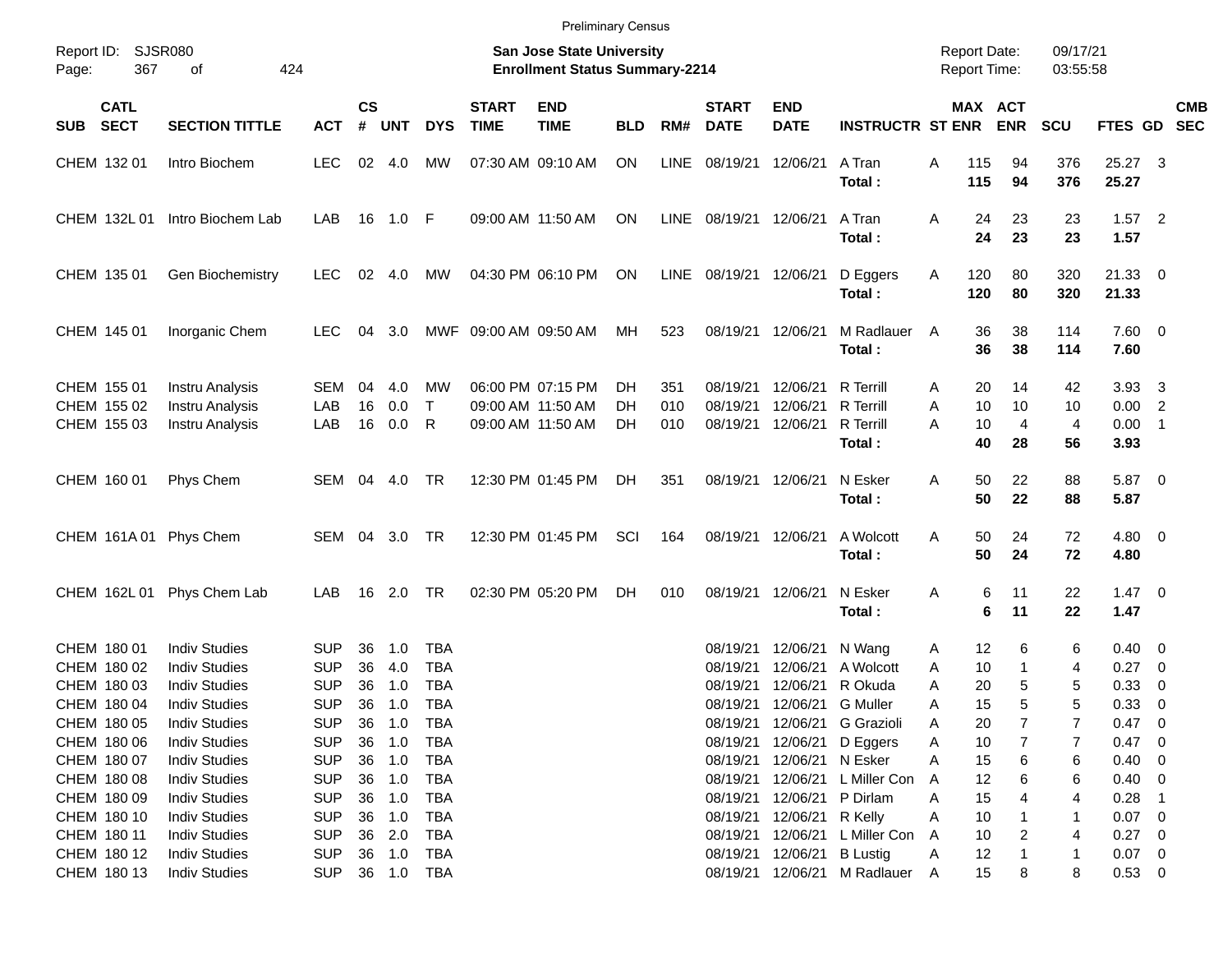Preliminary Census

Report ID: SJSR080
Page: 367 of 424

**San Jose State University**
**Enrollment Status Summary-2214**

Report Date: 09/17/21
Report Time: 03:55:58

| SUB | CATL SECT | SECTION TITTLE | ACT | CS # | UNT | DYS | START TIME | END TIME | BLD | RM# | START DATE | END DATE | INSTRUCTR | ST | MAX ENR | ACT ENR | SCU | FTES | GD | CMB SEC |
|---|---|---|---|---|---|---|---|---|---|---|---|---|---|---|---|---|---|---|---|---|
| CHEM | 132 01 | Intro Biochem | LEC | 02 | 4.0 | MW | 07:30 AM | 09:10 AM | ON | LINE | 08/19/21 | 12/06/21 | A Tran | A | 115 | 94 | 376 | 25.27 | 3 | |
| | | | | | | | | | | | | | **Total :** | | **115** | **94** | **376** | **25.27** | | |
| CHEM | 132L 01 | Intro Biochem Lab | LAB | 16 | 1.0 | F | 09:00 AM | 11:50 AM | ON | LINE | 08/19/21 | 12/06/21 | A Tran | A | 24 | 23 | 23 | 1.57 | 2 | |
| | | | | | | | | | | | | | **Total :** | | **24** | **23** | **23** | **1.57** | | |
| CHEM | 135 01 | Gen Biochemistry | LEC | 02 | 4.0 | MW | 04:30 PM | 06:10 PM | ON | LINE | 08/19/21 | 12/06/21 | D Eggers | A | 120 | 80 | 320 | 21.33 | 0 | |
| | | | | | | | | | | | | | **Total :** | | **120** | **80** | **320** | **21.33** | | |
| CHEM | 145 01 | Inorganic Chem | LEC | 04 | 3.0 | MWF | 09:00 AM | 09:50 AM | MH | 523 | 08/19/21 | 12/06/21 | M Radlauer | A | 36 | 38 | 114 | 7.60 | 0 | |
| | | | | | | | | | | | | | **Total :** | | **36** | **38** | **114** | **7.60** | | |
| CHEM | 155 01 | Instru Analysis | SEM | 04 | 4.0 | MW | 06:00 PM | 07:15 PM | DH | 351 | 08/19/21 | 12/06/21 | R Terrill | A | 20 | 14 | 42 | 3.93 | 3 | |
| CHEM | 155 02 | Instru Analysis | LAB | 16 | 0.0 | T | 09:00 AM | 11:50 AM | DH | 010 | 08/19/21 | 12/06/21 | R Terrill | A | 10 | 10 | 10 | 0.00 | 2 | |
| CHEM | 155 03 | Instru Analysis | LAB | 16 | 0.0 | R | 09:00 AM | 11:50 AM | DH | 010 | 08/19/21 | 12/06/21 | R Terrill | A | 10 | 4 | 4 | 0.00 | 1 | |
| | | | | | | | | | | | | | **Total :** | | **40** | **28** | **56** | **3.93** | | |
| CHEM | 160 01 | Phys Chem | SEM | 04 | 4.0 | TR | 12:30 PM | 01:45 PM | DH | 351 | 08/19/21 | 12/06/21 | N Esker | A | 50 | 22 | 88 | 5.87 | 0 | |
| | | | | | | | | | | | | | **Total :** | | **50** | **22** | **88** | **5.87** | | |
| CHEM | 161A 01 | Phys Chem | SEM | 04 | 3.0 | TR | 12:30 PM | 01:45 PM | SCI | 164 | 08/19/21 | 12/06/21 | A Wolcott | A | 50 | 24 | 72 | 4.80 | 0 | |
| | | | | | | | | | | | | | **Total :** | | **50** | **24** | **72** | **4.80** | | |
| CHEM | 162L 01 | Phys Chem Lab | LAB | 16 | 2.0 | TR | 02:30 PM | 05:20 PM | DH | 010 | 08/19/21 | 12/06/21 | N Esker | A | 6 | 11 | 22 | 1.47 | 0 | |
| | | | | | | | | | | | | | **Total :** | | **6** | **11** | **22** | **1.47** | | |
| CHEM | 180 01 | Indiv Studies | SUP | 36 | 1.0 | TBA | | | | | 08/19/21 | 12/06/21 | N Wang | A | 12 | 6 | 6 | 0.40 | 0 | |
| CHEM | 180 02 | Indiv Studies | SUP | 36 | 4.0 | TBA | | | | | 08/19/21 | 12/06/21 | A Wolcott | A | 10 | 1 | 4 | 0.27 | 0 | |
| CHEM | 180 03 | Indiv Studies | SUP | 36 | 1.0 | TBA | | | | | 08/19/21 | 12/06/21 | R Okuda | A | 20 | 5 | 5 | 0.33 | 0 | |
| CHEM | 180 04 | Indiv Studies | SUP | 36 | 1.0 | TBA | | | | | 08/19/21 | 12/06/21 | G Muller | A | 15 | 5 | 5 | 0.33 | 0 | |
| CHEM | 180 05 | Indiv Studies | SUP | 36 | 1.0 | TBA | | | | | 08/19/21 | 12/06/21 | G Grazioli | A | 20 | 7 | 7 | 0.47 | 0 | |
| CHEM | 180 06 | Indiv Studies | SUP | 36 | 1.0 | TBA | | | | | 08/19/21 | 12/06/21 | D Eggers | A | 10 | 7 | 7 | 0.47 | 0 | |
| CHEM | 180 07 | Indiv Studies | SUP | 36 | 1.0 | TBA | | | | | 08/19/21 | 12/06/21 | N Esker | A | 15 | 6 | 6 | 0.40 | 0 | |
| CHEM | 180 08 | Indiv Studies | SUP | 36 | 1.0 | TBA | | | | | 08/19/21 | 12/06/21 | L Miller Con | A | 12 | 6 | 6 | 0.40 | 0 | |
| CHEM | 180 09 | Indiv Studies | SUP | 36 | 1.0 | TBA | | | | | 08/19/21 | 12/06/21 | P Dirlam | A | 15 | 4 | 4 | 0.28 | 1 | |
| CHEM | 180 10 | Indiv Studies | SUP | 36 | 1.0 | TBA | | | | | 08/19/21 | 12/06/21 | R Kelly | A | 10 | 1 | 1 | 0.07 | 0 | |
| CHEM | 180 11 | Indiv Studies | SUP | 36 | 2.0 | TBA | | | | | 08/19/21 | 12/06/21 | L Miller Con | A | 10 | 2 | 4 | 0.27 | 0 | |
| CHEM | 180 12 | Indiv Studies | SUP | 36 | 1.0 | TBA | | | | | 08/19/21 | 12/06/21 | B Lustig | A | 12 | 1 | 1 | 0.07 | 0 | |
| CHEM | 180 13 | Indiv Studies | SUP | 36 | 1.0 | TBA | | | | | 08/19/21 | 12/06/21 | M Radlauer | A | 15 | 8 | 8 | 0.53 | 0 | |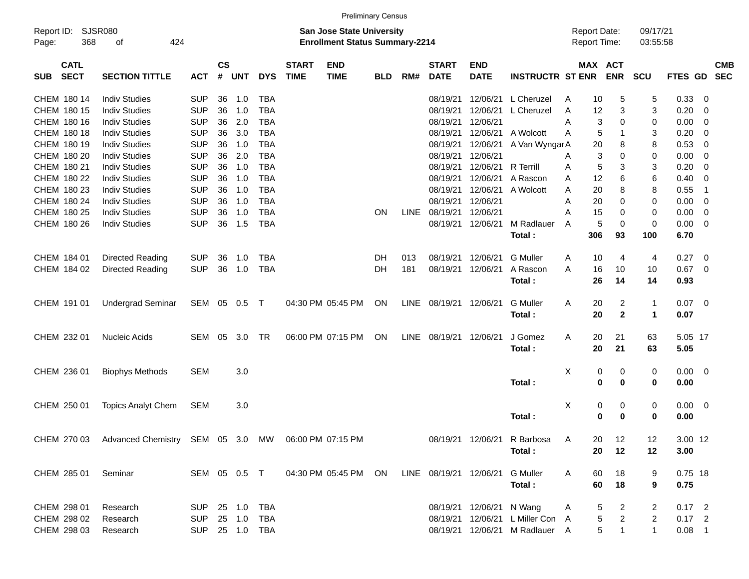Preliminary Census

Report ID: SJSR080

**San Jose State University**
**Enrollment Status Summary-2214**

Report Date: 09/17/21
Report Time: 03:55:58

| SUB | CATL SECT | SECTION TITTLE | ACT | CS # | UNT | DYS | START TIME | END TIME | BLD | RM# | START DATE | END DATE | INSTRUCTR | ST | MAX ENR | ACT ENR | SCU | FTES | GD | CMB SEC |
|---|---|---|---|---|---|---|---|---|---|---|---|---|---|---|---|---|---|---|---|---|
| CHEM | 180 14 | Indiv Studies | SUP | 36 | 1.0 | TBA | | | | | 08/19/21 | 12/06/21 | L Cheruzel | A | 10 | 5 | 5 | 0.33 | 0 | |
| CHEM | 180 15 | Indiv Studies | SUP | 36 | 1.0 | TBA | | | | | 08/19/21 | 12/06/21 | L Cheruzel | A | 12 | 3 | 3 | 0.20 | 0 | |
| CHEM | 180 16 | Indiv Studies | SUP | 36 | 2.0 | TBA | | | | | 08/19/21 | 12/06/21 | | A | 3 | 0 | 0 | 0.00 | 0 | |
| CHEM | 180 18 | Indiv Studies | SUP | 36 | 3.0 | TBA | | | | | 08/19/21 | 12/06/21 | A Wolcott | A | 5 | 1 | 3 | 0.20 | 0 | |
| CHEM | 180 19 | Indiv Studies | SUP | 36 | 1.0 | TBA | | | | | 08/19/21 | 12/06/21 | A Van Wyngar | A | 20 | 8 | 8 | 0.53 | 0 | |
| CHEM | 180 20 | Indiv Studies | SUP | 36 | 2.0 | TBA | | | | | 08/19/21 | 12/06/21 | | A | 3 | 0 | 0 | 0.00 | 0 | |
| CHEM | 180 21 | Indiv Studies | SUP | 36 | 1.0 | TBA | | | | | 08/19/21 | 12/06/21 | R Terrill | A | 5 | 3 | 3 | 0.20 | 0 | |
| CHEM | 180 22 | Indiv Studies | SUP | 36 | 1.0 | TBA | | | | | 08/19/21 | 12/06/21 | A Rascon | A | 12 | 6 | 6 | 0.40 | 0 | |
| CHEM | 180 23 | Indiv Studies | SUP | 36 | 1.0 | TBA | | | | | 08/19/21 | 12/06/21 | A Wolcott | A | 20 | 8 | 8 | 0.55 | 1 | |
| CHEM | 180 24 | Indiv Studies | SUP | 36 | 1.0 | TBA | | | | | 08/19/21 | 12/06/21 | | A | 20 | 0 | 0 | 0.00 | 0 | |
| CHEM | 180 25 | Indiv Studies | SUP | 36 | 1.0 | TBA | | | ON | LINE | 08/19/21 | 12/06/21 | | A | 15 | 0 | 0 | 0.00 | 0 | |
| CHEM | 180 26 | Indiv Studies | SUP | 36 | 1.5 | TBA | | | | | 08/19/21 | 12/06/21 | M Radlauer | A | 5 | 0 | 0 | 0.00 | 0 | |
| | | | | | | | | | | | | | **Total :** | | **306** | **93** | **100** | **6.70** | | |
| CHEM | 184 01 | Directed Reading | SUP | 36 | 1.0 | TBA | | | DH | 013 | 08/19/21 | 12/06/21 | G Muller | A | 10 | 4 | 4 | 0.27 | 0 | |
| CHEM | 184 02 | Directed Reading | SUP | 36 | 1.0 | TBA | | | DH | 181 | 08/19/21 | 12/06/21 | A Rascon | A | 16 | 10 | 10 | 0.67 | 0 | |
| | | | | | | | | | | | | | **Total :** | | **26** | **14** | **14** | **0.93** | | |
| CHEM | 191 01 | Undergrad Seminar | SEM | 05 | 0.5 | T | 04:30 PM | 05:45 PM | ON | LINE | 08/19/21 | 12/06/21 | G Muller | A | 20 | 2 | 1 | 0.07 | 0 | |
| | | | | | | | | | | | | | **Total :** | | **20** | **2** | **1** | **0.07** | | |
| CHEM | 232 01 | Nucleic Acids | SEM | 05 | 3.0 | TR | 06:00 PM | 07:15 PM | ON | LINE | 08/19/21 | 12/06/21 | J Gomez | A | 20 | 21 | 63 | 5.05 | 17 | |
| | | | | | | | | | | | | | **Total :** | | **20** | **21** | **63** | **5.05** | | |
| CHEM | 236 01 | Biophys Methods | SEM | | 3.0 | | | | | | | | | X | 0 | 0 | 0 | 0.00 | 0 | |
| | | | | | | | | | | | | | **Total :** | | **0** | **0** | **0** | **0.00** | | |
| CHEM | 250 01 | Topics Analyt Chem | SEM | | 3.0 | | | | | | | | | X | 0 | 0 | 0 | 0.00 | 0 | |
| | | | | | | | | | | | | | **Total :** | | **0** | **0** | **0** | **0.00** | | |
| CHEM | 270 03 | Advanced Chemistry | SEM | 05 | 3.0 | MW | 06:00 PM | 07:15 PM | | | 08/19/21 | 12/06/21 | R Barbosa | A | 20 | 12 | 12 | 3.00 | 12 | |
| | | | | | | | | | | | | | **Total :** | | **20** | **12** | **12** | **3.00** | | |
| CHEM | 285 01 | Seminar | SEM | 05 | 0.5 | T | 04:30 PM | 05:45 PM | ON | LINE | 08/19/21 | 12/06/21 | G Muller | A | 60 | 18 | 9 | 0.75 | 18 | |
| | | | | | | | | | | | | | **Total :** | | **60** | **18** | **9** | **0.75** | | |
| CHEM | 298 01 | Research | SUP | 25 | 1.0 | TBA | | | | | 08/19/21 | 12/06/21 | N Wang | A | 5 | 2 | 2 | 0.17 | 2 | |
| CHEM | 298 02 | Research | SUP | 25 | 1.0 | TBA | | | | | 08/19/21 | 12/06/21 | L Miller Con | A | 5 | 2 | 2 | 0.17 | 2 | |
| CHEM | 298 03 | Research | SUP | 25 | 1.0 | TBA | | | | | 08/19/21 | 12/06/21 | M Radlauer | A | 5 | 1 | 1 | 0.08 | 1 | |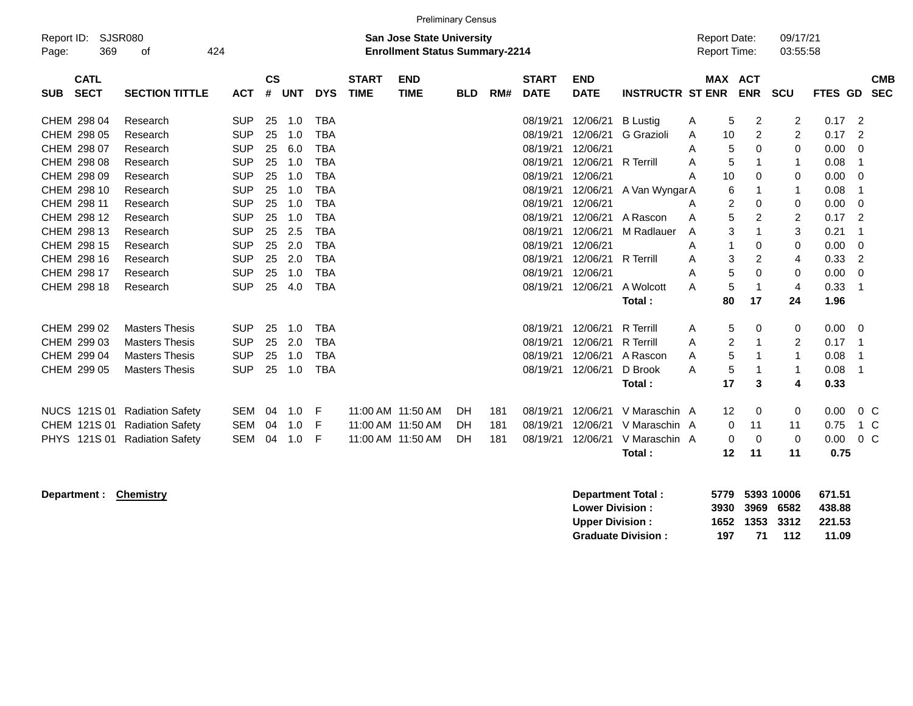Preliminary Census

Report ID: SJSR080

**San Jose State University**
**Enrollment Status Summary-2214**

Report Date: 09/17/21
Report Time: 03:55:58

| SUB | CATL SECT | SECTION TITTLE | ACT | CS # | UNT | DYS | START TIME | END TIME | BLD | RM# | START DATE | END DATE | INSTRUCTR | ST | MAX ENR | ACT ENR | SCU | FTES | GD | CMB SEC |
|---|---|---|---|---|---|---|---|---|---|---|---|---|---|---|---|---|---|---|---|---|
| CHEM | 298 04 | Research | SUP | 25 | 1.0 | TBA | | | | | 08/19/21 | 12/06/21 | B Lustig | A | 5 | 2 | 2 | 0.17 | 2 | |
| CHEM | 298 05 | Research | SUP | 25 | 1.0 | TBA | | | | | 08/19/21 | 12/06/21 | G Grazioli | A | 10 | 2 | 2 | 0.17 | 2 | |
| CHEM | 298 07 | Research | SUP | 25 | 6.0 | TBA | | | | | 08/19/21 | 12/06/21 | | A | 5 | 0 | 0 | 0.00 | 0 | |
| CHEM | 298 08 | Research | SUP | 25 | 1.0 | TBA | | | | | 08/19/21 | 12/06/21 | R Terrill | A | 5 | 1 | 1 | 0.08 | 1 | |
| CHEM | 298 09 | Research | SUP | 25 | 1.0 | TBA | | | | | 08/19/21 | 12/06/21 | | A | 10 | 0 | 0 | 0.00 | 0 | |
| CHEM | 298 10 | Research | SUP | 25 | 1.0 | TBA | | | | | 08/19/21 | 12/06/21 | A Van Wyngar | A | 6 | 1 | 1 | 0.08 | 1 | |
| CHEM | 298 11 | Research | SUP | 25 | 1.0 | TBA | | | | | 08/19/21 | 12/06/21 | | A | 2 | 0 | 0 | 0.00 | 0 | |
| CHEM | 298 12 | Research | SUP | 25 | 1.0 | TBA | | | | | 08/19/21 | 12/06/21 | A Rascon | A | 5 | 2 | 2 | 0.17 | 2 | |
| CHEM | 298 13 | Research | SUP | 25 | 2.5 | TBA | | | | | 08/19/21 | 12/06/21 | M Radlauer | A | 3 | 1 | 3 | 0.21 | 1 | |
| CHEM | 298 15 | Research | SUP | 25 | 2.0 | TBA | | | | | 08/19/21 | 12/06/21 | | A | 1 | 0 | 0 | 0.00 | 0 | |
| CHEM | 298 16 | Research | SUP | 25 | 2.0 | TBA | | | | | 08/19/21 | 12/06/21 | R Terrill | A | 3 | 2 | 4 | 0.33 | 2 | |
| CHEM | 298 17 | Research | SUP | 25 | 1.0 | TBA | | | | | 08/19/21 | 12/06/21 | | A | 5 | 0 | 0 | 0.00 | 0 | |
| CHEM | 298 18 | Research | SUP | 25 | 4.0 | TBA | | | | | 08/19/21 | 12/06/21 | A Wolcott | A | 5 | 1 | 4 | 0.33 | 1 | |
| | | | | | | | | | | | | | **Total :** | | **80** | **17** | **24** | **1.96** | | |
| CHEM | 299 02 | Masters Thesis | SUP | 25 | 1.0 | TBA | | | | | 08/19/21 | 12/06/21 | R Terrill | A | 5 | 0 | 0 | 0.00 | 0 | |
| CHEM | 299 03 | Masters Thesis | SUP | 25 | 2.0 | TBA | | | | | 08/19/21 | 12/06/21 | R Terrill | A | 2 | 1 | 2 | 0.17 | 1 | |
| CHEM | 299 04 | Masters Thesis | SUP | 25 | 1.0 | TBA | | | | | 08/19/21 | 12/06/21 | A Rascon | A | 5 | 1 | 1 | 0.08 | 1 | |
| CHEM | 299 05 | Masters Thesis | SUP | 25 | 1.0 | TBA | | | | | 08/19/21 | 12/06/21 | D Brook | A | 5 | 1 | 1 | 0.08 | 1 | |
| | | | | | | | | | | | | | **Total :** | | **17** | **3** | **4** | **0.33** | | |
| NUCS | 121S 01 | Radiation Safety | SEM | 04 | 1.0 | F | 11:00 AM | 11:50 AM | DH | 181 | 08/19/21 | 12/06/21 | V Maraschin | A | 12 | 0 | 0 | 0.00 | 0 | C |
| CHEM | 121S 01 | Radiation Safety | SEM | 04 | 1.0 | F | 11:00 AM | 11:50 AM | DH | 181 | 08/19/21 | 12/06/21 | V Maraschin | A | 0 | 11 | 11 | 0.75 | 1 | C |
| PHYS | 121S 01 | Radiation Safety | SEM | 04 | 1.0 | F | 11:00 AM | 11:50 AM | DH | 181 | 08/19/21 | 12/06/21 | V Maraschin | A | 0 | 0 | 0 | 0.00 | 0 | C |
| | | | | | | | | | | | | | **Total :** | | **12** | **11** | **11** | **0.75** | | |

**Department :** **Chemistry**

| | MAX ENR | ACT ENR | SCU | FTES |
|---|---|---|---|---|
| **Department Total :** | **5779** | **5393** | **10006** | **671.51** |
| **Lower Division :** | **3930** | **3969** | **6582** | **438.88** |
| **Upper Division :** | **1652** | **1353** | **3312** | **221.53** |
| **Graduate Division :** | **197** | **71** | **112** | **11.09** |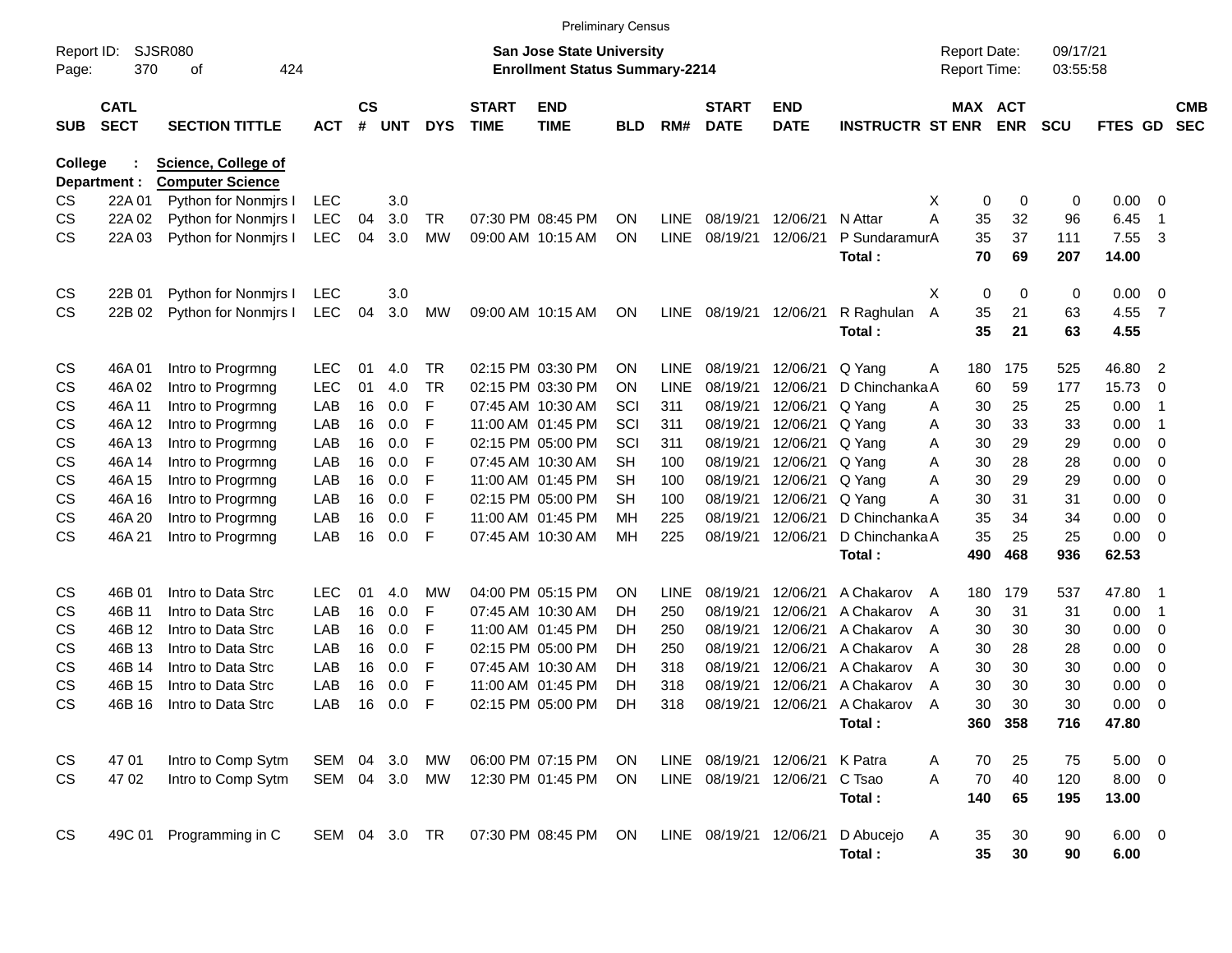Preliminary Census

Report ID: SJSR080
Page: 370 of 424

**San Jose State University**
**Enrollment Status Summary-2214**

Report Date: 09/17/21
Report Time: 03:55:58

**College : Science, College of**
**Department : Computer Science**

| SUB | CATL SECT | SECTION TITTLE | ACT | CS # | UNT | DYS | START TIME | END TIME | BLD | RM# | START DATE | END DATE | INSTRUCTR | ST | MAX ENR | ACT ENR | SCU | FTES | GD | CMB SEC |
|---|---|---|---|---|---|---|---|---|---|---|---|---|---|---|---|---|---|---|---|---|
| CS | 22A 01 | Python for Nonmjrs I | LEC | | 3.0 | | | | | | | | | X | 0 | 0 | 0 | 0.00 | 0 | |
| CS | 22A 02 | Python for Nonmjrs I | LEC | 04 | 3.0 | TR | 07:30 PM | 08:45 PM | ON | LINE | 08/19/21 | 12/06/21 | N Attar | A | 35 | 32 | 96 | 6.45 | 1 | |
| CS | 22A 03 | Python for Nonmjrs I | LEC | 04 | 3.0 | MW | 09:00 AM | 10:15 AM | ON | LINE | 08/19/21 | 12/06/21 | P Sundaramur | A | 35 | 37 | 111 | 7.55 | 3 | |
| | | | | | | | | | | | | | **Total :** | | **70** | **69** | **207** | **14.00** | | |
| CS | 22B 01 | Python for Nonmjrs I | LEC | | 3.0 | | | | | | | | | X | 0 | 0 | 0 | 0.00 | 0 | |
| CS | 22B 02 | Python for Nonmjrs I | LEC | 04 | 3.0 | MW | 09:00 AM | 10:15 AM | ON | LINE | 08/19/21 | 12/06/21 | R Raghulan | A | 35 | 21 | 63 | 4.55 | 7 | |
| | | | | | | | | | | | | | **Total :** | | **35** | **21** | **63** | **4.55** | | |
| CS | 46A 01 | Intro to Progrmng | LEC | 01 | 4.0 | TR | 02:15 PM | 03:30 PM | ON | LINE | 08/19/21 | 12/06/21 | Q Yang | A | 180 | 175 | 525 | 46.80 | 2 | |
| CS | 46A 02 | Intro to Progrmng | LEC | 01 | 4.0 | TR | 02:15 PM | 03:30 PM | ON | LINE | 08/19/21 | 12/06/21 | D Chinchanka | A | 60 | 59 | 177 | 15.73 | 0 | |
| CS | 46A 11 | Intro to Progrmng | LAB | 16 | 0.0 | F | 07:45 AM | 10:30 AM | SCI | 311 | 08/19/21 | 12/06/21 | Q Yang | A | 30 | 25 | 25 | 0.00 | 1 | |
| CS | 46A 12 | Intro to Progrmng | LAB | 16 | 0.0 | F | 11:00 AM | 01:45 PM | SCI | 311 | 08/19/21 | 12/06/21 | Q Yang | A | 30 | 33 | 33 | 0.00 | 1 | |
| CS | 46A 13 | Intro to Progrmng | LAB | 16 | 0.0 | F | 02:15 PM | 05:00 PM | SCI | 311 | 08/19/21 | 12/06/21 | Q Yang | A | 30 | 29 | 29 | 0.00 | 0 | |
| CS | 46A 14 | Intro to Progrmng | LAB | 16 | 0.0 | F | 07:45 AM | 10:30 AM | SH | 100 | 08/19/21 | 12/06/21 | Q Yang | A | 30 | 28 | 28 | 0.00 | 0 | |
| CS | 46A 15 | Intro to Progrmng | LAB | 16 | 0.0 | F | 11:00 AM | 01:45 PM | SH | 100 | 08/19/21 | 12/06/21 | Q Yang | A | 30 | 29 | 29 | 0.00 | 0 | |
| CS | 46A 16 | Intro to Progrmng | LAB | 16 | 0.0 | F | 02:15 PM | 05:00 PM | SH | 100 | 08/19/21 | 12/06/21 | Q Yang | A | 30 | 31 | 31 | 0.00 | 0 | |
| CS | 46A 20 | Intro to Progrmng | LAB | 16 | 0.0 | F | 11:00 AM | 01:45 PM | MH | 225 | 08/19/21 | 12/06/21 | D Chinchanka | A | 35 | 34 | 34 | 0.00 | 0 | |
| CS | 46A 21 | Intro to Progrmng | LAB | 16 | 0.0 | F | 07:45 AM | 10:30 AM | MH | 225 | 08/19/21 | 12/06/21 | D Chinchanka | A | 35 | 25 | 25 | 0.00 | 0 | |
| | | | | | | | | | | | | | **Total :** | | **490** | **468** | **936** | **62.53** | | |
| CS | 46B 01 | Intro to Data Strc | LEC | 01 | 4.0 | MW | 04:00 PM | 05:15 PM | ON | LINE | 08/19/21 | 12/06/21 | A Chakarov | A | 180 | 179 | 537 | 47.80 | 1 | |
| CS | 46B 11 | Intro to Data Strc | LAB | 16 | 0.0 | F | 07:45 AM | 10:30 AM | DH | 250 | 08/19/21 | 12/06/21 | A Chakarov | A | 30 | 31 | 31 | 0.00 | 1 | |
| CS | 46B 12 | Intro to Data Strc | LAB | 16 | 0.0 | F | 11:00 AM | 01:45 PM | DH | 250 | 08/19/21 | 12/06/21 | A Chakarov | A | 30 | 30 | 30 | 0.00 | 0 | |
| CS | 46B 13 | Intro to Data Strc | LAB | 16 | 0.0 | F | 02:15 PM | 05:00 PM | DH | 250 | 08/19/21 | 12/06/21 | A Chakarov | A | 30 | 28 | 28 | 0.00 | 0 | |
| CS | 46B 14 | Intro to Data Strc | LAB | 16 | 0.0 | F | 07:45 AM | 10:30 AM | DH | 318 | 08/19/21 | 12/06/21 | A Chakarov | A | 30 | 30 | 30 | 0.00 | 0 | |
| CS | 46B 15 | Intro to Data Strc | LAB | 16 | 0.0 | F | 11:00 AM | 01:45 PM | DH | 318 | 08/19/21 | 12/06/21 | A Chakarov | A | 30 | 30 | 30 | 0.00 | 0 | |
| CS | 46B 16 | Intro to Data Strc | LAB | 16 | 0.0 | F | 02:15 PM | 05:00 PM | DH | 318 | 08/19/21 | 12/06/21 | A Chakarov | A | 30 | 30 | 30 | 0.00 | 0 | |
| | | | | | | | | | | | | | **Total :** | | **360** | **358** | **716** | **47.80** | | |
| CS | 47 01 | Intro to Comp Sytm | SEM | 04 | 3.0 | MW | 06:00 PM | 07:15 PM | ON | LINE | 08/19/21 | 12/06/21 | K Patra | A | 70 | 25 | 75 | 5.00 | 0 | |
| CS | 47 02 | Intro to Comp Sytm | SEM | 04 | 3.0 | MW | 12:30 PM | 01:45 PM | ON | LINE | 08/19/21 | 12/06/21 | C Tsao | A | 70 | 40 | 120 | 8.00 | 0 | |
| | | | | | | | | | | | | | **Total :** | | **140** | **65** | **195** | **13.00** | | |
| CS | 49C 01 | Programming in C | SEM | 04 | 3.0 | TR | 07:30 PM | 08:45 PM | ON | LINE | 08/19/21 | 12/06/21 | D Abucejo | A | 35 | 30 | 90 | 6.00 | 0 | |
| | | | | | | | | | | | | | **Total :** | | **35** | **30** | **90** | **6.00** | | |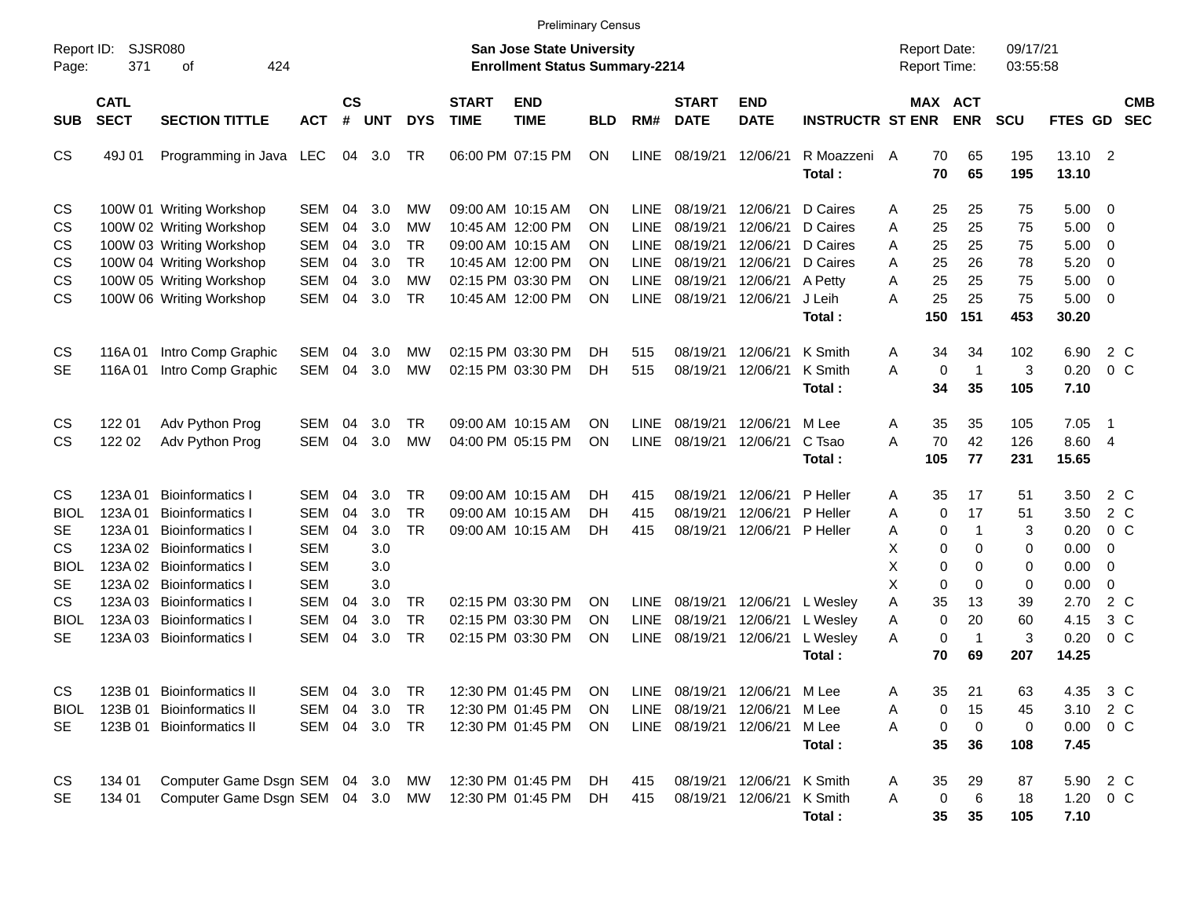Preliminary Census

Report ID: SJSR080

**San Jose State University**
**Enrollment Status Summary-2214**

Report Date: 09/17/21
Report Time: 03:55:58

| SUB | CATL SECT | SECTION TITTLE | ACT | CS # | UNT | DYS | START TIME | END TIME | BLD | RM# | START DATE | END DATE | INSTRUCTR | ST | MAX ENR | ACT ENR | SCU | FTES | GD | CMB SEC |
|---|---|---|---|---|---|---|---|---|---|---|---|---|---|---|---|---|---|---|---|---|
| CS | 49J 01 | Programming in Java | LEC | 04 | 3.0 | TR | 06:00 PM | 07:15 PM | ON | LINE | 08/19/21 | 12/06/21 | R Moazzeni | A | 70 | 65 | 195 | 13.10 | 2 | |
| | | | | | | | | | | | | | **Total :** | | **70** | **65** | **195** | **13.10** | | |
| CS | 100W 01 | Writing Workshop | SEM | 04 | 3.0 | MW | 09:00 AM | 10:15 AM | ON | LINE | 08/19/21 | 12/06/21 | D Caires | A | 25 | 25 | 75 | 5.00 | 0 | |
| CS | 100W 02 | Writing Workshop | SEM | 04 | 3.0 | MW | 10:45 AM | 12:00 PM | ON | LINE | 08/19/21 | 12/06/21 | D Caires | A | 25 | 25 | 75 | 5.00 | 0 | |
| CS | 100W 03 | Writing Workshop | SEM | 04 | 3.0 | TR | 09:00 AM | 10:15 AM | ON | LINE | 08/19/21 | 12/06/21 | D Caires | A | 25 | 25 | 75 | 5.00 | 0 | |
| CS | 100W 04 | Writing Workshop | SEM | 04 | 3.0 | TR | 10:45 AM | 12:00 PM | ON | LINE | 08/19/21 | 12/06/21 | D Caires | A | 25 | 26 | 78 | 5.20 | 0 | |
| CS | 100W 05 | Writing Workshop | SEM | 04 | 3.0 | MW | 02:15 PM | 03:30 PM | ON | LINE | 08/19/21 | 12/06/21 | A Petty | A | 25 | 25 | 75 | 5.00 | 0 | |
| CS | 100W 06 | Writing Workshop | SEM | 04 | 3.0 | TR | 10:45 AM | 12:00 PM | ON | LINE | 08/19/21 | 12/06/21 | J Leih | A | 25 | 25 | 75 | 5.00 | 0 | |
| | | | | | | | | | | | | | **Total :** | | **150** | **151** | **453** | **30.20** | | |
| CS | 116A 01 | Intro Comp Graphic | SEM | 04 | 3.0 | MW | 02:15 PM | 03:30 PM | DH | 515 | 08/19/21 | 12/06/21 | K Smith | A | 34 | 34 | 102 | 6.90 | 2 | C |
| SE | 116A 01 | Intro Comp Graphic | SEM | 04 | 3.0 | MW | 02:15 PM | 03:30 PM | DH | 515 | 08/19/21 | 12/06/21 | K Smith | A | 0 | 1 | 3 | 0.20 | 0 | C |
| | | | | | | | | | | | | | **Total :** | | **34** | **35** | **105** | **7.10** | | |
| CS | 122 01 | Adv Python Prog | SEM | 04 | 3.0 | TR | 09:00 AM | 10:15 AM | ON | LINE | 08/19/21 | 12/06/21 | M Lee | A | 35 | 35 | 105 | 7.05 | 1 | |
| CS | 122 02 | Adv Python Prog | SEM | 04 | 3.0 | MW | 04:00 PM | 05:15 PM | ON | LINE | 08/19/21 | 12/06/21 | C Tsao | A | 70 | 42 | 126 | 8.60 | 4 | |
| | | | | | | | | | | | | | **Total :** | | **105** | **77** | **231** | **15.65** | | |
| CS | 123A 01 | Bioinformatics I | SEM | 04 | 3.0 | TR | 09:00 AM | 10:15 AM | DH | 415 | 08/19/21 | 12/06/21 | P Heller | A | 35 | 17 | 51 | 3.50 | 2 | C |
| BIOL | 123A 01 | Bioinformatics I | SEM | 04 | 3.0 | TR | 09:00 AM | 10:15 AM | DH | 415 | 08/19/21 | 12/06/21 | P Heller | A | 0 | 17 | 51 | 3.50 | 2 | C |
| SE | 123A 01 | Bioinformatics I | SEM | 04 | 3.0 | TR | 09:00 AM | 10:15 AM | DH | 415 | 08/19/21 | 12/06/21 | P Heller | A | 0 | 1 | 3 | 0.20 | 0 | C |
| CS | 123A 02 | Bioinformatics I | SEM | | 3.0 | | | | | | | | | X | 0 | 0 | 0 | 0.00 | 0 | |
| BIOL | 123A 02 | Bioinformatics I | SEM | | 3.0 | | | | | | | | | X | 0 | 0 | 0 | 0.00 | 0 | |
| SE | 123A 02 | Bioinformatics I | SEM | | 3.0 | | | | | | | | | X | 0 | 0 | 0 | 0.00 | 0 | |
| CS | 123A 03 | Bioinformatics I | SEM | 04 | 3.0 | TR | 02:15 PM | 03:30 PM | ON | LINE | 08/19/21 | 12/06/21 | L Wesley | A | 35 | 13 | 39 | 2.70 | 2 | C |
| BIOL | 123A 03 | Bioinformatics I | SEM | 04 | 3.0 | TR | 02:15 PM | 03:30 PM | ON | LINE | 08/19/21 | 12/06/21 | L Wesley | A | 0 | 20 | 60 | 4.15 | 3 | C |
| SE | 123A 03 | Bioinformatics I | SEM | 04 | 3.0 | TR | 02:15 PM | 03:30 PM | ON | LINE | 08/19/21 | 12/06/21 | L Wesley | A | 0 | 1 | 3 | 0.20 | 0 | C |
| | | | | | | | | | | | | | **Total :** | | **70** | **69** | **207** | **14.25** | | |
| CS | 123B 01 | Bioinformatics II | SEM | 04 | 3.0 | TR | 12:30 PM | 01:45 PM | ON | LINE | 08/19/21 | 12/06/21 | M Lee | A | 35 | 21 | 63 | 4.35 | 3 | C |
| BIOL | 123B 01 | Bioinformatics II | SEM | 04 | 3.0 | TR | 12:30 PM | 01:45 PM | ON | LINE | 08/19/21 | 12/06/21 | M Lee | A | 0 | 15 | 45 | 3.10 | 2 | C |
| SE | 123B 01 | Bioinformatics II | SEM | 04 | 3.0 | TR | 12:30 PM | 01:45 PM | ON | LINE | 08/19/21 | 12/06/21 | M Lee | A | 0 | 0 | 0 | 0.00 | 0 | C |
| | | | | | | | | | | | | | **Total :** | | **35** | **36** | **108** | **7.45** | | |
| CS | 134 01 | Computer Game Dsgn | SEM | 04 | 3.0 | MW | 12:30 PM | 01:45 PM | DH | 415 | 08/19/21 | 12/06/21 | K Smith | A | 35 | 29 | 87 | 5.90 | 2 | C |
| SE | 134 01 | Computer Game Dsgn | SEM | 04 | 3.0 | MW | 12:30 PM | 01:45 PM | DH | 415 | 08/19/21 | 12/06/21 | K Smith | A | 0 | 6 | 18 | 1.20 | 0 | C |
| | | | | | | | | | | | | | **Total :** | | **35** | **35** | **105** | **7.10** | | |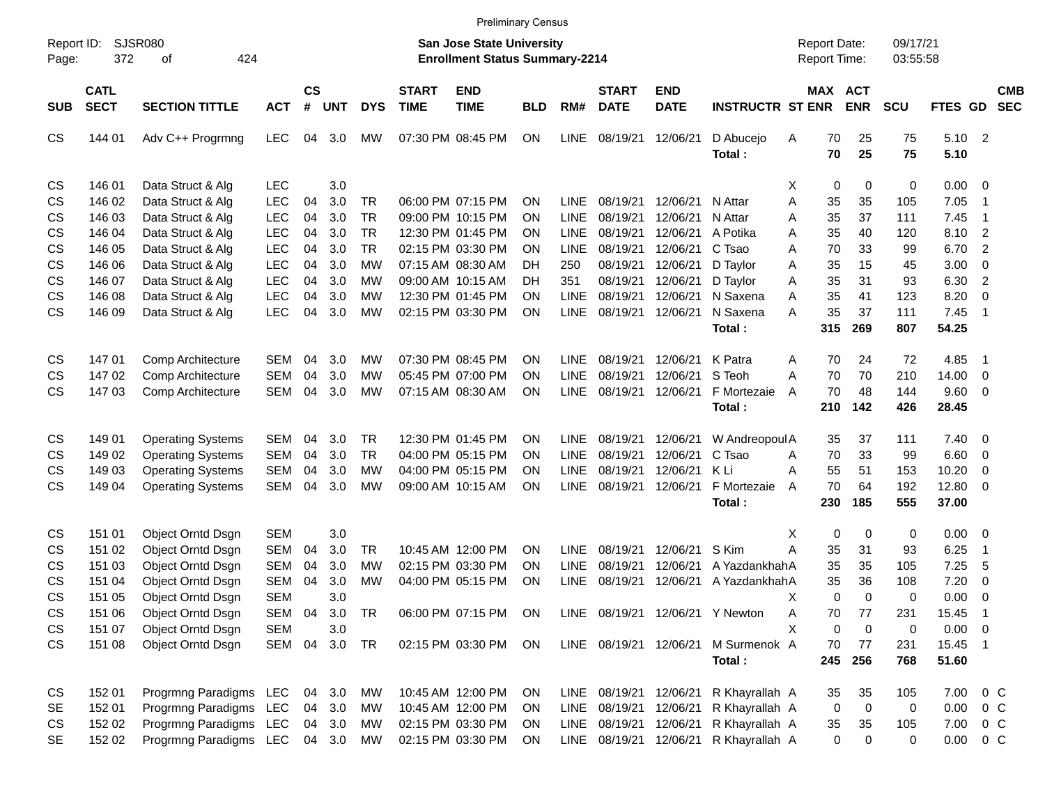Preliminary Census

Report ID: SJSR080
Page: 372 of 424

**San Jose State University**
**Enrollment Status Summary-2214**

Report Date: 09/17/21
Report Time: 03:55:58

| SUB | CATL SECT | SECTION TITTLE | ACT | CS # | UNT | DYS | START TIME | END TIME | BLD | RM# | START DATE | END DATE | INSTRUCTR | ST | MAX ENR | ACT ENR | SCU | FTES | GD | CMB SEC |
|---|---|---|---|---|---|---|---|---|---|---|---|---|---|---|---|---|---|---|---|---|
| CS | 144 01 | Adv C++ Progrmng | LEC | 04 | 3.0 | MW | 07:30 PM | 08:45 PM | ON | LINE | 08/19/21 | 12/06/21 | D Abucejo | A | 70 | 25 | 75 | 5.10 | 2 | |
| | | | | | | | | | | | | | **Total :** | | **70** | **25** | **75** | **5.10** | | |
| CS | 146 01 | Data Struct & Alg | LEC | | 3.0 | | | | | | | | | X | 0 | 0 | 0 | 0.00 | 0 | |
| CS | 146 02 | Data Struct & Alg | LEC | 04 | 3.0 | TR | 06:00 PM | 07:15 PM | ON | LINE | 08/19/21 | 12/06/21 | N Attar | A | 35 | 35 | 105 | 7.05 | 1 | |
| CS | 146 03 | Data Struct & Alg | LEC | 04 | 3.0 | TR | 09:00 PM | 10:15 PM | ON | LINE | 08/19/21 | 12/06/21 | N Attar | A | 35 | 37 | 111 | 7.45 | 1 | |
| CS | 146 04 | Data Struct & Alg | LEC | 04 | 3.0 | TR | 12:30 PM | 01:45 PM | ON | LINE | 08/19/21 | 12/06/21 | A Potika | A | 35 | 40 | 120 | 8.10 | 2 | |
| CS | 146 05 | Data Struct & Alg | LEC | 04 | 3.0 | TR | 02:15 PM | 03:30 PM | ON | LINE | 08/19/21 | 12/06/21 | C Tsao | A | 70 | 33 | 99 | 6.70 | 2 | |
| CS | 146 06 | Data Struct & Alg | LEC | 04 | 3.0 | MW | 07:15 AM | 08:30 AM | DH | 250 | 08/19/21 | 12/06/21 | D Taylor | A | 35 | 15 | 45 | 3.00 | 0 | |
| CS | 146 07 | Data Struct & Alg | LEC | 04 | 3.0 | MW | 09:00 AM | 10:15 AM | DH | 351 | 08/19/21 | 12/06/21 | D Taylor | A | 35 | 31 | 93 | 6.30 | 2 | |
| CS | 146 08 | Data Struct & Alg | LEC | 04 | 3.0 | MW | 12:30 PM | 01:45 PM | ON | LINE | 08/19/21 | 12/06/21 | N Saxena | A | 35 | 41 | 123 | 8.20 | 0 | |
| CS | 146 09 | Data Struct & Alg | LEC | 04 | 3.0 | MW | 02:15 PM | 03:30 PM | ON | LINE | 08/19/21 | 12/06/21 | N Saxena | A | 35 | 37 | 111 | 7.45 | 1 | |
| | | | | | | | | | | | | | **Total :** | | **315** | **269** | **807** | **54.25** | | |
| CS | 147 01 | Comp Architecture | SEM | 04 | 3.0 | MW | 07:30 PM | 08:45 PM | ON | LINE | 08/19/21 | 12/06/21 | K Patra | A | 70 | 24 | 72 | 4.85 | 1 | |
| CS | 147 02 | Comp Architecture | SEM | 04 | 3.0 | MW | 05:45 PM | 07:00 PM | ON | LINE | 08/19/21 | 12/06/21 | S Teoh | A | 70 | 70 | 210 | 14.00 | 0 | |
| CS | 147 03 | Comp Architecture | SEM | 04 | 3.0 | MW | 07:15 AM | 08:30 AM | ON | LINE | 08/19/21 | 12/06/21 | F Mortezaie | A | 70 | 48 | 144 | 9.60 | 0 | |
| | | | | | | | | | | | | | **Total :** | | **210** | **142** | **426** | **28.45** | | |
| CS | 149 01 | Operating Systems | SEM | 04 | 3.0 | TR | 12:30 PM | 01:45 PM | ON | LINE | 08/19/21 | 12/06/21 | W Andreopoul | A | 35 | 37 | 111 | 7.40 | 0 | |
| CS | 149 02 | Operating Systems | SEM | 04 | 3.0 | TR | 04:00 PM | 05:15 PM | ON | LINE | 08/19/21 | 12/06/21 | C Tsao | A | 70 | 33 | 99 | 6.60 | 0 | |
| CS | 149 03 | Operating Systems | SEM | 04 | 3.0 | MW | 04:00 PM | 05:15 PM | ON | LINE | 08/19/21 | 12/06/21 | K Li | A | 55 | 51 | 153 | 10.20 | 0 | |
| CS | 149 04 | Operating Systems | SEM | 04 | 3.0 | MW | 09:00 AM | 10:15 AM | ON | LINE | 08/19/21 | 12/06/21 | F Mortezaie | A | 70 | 64 | 192 | 12.80 | 0 | |
| | | | | | | | | | | | | | **Total :** | | **230** | **185** | **555** | **37.00** | | |
| CS | 151 01 | Object Orntd Dsgn | SEM | | 3.0 | | | | | | | | | X | 0 | 0 | 0 | 0.00 | 0 | |
| CS | 151 02 | Object Orntd Dsgn | SEM | 04 | 3.0 | TR | 10:45 AM | 12:00 PM | ON | LINE | 08/19/21 | 12/06/21 | S Kim | A | 35 | 31 | 93 | 6.25 | 1 | |
| CS | 151 03 | Object Orntd Dsgn | SEM | 04 | 3.0 | MW | 02:15 PM | 03:30 PM | ON | LINE | 08/19/21 | 12/06/21 | A Yazdankhah | A | 35 | 35 | 105 | 7.25 | 5 | |
| CS | 151 04 | Object Orntd Dsgn | SEM | 04 | 3.0 | MW | 04:00 PM | 05:15 PM | ON | LINE | 08/19/21 | 12/06/21 | A Yazdankhah | A | 35 | 36 | 108 | 7.20 | 0 | |
| CS | 151 05 | Object Orntd Dsgn | SEM | | 3.0 | | | | | | | | | X | 0 | 0 | 0 | 0.00 | 0 | |
| CS | 151 06 | Object Orntd Dsgn | SEM | 04 | 3.0 | TR | 06:00 PM | 07:15 PM | ON | LINE | 08/19/21 | 12/06/21 | Y Newton | A | 70 | 77 | 231 | 15.45 | 1 | |
| CS | 151 07 | Object Orntd Dsgn | SEM | | 3.0 | | | | | | | | | X | 0 | 0 | 0 | 0.00 | 0 | |
| CS | 151 08 | Object Orntd Dsgn | SEM | 04 | 3.0 | TR | 02:15 PM | 03:30 PM | ON | LINE | 08/19/21 | 12/06/21 | M Surmenok | A | 70 | 77 | 231 | 15.45 | 1 | |
| | | | | | | | | | | | | | **Total :** | | **245** | **256** | **768** | **51.60** | | |
| CS | 152 01 | Progrmng Paradigms | LEC | 04 | 3.0 | MW | 10:45 AM | 12:00 PM | ON | LINE | 08/19/21 | 12/06/21 | R Khayrallah | A | 35 | 35 | 105 | 7.00 | 0 | C |
| SE | 152 01 | Progrmng Paradigms | LEC | 04 | 3.0 | MW | 10:45 AM | 12:00 PM | ON | LINE | 08/19/21 | 12/06/21 | R Khayrallah | A | 0 | 0 | 0 | 0.00 | 0 | C |
| CS | 152 02 | Progrmng Paradigms | LEC | 04 | 3.0 | MW | 02:15 PM | 03:30 PM | ON | LINE | 08/19/21 | 12/06/21 | R Khayrallah | A | 35 | 35 | 105 | 7.00 | 0 | C |
| SE | 152 02 | Progrmng Paradigms | LEC | 04 | 3.0 | MW | 02:15 PM | 03:30 PM | ON | LINE | 08/19/21 | 12/06/21 | R Khayrallah | A | 0 | 0 | 0 | 0.00 | 0 | C |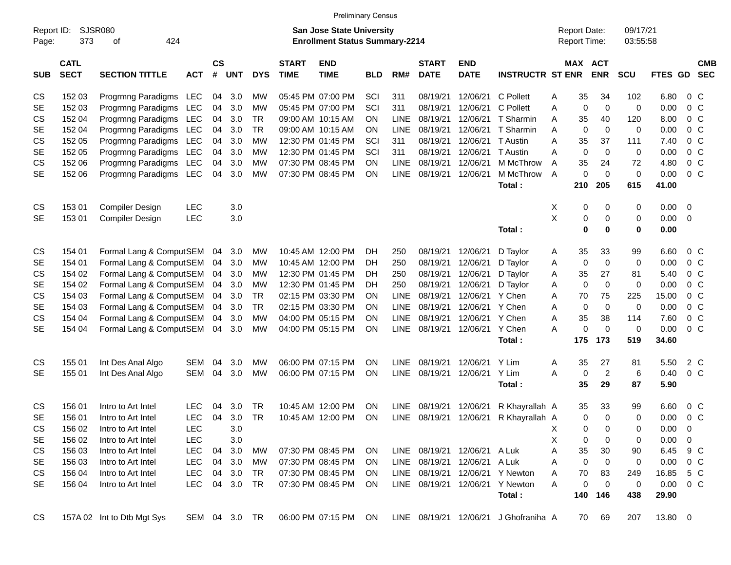Preliminary Census

Report ID: SJSR080

**San Jose State University**
**Enrollment Status Summary-2214**

Report Date: 09/17/21
Report Time: 03:55:58

| SUB | CATL SECT | SECTION TITTLE | ACT | CS # | UNT | DYS | START TIME | END TIME | BLD | RM# | START DATE | END DATE | INSTRUCTR | ST | MAX ENR | ACT ENR | SCU | FTES | GD | CMB SEC |
|---|---|---|---|---|---|---|---|---|---|---|---|---|---|---|---|---|---|---|---|---|
| CS | 152 03 | Progrmng Paradigms | LEC | 04 | 3.0 | MW | 05:45 PM | 07:00 PM | SCI | 311 | 08/19/21 | 12/06/21 | C Pollett | A | 35 | 34 | 102 | 6.80 | 0 | C |
| SE | 152 03 | Progrmng Paradigms | LEC | 04 | 3.0 | MW | 05:45 PM | 07:00 PM | SCI | 311 | 08/19/21 | 12/06/21 | C Pollett | A | 0 | 0 | 0 | 0.00 | 0 | C |
| CS | 152 04 | Progrmng Paradigms | LEC | 04 | 3.0 | TR | 09:00 AM | 10:15 AM | ON | LINE | 08/19/21 | 12/06/21 | T Sharmin | A | 35 | 40 | 120 | 8.00 | 0 | C |
| SE | 152 04 | Progrmng Paradigms | LEC | 04 | 3.0 | TR | 09:00 AM | 10:15 AM | ON | LINE | 08/19/21 | 12/06/21 | T Sharmin | A | 0 | 0 | 0 | 0.00 | 0 | C |
| CS | 152 05 | Progrmng Paradigms | LEC | 04 | 3.0 | MW | 12:30 PM | 01:45 PM | SCI | 311 | 08/19/21 | 12/06/21 | T Austin | A | 35 | 37 | 111 | 7.40 | 0 | C |
| SE | 152 05 | Progrmng Paradigms | LEC | 04 | 3.0 | MW | 12:30 PM | 01:45 PM | SCI | 311 | 08/19/21 | 12/06/21 | T Austin | A | 0 | 0 | 0 | 0.00 | 0 | C |
| CS | 152 06 | Progrmng Paradigms | LEC | 04 | 3.0 | MW | 07:30 PM | 08:45 PM | ON | LINE | 08/19/21 | 12/06/21 | M McThrow | A | 35 | 24 | 72 | 4.80 | 0 | C |
| SE | 152 06 | Progrmng Paradigms | LEC | 04 | 3.0 | MW | 07:30 PM | 08:45 PM | ON | LINE | 08/19/21 | 12/06/21 | M McThrow | A | 0 | 0 | 0 | 0.00 | 0 | C |
| | | | | | | | | | | | | | **Total :** | | **210** | **205** | **615** | **41.00** | | |
| CS | 153 01 | Compiler Design | LEC | | 3.0 | | | | | | | | | X | 0 | 0 | 0 | 0.00 | 0 | |
| SE | 153 01 | Compiler Design | LEC | | 3.0 | | | | | | | | | X | 0 | 0 | 0 | 0.00 | 0 | |
| | | | | | | | | | | | | | **Total :** | | **0** | **0** | **0** | **0.00** | | |
| CS | 154 01 | Formal Lang & Comput | SEM | 04 | 3.0 | MW | 10:45 AM | 12:00 PM | DH | 250 | 08/19/21 | 12/06/21 | D Taylor | A | 35 | 33 | 99 | 6.60 | 0 | C |
| SE | 154 01 | Formal Lang & Comput | SEM | 04 | 3.0 | MW | 10:45 AM | 12:00 PM | DH | 250 | 08/19/21 | 12/06/21 | D Taylor | A | 0 | 0 | 0 | 0.00 | 0 | C |
| CS | 154 02 | Formal Lang & Comput | SEM | 04 | 3.0 | MW | 12:30 PM | 01:45 PM | DH | 250 | 08/19/21 | 12/06/21 | D Taylor | A | 35 | 27 | 81 | 5.40 | 0 | C |
| SE | 154 02 | Formal Lang & Comput | SEM | 04 | 3.0 | MW | 12:30 PM | 01:45 PM | DH | 250 | 08/19/21 | 12/06/21 | D Taylor | A | 0 | 0 | 0 | 0.00 | 0 | C |
| CS | 154 03 | Formal Lang & Comput | SEM | 04 | 3.0 | TR | 02:15 PM | 03:30 PM | ON | LINE | 08/19/21 | 12/06/21 | Y Chen | A | 70 | 75 | 225 | 15.00 | 0 | C |
| SE | 154 03 | Formal Lang & Comput | SEM | 04 | 3.0 | TR | 02:15 PM | 03:30 PM | ON | LINE | 08/19/21 | 12/06/21 | Y Chen | A | 0 | 0 | 0 | 0.00 | 0 | C |
| CS | 154 04 | Formal Lang & Comput | SEM | 04 | 3.0 | MW | 04:00 PM | 05:15 PM | ON | LINE | 08/19/21 | 12/06/21 | Y Chen | A | 35 | 38 | 114 | 7.60 | 0 | C |
| SE | 154 04 | Formal Lang & Comput | SEM | 04 | 3.0 | MW | 04:00 PM | 05:15 PM | ON | LINE | 08/19/21 | 12/06/21 | Y Chen | A | 0 | 0 | 0 | 0.00 | 0 | C |
| | | | | | | | | | | | | | **Total :** | | **175** | **173** | **519** | **34.60** | | |
| CS | 155 01 | Int Des Anal Algo | SEM | 04 | 3.0 | MW | 06:00 PM | 07:15 PM | ON | LINE | 08/19/21 | 12/06/21 | Y Lim | A | 35 | 27 | 81 | 5.50 | 2 | C |
| SE | 155 01 | Int Des Anal Algo | SEM | 04 | 3.0 | MW | 06:00 PM | 07:15 PM | ON | LINE | 08/19/21 | 12/06/21 | Y Lim | A | 0 | 2 | 6 | 0.40 | 0 | C |
| | | | | | | | | | | | | | **Total :** | | **35** | **29** | **87** | **5.90** | | |
| CS | 156 01 | Intro to Art Intel | LEC | 04 | 3.0 | TR | 10:45 AM | 12:00 PM | ON | LINE | 08/19/21 | 12/06/21 | R Khayrallah | A | 35 | 33 | 99 | 6.60 | 0 | C |
| SE | 156 01 | Intro to Art Intel | LEC | 04 | 3.0 | TR | 10:45 AM | 12:00 PM | ON | LINE | 08/19/21 | 12/06/21 | R Khayrallah | A | 0 | 0 | 0 | 0.00 | 0 | C |
| CS | 156 02 | Intro to Art Intel | LEC | | 3.0 | | | | | | | | | X | 0 | 0 | 0 | 0.00 | 0 | |
| SE | 156 02 | Intro to Art Intel | LEC | | 3.0 | | | | | | | | | X | 0 | 0 | 0 | 0.00 | 0 | |
| CS | 156 03 | Intro to Art Intel | LEC | 04 | 3.0 | MW | 07:30 PM | 08:45 PM | ON | LINE | 08/19/21 | 12/06/21 | A Luk | A | 35 | 30 | 90 | 6.45 | 9 | C |
| SE | 156 03 | Intro to Art Intel | LEC | 04 | 3.0 | MW | 07:30 PM | 08:45 PM | ON | LINE | 08/19/21 | 12/06/21 | A Luk | A | 0 | 0 | 0 | 0.00 | 0 | C |
| CS | 156 04 | Intro to Art Intel | LEC | 04 | 3.0 | TR | 07:30 PM | 08:45 PM | ON | LINE | 08/19/21 | 12/06/21 | Y Newton | A | 70 | 83 | 249 | 16.85 | 5 | C |
| SE | 156 04 | Intro to Art Intel | LEC | 04 | 3.0 | TR | 07:30 PM | 08:45 PM | ON | LINE | 08/19/21 | 12/06/21 | Y Newton | A | 0 | 0 | 0 | 0.00 | 0 | C |
| | | | | | | | | | | | | | **Total :** | | **140** | **146** | **438** | **29.90** | | |
| CS | 157A 02 | Int to Dtb Mgt Sys | SEM | 04 | 3.0 | TR | 06:00 PM | 07:15 PM | ON | LINE | 08/19/21 | 12/06/21 | J Ghofraniha | A | 70 | 69 | 207 | 13.80 | 0 | |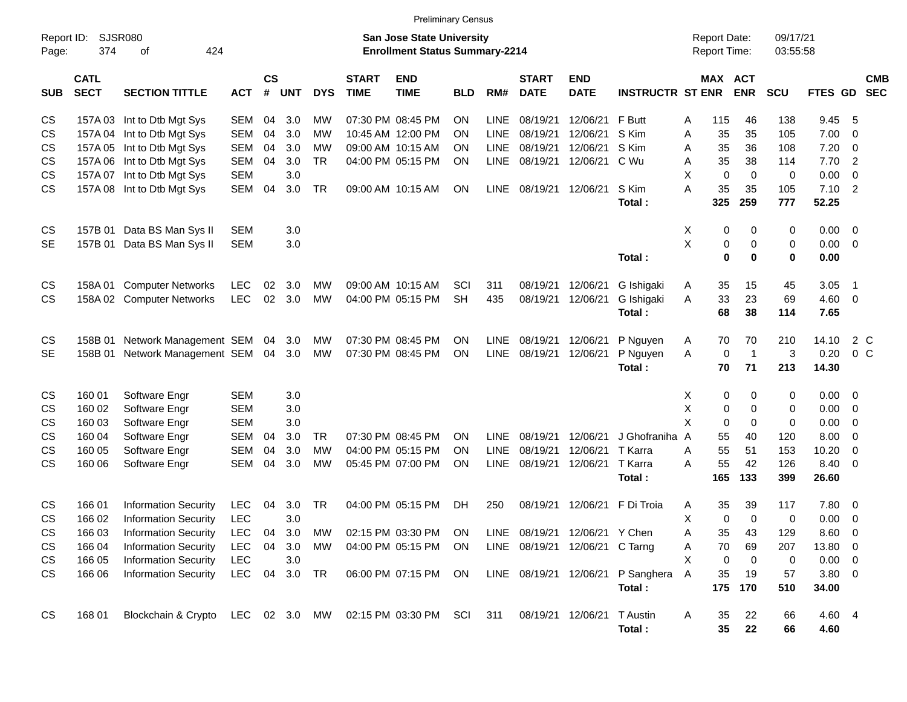Preliminary Census

Report ID: SJSR080

**San Jose State University**
**Enrollment Status Summary-2214**

Report Date: 09/17/21
Report Time: 03:55:58

| SUB | CATL SECT | SECTION TITTLE | ACT | CS # | UNT | DYS | START TIME | END TIME | BLD | RM# | START DATE | END DATE | INSTRUCTR | ST | MAX ENR | ACT ENR | SCU | FTES | GD | CMB SEC |
|---|---|---|---|---|---|---|---|---|---|---|---|---|---|---|---|---|---|---|---|---|
| CS | 157A 03 | Int to Dtb Mgt Sys | SEM | 04 | 3.0 | MW | 07:30 PM | 08:45 PM | ON | LINE | 08/19/21 | 12/06/21 | F Butt | A | 115 | 46 | 138 | 9.45 | 5 | |
| CS | 157A 04 | Int to Dtb Mgt Sys | SEM | 04 | 3.0 | MW | 10:45 AM | 12:00 PM | ON | LINE | 08/19/21 | 12/06/21 | S Kim | A | 35 | 35 | 105 | 7.00 | 0 | |
| CS | 157A 05 | Int to Dtb Mgt Sys | SEM | 04 | 3.0 | MW | 09:00 AM | 10:15 AM | ON | LINE | 08/19/21 | 12/06/21 | S Kim | A | 35 | 36 | 108 | 7.20 | 0 | |
| CS | 157A 06 | Int to Dtb Mgt Sys | SEM | 04 | 3.0 | TR | 04:00 PM | 05:15 PM | ON | LINE | 08/19/21 | 12/06/21 | C Wu | A | 35 | 38 | 114 | 7.70 | 2 | |
| CS | 157A 07 | Int to Dtb Mgt Sys | SEM | | 3.0 | | | | | | | | | X | 0 | 0 | 0 | 0.00 | 0 | |
| CS | 157A 08 | Int to Dtb Mgt Sys | SEM | 04 | 3.0 | TR | 09:00 AM | 10:15 AM | ON | LINE | 08/19/21 | 12/06/21 | S Kim | A | 35 | 35 | 105 | 7.10 | 2 | |
| | | | | | | | | | | | | | **Total :** | | **325** | **259** | **777** | **52.25** | | |
| CS | 157B 01 | Data BS Man Sys II | SEM | | 3.0 | | | | | | | | | X | 0 | 0 | 0 | 0.00 | 0 | |
| SE | 157B 01 | Data BS Man Sys II | SEM | | 3.0 | | | | | | | | | X | 0 | 0 | 0 | 0.00 | 0 | |
| | | | | | | | | | | | | | **Total :** | | **0** | **0** | **0** | **0.00** | | |
| CS | 158A 01 | Computer Networks | LEC | 02 | 3.0 | MW | 09:00 AM | 10:15 AM | SCI | 311 | 08/19/21 | 12/06/21 | G Ishigaki | A | 35 | 15 | 45 | 3.05 | 1 | |
| CS | 158A 02 | Computer Networks | LEC | 02 | 3.0 | MW | 04:00 PM | 05:15 PM | SH | 435 | 08/19/21 | 12/06/21 | G Ishigaki | A | 33 | 23 | 69 | 4.60 | 0 | |
| | | | | | | | | | | | | | **Total :** | | **68** | **38** | **114** | **7.65** | | |
| CS | 158B 01 | Network Management | SEM | 04 | 3.0 | MW | 07:30 PM | 08:45 PM | ON | LINE | 08/19/21 | 12/06/21 | P Nguyen | A | 70 | 70 | 210 | 14.10 | 2 | C |
| SE | 158B 01 | Network Management | SEM | 04 | 3.0 | MW | 07:30 PM | 08:45 PM | ON | LINE | 08/19/21 | 12/06/21 | P Nguyen | A | 0 | 1 | 3 | 0.20 | 0 | C |
| | | | | | | | | | | | | | **Total :** | | **70** | **71** | **213** | **14.30** | | |
| CS | 160 01 | Software Engr | SEM | | 3.0 | | | | | | | | | X | 0 | 0 | 0 | 0.00 | 0 | |
| CS | 160 02 | Software Engr | SEM | | 3.0 | | | | | | | | | X | 0 | 0 | 0 | 0.00 | 0 | |
| CS | 160 03 | Software Engr | SEM | | 3.0 | | | | | | | | | X | 0 | 0 | 0 | 0.00 | 0 | |
| CS | 160 04 | Software Engr | SEM | 04 | 3.0 | TR | 07:30 PM | 08:45 PM | ON | LINE | 08/19/21 | 12/06/21 | J Ghofraniha | A | 55 | 40 | 120 | 8.00 | 0 | |
| CS | 160 05 | Software Engr | SEM | 04 | 3.0 | MW | 04:00 PM | 05:15 PM | ON | LINE | 08/19/21 | 12/06/21 | T Karra | A | 55 | 51 | 153 | 10.20 | 0 | |
| CS | 160 06 | Software Engr | SEM | 04 | 3.0 | MW | 05:45 PM | 07:00 PM | ON | LINE | 08/19/21 | 12/06/21 | T Karra | A | 55 | 42 | 126 | 8.40 | 0 | |
| | | | | | | | | | | | | | **Total :** | | **165** | **133** | **399** | **26.60** | | |
| CS | 166 01 | Information Security | LEC | 04 | 3.0 | TR | 04:00 PM | 05:15 PM | DH | 250 | 08/19/21 | 12/06/21 | F Di Troia | A | 35 | 39 | 117 | 7.80 | 0 | |
| CS | 166 02 | Information Security | LEC | | 3.0 | | | | | | | | | X | 0 | 0 | 0 | 0.00 | 0 | |
| CS | 166 03 | Information Security | LEC | 04 | 3.0 | MW | 02:15 PM | 03:30 PM | ON | LINE | 08/19/21 | 12/06/21 | Y Chen | A | 35 | 43 | 129 | 8.60 | 0 | |
| CS | 166 04 | Information Security | LEC | 04 | 3.0 | MW | 04:00 PM | 05:15 PM | ON | LINE | 08/19/21 | 12/06/21 | C Tarng | A | 70 | 69 | 207 | 13.80 | 0 | |
| CS | 166 05 | Information Security | LEC | | 3.0 | | | | | | | | | X | 0 | 0 | 0 | 0.00 | 0 | |
| CS | 166 06 | Information Security | LEC | 04 | 3.0 | TR | 06:00 PM | 07:15 PM | ON | LINE | 08/19/21 | 12/06/21 | P Sanghera | A | 35 | 19 | 57 | 3.80 | 0 | |
| | | | | | | | | | | | | | **Total :** | | **175** | **170** | **510** | **34.00** | | |
| CS | 168 01 | Blockchain & Crypto | LEC | 02 | 3.0 | MW | 02:15 PM | 03:30 PM | SCI | 311 | 08/19/21 | 12/06/21 | T Austin | A | 35 | 22 | 66 | 4.60 | 4 | |
| | | | | | | | | | | | | | **Total :** | | **35** | **22** | **66** | **4.60** | | |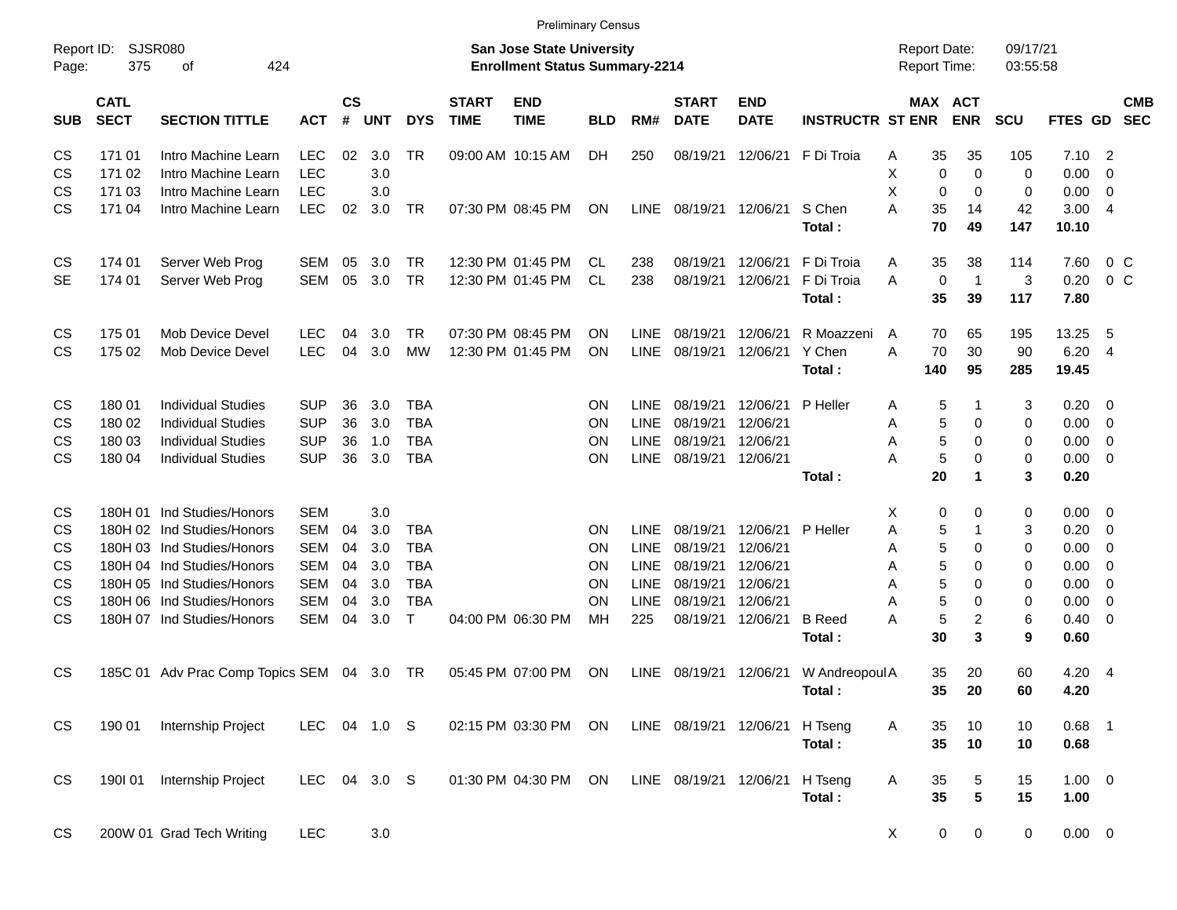Preliminary Census

Report ID: SJSR080

**San Jose State University**
**Enrollment Status Summary-2214**

Report Date: 09/17/21
Report Time: 03:55:58

| SUB | CATL SECT | SECTION TITTLE | ACT | CS # | UNT | DYS | START TIME | END TIME | BLD | RM# | START DATE | END DATE | INSTRUCTR | ST | MAX ENR | ACT ENR | SCU | FTES | GD | CMB SEC |
|---|---|---|---|---|---|---|---|---|---|---|---|---|---|---|---|---|---|---|---|---|
| CS | 171 01 | Intro Machine Learn | LEC | 02 | 3.0 | TR | 09:00 AM | 10:15 AM | DH | 250 | 08/19/21 | 12/06/21 | F Di Troia | A | 35 | 35 | 105 | 7.10 | 2 | |
| CS | 171 02 | Intro Machine Learn | LEC | | 3.0 | | | | | | | | | X | 0 | 0 | 0 | 0.00 | 0 | |
| CS | 171 03 | Intro Machine Learn | LEC | | 3.0 | | | | | | | | | X | 0 | 0 | 0 | 0.00 | 0 | |
| CS | 171 04 | Intro Machine Learn | LEC | 02 | 3.0 | TR | 07:30 PM | 08:45 PM | ON | LINE | 08/19/21 | 12/06/21 | S Chen | A | 35 | 14 | 42 | 3.00 | 4 | |
| | | | | | | | | | | | | | **Total :** | | **70** | **49** | **147** | **10.10** | | |
| CS | 174 01 | Server Web Prog | SEM | 05 | 3.0 | TR | 12:30 PM | 01:45 PM | CL | 238 | 08/19/21 | 12/06/21 | F Di Troia | A | 35 | 38 | 114 | 7.60 | 0 | C |
| SE | 174 01 | Server Web Prog | SEM | 05 | 3.0 | TR | 12:30 PM | 01:45 PM | CL | 238 | 08/19/21 | 12/06/21 | F Di Troia | A | 0 | 1 | 3 | 0.20 | 0 | C |
| | | | | | | | | | | | | | **Total :** | | **35** | **39** | **117** | **7.80** | | |
| CS | 175 01 | Mob Device Devel | LEC | 04 | 3.0 | TR | 07:30 PM | 08:45 PM | ON | LINE | 08/19/21 | 12/06/21 | R Moazzeni | A | 70 | 65 | 195 | 13.25 | 5 | |
| CS | 175 02 | Mob Device Devel | LEC | 04 | 3.0 | MW | 12:30 PM | 01:45 PM | ON | LINE | 08/19/21 | 12/06/21 | Y Chen | A | 70 | 30 | 90 | 6.20 | 4 | |
| | | | | | | | | | | | | | **Total :** | | **140** | **95** | **285** | **19.45** | | |
| CS | 180 01 | Individual Studies | SUP | 36 | 3.0 | TBA | | | ON | LINE | 08/19/21 | 12/06/21 | P Heller | A | 5 | 1 | 3 | 0.20 | 0 | |
| CS | 180 02 | Individual Studies | SUP | 36 | 3.0 | TBA | | | ON | LINE | 08/19/21 | 12/06/21 | | A | 5 | 0 | 0 | 0.00 | 0 | |
| CS | 180 03 | Individual Studies | SUP | 36 | 1.0 | TBA | | | ON | LINE | 08/19/21 | 12/06/21 | | A | 5 | 0 | 0 | 0.00 | 0 | |
| CS | 180 04 | Individual Studies | SUP | 36 | 3.0 | TBA | | | ON | LINE | 08/19/21 | 12/06/21 | | A | 5 | 0 | 0 | 0.00 | 0 | |
| | | | | | | | | | | | | | **Total :** | | **20** | **1** | **3** | **0.20** | | |
| CS | 180H 01 | Ind Studies/Honors | SEM | | 3.0 | | | | | | | | | X | 0 | 0 | 0 | 0.00 | 0 | |
| CS | 180H 02 | Ind Studies/Honors | SEM | 04 | 3.0 | TBA | | | ON | LINE | 08/19/21 | 12/06/21 | P Heller | A | 5 | 1 | 3 | 0.20 | 0 | |
| CS | 180H 03 | Ind Studies/Honors | SEM | 04 | 3.0 | TBA | | | ON | LINE | 08/19/21 | 12/06/21 | | A | 5 | 0 | 0 | 0.00 | 0 | |
| CS | 180H 04 | Ind Studies/Honors | SEM | 04 | 3.0 | TBA | | | ON | LINE | 08/19/21 | 12/06/21 | | A | 5 | 0 | 0 | 0.00 | 0 | |
| CS | 180H 05 | Ind Studies/Honors | SEM | 04 | 3.0 | TBA | | | ON | LINE | 08/19/21 | 12/06/21 | | A | 5 | 0 | 0 | 0.00 | 0 | |
| CS | 180H 06 | Ind Studies/Honors | SEM | 04 | 3.0 | TBA | | | ON | LINE | 08/19/21 | 12/06/21 | | A | 5 | 0 | 0 | 0.00 | 0 | |
| CS | 180H 07 | Ind Studies/Honors | SEM | 04 | 3.0 | T | 04:00 PM | 06:30 PM | MH | 225 | 08/19/21 | 12/06/21 | B Reed | A | 5 | 2 | 6 | 0.40 | 0 | |
| | | | | | | | | | | | | | **Total :** | | **30** | **3** | **9** | **0.60** | | |
| CS | 185C 01 | Adv Prac Comp Topics | SEM | 04 | 3.0 | TR | 05:45 PM | 07:00 PM | ON | LINE | 08/19/21 | 12/06/21 | W Andreopoul | A | 35 | 20 | 60 | 4.20 | 4 | |
| | | | | | | | | | | | | | **Total :** | | **35** | **20** | **60** | **4.20** | | |
| CS | 190 01 | Internship Project | LEC | 04 | 1.0 | S | 02:15 PM | 03:30 PM | ON | LINE | 08/19/21 | 12/06/21 | H Tseng | A | 35 | 10 | 10 | 0.68 | 1 | |
| | | | | | | | | | | | | | **Total :** | | **35** | **10** | **10** | **0.68** | | |
| CS | 190I 01 | Internship Project | LEC | 04 | 3.0 | S | 01:30 PM | 04:30 PM | ON | LINE | 08/19/21 | 12/06/21 | H Tseng | A | 35 | 5 | 15 | 1.00 | 0 | |
| | | | | | | | | | | | | | **Total :** | | **35** | **5** | **15** | **1.00** | | |
| CS | 200W 01 | Grad Tech Writing | LEC | | 3.0 | | | | | | | | | X | 0 | 0 | 0 | 0.00 | 0 | |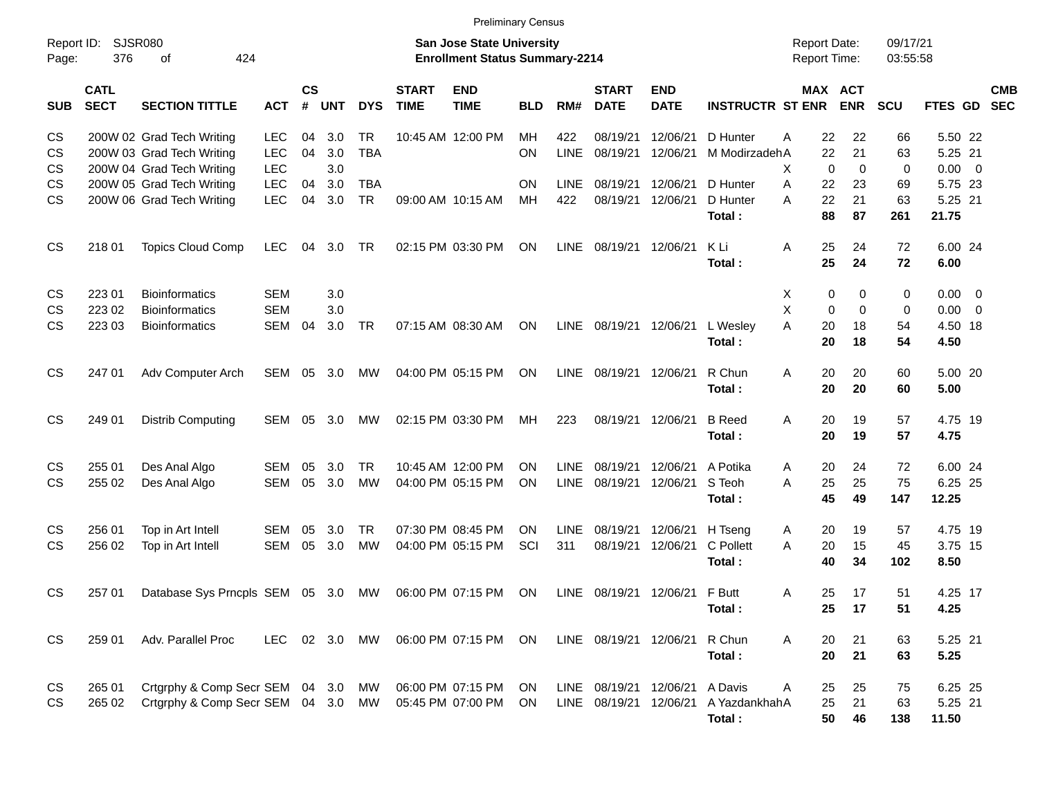Preliminary Census

Report ID: SJSR080

**San Jose State University**
**Enrollment Status Summary-2214**

Report Date: 09/17/21
Report Time: 03:55:58

| SUB | CATL SECT | SECTION TITTLE | ACT | CS # | UNT | DYS | START TIME | END TIME | BLD | RM# | START DATE | END DATE | INSTRUCTR | ST | MAX ENR | ACT ENR | SCU | FTES | GD | CMB SEC |
|---|---|---|---|---|---|---|---|---|---|---|---|---|---|---|---|---|---|---|---|---|
| CS | 200W 02 | Grad Tech Writing | LEC | 04 | 3.0 | TR | 10:45 AM | 12:00 PM | MH | 422 | 08/19/21 | 12/06/21 | D Hunter | A | 22 | 22 | 66 | 5.50 | 22 | |
| CS | 200W 03 | Grad Tech Writing | LEC | 04 | 3.0 | TBA | | | ON | LINE | 08/19/21 | 12/06/21 | M Modirzadeh | A | 22 | 21 | 63 | 5.25 | 21 | |
| CS | 200W 04 | Grad Tech Writing | LEC | | 3.0 | | | | | | | | | X | 0 | 0 | 0 | 0.00 | 0 | |
| CS | 200W 05 | Grad Tech Writing | LEC | 04 | 3.0 | TBA | | | ON | LINE | 08/19/21 | 12/06/21 | D Hunter | A | 22 | 23 | 69 | 5.75 | 23 | |
| CS | 200W 06 | Grad Tech Writing | LEC | 04 | 3.0 | TR | 09:00 AM | 10:15 AM | MH | 422 | 08/19/21 | 12/06/21 | D Hunter | A | 22 | 21 | 63 | 5.25 | 21 | |
| | | | | | | | | | | | | | **Total :** | | **88** | **87** | **261** | **21.75** | | |
| CS | 218 01 | Topics Cloud Comp | LEC | 04 | 3.0 | TR | 02:15 PM | 03:30 PM | ON | LINE | 08/19/21 | 12/06/21 | K Li | A | 25 | 24 | 72 | 6.00 | 24 | |
| | | | | | | | | | | | | | **Total :** | | **25** | **24** | **72** | **6.00** | | |
| CS | 223 01 | Bioinformatics | SEM | | 3.0 | | | | | | | | | X | 0 | 0 | 0 | 0.00 | 0 | |
| CS | 223 02 | Bioinformatics | SEM | | 3.0 | | | | | | | | | X | 0 | 0 | 0 | 0.00 | 0 | |
| CS | 223 03 | Bioinformatics | SEM | 04 | 3.0 | TR | 07:15 AM | 08:30 AM | ON | LINE | 08/19/21 | 12/06/21 | L Wesley | A | 20 | 18 | 54 | 4.50 | 18 | |
| | | | | | | | | | | | | | **Total :** | | **20** | **18** | **54** | **4.50** | | |
| CS | 247 01 | Adv Computer Arch | SEM | 05 | 3.0 | MW | 04:00 PM | 05:15 PM | ON | LINE | 08/19/21 | 12/06/21 | R Chun | A | 20 | 20 | 60 | 5.00 | 20 | |
| | | | | | | | | | | | | | **Total :** | | **20** | **20** | **60** | **5.00** | | |
| CS | 249 01 | Distrib Computing | SEM | 05 | 3.0 | MW | 02:15 PM | 03:30 PM | MH | 223 | 08/19/21 | 12/06/21 | B Reed | A | 20 | 19 | 57 | 4.75 | 19 | |
| | | | | | | | | | | | | | **Total :** | | **20** | **19** | **57** | **4.75** | | |
| CS | 255 01 | Des Anal Algo | SEM | 05 | 3.0 | TR | 10:45 AM | 12:00 PM | ON | LINE | 08/19/21 | 12/06/21 | A Potika | A | 20 | 24 | 72 | 6.00 | 24 | |
| CS | 255 02 | Des Anal Algo | SEM | 05 | 3.0 | MW | 04:00 PM | 05:15 PM | ON | LINE | 08/19/21 | 12/06/21 | S Teoh | A | 25 | 25 | 75 | 6.25 | 25 | |
| | | | | | | | | | | | | | **Total :** | | **45** | **49** | **147** | **12.25** | | |
| CS | 256 01 | Top in Art Intell | SEM | 05 | 3.0 | TR | 07:30 PM | 08:45 PM | ON | LINE | 08/19/21 | 12/06/21 | H Tseng | A | 20 | 19 | 57 | 4.75 | 19 | |
| CS | 256 02 | Top in Art Intell | SEM | 05 | 3.0 | MW | 04:00 PM | 05:15 PM | SCI | 311 | 08/19/21 | 12/06/21 | C Pollett | A | 20 | 15 | 45 | 3.75 | 15 | |
| | | | | | | | | | | | | | **Total :** | | **40** | **34** | **102** | **8.50** | | |
| CS | 257 01 | Database Sys Prncpls | SEM | 05 | 3.0 | MW | 06:00 PM | 07:15 PM | ON | LINE | 08/19/21 | 12/06/21 | F Butt | A | 25 | 17 | 51 | 4.25 | 17 | |
| | | | | | | | | | | | | | **Total :** | | **25** | **17** | **51** | **4.25** | | |
| CS | 259 01 | Adv. Parallel Proc | LEC | 02 | 3.0 | MW | 06:00 PM | 07:15 PM | ON | LINE | 08/19/21 | 12/06/21 | R Chun | A | 20 | 21 | 63 | 5.25 | 21 | |
| | | | | | | | | | | | | | **Total :** | | **20** | **21** | **63** | **5.25** | | |
| CS | 265 01 | Crtgrphy & Comp Secr | SEM | 04 | 3.0 | MW | 06:00 PM | 07:15 PM | ON | LINE | 08/19/21 | 12/06/21 | A Davis | A | 25 | 25 | 75 | 6.25 | 25 | |
| CS | 265 02 | Crtgrphy & Comp Secr | SEM | 04 | 3.0 | MW | 05:45 PM | 07:00 PM | ON | LINE | 08/19/21 | 12/06/21 | A Yazdankhah | A | 25 | 21 | 63 | 5.25 | 21 | |
| | | | | | | | | | | | | | **Total :** | | **50** | **46** | **138** | **11.50** | | |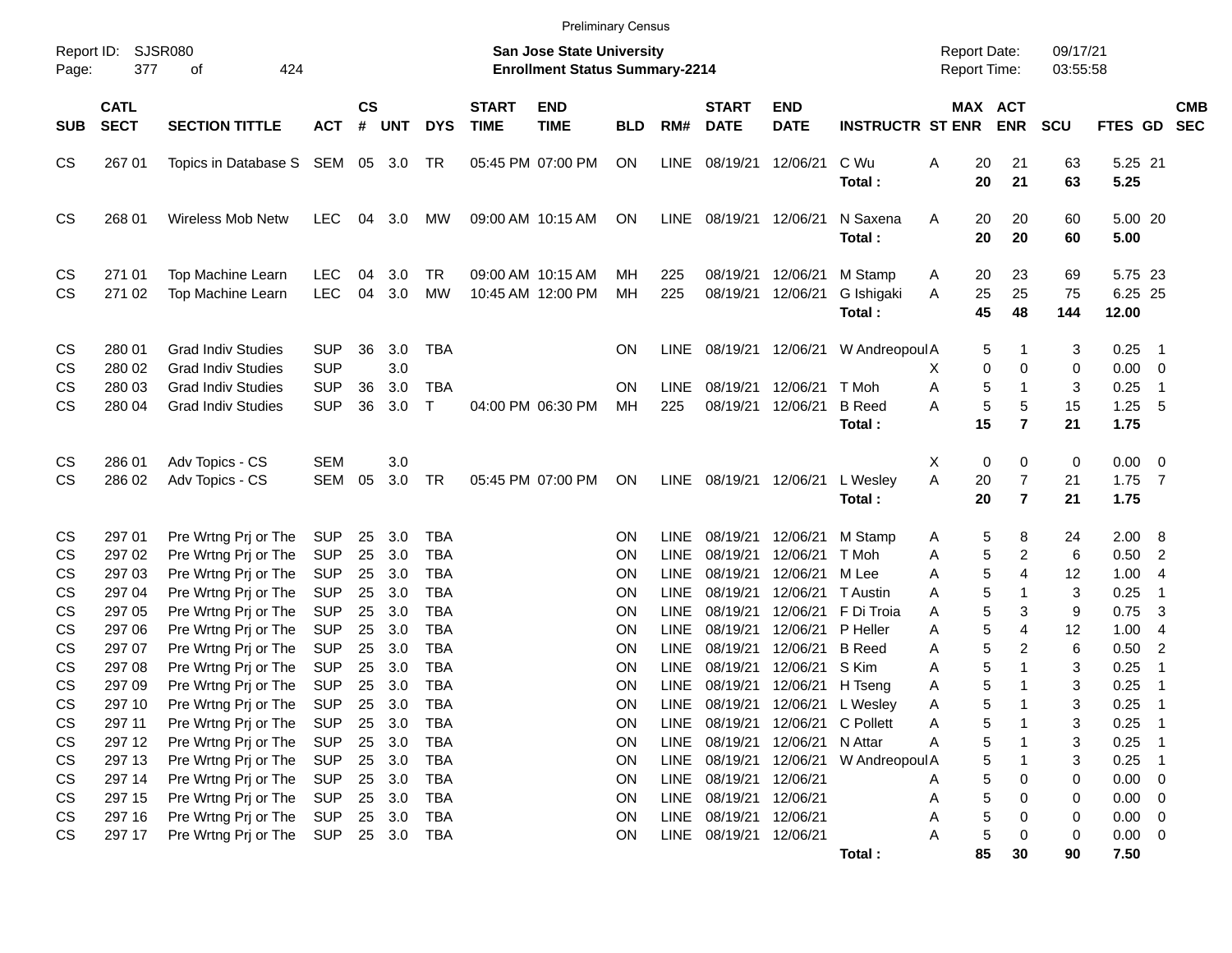Preliminary Census

Report ID: SJSR080
Page: 377 of 424

**San Jose State University**
**Enrollment Status Summary-2214**

Report Date: 09/17/21
Report Time: 03:55:58

| SUB | CATL SECT | SECTION TITTLE | ACT | CS # | UNT | DYS | START TIME | END TIME | BLD | RM# | START DATE | END DATE | INSTRUCTR | ST | MAX ENR | ACT ENR | SCU | FTES | GD | CMB SEC |
|---|---|---|---|---|---|---|---|---|---|---|---|---|---|---|---|---|---|---|---|---|
| CS | 267 01 | Topics in Database S | SEM | 05 | 3.0 | TR | 05:45 PM | 07:00 PM | ON | LINE | 08/19/21 | 12/06/21 | C Wu | A | 20 | 21 | 63 | 5.25 | 21 | |
| | | | | | | | | | | | | | **Total :** | | **20** | **21** | **63** | **5.25** | | |
| CS | 268 01 | Wireless Mob Netw | LEC | 04 | 3.0 | MW | 09:00 AM | 10:15 AM | ON | LINE | 08/19/21 | 12/06/21 | N Saxena | A | 20 | 20 | 60 | 5.00 | 20 | |
| | | | | | | | | | | | | | **Total :** | | **20** | **20** | **60** | **5.00** | | |
| CS | 271 01 | Top Machine Learn | LEC | 04 | 3.0 | TR | 09:00 AM | 10:15 AM | MH | 225 | 08/19/21 | 12/06/21 | M Stamp | A | 20 | 23 | 69 | 5.75 | 23 | |
| CS | 271 02 | Top Machine Learn | LEC | 04 | 3.0 | MW | 10:45 AM | 12:00 PM | MH | 225 | 08/19/21 | 12/06/21 | G Ishigaki | A | 25 | 25 | 75 | 6.25 | 25 | |
| | | | | | | | | | | | | | **Total :** | | **45** | **48** | **144** | **12.00** | | |
| CS | 280 01 | Grad Indiv Studies | SUP | 36 | 3.0 | TBA | | | ON | LINE | 08/19/21 | 12/06/21 | W Andreopoul | A | 5 | 1 | 3 | 0.25 | 1 | |
| CS | 280 02 | Grad Indiv Studies | SUP | | 3.0 | | | | | | | | | X | 0 | 0 | 0 | 0.00 | 0 | |
| CS | 280 03 | Grad Indiv Studies | SUP | 36 | 3.0 | TBA | | | ON | LINE | 08/19/21 | 12/06/21 | T Moh | A | 5 | 1 | 3 | 0.25 | 1 | |
| CS | 280 04 | Grad Indiv Studies | SUP | 36 | 3.0 | T | 04:00 PM | 06:30 PM | MH | 225 | 08/19/21 | 12/06/21 | B Reed | A | 5 | 5 | 15 | 1.25 | 5 | |
| | | | | | | | | | | | | | **Total :** | | **15** | **7** | **21** | **1.75** | | |
| CS | 286 01 | Adv Topics - CS | SEM | | 3.0 | | | | | | | | | X | 0 | 0 | 0 | 0.00 | 0 | |
| CS | 286 02 | Adv Topics - CS | SEM | 05 | 3.0 | TR | 05:45 PM | 07:00 PM | ON | LINE | 08/19/21 | 12/06/21 | L Wesley | A | 20 | 7 | 21 | 1.75 | 7 | |
| | | | | | | | | | | | | | **Total :** | | **20** | **7** | **21** | **1.75** | | |
| CS | 297 01 | Pre Wrtng Prj or The | SUP | 25 | 3.0 | TBA | | | ON | LINE | 08/19/21 | 12/06/21 | M Stamp | A | 5 | 8 | 24 | 2.00 | 8 | |
| CS | 297 02 | Pre Wrtng Prj or The | SUP | 25 | 3.0 | TBA | | | ON | LINE | 08/19/21 | 12/06/21 | T Moh | A | 5 | 2 | 6 | 0.50 | 2 | |
| CS | 297 03 | Pre Wrtng Prj or The | SUP | 25 | 3.0 | TBA | | | ON | LINE | 08/19/21 | 12/06/21 | M Lee | A | 5 | 4 | 12 | 1.00 | 4 | |
| CS | 297 04 | Pre Wrtng Prj or The | SUP | 25 | 3.0 | TBA | | | ON | LINE | 08/19/21 | 12/06/21 | T Austin | A | 5 | 1 | 3 | 0.25 | 1 | |
| CS | 297 05 | Pre Wrtng Prj or The | SUP | 25 | 3.0 | TBA | | | ON | LINE | 08/19/21 | 12/06/21 | F Di Troia | A | 5 | 3 | 9 | 0.75 | 3 | |
| CS | 297 06 | Pre Wrtng Prj or The | SUP | 25 | 3.0 | TBA | | | ON | LINE | 08/19/21 | 12/06/21 | P Heller | A | 5 | 4 | 12 | 1.00 | 4 | |
| CS | 297 07 | Pre Wrtng Prj or The | SUP | 25 | 3.0 | TBA | | | ON | LINE | 08/19/21 | 12/06/21 | B Reed | A | 5 | 2 | 6 | 0.50 | 2 | |
| CS | 297 08 | Pre Wrtng Prj or The | SUP | 25 | 3.0 | TBA | | | ON | LINE | 08/19/21 | 12/06/21 | S Kim | A | 5 | 1 | 3 | 0.25 | 1 | |
| CS | 297 09 | Pre Wrtng Prj or The | SUP | 25 | 3.0 | TBA | | | ON | LINE | 08/19/21 | 12/06/21 | H Tseng | A | 5 | 1 | 3 | 0.25 | 1 | |
| CS | 297 10 | Pre Wrtng Prj or The | SUP | 25 | 3.0 | TBA | | | ON | LINE | 08/19/21 | 12/06/21 | L Wesley | A | 5 | 1 | 3 | 0.25 | 1 | |
| CS | 297 11 | Pre Wrtng Prj or The | SUP | 25 | 3.0 | TBA | | | ON | LINE | 08/19/21 | 12/06/21 | C Pollett | A | 5 | 1 | 3 | 0.25 | 1 | |
| CS | 297 12 | Pre Wrtng Prj or The | SUP | 25 | 3.0 | TBA | | | ON | LINE | 08/19/21 | 12/06/21 | N Attar | A | 5 | 1 | 3 | 0.25 | 1 | |
| CS | 297 13 | Pre Wrtng Prj or The | SUP | 25 | 3.0 | TBA | | | ON | LINE | 08/19/21 | 12/06/21 | W Andreopoul | A | 5 | 1 | 3 | 0.25 | 1 | |
| CS | 297 14 | Pre Wrtng Prj or The | SUP | 25 | 3.0 | TBA | | | ON | LINE | 08/19/21 | 12/06/21 | | A | 5 | 0 | 0 | 0.00 | 0 | |
| CS | 297 15 | Pre Wrtng Prj or The | SUP | 25 | 3.0 | TBA | | | ON | LINE | 08/19/21 | 12/06/21 | | A | 5 | 0 | 0 | 0.00 | 0 | |
| CS | 297 16 | Pre Wrtng Prj or The | SUP | 25 | 3.0 | TBA | | | ON | LINE | 08/19/21 | 12/06/21 | | A | 5 | 0 | 0 | 0.00 | 0 | |
| CS | 297 17 | Pre Wrtng Prj or The | SUP | 25 | 3.0 | TBA | | | ON | LINE | 08/19/21 | 12/06/21 | | A | 5 | 0 | 0 | 0.00 | 0 | |
| | | | | | | | | | | | | | **Total :** | | **85** | **30** | **90** | **7.50** | | |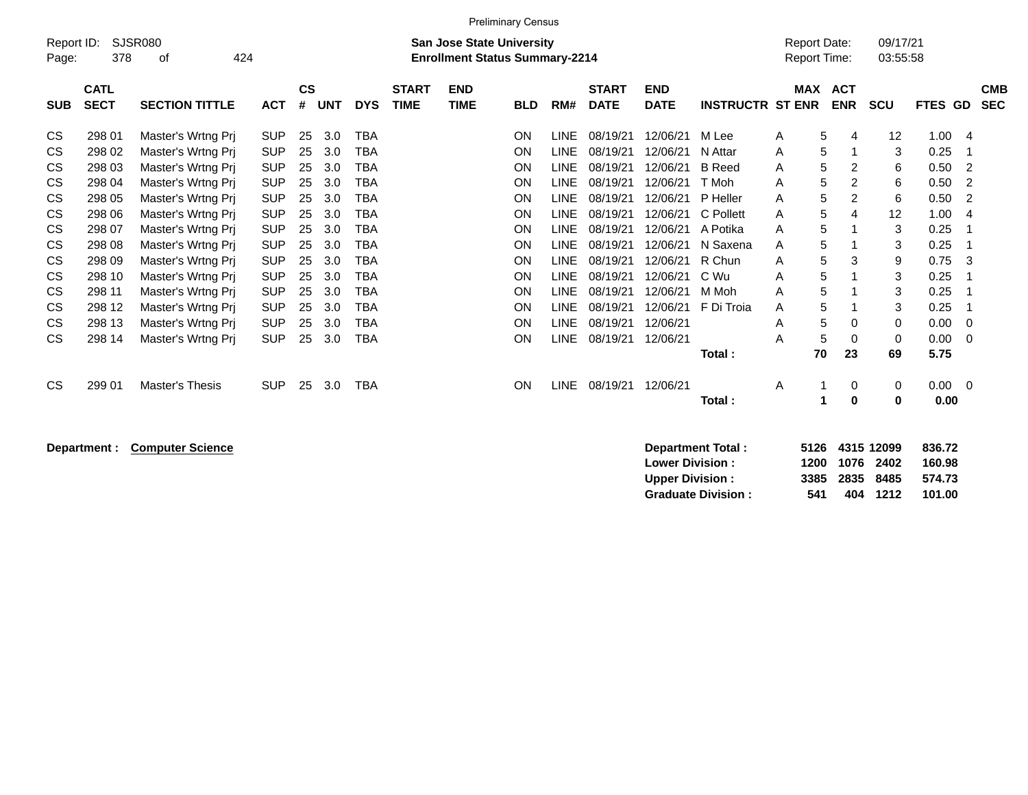Preliminary Census

Report ID: SJSR080

**San Jose State University**
**Enrollment Status Summary-2214**

Report Date: 09/17/21
Report Time: 03:55:58

| SUB | CATL SECT | SECTION TITTLE | ACT | CS # | UNT | DYS | START TIME | END TIME | BLD | RM# | START DATE | END DATE | INSTRUCTR | ST | MAX ENR | ACT ENR | SCU | FTES | GD | CMB SEC |
|---|---|---|---|---|---|---|---|---|---|---|---|---|---|---|---|---|---|---|---|---|
| CS | 298 01 | Master's Wrtng Prj | SUP | 25 | 3.0 | TBA | | | ON | LINE | 08/19/21 | 12/06/21 | M Lee | A | 5 | 4 | 12 | 1.00 | 4 | |
| CS | 298 02 | Master's Wrtng Prj | SUP | 25 | 3.0 | TBA | | | ON | LINE | 08/19/21 | 12/06/21 | N Attar | A | 5 | 1 | 3 | 0.25 | 1 | |
| CS | 298 03 | Master's Wrtng Prj | SUP | 25 | 3.0 | TBA | | | ON | LINE | 08/19/21 | 12/06/21 | B Reed | A | 5 | 2 | 6 | 0.50 | 2 | |
| CS | 298 04 | Master's Wrtng Prj | SUP | 25 | 3.0 | TBA | | | ON | LINE | 08/19/21 | 12/06/21 | T Moh | A | 5 | 2 | 6 | 0.50 | 2 | |
| CS | 298 05 | Master's Wrtng Prj | SUP | 25 | 3.0 | TBA | | | ON | LINE | 08/19/21 | 12/06/21 | P Heller | A | 5 | 2 | 6 | 0.50 | 2 | |
| CS | 298 06 | Master's Wrtng Prj | SUP | 25 | 3.0 | TBA | | | ON | LINE | 08/19/21 | 12/06/21 | C Pollett | A | 5 | 4 | 12 | 1.00 | 4 | |
| CS | 298 07 | Master's Wrtng Prj | SUP | 25 | 3.0 | TBA | | | ON | LINE | 08/19/21 | 12/06/21 | A Potika | A | 5 | 1 | 3 | 0.25 | 1 | |
| CS | 298 08 | Master's Wrtng Prj | SUP | 25 | 3.0 | TBA | | | ON | LINE | 08/19/21 | 12/06/21 | N Saxena | A | 5 | 1 | 3 | 0.25 | 1 | |
| CS | 298 09 | Master's Wrtng Prj | SUP | 25 | 3.0 | TBA | | | ON | LINE | 08/19/21 | 12/06/21 | R Chun | A | 5 | 3 | 9 | 0.75 | 3 | |
| CS | 298 10 | Master's Wrtng Prj | SUP | 25 | 3.0 | TBA | | | ON | LINE | 08/19/21 | 12/06/21 | C Wu | A | 5 | 1 | 3 | 0.25 | 1 | |
| CS | 298 11 | Master's Wrtng Prj | SUP | 25 | 3.0 | TBA | | | ON | LINE | 08/19/21 | 12/06/21 | M Moh | A | 5 | 1 | 3 | 0.25 | 1 | |
| CS | 298 12 | Master's Wrtng Prj | SUP | 25 | 3.0 | TBA | | | ON | LINE | 08/19/21 | 12/06/21 | F Di Troia | A | 5 | 1 | 3 | 0.25 | 1 | |
| CS | 298 13 | Master's Wrtng Prj | SUP | 25 | 3.0 | TBA | | | ON | LINE | 08/19/21 | 12/06/21 | | A | 5 | 0 | 0 | 0.00 | 0 | |
| CS | 298 14 | Master's Wrtng Prj | SUP | 25 | 3.0 | TBA | | | ON | LINE | 08/19/21 | 12/06/21 | | A | 5 | 0 | 0 | 0.00 | 0 | |
| | | | | | | | | | | | | | **Total :** | | **70** | **23** | **69** | **5.75** | | |
| CS | 299 01 | Master's Thesis | SUP | 25 | 3.0 | TBA | | | ON | LINE | 08/19/21 | 12/06/21 | | A | 1 | 0 | 0 | 0.00 | 0 | |
| | | | | | | | | | | | | | **Total :** | | **1** | **0** | **0** | **0.00** | | |

**Department :** **Computer Science**

| | MAX ENR | ACT ENR | SCU | FTES |
|---|---|---|---|---|
| **Department Total :** | **5126** | **4315** | **12099** | **836.72** |
| **Lower Division :** | **1200** | **1076** | **2402** | **160.98** |
| **Upper Division :** | **3385** | **2835** | **8485** | **574.73** |
| **Graduate Division :** | **541** | **404** | **1212** | **101.00** |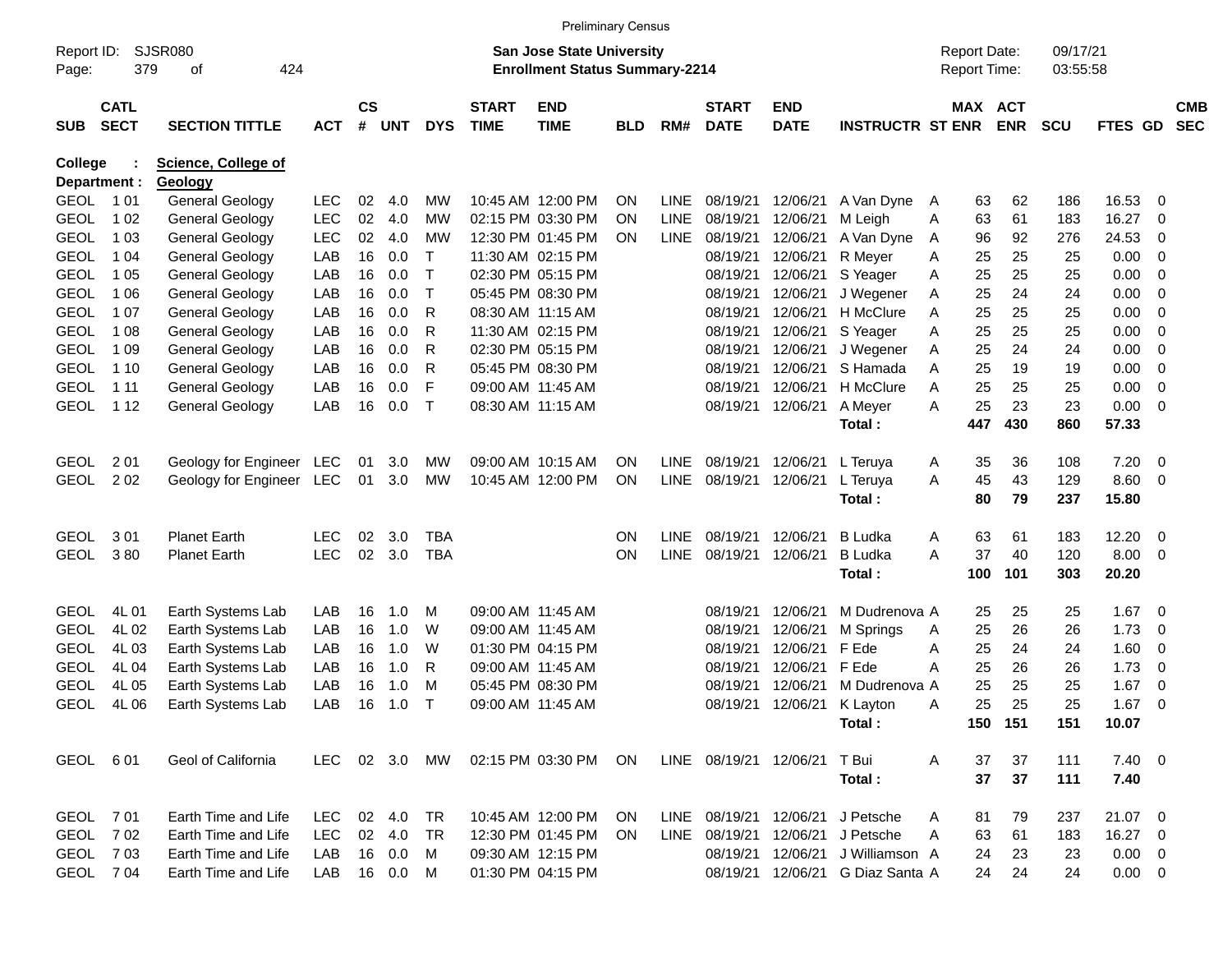Preliminary Census

Report ID: SJSR080

**San Jose State University**
**Enrollment Status Summary-2214**

Report Date: 09/17/21
Report Time: 03:55:58

**College : Science, College of**
**Department : Geology**

| SUB | CATL SECT | SECTION TITTLE | ACT | CS # | UNT | DYS | START TIME | END TIME | BLD | RM# | START DATE | END DATE | INSTRUCTR | ST | MAX ENR | ACT ENR | SCU | FTES | GD | CMB SEC |
|---|---|---|---|---|---|---|---|---|---|---|---|---|---|---|---|---|---|---|---|---|
| GEOL | 1 01 | General Geology | LEC | 02 | 4.0 | MW | 10:45 AM | 12:00 PM | ON | LINE | 08/19/21 | 12/06/21 | A Van Dyne | A | 63 | 62 | 186 | 16.53 | 0 | |
| GEOL | 1 02 | General Geology | LEC | 02 | 4.0 | MW | 02:15 PM | 03:30 PM | ON | LINE | 08/19/21 | 12/06/21 | M Leigh | A | 63 | 61 | 183 | 16.27 | 0 | |
| GEOL | 1 03 | General Geology | LEC | 02 | 4.0 | MW | 12:30 PM | 01:45 PM | ON | LINE | 08/19/21 | 12/06/21 | A Van Dyne | A | 96 | 92 | 276 | 24.53 | 0 | |
| GEOL | 1 04 | General Geology | LAB | 16 | 0.0 | T | 11:30 AM | 02:15 PM | | | 08/19/21 | 12/06/21 | R Meyer | A | 25 | 25 | 25 | 0.00 | 0 | |
| GEOL | 1 05 | General Geology | LAB | 16 | 0.0 | T | 02:30 PM | 05:15 PM | | | 08/19/21 | 12/06/21 | S Yeager | A | 25 | 25 | 25 | 0.00 | 0 | |
| GEOL | 1 06 | General Geology | LAB | 16 | 0.0 | T | 05:45 PM | 08:30 PM | | | 08/19/21 | 12/06/21 | J Wegener | A | 25 | 24 | 24 | 0.00 | 0 | |
| GEOL | 1 07 | General Geology | LAB | 16 | 0.0 | R | 08:30 AM | 11:15 AM | | | 08/19/21 | 12/06/21 | H McClure | A | 25 | 25 | 25 | 0.00 | 0 | |
| GEOL | 1 08 | General Geology | LAB | 16 | 0.0 | R | 11:30 AM | 02:15 PM | | | 08/19/21 | 12/06/21 | S Yeager | A | 25 | 25 | 25 | 0.00 | 0 | |
| GEOL | 1 09 | General Geology | LAB | 16 | 0.0 | R | 02:30 PM | 05:15 PM | | | 08/19/21 | 12/06/21 | J Wegener | A | 25 | 24 | 24 | 0.00 | 0 | |
| GEOL | 1 10 | General Geology | LAB | 16 | 0.0 | R | 05:45 PM | 08:30 PM | | | 08/19/21 | 12/06/21 | S Hamada | A | 25 | 19 | 19 | 0.00 | 0 | |
| GEOL | 1 11 | General Geology | LAB | 16 | 0.0 | F | 09:00 AM | 11:45 AM | | | 08/19/21 | 12/06/21 | H McClure | A | 25 | 25 | 25 | 0.00 | 0 | |
| GEOL | 1 12 | General Geology | LAB | 16 | 0.0 | T | 08:30 AM | 11:15 AM | | | 08/19/21 | 12/06/21 | A Meyer | A | 25 | 23 | 23 | 0.00 | 0 | |
| | | | | | | | | | | | | | **Total :** | | **447** | **430** | **860** | **57.33** | | |
| GEOL | 2 01 | Geology for Engineer | LEC | 01 | 3.0 | MW | 09:00 AM | 10:15 AM | ON | LINE | 08/19/21 | 12/06/21 | L Teruya | A | 35 | 36 | 108 | 7.20 | 0 | |
| GEOL | 2 02 | Geology for Engineer | LEC | 01 | 3.0 | MW | 10:45 AM | 12:00 PM | ON | LINE | 08/19/21 | 12/06/21 | L Teruya | A | 45 | 43 | 129 | 8.60 | 0 | |
| | | | | | | | | | | | | | **Total :** | | **80** | **79** | **237** | **15.80** | | |
| GEOL | 3 01 | Planet Earth | LEC | 02 | 3.0 | TBA | | | ON | LINE | 08/19/21 | 12/06/21 | B Ludka | A | 63 | 61 | 183 | 12.20 | 0 | |
| GEOL | 3 80 | Planet Earth | LEC | 02 | 3.0 | TBA | | | ON | LINE | 08/19/21 | 12/06/21 | B Ludka | A | 37 | 40 | 120 | 8.00 | 0 | |
| | | | | | | | | | | | | | **Total :** | | **100** | **101** | **303** | **20.20** | | |
| GEOL | 4L 01 | Earth Systems Lab | LAB | 16 | 1.0 | M | 09:00 AM | 11:45 AM | | | 08/19/21 | 12/06/21 | M Dudrenova | A | 25 | 25 | 25 | 1.67 | 0 | |
| GEOL | 4L 02 | Earth Systems Lab | LAB | 16 | 1.0 | W | 09:00 AM | 11:45 AM | | | 08/19/21 | 12/06/21 | M Springs | A | 25 | 26 | 26 | 1.73 | 0 | |
| GEOL | 4L 03 | Earth Systems Lab | LAB | 16 | 1.0 | W | 01:30 PM | 04:15 PM | | | 08/19/21 | 12/06/21 | F Ede | A | 25 | 24 | 24 | 1.60 | 0 | |
| GEOL | 4L 04 | Earth Systems Lab | LAB | 16 | 1.0 | R | 09:00 AM | 11:45 AM | | | 08/19/21 | 12/06/21 | F Ede | A | 25 | 26 | 26 | 1.73 | 0 | |
| GEOL | 4L 05 | Earth Systems Lab | LAB | 16 | 1.0 | M | 05:45 PM | 08:30 PM | | | 08/19/21 | 12/06/21 | M Dudrenova | A | 25 | 25 | 25 | 1.67 | 0 | |
| GEOL | 4L 06 | Earth Systems Lab | LAB | 16 | 1.0 | T | 09:00 AM | 11:45 AM | | | 08/19/21 | 12/06/21 | K Layton | A | 25 | 25 | 25 | 1.67 | 0 | |
| | | | | | | | | | | | | | **Total :** | | **150** | **151** | **151** | **10.07** | | |
| GEOL | 6 01 | Geol of California | LEC | 02 | 3.0 | MW | 02:15 PM | 03:30 PM | ON | LINE | 08/19/21 | 12/06/21 | T Bui | A | 37 | 37 | 111 | 7.40 | 0 | |
| | | | | | | | | | | | | | **Total :** | | **37** | **37** | **111** | **7.40** | | |
| GEOL | 7 01 | Earth Time and Life | LEC | 02 | 4.0 | TR | 10:45 AM | 12:00 PM | ON | LINE | 08/19/21 | 12/06/21 | J Petsche | A | 81 | 79 | 237 | 21.07 | 0 | |
| GEOL | 7 02 | Earth Time and Life | LEC | 02 | 4.0 | TR | 12:30 PM | 01:45 PM | ON | LINE | 08/19/21 | 12/06/21 | J Petsche | A | 63 | 61 | 183 | 16.27 | 0 | |
| GEOL | 7 03 | Earth Time and Life | LAB | 16 | 0.0 | M | 09:30 AM | 12:15 PM | | | 08/19/21 | 12/06/21 | J Williamson | A | 24 | 23 | 23 | 0.00 | 0 | |
| GEOL | 7 04 | Earth Time and Life | LAB | 16 | 0.0 | M | 01:30 PM | 04:15 PM | | | 08/19/21 | 12/06/21 | G Diaz Santa | A | 24 | 24 | 24 | 0.00 | 0 | |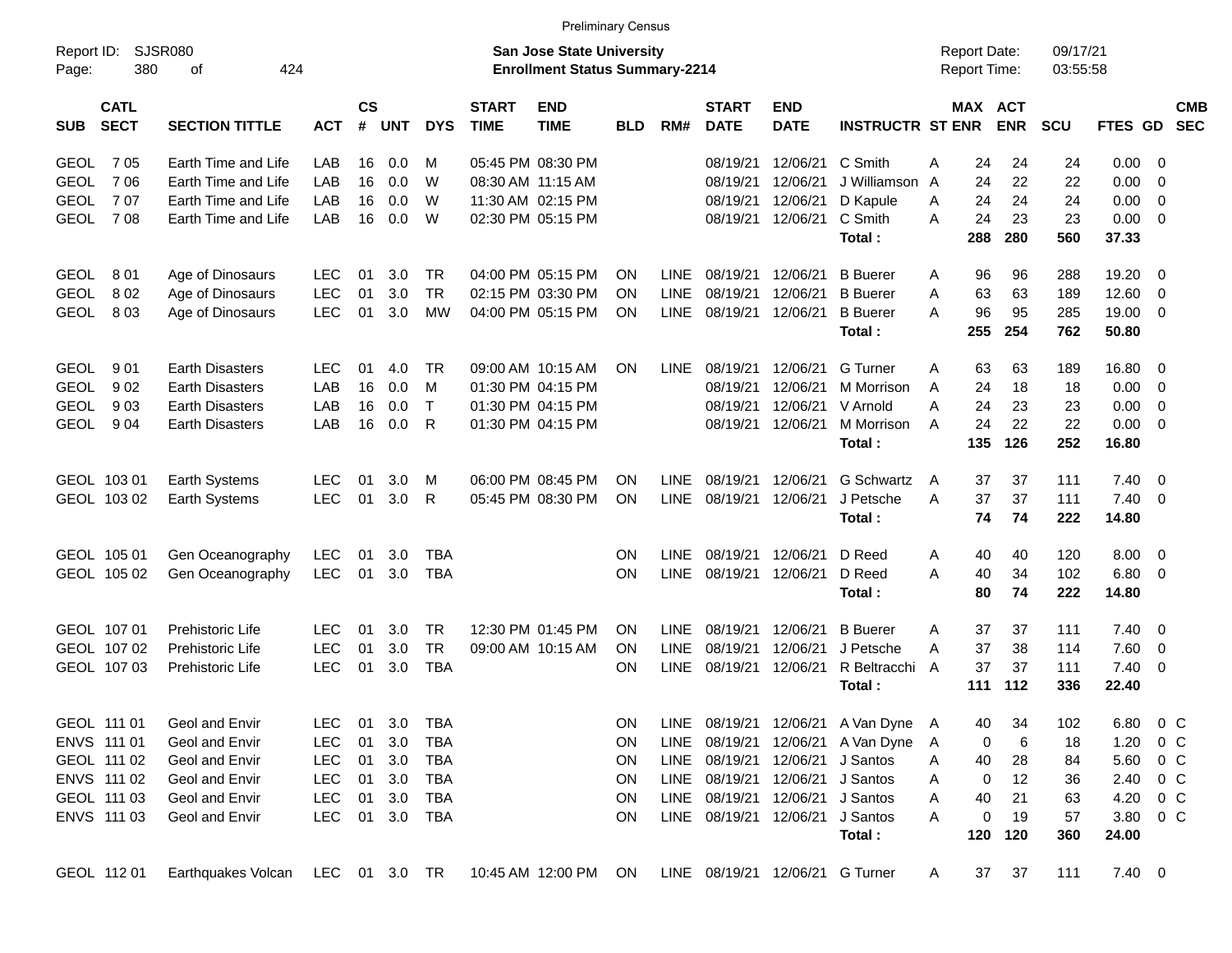Preliminary Census

Report ID: SJSR080

**San Jose State University**
**Enrollment Status Summary-2214**

Report Date: 09/17/21
Report Time: 03:55:58

| SUB | CATL SECT | SECTION TITTLE | ACT | CS # | UNT | DYS | START TIME | END TIME | BLD | RM# | START DATE | END DATE | INSTRUCTR | ST | MAX ENR | ACT ENR | SCU | FTES | GD | CMB SEC |
|---|---|---|---|---|---|---|---|---|---|---|---|---|---|---|---|---|---|---|---|---|
| GEOL | 7 05 | Earth Time and Life | LAB | 16 | 0.0 | M | 05:45 PM | 08:30 PM | | | 08/19/21 | 12/06/21 | C Smith | A | 24 | 24 | 24 | 0.00 | 0 | |
| GEOL | 7 06 | Earth Time and Life | LAB | 16 | 0.0 | W | 08:30 AM | 11:15 AM | | | 08/19/21 | 12/06/21 | J Williamson | A | 24 | 22 | 22 | 0.00 | 0 | |
| GEOL | 7 07 | Earth Time and Life | LAB | 16 | 0.0 | W | 11:30 AM | 02:15 PM | | | 08/19/21 | 12/06/21 | D Kapule | A | 24 | 24 | 24 | 0.00 | 0 | |
| GEOL | 7 08 | Earth Time and Life | LAB | 16 | 0.0 | W | 02:30 PM | 05:15 PM | | | 08/19/21 | 12/06/21 | C Smith | A | 24 | 23 | 23 | 0.00 | 0 | |
| | | | | | | | | | | | | | **Total :** | | **288** | **280** | **560** | **37.33** | | |
| GEOL | 8 01 | Age of Dinosaurs | LEC | 01 | 3.0 | TR | 04:00 PM | 05:15 PM | ON | LINE | 08/19/21 | 12/06/21 | B Buerer | A | 96 | 96 | 288 | 19.20 | 0 | |
| GEOL | 8 02 | Age of Dinosaurs | LEC | 01 | 3.0 | TR | 02:15 PM | 03:30 PM | ON | LINE | 08/19/21 | 12/06/21 | B Buerer | A | 63 | 63 | 189 | 12.60 | 0 | |
| GEOL | 8 03 | Age of Dinosaurs | LEC | 01 | 3.0 | MW | 04:00 PM | 05:15 PM | ON | LINE | 08/19/21 | 12/06/21 | B Buerer | A | 96 | 95 | 285 | 19.00 | 0 | |
| | | | | | | | | | | | | | **Total :** | | **255** | **254** | **762** | **50.80** | | |
| GEOL | 9 01 | Earth Disasters | LEC | 01 | 4.0 | TR | 09:00 AM | 10:15 AM | ON | LINE | 08/19/21 | 12/06/21 | G Turner | A | 63 | 63 | 189 | 16.80 | 0 | |
| GEOL | 9 02 | Earth Disasters | LAB | 16 | 0.0 | M | 01:30 PM | 04:15 PM | | | 08/19/21 | 12/06/21 | M Morrison | A | 24 | 18 | 18 | 0.00 | 0 | |
| GEOL | 9 03 | Earth Disasters | LAB | 16 | 0.0 | T | 01:30 PM | 04:15 PM | | | 08/19/21 | 12/06/21 | V Arnold | A | 24 | 23 | 23 | 0.00 | 0 | |
| GEOL | 9 04 | Earth Disasters | LAB | 16 | 0.0 | R | 01:30 PM | 04:15 PM | | | 08/19/21 | 12/06/21 | M Morrison | A | 24 | 22 | 22 | 0.00 | 0 | |
| | | | | | | | | | | | | | **Total :** | | **135** | **126** | **252** | **16.80** | | |
| GEOL | 103 01 | Earth Systems | LEC | 01 | 3.0 | M | 06:00 PM | 08:45 PM | ON | LINE | 08/19/21 | 12/06/21 | G Schwartz | A | 37 | 37 | 111 | 7.40 | 0 | |
| GEOL | 103 02 | Earth Systems | LEC | 01 | 3.0 | R | 05:45 PM | 08:30 PM | ON | LINE | 08/19/21 | 12/06/21 | J Petsche | A | 37 | 37 | 111 | 7.40 | 0 | |
| | | | | | | | | | | | | | **Total :** | | **74** | **74** | **222** | **14.80** | | |
| GEOL | 105 01 | Gen Oceanography | LEC | 01 | 3.0 | TBA | | | ON | LINE | 08/19/21 | 12/06/21 | D Reed | A | 40 | 40 | 120 | 8.00 | 0 | |
| GEOL | 105 02 | Gen Oceanography | LEC | 01 | 3.0 | TBA | | | ON | LINE | 08/19/21 | 12/06/21 | D Reed | A | 40 | 34 | 102 | 6.80 | 0 | |
| | | | | | | | | | | | | | **Total :** | | **80** | **74** | **222** | **14.80** | | |
| GEOL | 107 01 | Prehistoric Life | LEC | 01 | 3.0 | TR | 12:30 PM | 01:45 PM | ON | LINE | 08/19/21 | 12/06/21 | B Buerer | A | 37 | 37 | 111 | 7.40 | 0 | |
| GEOL | 107 02 | Prehistoric Life | LEC | 01 | 3.0 | TR | 09:00 AM | 10:15 AM | ON | LINE | 08/19/21 | 12/06/21 | J Petsche | A | 37 | 38 | 114 | 7.60 | 0 | |
| GEOL | 107 03 | Prehistoric Life | LEC | 01 | 3.0 | TBA | | | ON | LINE | 08/19/21 | 12/06/21 | R Beltracchi | A | 37 | 37 | 111 | 7.40 | 0 | |
| | | | | | | | | | | | | | **Total :** | | **111** | **112** | **336** | **22.40** | | |
| GEOL | 111 01 | Geol and Envir | LEC | 01 | 3.0 | TBA | | | ON | LINE | 08/19/21 | 12/06/21 | A Van Dyne | A | 40 | 34 | 102 | 6.80 | 0 | C |
| ENVS | 111 01 | Geol and Envir | LEC | 01 | 3.0 | TBA | | | ON | LINE | 08/19/21 | 12/06/21 | A Van Dyne | A | 0 | 6 | 18 | 1.20 | 0 | C |
| GEOL | 111 02 | Geol and Envir | LEC | 01 | 3.0 | TBA | | | ON | LINE | 08/19/21 | 12/06/21 | J Santos | A | 40 | 28 | 84 | 5.60 | 0 | C |
| ENVS | 111 02 | Geol and Envir | LEC | 01 | 3.0 | TBA | | | ON | LINE | 08/19/21 | 12/06/21 | J Santos | A | 0 | 12 | 36 | 2.40 | 0 | C |
| GEOL | 111 03 | Geol and Envir | LEC | 01 | 3.0 | TBA | | | ON | LINE | 08/19/21 | 12/06/21 | J Santos | A | 40 | 21 | 63 | 4.20 | 0 | C |
| ENVS | 111 03 | Geol and Envir | LEC | 01 | 3.0 | TBA | | | ON | LINE | 08/19/21 | 12/06/21 | J Santos | A | 0 | 19 | 57 | 3.80 | 0 | C |
| | | | | | | | | | | | | | **Total :** | | **120** | **120** | **360** | **24.00** | | |
| GEOL | 112 01 | Earthquakes Volcan | LEC | 01 | 3.0 | TR | 10:45 AM | 12:00 PM | ON | LINE | 08/19/21 | 12/06/21 | G Turner | A | 37 | 37 | 111 | 7.40 | 0 | |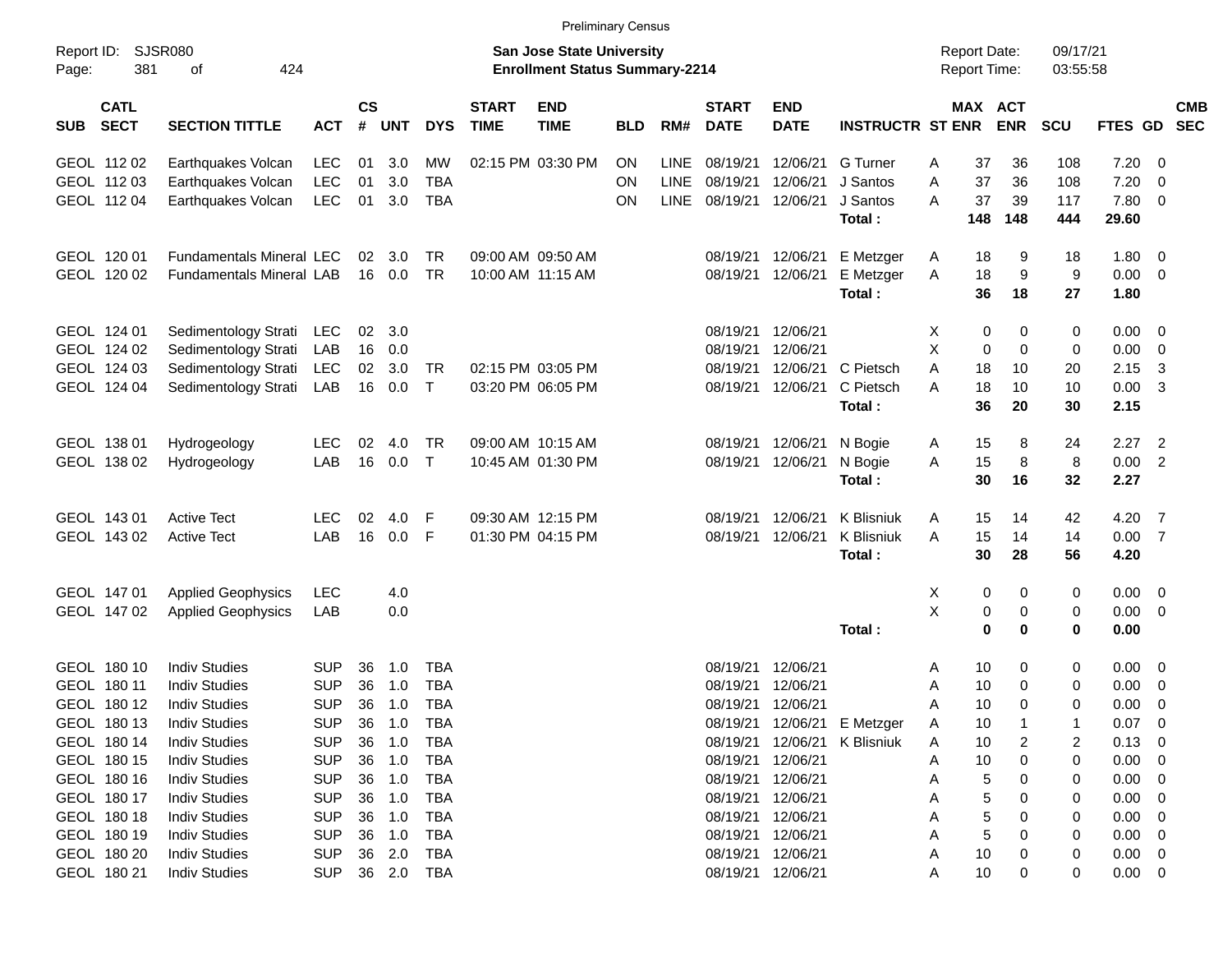Preliminary Census

Report ID: SJSR080

**San Jose State University**
**Enrollment Status Summary-2214**

Report Date: 09/17/21
Report Time: 03:55:58

| SUB | CATL SECT | SECTION TITTLE | ACT | CS # | UNT | DYS | START TIME | END TIME | BLD | RM# | START DATE | END DATE | INSTRUCTR | ST | MAX ENR | ACT ENR | SCU | FTES | GD | CMB SEC |
|---|---|---|---|---|---|---|---|---|---|---|---|---|---|---|---|---|---|---|---|---|
| GEOL | 112 02 | Earthquakes Volcan | LEC | 01 | 3.0 | MW | 02:15 PM | 03:30 PM | ON | LINE | 08/19/21 | 12/06/21 | G Turner | A | 37 | 36 | 108 | 7.20 | 0 | |
| GEOL | 112 03 | Earthquakes Volcan | LEC | 01 | 3.0 | TBA | | | ON | LINE | 08/19/21 | 12/06/21 | J Santos | A | 37 | 36 | 108 | 7.20 | 0 | |
| GEOL | 112 04 | Earthquakes Volcan | LEC | 01 | 3.0 | TBA | | | ON | LINE | 08/19/21 | 12/06/21 | J Santos | A | 37 | 39 | 117 | 7.80 | 0 | |
| | | | | | | | | | | | | | **Total :** | | **148** | **148** | **444** | **29.60** | | |
| GEOL | 120 01 | Fundamentals Mineral | LEC | 02 | 3.0 | TR | 09:00 AM | 09:50 AM | | | 08/19/21 | 12/06/21 | E Metzger | A | 18 | 9 | 18 | 1.80 | 0 | |
| GEOL | 120 02 | Fundamentals Mineral | LAB | 16 | 0.0 | TR | 10:00 AM | 11:15 AM | | | 08/19/21 | 12/06/21 | E Metzger | A | 18 | 9 | 9 | 0.00 | 0 | |
| | | | | | | | | | | | | | **Total :** | | **36** | **18** | **27** | **1.80** | | |
| GEOL | 124 01 | Sedimentology Strati | LEC | 02 | 3.0 | | | | | | 08/19/21 | 12/06/21 | | X | 0 | 0 | 0 | 0.00 | 0 | |
| GEOL | 124 02 | Sedimentology Strati | LAB | 16 | 0.0 | | | | | | 08/19/21 | 12/06/21 | | X | 0 | 0 | 0 | 0.00 | 0 | |
| GEOL | 124 03 | Sedimentology Strati | LEC | 02 | 3.0 | TR | 02:15 PM | 03:05 PM | | | 08/19/21 | 12/06/21 | C Pietsch | A | 18 | 10 | 20 | 2.15 | 3 | |
| GEOL | 124 04 | Sedimentology Strati | LAB | 16 | 0.0 | T | 03:20 PM | 06:05 PM | | | 08/19/21 | 12/06/21 | C Pietsch | A | 18 | 10 | 10 | 0.00 | 3 | |
| | | | | | | | | | | | | | **Total :** | | **36** | **20** | **30** | **2.15** | | |
| GEOL | 138 01 | Hydrogeology | LEC | 02 | 4.0 | TR | 09:00 AM | 10:15 AM | | | 08/19/21 | 12/06/21 | N Bogie | A | 15 | 8 | 24 | 2.27 | 2 | |
| GEOL | 138 02 | Hydrogeology | LAB | 16 | 0.0 | T | 10:45 AM | 01:30 PM | | | 08/19/21 | 12/06/21 | N Bogie | A | 15 | 8 | 8 | 0.00 | 2 | |
| | | | | | | | | | | | | | **Total :** | | **30** | **16** | **32** | **2.27** | | |
| GEOL | 143 01 | Active Tect | LEC | 02 | 4.0 | F | 09:30 AM | 12:15 PM | | | 08/19/21 | 12/06/21 | K Blisniuk | A | 15 | 14 | 42 | 4.20 | 7 | |
| GEOL | 143 02 | Active Tect | LAB | 16 | 0.0 | F | 01:30 PM | 04:15 PM | | | 08/19/21 | 12/06/21 | K Blisniuk | A | 15 | 14 | 14 | 0.00 | 7 | |
| | | | | | | | | | | | | | **Total :** | | **30** | **28** | **56** | **4.20** | | |
| GEOL | 147 01 | Applied Geophysics | LEC | | 4.0 | | | | | | | | | X | 0 | 0 | 0 | 0.00 | 0 | |
| GEOL | 147 02 | Applied Geophysics | LAB | | 0.0 | | | | | | | | | X | 0 | 0 | 0 | 0.00 | 0 | |
| | | | | | | | | | | | | | **Total :** | | **0** | **0** | **0** | **0.00** | | |
| GEOL | 180 10 | Indiv Studies | SUP | 36 | 1.0 | TBA | | | | | 08/19/21 | 12/06/21 | | A | 10 | 0 | 0 | 0.00 | 0 | |
| GEOL | 180 11 | Indiv Studies | SUP | 36 | 1.0 | TBA | | | | | 08/19/21 | 12/06/21 | | A | 10 | 0 | 0 | 0.00 | 0 | |
| GEOL | 180 12 | Indiv Studies | SUP | 36 | 1.0 | TBA | | | | | 08/19/21 | 12/06/21 | | A | 10 | 0 | 0 | 0.00 | 0 | |
| GEOL | 180 13 | Indiv Studies | SUP | 36 | 1.0 | TBA | | | | | 08/19/21 | 12/06/21 | E Metzger | A | 10 | 1 | 1 | 0.07 | 0 | |
| GEOL | 180 14 | Indiv Studies | SUP | 36 | 1.0 | TBA | | | | | 08/19/21 | 12/06/21 | K Blisniuk | A | 10 | 2 | 2 | 0.13 | 0 | |
| GEOL | 180 15 | Indiv Studies | SUP | 36 | 1.0 | TBA | | | | | 08/19/21 | 12/06/21 | | A | 10 | 0 | 0 | 0.00 | 0 | |
| GEOL | 180 16 | Indiv Studies | SUP | 36 | 1.0 | TBA | | | | | 08/19/21 | 12/06/21 | | A | 5 | 0 | 0 | 0.00 | 0 | |
| GEOL | 180 17 | Indiv Studies | SUP | 36 | 1.0 | TBA | | | | | 08/19/21 | 12/06/21 | | A | 5 | 0 | 0 | 0.00 | 0 | |
| GEOL | 180 18 | Indiv Studies | SUP | 36 | 1.0 | TBA | | | | | 08/19/21 | 12/06/21 | | A | 5 | 0 | 0 | 0.00 | 0 | |
| GEOL | 180 19 | Indiv Studies | SUP | 36 | 1.0 | TBA | | | | | 08/19/21 | 12/06/21 | | A | 5 | 0 | 0 | 0.00 | 0 | |
| GEOL | 180 20 | Indiv Studies | SUP | 36 | 2.0 | TBA | | | | | 08/19/21 | 12/06/21 | | A | 10 | 0 | 0 | 0.00 | 0 | |
| GEOL | 180 21 | Indiv Studies | SUP | 36 | 2.0 | TBA | | | | | 08/19/21 | 12/06/21 | | A | 10 | 0 | 0 | 0.00 | 0 | |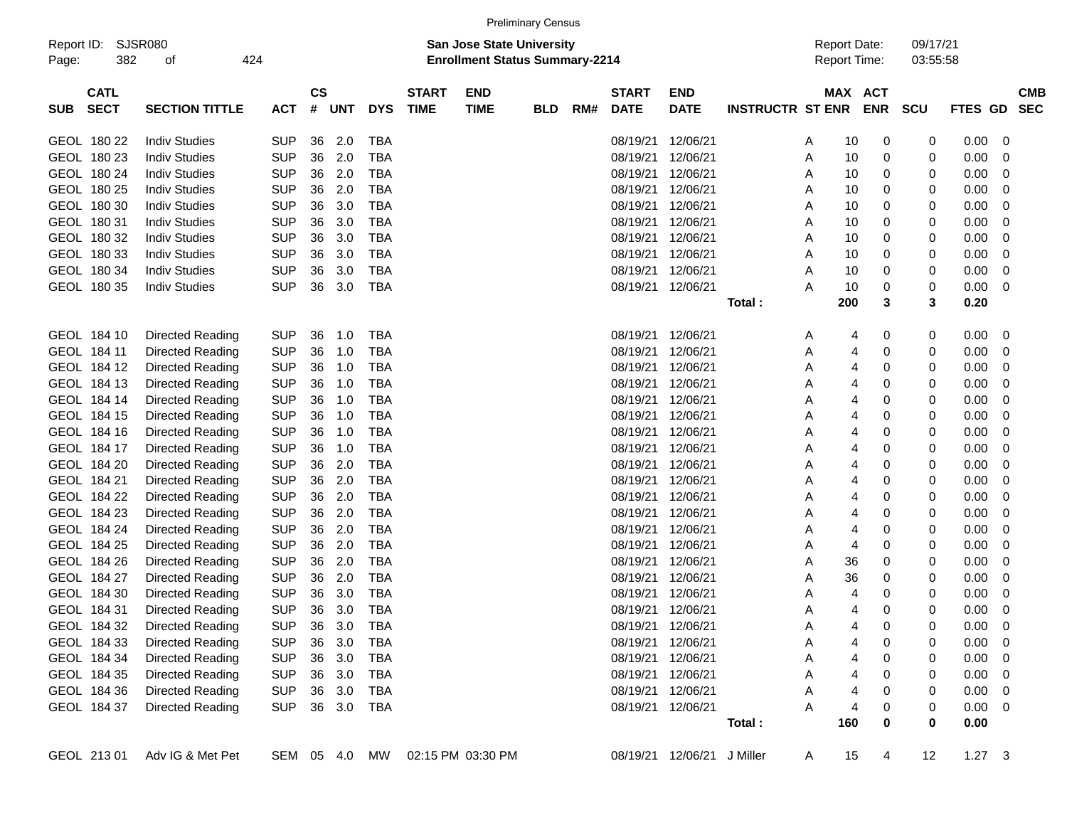Preliminary Census

Report ID: SJSR080
Page: 382 of 424

**San Jose State University**
**Enrollment Status Summary-2214**

Report Date: 09/17/21
Report Time: 03:55:58

| SUB | CATL SECT | SECTION TITTLE | ACT | CS # | UNT | DYS | START TIME | END TIME | BLD | RM# | START DATE | END DATE | INSTRUCTR | ST | MAX ENR | ACT ENR | SCU | FTES | GD | CMB SEC |
|---|---|---|---|---|---|---|---|---|---|---|---|---|---|---|---|---|---|---|---|---|
| GEOL | 180 22 | Indiv Studies | SUP | 36 | 2.0 | TBA | | | | | 08/19/21 | 12/06/21 | | A | 10 | 0 | 0 | 0.00 | 0 | |
| GEOL | 180 23 | Indiv Studies | SUP | 36 | 2.0 | TBA | | | | | 08/19/21 | 12/06/21 | | A | 10 | 0 | 0 | 0.00 | 0 | |
| GEOL | 180 24 | Indiv Studies | SUP | 36 | 2.0 | TBA | | | | | 08/19/21 | 12/06/21 | | A | 10 | 0 | 0 | 0.00 | 0 | |
| GEOL | 180 25 | Indiv Studies | SUP | 36 | 2.0 | TBA | | | | | 08/19/21 | 12/06/21 | | A | 10 | 0 | 0 | 0.00 | 0 | |
| GEOL | 180 30 | Indiv Studies | SUP | 36 | 3.0 | TBA | | | | | 08/19/21 | 12/06/21 | | A | 10 | 0 | 0 | 0.00 | 0 | |
| GEOL | 180 31 | Indiv Studies | SUP | 36 | 3.0 | TBA | | | | | 08/19/21 | 12/06/21 | | A | 10 | 0 | 0 | 0.00 | 0 | |
| GEOL | 180 32 | Indiv Studies | SUP | 36 | 3.0 | TBA | | | | | 08/19/21 | 12/06/21 | | A | 10 | 0 | 0 | 0.00 | 0 | |
| GEOL | 180 33 | Indiv Studies | SUP | 36 | 3.0 | TBA | | | | | 08/19/21 | 12/06/21 | | A | 10 | 0 | 0 | 0.00 | 0 | |
| GEOL | 180 34 | Indiv Studies | SUP | 36 | 3.0 | TBA | | | | | 08/19/21 | 12/06/21 | | A | 10 | 0 | 0 | 0.00 | 0 | |
| GEOL | 180 35 | Indiv Studies | SUP | 36 | 3.0 | TBA | | | | | 08/19/21 | 12/06/21 | | A | 10 | 0 | 0 | 0.00 | 0 | |
| | | | | | | | | | | | | | **Total :** | | **200** | **3** | **3** | **0.20** | | |
| GEOL | 184 10 | Directed Reading | SUP | 36 | 1.0 | TBA | | | | | 08/19/21 | 12/06/21 | | A | 4 | 0 | 0 | 0.00 | 0 | |
| GEOL | 184 11 | Directed Reading | SUP | 36 | 1.0 | TBA | | | | | 08/19/21 | 12/06/21 | | A | 4 | 0 | 0 | 0.00 | 0 | |
| GEOL | 184 12 | Directed Reading | SUP | 36 | 1.0 | TBA | | | | | 08/19/21 | 12/06/21 | | A | 4 | 0 | 0 | 0.00 | 0 | |
| GEOL | 184 13 | Directed Reading | SUP | 36 | 1.0 | TBA | | | | | 08/19/21 | 12/06/21 | | A | 4 | 0 | 0 | 0.00 | 0 | |
| GEOL | 184 14 | Directed Reading | SUP | 36 | 1.0 | TBA | | | | | 08/19/21 | 12/06/21 | | A | 4 | 0 | 0 | 0.00 | 0 | |
| GEOL | 184 15 | Directed Reading | SUP | 36 | 1.0 | TBA | | | | | 08/19/21 | 12/06/21 | | A | 4 | 0 | 0 | 0.00 | 0 | |
| GEOL | 184 16 | Directed Reading | SUP | 36 | 1.0 | TBA | | | | | 08/19/21 | 12/06/21 | | A | 4 | 0 | 0 | 0.00 | 0 | |
| GEOL | 184 17 | Directed Reading | SUP | 36 | 1.0 | TBA | | | | | 08/19/21 | 12/06/21 | | A | 4 | 0 | 0 | 0.00 | 0 | |
| GEOL | 184 20 | Directed Reading | SUP | 36 | 2.0 | TBA | | | | | 08/19/21 | 12/06/21 | | A | 4 | 0 | 0 | 0.00 | 0 | |
| GEOL | 184 21 | Directed Reading | SUP | 36 | 2.0 | TBA | | | | | 08/19/21 | 12/06/21 | | A | 4 | 0 | 0 | 0.00 | 0 | |
| GEOL | 184 22 | Directed Reading | SUP | 36 | 2.0 | TBA | | | | | 08/19/21 | 12/06/21 | | A | 4 | 0 | 0 | 0.00 | 0 | |
| GEOL | 184 23 | Directed Reading | SUP | 36 | 2.0 | TBA | | | | | 08/19/21 | 12/06/21 | | A | 4 | 0 | 0 | 0.00 | 0 | |
| GEOL | 184 24 | Directed Reading | SUP | 36 | 2.0 | TBA | | | | | 08/19/21 | 12/06/21 | | A | 4 | 0 | 0 | 0.00 | 0 | |
| GEOL | 184 25 | Directed Reading | SUP | 36 | 2.0 | TBA | | | | | 08/19/21 | 12/06/21 | | A | 4 | 0 | 0 | 0.00 | 0 | |
| GEOL | 184 26 | Directed Reading | SUP | 36 | 2.0 | TBA | | | | | 08/19/21 | 12/06/21 | | A | 36 | 0 | 0 | 0.00 | 0 | |
| GEOL | 184 27 | Directed Reading | SUP | 36 | 2.0 | TBA | | | | | 08/19/21 | 12/06/21 | | A | 36 | 0 | 0 | 0.00 | 0 | |
| GEOL | 184 30 | Directed Reading | SUP | 36 | 3.0 | TBA | | | | | 08/19/21 | 12/06/21 | | A | 4 | 0 | 0 | 0.00 | 0 | |
| GEOL | 184 31 | Directed Reading | SUP | 36 | 3.0 | TBA | | | | | 08/19/21 | 12/06/21 | | A | 4 | 0 | 0 | 0.00 | 0 | |
| GEOL | 184 32 | Directed Reading | SUP | 36 | 3.0 | TBA | | | | | 08/19/21 | 12/06/21 | | A | 4 | 0 | 0 | 0.00 | 0 | |
| GEOL | 184 33 | Directed Reading | SUP | 36 | 3.0 | TBA | | | | | 08/19/21 | 12/06/21 | | A | 4 | 0 | 0 | 0.00 | 0 | |
| GEOL | 184 34 | Directed Reading | SUP | 36 | 3.0 | TBA | | | | | 08/19/21 | 12/06/21 | | A | 4 | 0 | 0 | 0.00 | 0 | |
| GEOL | 184 35 | Directed Reading | SUP | 36 | 3.0 | TBA | | | | | 08/19/21 | 12/06/21 | | A | 4 | 0 | 0 | 0.00 | 0 | |
| GEOL | 184 36 | Directed Reading | SUP | 36 | 3.0 | TBA | | | | | 08/19/21 | 12/06/21 | | A | 4 | 0 | 0 | 0.00 | 0 | |
| GEOL | 184 37 | Directed Reading | SUP | 36 | 3.0 | TBA | | | | | 08/19/21 | 12/06/21 | | A | 4 | 0 | 0 | 0.00 | 0 | |
| | | | | | | | | | | | | | **Total :** | | **160** | **0** | **0** | **0.00** | | |
| GEOL | 213 01 | Adv IG & Met Pet | SEM | 05 | 4.0 | MW | 02:15 PM | 03:30 PM | | | 08/19/21 | 12/06/21 | J Miller | A | 15 | 4 | 12 | 1.27 | 3 | |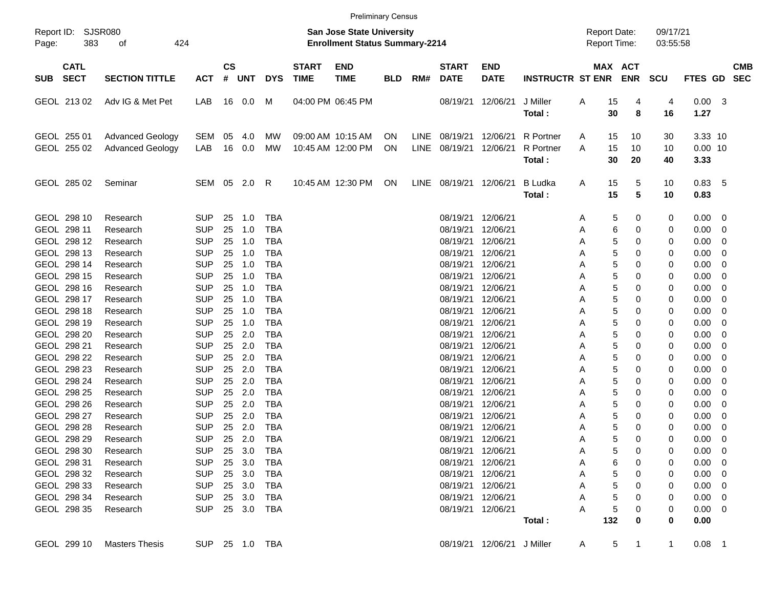Preliminary Census

Report ID: SJSR080 
**San Jose State University**
**Enrollment Status Summary-2214**
Report Date: 09/17/21
Report Time: 03:55:58

| SUB | CATL SECT | SECTION TITTLE | ACT | CS # | UNT | DYS | START TIME | END TIME | BLD | RM# | START DATE | END DATE | INSTRUCTR | ST | MAX ENR | ACT ENR | SCU | FTES | GD | CMB SEC |
|---|---|---|---|---|---|---|---|---|---|---|---|---|---|---|---|---|---|---|---|---|
| GEOL | 213 02 | Adv IG & Met Pet | LAB | 16 | 0.0 | M | 04:00 PM | 06:45 PM | | | 08/19/21 | 12/06/21 | J Miller | A | 15 | 4 | 4 | 0.00 | 3 | |
| | | | | | | | | | | | | | **Total :** | | **30** | **8** | **16** | **1.27** | | |
| GEOL | 255 01 | Advanced Geology | SEM | 05 | 4.0 | MW | 09:00 AM | 10:15 AM | ON | LINE | 08/19/21 | 12/06/21 | R Portner | A | 15 | 10 | 30 | 3.33 | 10 | |
| GEOL | 255 02 | Advanced Geology | LAB | 16 | 0.0 | MW | 10:45 AM | 12:00 PM | ON | LINE | 08/19/21 | 12/06/21 | R Portner | A | 15 | 10 | 10 | 0.00 | 10 | |
| | | | | | | | | | | | | | **Total :** | | **30** | **20** | **40** | **3.33** | | |
| GEOL | 285 02 | Seminar | SEM | 05 | 2.0 | R | 10:45 AM | 12:30 PM | ON | LINE | 08/19/21 | 12/06/21 | B Ludka | A | 15 | 5 | 10 | 0.83 | 5 | |
| | | | | | | | | | | | | | **Total :** | | **15** | **5** | **10** | **0.83** | | |
| GEOL | 298 10 | Research | SUP | 25 | 1.0 | TBA | | | | | 08/19/21 | 12/06/21 | | A | 5 | 0 | 0 | 0.00 | 0 | |
| GEOL | 298 11 | Research | SUP | 25 | 1.0 | TBA | | | | | 08/19/21 | 12/06/21 | | A | 6 | 0 | 0 | 0.00 | 0 | |
| GEOL | 298 12 | Research | SUP | 25 | 1.0 | TBA | | | | | 08/19/21 | 12/06/21 | | A | 5 | 0 | 0 | 0.00 | 0 | |
| GEOL | 298 13 | Research | SUP | 25 | 1.0 | TBA | | | | | 08/19/21 | 12/06/21 | | A | 5 | 0 | 0 | 0.00 | 0 | |
| GEOL | 298 14 | Research | SUP | 25 | 1.0 | TBA | | | | | 08/19/21 | 12/06/21 | | A | 5 | 0 | 0 | 0.00 | 0 | |
| GEOL | 298 15 | Research | SUP | 25 | 1.0 | TBA | | | | | 08/19/21 | 12/06/21 | | A | 5 | 0 | 0 | 0.00 | 0 | |
| GEOL | 298 16 | Research | SUP | 25 | 1.0 | TBA | | | | | 08/19/21 | 12/06/21 | | A | 5 | 0 | 0 | 0.00 | 0 | |
| GEOL | 298 17 | Research | SUP | 25 | 1.0 | TBA | | | | | 08/19/21 | 12/06/21 | | A | 5 | 0 | 0 | 0.00 | 0 | |
| GEOL | 298 18 | Research | SUP | 25 | 1.0 | TBA | | | | | 08/19/21 | 12/06/21 | | A | 5 | 0 | 0 | 0.00 | 0 | |
| GEOL | 298 19 | Research | SUP | 25 | 1.0 | TBA | | | | | 08/19/21 | 12/06/21 | | A | 5 | 0 | 0 | 0.00 | 0 | |
| GEOL | 298 20 | Research | SUP | 25 | 2.0 | TBA | | | | | 08/19/21 | 12/06/21 | | A | 5 | 0 | 0 | 0.00 | 0 | |
| GEOL | 298 21 | Research | SUP | 25 | 2.0 | TBA | | | | | 08/19/21 | 12/06/21 | | A | 5 | 0 | 0 | 0.00 | 0 | |
| GEOL | 298 22 | Research | SUP | 25 | 2.0 | TBA | | | | | 08/19/21 | 12/06/21 | | A | 5 | 0 | 0 | 0.00 | 0 | |
| GEOL | 298 23 | Research | SUP | 25 | 2.0 | TBA | | | | | 08/19/21 | 12/06/21 | | A | 5 | 0 | 0 | 0.00 | 0 | |
| GEOL | 298 24 | Research | SUP | 25 | 2.0 | TBA | | | | | 08/19/21 | 12/06/21 | | A | 5 | 0 | 0 | 0.00 | 0 | |
| GEOL | 298 25 | Research | SUP | 25 | 2.0 | TBA | | | | | 08/19/21 | 12/06/21 | | A | 5 | 0 | 0 | 0.00 | 0 | |
| GEOL | 298 26 | Research | SUP | 25 | 2.0 | TBA | | | | | 08/19/21 | 12/06/21 | | A | 5 | 0 | 0 | 0.00 | 0 | |
| GEOL | 298 27 | Research | SUP | 25 | 2.0 | TBA | | | | | 08/19/21 | 12/06/21 | | A | 5 | 0 | 0 | 0.00 | 0 | |
| GEOL | 298 28 | Research | SUP | 25 | 2.0 | TBA | | | | | 08/19/21 | 12/06/21 | | A | 5 | 0 | 0 | 0.00 | 0 | |
| GEOL | 298 29 | Research | SUP | 25 | 2.0 | TBA | | | | | 08/19/21 | 12/06/21 | | A | 5 | 0 | 0 | 0.00 | 0 | |
| GEOL | 298 30 | Research | SUP | 25 | 3.0 | TBA | | | | | 08/19/21 | 12/06/21 | | A | 5 | 0 | 0 | 0.00 | 0 | |
| GEOL | 298 31 | Research | SUP | 25 | 3.0 | TBA | | | | | 08/19/21 | 12/06/21 | | A | 6 | 0 | 0 | 0.00 | 0 | |
| GEOL | 298 32 | Research | SUP | 25 | 3.0 | TBA | | | | | 08/19/21 | 12/06/21 | | A | 5 | 0 | 0 | 0.00 | 0 | |
| GEOL | 298 33 | Research | SUP | 25 | 3.0 | TBA | | | | | 08/19/21 | 12/06/21 | | A | 5 | 0 | 0 | 0.00 | 0 | |
| GEOL | 298 34 | Research | SUP | 25 | 3.0 | TBA | | | | | 08/19/21 | 12/06/21 | | A | 5 | 0 | 0 | 0.00 | 0 | |
| GEOL | 298 35 | Research | SUP | 25 | 3.0 | TBA | | | | | 08/19/21 | 12/06/21 | | A | 5 | 0 | 0 | 0.00 | 0 | |
| | | | | | | | | | | | | | **Total :** | | **132** | **0** | **0** | **0.00** | | |
| GEOL | 299 10 | Masters Thesis | SUP | 25 | 1.0 | TBA | | | | | 08/19/21 | 12/06/21 | J Miller | A | 5 | 1 | 1 | 0.08 | 1 | |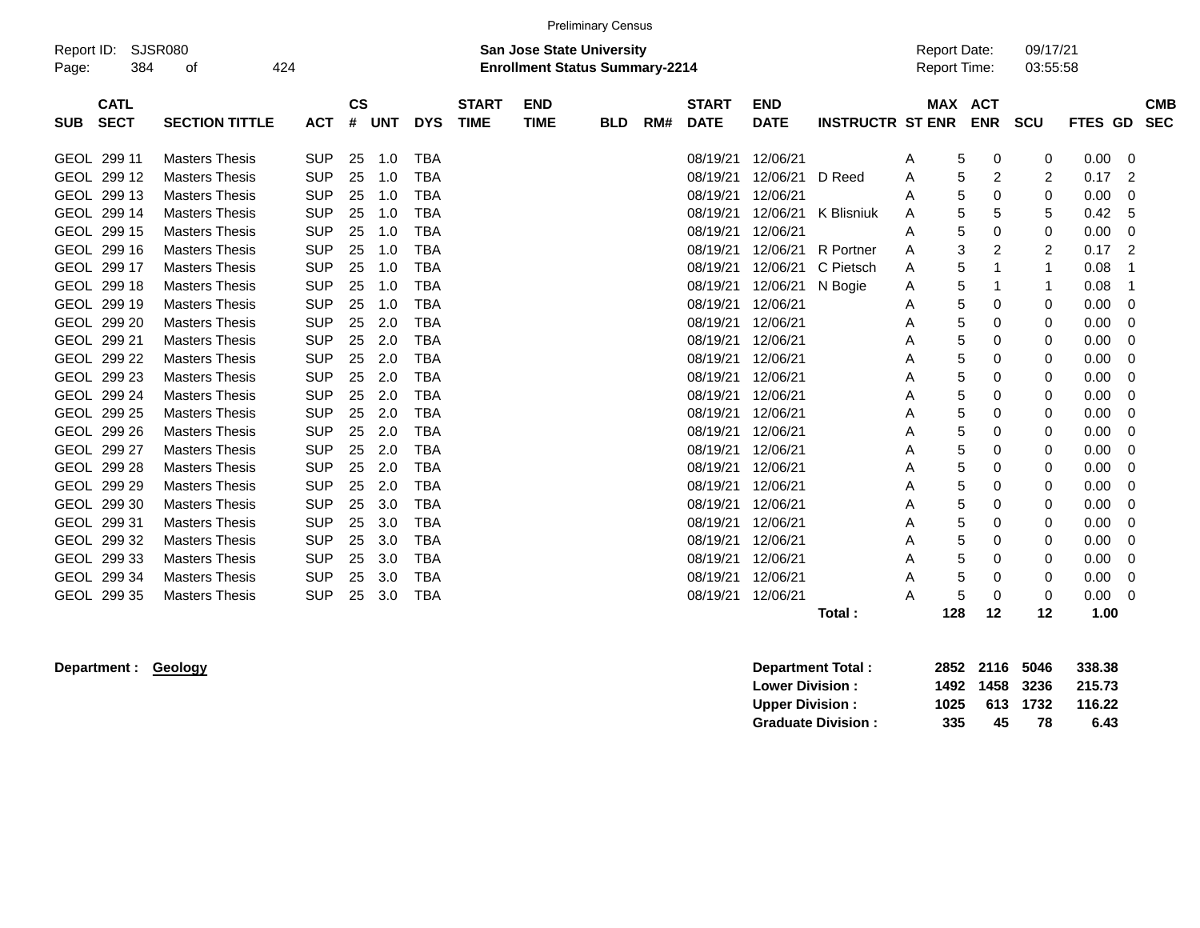Preliminary Census

Report ID: SJSR080

**San Jose State University**
**Enrollment Status Summary-2214**

Report Date: 09/17/21
Report Time: 03:55:58

| SUB | CATL SECT | SECTION TITTLE | ACT | CS # | UNT | DYS | START TIME | END TIME | BLD | RM# | START DATE | END DATE | INSTRUCTR | ST | MAX ENR | ACT ENR | SCU | FTES | GD | CMB SEC |
|---|---|---|---|---|---|---|---|---|---|---|---|---|---|---|---|---|---|---|---|---|
| GEOL | 299 11 | Masters Thesis | SUP | 25 | 1.0 | TBA | | | | | 08/19/21 | 12/06/21 | | A | 5 | 0 | 0 | 0.00 | 0 | |
| GEOL | 299 12 | Masters Thesis | SUP | 25 | 1.0 | TBA | | | | | 08/19/21 | 12/06/21 | D Reed | A | 5 | 2 | 2 | 0.17 | 2 | |
| GEOL | 299 13 | Masters Thesis | SUP | 25 | 1.0 | TBA | | | | | 08/19/21 | 12/06/21 | | A | 5 | 0 | 0 | 0.00 | 0 | |
| GEOL | 299 14 | Masters Thesis | SUP | 25 | 1.0 | TBA | | | | | 08/19/21 | 12/06/21 | K Blisniuk | A | 5 | 5 | 5 | 0.42 | 5 | |
| GEOL | 299 15 | Masters Thesis | SUP | 25 | 1.0 | TBA | | | | | 08/19/21 | 12/06/21 | | A | 5 | 0 | 0 | 0.00 | 0 | |
| GEOL | 299 16 | Masters Thesis | SUP | 25 | 1.0 | TBA | | | | | 08/19/21 | 12/06/21 | R Portner | A | 3 | 2 | 2 | 0.17 | 2 | |
| GEOL | 299 17 | Masters Thesis | SUP | 25 | 1.0 | TBA | | | | | 08/19/21 | 12/06/21 | C Pietsch | A | 5 | 1 | 1 | 0.08 | 1 | |
| GEOL | 299 18 | Masters Thesis | SUP | 25 | 1.0 | TBA | | | | | 08/19/21 | 12/06/21 | N Bogie | A | 5 | 1 | 1 | 0.08 | 1 | |
| GEOL | 299 19 | Masters Thesis | SUP | 25 | 1.0 | TBA | | | | | 08/19/21 | 12/06/21 | | A | 5 | 0 | 0 | 0.00 | 0 | |
| GEOL | 299 20 | Masters Thesis | SUP | 25 | 2.0 | TBA | | | | | 08/19/21 | 12/06/21 | | A | 5 | 0 | 0 | 0.00 | 0 | |
| GEOL | 299 21 | Masters Thesis | SUP | 25 | 2.0 | TBA | | | | | 08/19/21 | 12/06/21 | | A | 5 | 0 | 0 | 0.00 | 0 | |
| GEOL | 299 22 | Masters Thesis | SUP | 25 | 2.0 | TBA | | | | | 08/19/21 | 12/06/21 | | A | 5 | 0 | 0 | 0.00 | 0 | |
| GEOL | 299 23 | Masters Thesis | SUP | 25 | 2.0 | TBA | | | | | 08/19/21 | 12/06/21 | | A | 5 | 0 | 0 | 0.00 | 0 | |
| GEOL | 299 24 | Masters Thesis | SUP | 25 | 2.0 | TBA | | | | | 08/19/21 | 12/06/21 | | A | 5 | 0 | 0 | 0.00 | 0 | |
| GEOL | 299 25 | Masters Thesis | SUP | 25 | 2.0 | TBA | | | | | 08/19/21 | 12/06/21 | | A | 5 | 0 | 0 | 0.00 | 0 | |
| GEOL | 299 26 | Masters Thesis | SUP | 25 | 2.0 | TBA | | | | | 08/19/21 | 12/06/21 | | A | 5 | 0 | 0 | 0.00 | 0 | |
| GEOL | 299 27 | Masters Thesis | SUP | 25 | 2.0 | TBA | | | | | 08/19/21 | 12/06/21 | | A | 5 | 0 | 0 | 0.00 | 0 | |
| GEOL | 299 28 | Masters Thesis | SUP | 25 | 2.0 | TBA | | | | | 08/19/21 | 12/06/21 | | A | 5 | 0 | 0 | 0.00 | 0 | |
| GEOL | 299 29 | Masters Thesis | SUP | 25 | 2.0 | TBA | | | | | 08/19/21 | 12/06/21 | | A | 5 | 0 | 0 | 0.00 | 0 | |
| GEOL | 299 30 | Masters Thesis | SUP | 25 | 3.0 | TBA | | | | | 08/19/21 | 12/06/21 | | A | 5 | 0 | 0 | 0.00 | 0 | |
| GEOL | 299 31 | Masters Thesis | SUP | 25 | 3.0 | TBA | | | | | 08/19/21 | 12/06/21 | | A | 5 | 0 | 0 | 0.00 | 0 | |
| GEOL | 299 32 | Masters Thesis | SUP | 25 | 3.0 | TBA | | | | | 08/19/21 | 12/06/21 | | A | 5 | 0 | 0 | 0.00 | 0 | |
| GEOL | 299 33 | Masters Thesis | SUP | 25 | 3.0 | TBA | | | | | 08/19/21 | 12/06/21 | | A | 5 | 0 | 0 | 0.00 | 0 | |
| GEOL | 299 34 | Masters Thesis | SUP | 25 | 3.0 | TBA | | | | | 08/19/21 | 12/06/21 | | A | 5 | 0 | 0 | 0.00 | 0 | |
| GEOL | 299 35 | Masters Thesis | SUP | 25 | 3.0 | TBA | | | | | 08/19/21 | 12/06/21 | | A | 5 | 0 | 0 | 0.00 | 0 | |
| | | | | | | | | | | | | | **Total :** | | **128** | **12** | **12** | **1.00** | | |

**Department : Geology**

| | MAX ENR | ACT ENR | SCU | FTES |
|---|---|---|---|---|
| **Department Total :** | **2852** | **2116** | **5046** | **338.38** |
| **Lower Division :** | **1492** | **1458** | **3236** | **215.73** |
| **Upper Division :** | **1025** | **613** | **1732** | **116.22** |
| **Graduate Division :** | **335** | **45** | **78** | **6.43** |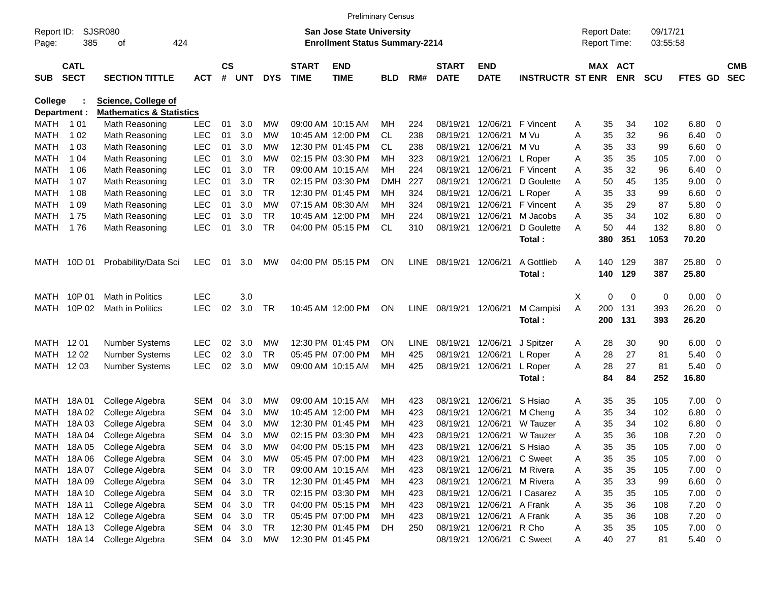Preliminary Census

Report ID: SJSR080
Page: 385 of 424

**San Jose State University**
**Enrollment Status Summary-2214**

Report Date: 09/17/21
Report Time: 03:55:58

**College : Science, College of**
**Department : Mathematics & Statistics**

| SUB | CATL SECT | SECTION TITTLE | ACT | CS # | UNT | DYS | START TIME | END TIME | BLD | RM# | START DATE | END DATE | INSTRUCTR | ST | MAX ENR | ACT ENR | SCU | FTES | GD | CMB SEC |
|---|---|---|---|---|---|---|---|---|---|---|---|---|---|---|---|---|---|---|---|---|
| MATH | 1 01 | Math Reasoning | LEC | 01 | 3.0 | MW | 09:00 AM | 10:15 AM | MH | 224 | 08/19/21 | 12/06/21 | F Vincent | A | 35 | 34 | 102 | 6.80 | 0 | |
| MATH | 1 02 | Math Reasoning | LEC | 01 | 3.0 | MW | 10:45 AM | 12:00 PM | CL | 238 | 08/19/21 | 12/06/21 | M Vu | A | 35 | 32 | 96 | 6.40 | 0 | |
| MATH | 1 03 | Math Reasoning | LEC | 01 | 3.0 | MW | 12:30 PM | 01:45 PM | CL | 238 | 08/19/21 | 12/06/21 | M Vu | A | 35 | 33 | 99 | 6.60 | 0 | |
| MATH | 1 04 | Math Reasoning | LEC | 01 | 3.0 | MW | 02:15 PM | 03:30 PM | MH | 323 | 08/19/21 | 12/06/21 | L Roper | A | 35 | 35 | 105 | 7.00 | 0 | |
| MATH | 1 06 | Math Reasoning | LEC | 01 | 3.0 | TR | 09:00 AM | 10:15 AM | MH | 224 | 08/19/21 | 12/06/21 | F Vincent | A | 35 | 32 | 96 | 6.40 | 0 | |
| MATH | 1 07 | Math Reasoning | LEC | 01 | 3.0 | TR | 02:15 PM | 03:30 PM | DMH | 227 | 08/19/21 | 12/06/21 | D Goulette | A | 50 | 45 | 135 | 9.00 | 0 | |
| MATH | 1 08 | Math Reasoning | LEC | 01 | 3.0 | TR | 12:30 PM | 01:45 PM | MH | 324 | 08/19/21 | 12/06/21 | L Roper | A | 35 | 33 | 99 | 6.60 | 0 | |
| MATH | 1 09 | Math Reasoning | LEC | 01 | 3.0 | MW | 07:15 AM | 08:30 AM | MH | 324 | 08/19/21 | 12/06/21 | F Vincent | A | 35 | 29 | 87 | 5.80 | 0 | |
| MATH | 1 75 | Math Reasoning | LEC | 01 | 3.0 | TR | 10:45 AM | 12:00 PM | MH | 224 | 08/19/21 | 12/06/21 | M Jacobs | A | 35 | 34 | 102 | 6.80 | 0 | |
| MATH | 1 76 | Math Reasoning | LEC | 01 | 3.0 | TR | 04:00 PM | 05:15 PM | CL | 310 | 08/19/21 | 12/06/21 | D Goulette | A | 50 | 44 | 132 | 8.80 | 0 | |
| | | | | | | | | | | | | | **Total :** | | **380** | **351** | **1053** | **70.20** | | |
| MATH | 10D 01 | Probability/Data Sci | LEC | 01 | 3.0 | MW | 04:00 PM | 05:15 PM | ON | LINE | 08/19/21 | 12/06/21 | A Gottlieb | A | 140 | 129 | 387 | 25.80 | 0 | |
| | | | | | | | | | | | | | **Total :** | | **140** | **129** | **387** | **25.80** | | |
| MATH | 10P 01 | Math in Politics | LEC | | 3.0 | | | | | | | | | X | 0 | 0 | 0 | 0.00 | 0 | |
| MATH | 10P 02 | Math in Politics | LEC | 02 | 3.0 | TR | 10:45 AM | 12:00 PM | ON | LINE | 08/19/21 | 12/06/21 | M Campisi | A | 200 | 131 | 393 | 26.20 | 0 | |
| | | | | | | | | | | | | | **Total :** | | **200** | **131** | **393** | **26.20** | | |
| MATH | 12 01 | Number Systems | LEC | 02 | 3.0 | MW | 12:30 PM | 01:45 PM | ON | LINE | 08/19/21 | 12/06/21 | J Spitzer | A | 28 | 30 | 90 | 6.00 | 0 | |
| MATH | 12 02 | Number Systems | LEC | 02 | 3.0 | TR | 05:45 PM | 07:00 PM | MH | 425 | 08/19/21 | 12/06/21 | L Roper | A | 28 | 27 | 81 | 5.40 | 0 | |
| MATH | 12 03 | Number Systems | LEC | 02 | 3.0 | MW | 09:00 AM | 10:15 AM | MH | 425 | 08/19/21 | 12/06/21 | L Roper | A | 28 | 27 | 81 | 5.40 | 0 | |
| | | | | | | | | | | | | | **Total :** | | **84** | **84** | **252** | **16.80** | | |
| MATH | 18A 01 | College Algebra | SEM | 04 | 3.0 | MW | 09:00 AM | 10:15 AM | MH | 423 | 08/19/21 | 12/06/21 | S Hsiao | A | 35 | 35 | 105 | 7.00 | 0 | |
| MATH | 18A 02 | College Algebra | SEM | 04 | 3.0 | MW | 10:45 AM | 12:00 PM | MH | 423 | 08/19/21 | 12/06/21 | M Cheng | A | 35 | 34 | 102 | 6.80 | 0 | |
| MATH | 18A 03 | College Algebra | SEM | 04 | 3.0 | MW | 12:30 PM | 01:45 PM | MH | 423 | 08/19/21 | 12/06/21 | W Tauzer | A | 35 | 34 | 102 | 6.80 | 0 | |
| MATH | 18A 04 | College Algebra | SEM | 04 | 3.0 | MW | 02:15 PM | 03:30 PM | MH | 423 | 08/19/21 | 12/06/21 | W Tauzer | A | 35 | 36 | 108 | 7.20 | 0 | |
| MATH | 18A 05 | College Algebra | SEM | 04 | 3.0 | MW | 04:00 PM | 05:15 PM | MH | 423 | 08/19/21 | 12/06/21 | S Hsiao | A | 35 | 35 | 105 | 7.00 | 0 | |
| MATH | 18A 06 | College Algebra | SEM | 04 | 3.0 | MW | 05:45 PM | 07:00 PM | MH | 423 | 08/19/21 | 12/06/21 | C Sweet | A | 35 | 35 | 105 | 7.00 | 0 | |
| MATH | 18A 07 | College Algebra | SEM | 04 | 3.0 | TR | 09:00 AM | 10:15 AM | MH | 423 | 08/19/21 | 12/06/21 | M Rivera | A | 35 | 35 | 105 | 7.00 | 0 | |
| MATH | 18A 09 | College Algebra | SEM | 04 | 3.0 | TR | 12:30 PM | 01:45 PM | MH | 423 | 08/19/21 | 12/06/21 | M Rivera | A | 35 | 33 | 99 | 6.60 | 0 | |
| MATH | 18A 10 | College Algebra | SEM | 04 | 3.0 | TR | 02:15 PM | 03:30 PM | MH | 423 | 08/19/21 | 12/06/21 | I Casarez | A | 35 | 35 | 105 | 7.00 | 0 | |
| MATH | 18A 11 | College Algebra | SEM | 04 | 3.0 | TR | 04:00 PM | 05:15 PM | MH | 423 | 08/19/21 | 12/06/21 | A Frank | A | 35 | 36 | 108 | 7.20 | 0 | |
| MATH | 18A 12 | College Algebra | SEM | 04 | 3.0 | TR | 05:45 PM | 07:00 PM | MH | 423 | 08/19/21 | 12/06/21 | A Frank | A | 35 | 36 | 108 | 7.20 | 0 | |
| MATH | 18A 13 | College Algebra | SEM | 04 | 3.0 | TR | 12:30 PM | 01:45 PM | DH | 250 | 08/19/21 | 12/06/21 | R Cho | A | 35 | 35 | 105 | 7.00 | 0 | |
| MATH | 18A 14 | College Algebra | SEM | 04 | 3.0 | MW | 12:30 PM | 01:45 PM | | | 08/19/21 | 12/06/21 | C Sweet | A | 40 | 27 | 81 | 5.40 | 0 | |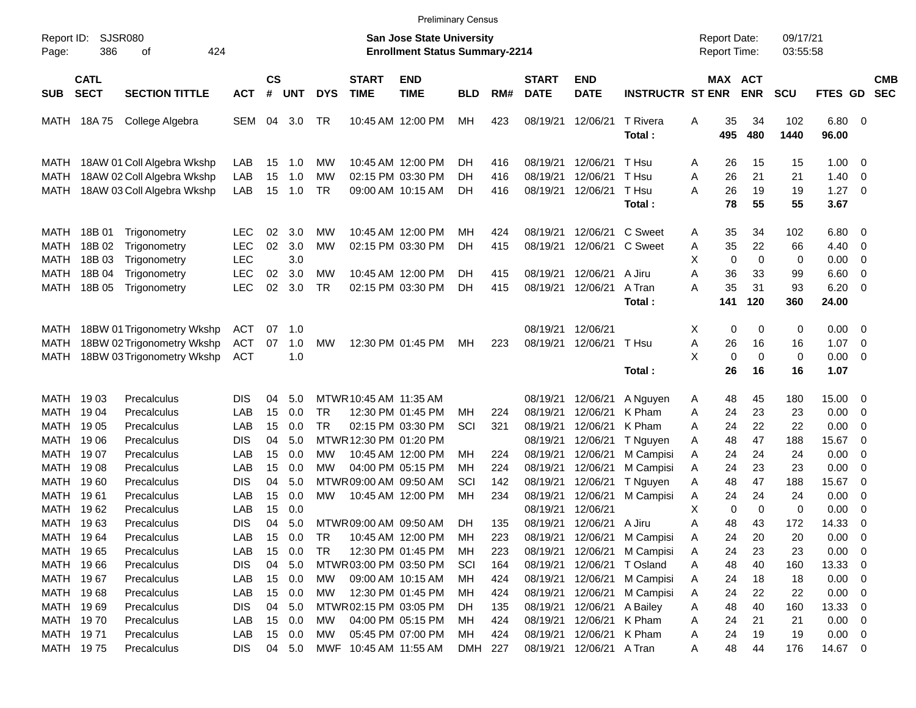Preliminary Census

Report ID: SJSR080
Page: 386 of 424

**San Jose State University**
**Enrollment Status Summary-2214**

Report Date: 09/17/21
Report Time: 03:55:58

| SUB | CATL SECT | SECTION TITTLE | ACT | CS # | UNT | DYS | START TIME | END TIME | BLD | RM# | START DATE | END DATE | INSTRUCTR | ST | MAX ENR | ACT ENR | SCU | FTES | GD | CMB SEC |
|---|---|---|---|---|---|---|---|---|---|---|---|---|---|---|---|---|---|---|---|---|
| MATH | 18A 75 | College Algebra | SEM | 04 | 3.0 | TR | 10:45 AM | 12:00 PM | MH | 423 | 08/19/21 | 12/06/21 | T Rivera | A | 35 | 34 | 102 | 6.80 | 0 | |
| | | | | | | | | | | | | | **Total :** | | **495** | **480** | **1440** | **96.00** | | |
| MATH | 18AW 01 | Coll Algebra Wkshp | LAB | 15 | 1.0 | MW | 10:45 AM | 12:00 PM | DH | 416 | 08/19/21 | 12/06/21 | T Hsu | A | 26 | 15 | 15 | 1.00 | 0 | |
| MATH | 18AW 02 | Coll Algebra Wkshp | LAB | 15 | 1.0 | MW | 02:15 PM | 03:30 PM | DH | 416 | 08/19/21 | 12/06/21 | T Hsu | A | 26 | 21 | 21 | 1.40 | 0 | |
| MATH | 18AW 03 | Coll Algebra Wkshp | LAB | 15 | 1.0 | TR | 09:00 AM | 10:15 AM | DH | 416 | 08/19/21 | 12/06/21 | T Hsu | A | 26 | 19 | 19 | 1.27 | 0 | |
| | | | | | | | | | | | | | **Total :** | | **78** | **55** | **55** | **3.67** | | |
| MATH | 18B 01 | Trigonometry | LEC | 02 | 3.0 | MW | 10:45 AM | 12:00 PM | MH | 424 | 08/19/21 | 12/06/21 | C Sweet | A | 35 | 34 | 102 | 6.80 | 0 | |
| MATH | 18B 02 | Trigonometry | LEC | 02 | 3.0 | MW | 02:15 PM | 03:30 PM | DH | 415 | 08/19/21 | 12/06/21 | C Sweet | A | 35 | 22 | 66 | 4.40 | 0 | |
| MATH | 18B 03 | Trigonometry | LEC | | 3.0 | | | | | | | | | X | 0 | 0 | 0 | 0.00 | 0 | |
| MATH | 18B 04 | Trigonometry | LEC | 02 | 3.0 | MW | 10:45 AM | 12:00 PM | DH | 415 | 08/19/21 | 12/06/21 | A Jiru | A | 36 | 33 | 99 | 6.60 | 0 | |
| MATH | 18B 05 | Trigonometry | LEC | 02 | 3.0 | TR | 02:15 PM | 03:30 PM | DH | 415 | 08/19/21 | 12/06/21 | A Tran | A | 35 | 31 | 93 | 6.20 | 0 | |
| | | | | | | | | | | | | | **Total :** | | **141** | **120** | **360** | **24.00** | | |
| MATH | 18BW 01 | Trigonometry Wkshp | ACT | 07 | 1.0 | | | | | | 08/19/21 | 12/06/21 | | X | 0 | 0 | 0 | 0.00 | 0 | |
| MATH | 18BW 02 | Trigonometry Wkshp | ACT | 07 | 1.0 | MW | 12:30 PM | 01:45 PM | MH | 223 | 08/19/21 | 12/06/21 | T Hsu | A | 26 | 16 | 16 | 1.07 | 0 | |
| MATH | 18BW 03 | Trigonometry Wkshp | ACT | | 1.0 | | | | | | | | | X | 0 | 0 | 0 | 0.00 | 0 | |
| | | | | | | | | | | | | | **Total :** | | **26** | **16** | **16** | **1.07** | | |
| MATH | 19 03 | Precalculus | DIS | 04 | 5.0 | MTWR | 10:45 AM | 11:35 AM | | | 08/19/21 | 12/06/21 | A Nguyen | A | 48 | 45 | 180 | 15.00 | 0 | |
| MATH | 19 04 | Precalculus | LAB | 15 | 0.0 | TR | 12:30 PM | 01:45 PM | MH | 224 | 08/19/21 | 12/06/21 | K Pham | A | 24 | 23 | 23 | 0.00 | 0 | |
| MATH | 19 05 | Precalculus | LAB | 15 | 0.0 | TR | 02:15 PM | 03:30 PM | SCI | 321 | 08/19/21 | 12/06/21 | K Pham | A | 24 | 22 | 22 | 0.00 | 0 | |
| MATH | 19 06 | Precalculus | DIS | 04 | 5.0 | MTWR | 12:30 PM | 01:20 PM | | | 08/19/21 | 12/06/21 | T Nguyen | A | 48 | 47 | 188 | 15.67 | 0 | |
| MATH | 19 07 | Precalculus | LAB | 15 | 0.0 | MW | 10:45 AM | 12:00 PM | MH | 224 | 08/19/21 | 12/06/21 | M Campisi | A | 24 | 24 | 24 | 0.00 | 0 | |
| MATH | 19 08 | Precalculus | LAB | 15 | 0.0 | MW | 04:00 PM | 05:15 PM | MH | 224 | 08/19/21 | 12/06/21 | M Campisi | A | 24 | 23 | 23 | 0.00 | 0 | |
| MATH | 19 60 | Precalculus | DIS | 04 | 5.0 | MTWR | 09:00 AM | 09:50 AM | SCI | 142 | 08/19/21 | 12/06/21 | T Nguyen | A | 48 | 47 | 188 | 15.67 | 0 | |
| MATH | 19 61 | Precalculus | LAB | 15 | 0.0 | MW | 10:45 AM | 12:00 PM | MH | 234 | 08/19/21 | 12/06/21 | M Campisi | A | 24 | 24 | 24 | 0.00 | 0 | |
| MATH | 19 62 | Precalculus | LAB | 15 | 0.0 | | | | | | 08/19/21 | 12/06/21 | | X | 0 | 0 | 0 | 0.00 | 0 | |
| MATH | 19 63 | Precalculus | DIS | 04 | 5.0 | MTWR | 09:00 AM | 09:50 AM | DH | 135 | 08/19/21 | 12/06/21 | A Jiru | A | 48 | 43 | 172 | 14.33 | 0 | |
| MATH | 19 64 | Precalculus | LAB | 15 | 0.0 | TR | 10:45 AM | 12:00 PM | MH | 223 | 08/19/21 | 12/06/21 | M Campisi | A | 24 | 20 | 20 | 0.00 | 0 | |
| MATH | 19 65 | Precalculus | LAB | 15 | 0.0 | TR | 12:30 PM | 01:45 PM | MH | 223 | 08/19/21 | 12/06/21 | M Campisi | A | 24 | 23 | 23 | 0.00 | 0 | |
| MATH | 19 66 | Precalculus | DIS | 04 | 5.0 | MTWR | 03:00 PM | 03:50 PM | SCI | 164 | 08/19/21 | 12/06/21 | T Osland | A | 48 | 40 | 160 | 13.33 | 0 | |
| MATH | 19 67 | Precalculus | LAB | 15 | 0.0 | MW | 09:00 AM | 10:15 AM | MH | 424 | 08/19/21 | 12/06/21 | M Campisi | A | 24 | 18 | 18 | 0.00 | 0 | |
| MATH | 19 68 | Precalculus | LAB | 15 | 0.0 | MW | 12:30 PM | 01:45 PM | MH | 424 | 08/19/21 | 12/06/21 | M Campisi | A | 24 | 22 | 22 | 0.00 | 0 | |
| MATH | 19 69 | Precalculus | DIS | 04 | 5.0 | MTWR | 02:15 PM | 03:05 PM | DH | 135 | 08/19/21 | 12/06/21 | A Bailey | A | 48 | 40 | 160 | 13.33 | 0 | |
| MATH | 19 70 | Precalculus | LAB | 15 | 0.0 | MW | 04:00 PM | 05:15 PM | MH | 424 | 08/19/21 | 12/06/21 | K Pham | A | 24 | 21 | 21 | 0.00 | 0 | |
| MATH | 19 71 | Precalculus | LAB | 15 | 0.0 | MW | 05:45 PM | 07:00 PM | MH | 424 | 08/19/21 | 12/06/21 | K Pham | A | 24 | 19 | 19 | 0.00 | 0 | |
| MATH | 19 75 | Precalculus | DIS | 04 | 5.0 | MWF | 10:45 AM | 11:55 AM | DMH | 227 | 08/19/21 | 12/06/21 | A Tran | A | 48 | 44 | 176 | 14.67 | 0 | |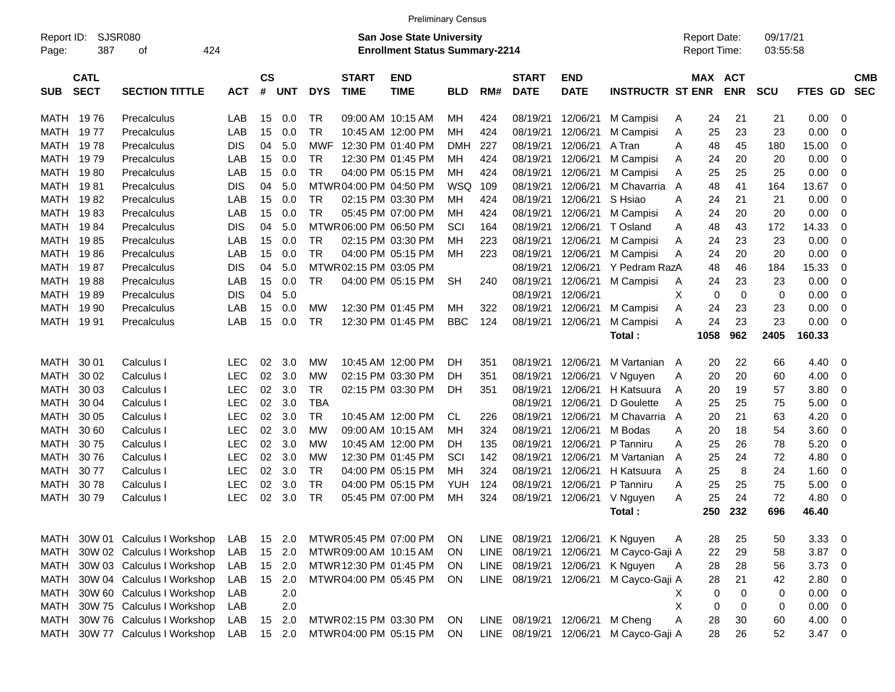Preliminary Census

Report ID: SJSR080
**San Jose State University**
**Enrollment Status Summary-2214**
Report Date: 09/17/21
Report Time: 03:55:58

| SUB | CATL SECT | SECTION TITTLE | ACT | CS # | UNT | DYS | START TIME | END TIME | BLD | RM# | START DATE | END DATE | INSTRUCTR | ST | MAX ENR | ACT ENR | SCU | FTES | GD | CMB SEC |
|---|---|---|---|---|---|---|---|---|---|---|---|---|---|---|---|---|---|---|---|---|
| MATH | 19 76 | Precalculus | LAB | 15 | 0.0 | TR | 09:00 AM | 10:15 AM | MH | 424 | 08/19/21 | 12/06/21 | M Campisi | A | 24 | 21 | 21 | 0.00 | 0 | |
| MATH | 19 77 | Precalculus | LAB | 15 | 0.0 | TR | 10:45 AM | 12:00 PM | MH | 424 | 08/19/21 | 12/06/21 | M Campisi | A | 25 | 23 | 23 | 0.00 | 0 | |
| MATH | 19 78 | Precalculus | DIS | 04 | 5.0 | MWF | 12:30 PM | 01:40 PM | DMH | 227 | 08/19/21 | 12/06/21 | A Tran | A | 48 | 45 | 180 | 15.00 | 0 | |
| MATH | 19 79 | Precalculus | LAB | 15 | 0.0 | TR | 12:30 PM | 01:45 PM | MH | 424 | 08/19/21 | 12/06/21 | M Campisi | A | 24 | 20 | 20 | 0.00 | 0 | |
| MATH | 19 80 | Precalculus | LAB | 15 | 0.0 | TR | 04:00 PM | 05:15 PM | MH | 424 | 08/19/21 | 12/06/21 | M Campisi | A | 25 | 25 | 25 | 0.00 | 0 | |
| MATH | 19 81 | Precalculus | DIS | 04 | 5.0 | MTWR | 04:00 PM | 04:50 PM | WSQ | 109 | 08/19/21 | 12/06/21 | M Chavarria | A | 48 | 41 | 164 | 13.67 | 0 | |
| MATH | 19 82 | Precalculus | LAB | 15 | 0.0 | TR | 02:15 PM | 03:30 PM | MH | 424 | 08/19/21 | 12/06/21 | S Hsiao | A | 24 | 21 | 21 | 0.00 | 0 | |
| MATH | 19 83 | Precalculus | LAB | 15 | 0.0 | TR | 05:45 PM | 07:00 PM | MH | 424 | 08/19/21 | 12/06/21 | M Campisi | A | 24 | 20 | 20 | 0.00 | 0 | |
| MATH | 19 84 | Precalculus | DIS | 04 | 5.0 | MTWR | 06:00 PM | 06:50 PM | SCI | 164 | 08/19/21 | 12/06/21 | T Osland | A | 48 | 43 | 172 | 14.33 | 0 | |
| MATH | 19 85 | Precalculus | LAB | 15 | 0.0 | TR | 02:15 PM | 03:30 PM | MH | 223 | 08/19/21 | 12/06/21 | M Campisi | A | 24 | 23 | 23 | 0.00 | 0 | |
| MATH | 19 86 | Precalculus | LAB | 15 | 0.0 | TR | 04:00 PM | 05:15 PM | MH | 223 | 08/19/21 | 12/06/21 | M Campisi | A | 24 | 20 | 20 | 0.00 | 0 | |
| MATH | 19 87 | Precalculus | DIS | 04 | 5.0 | MTWR | 02:15 PM | 03:05 PM | | | 08/19/21 | 12/06/21 | Y Pedram Raz | A | 48 | 46 | 184 | 15.33 | 0 | |
| MATH | 19 88 | Precalculus | LAB | 15 | 0.0 | TR | 04:00 PM | 05:15 PM | SH | 240 | 08/19/21 | 12/06/21 | M Campisi | A | 24 | 23 | 23 | 0.00 | 0 | |
| MATH | 19 89 | Precalculus | DIS | 04 | 5.0 | | | | | | 08/19/21 | 12/06/21 | | X | 0 | 0 | 0 | 0.00 | 0 | |
| MATH | 19 90 | Precalculus | LAB | 15 | 0.0 | MW | 12:30 PM | 01:45 PM | MH | 322 | 08/19/21 | 12/06/21 | M Campisi | A | 24 | 23 | 23 | 0.00 | 0 | |
| MATH | 19 91 | Precalculus | LAB | 15 | 0.0 | TR | 12:30 PM | 01:45 PM | BBC | 124 | 08/19/21 | 12/06/21 | M Campisi | A | 24 | 23 | 23 | 0.00 | 0 | |
| | | | | | | | | | | | | | **Total :** | | **1058** | **962** | **2405** | **160.33** | | |
| MATH | 30 01 | Calculus I | LEC | 02 | 3.0 | MW | 10:45 AM | 12:00 PM | DH | 351 | 08/19/21 | 12/06/21 | M Vartanian | A | 20 | 22 | 66 | 4.40 | 0 | |
| MATH | 30 02 | Calculus I | LEC | 02 | 3.0 | MW | 02:15 PM | 03:30 PM | DH | 351 | 08/19/21 | 12/06/21 | V Nguyen | A | 20 | 20 | 60 | 4.00 | 0 | |
| MATH | 30 03 | Calculus I | LEC | 02 | 3.0 | TR | 02:15 PM | 03:30 PM | DH | 351 | 08/19/21 | 12/06/21 | H Katsuura | A | 20 | 19 | 57 | 3.80 | 0 | |
| MATH | 30 04 | Calculus I | LEC | 02 | 3.0 | TBA | | | | | 08/19/21 | 12/06/21 | D Goulette | A | 25 | 25 | 75 | 5.00 | 0 | |
| MATH | 30 05 | Calculus I | LEC | 02 | 3.0 | TR | 10:45 AM | 12:00 PM | CL | 226 | 08/19/21 | 12/06/21 | M Chavarria | A | 20 | 21 | 63 | 4.20 | 0 | |
| MATH | 30 60 | Calculus I | LEC | 02 | 3.0 | MW | 09:00 AM | 10:15 AM | MH | 324 | 08/19/21 | 12/06/21 | M Bodas | A | 20 | 18 | 54 | 3.60 | 0 | |
| MATH | 30 75 | Calculus I | LEC | 02 | 3.0 | MW | 10:45 AM | 12:00 PM | DH | 135 | 08/19/21 | 12/06/21 | P Tanniru | A | 25 | 26 | 78 | 5.20 | 0 | |
| MATH | 30 76 | Calculus I | LEC | 02 | 3.0 | MW | 12:30 PM | 01:45 PM | SCI | 142 | 08/19/21 | 12/06/21 | M Vartanian | A | 25 | 24 | 72 | 4.80 | 0 | |
| MATH | 30 77 | Calculus I | LEC | 02 | 3.0 | TR | 04:00 PM | 05:15 PM | MH | 324 | 08/19/21 | 12/06/21 | H Katsuura | A | 25 | 8 | 24 | 1.60 | 0 | |
| MATH | 30 78 | Calculus I | LEC | 02 | 3.0 | TR | 04:00 PM | 05:15 PM | YUH | 124 | 08/19/21 | 12/06/21 | P Tanniru | A | 25 | 25 | 75 | 5.00 | 0 | |
| MATH | 30 79 | Calculus I | LEC | 02 | 3.0 | TR | 05:45 PM | 07:00 PM | MH | 324 | 08/19/21 | 12/06/21 | V Nguyen | A | 25 | 24 | 72 | 4.80 | 0 | |
| | | | | | | | | | | | | | **Total :** | | **250** | **232** | **696** | **46.40** | | |
| MATH | 30W 01 | Calculus I Workshop | LAB | 15 | 2.0 | MTWR | 05:45 PM | 07:00 PM | ON | LINE | 08/19/21 | 12/06/21 | K Nguyen | A | 28 | 25 | 50 | 3.33 | 0 | |
| MATH | 30W 02 | Calculus I Workshop | LAB | 15 | 2.0 | MTWR | 09:00 AM | 10:15 AM | ON | LINE | 08/19/21 | 12/06/21 | M Cayco-Gaji | A | 22 | 29 | 58 | 3.87 | 0 | |
| MATH | 30W 03 | Calculus I Workshop | LAB | 15 | 2.0 | MTWR | 12:30 PM | 01:45 PM | ON | LINE | 08/19/21 | 12/06/21 | K Nguyen | A | 28 | 28 | 56 | 3.73 | 0 | |
| MATH | 30W 04 | Calculus I Workshop | LAB | 15 | 2.0 | MTWR | 04:00 PM | 05:45 PM | ON | LINE | 08/19/21 | 12/06/21 | M Cayco-Gaji | A | 28 | 21 | 42 | 2.80 | 0 | |
| MATH | 30W 60 | Calculus I Workshop | LAB | | 2.0 | | | | | | | | | X | 0 | 0 | 0 | 0.00 | 0 | |
| MATH | 30W 75 | Calculus I Workshop | LAB | | 2.0 | | | | | | | | | X | 0 | 0 | 0 | 0.00 | 0 | |
| MATH | 30W 76 | Calculus I Workshop | LAB | 15 | 2.0 | MTWR | 02:15 PM | 03:30 PM | ON | LINE | 08/19/21 | 12/06/21 | M Cheng | A | 28 | 30 | 60 | 4.00 | 0 | |
| MATH | 30W 77 | Calculus I Workshop | LAB | 15 | 2.0 | MTWR | 04:00 PM | 05:15 PM | ON | LINE | 08/19/21 | 12/06/21 | M Cayco-Gaji | A | 28 | 26 | 52 | 3.47 | 0 | |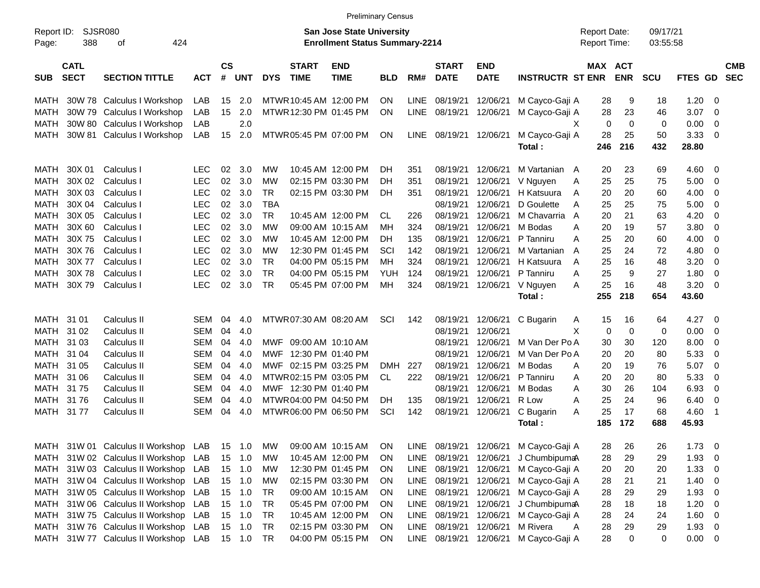Preliminary Census

Report ID: SJSR080
Page: 388 of 424

**San Jose State University**
**Enrollment Status Summary-2214**

Report Date: 09/17/21
Report Time: 03:55:58

| SUB | CATL SECT | SECTION TITTLE | ACT | CS # | UNT | DYS | START TIME | END TIME | BLD | RM# | START DATE | END DATE | INSTRUCTR | ST | MAX ENR | ACT ENR | SCU | FTES | GD | CMB SEC |
|---|---|---|---|---|---|---|---|---|---|---|---|---|---|---|---|---|---|---|---|---|
| MATH | 30W 78 | Calculus I Workshop | LAB | 15 | 2.0 | MTWR | 10:45 AM | 12:00 PM | ON | LINE | 08/19/21 | 12/06/21 | M Cayco-Gaji | A | 28 | 9 | 18 | 1.20 | 0 | |
| MATH | 30W 79 | Calculus I Workshop | LAB | 15 | 2.0 | MTWR | 12:30 PM | 01:45 PM | ON | LINE | 08/19/21 | 12/06/21 | M Cayco-Gaji | A | 28 | 23 | 46 | 3.07 | 0 | |
| MATH | 30W 80 | Calculus I Workshop | LAB | | 2.0 | | | | | | | | | X | 0 | 0 | 0 | 0.00 | 0 | |
| MATH | 30W 81 | Calculus I Workshop | LAB | 15 | 2.0 | MTWR | 05:45 PM | 07:00 PM | ON | LINE | 08/19/21 | 12/06/21 | M Cayco-Gaji | A | 28 | 25 | 50 | 3.33 | 0 | |
| | | | | | | | | | | | | | **Total :** | | **246** | **216** | **432** | **28.80** | | |
| MATH | 30X 01 | Calculus I | LEC | 02 | 3.0 | MW | 10:45 AM | 12:00 PM | DH | 351 | 08/19/21 | 12/06/21 | M Vartanian | A | 20 | 23 | 69 | 4.60 | 0 | |
| MATH | 30X 02 | Calculus I | LEC | 02 | 3.0 | MW | 02:15 PM | 03:30 PM | DH | 351 | 08/19/21 | 12/06/21 | V Nguyen | A | 25 | 25 | 75 | 5.00 | 0 | |
| MATH | 30X 03 | Calculus I | LEC | 02 | 3.0 | TR | 02:15 PM | 03:30 PM | DH | 351 | 08/19/21 | 12/06/21 | H Katsuura | A | 20 | 20 | 60 | 4.00 | 0 | |
| MATH | 30X 04 | Calculus I | LEC | 02 | 3.0 | TBA | | | | | 08/19/21 | 12/06/21 | D Goulette | A | 25 | 25 | 75 | 5.00 | 0 | |
| MATH | 30X 05 | Calculus I | LEC | 02 | 3.0 | TR | 10:45 AM | 12:00 PM | CL | 226 | 08/19/21 | 12/06/21 | M Chavarria | A | 20 | 21 | 63 | 4.20 | 0 | |
| MATH | 30X 60 | Calculus I | LEC | 02 | 3.0 | MW | 09:00 AM | 10:15 AM | MH | 324 | 08/19/21 | 12/06/21 | M Bodas | A | 20 | 19 | 57 | 3.80 | 0 | |
| MATH | 30X 75 | Calculus I | LEC | 02 | 3.0 | MW | 10:45 AM | 12:00 PM | DH | 135 | 08/19/21 | 12/06/21 | P Tanniru | A | 25 | 20 | 60 | 4.00 | 0 | |
| MATH | 30X 76 | Calculus I | LEC | 02 | 3.0 | MW | 12:30 PM | 01:45 PM | SCI | 142 | 08/19/21 | 12/06/21 | M Vartanian | A | 25 | 24 | 72 | 4.80 | 0 | |
| MATH | 30X 77 | Calculus I | LEC | 02 | 3.0 | TR | 04:00 PM | 05:15 PM | MH | 324 | 08/19/21 | 12/06/21 | H Katsuura | A | 25 | 16 | 48 | 3.20 | 0 | |
| MATH | 30X 78 | Calculus I | LEC | 02 | 3.0 | TR | 04:00 PM | 05:15 PM | YUH | 124 | 08/19/21 | 12/06/21 | P Tanniru | A | 25 | 9 | 27 | 1.80 | 0 | |
| MATH | 30X 79 | Calculus I | LEC | 02 | 3.0 | TR | 05:45 PM | 07:00 PM | MH | 324 | 08/19/21 | 12/06/21 | V Nguyen | A | 25 | 16 | 48 | 3.20 | 0 | |
| | | | | | | | | | | | | | **Total :** | | **255** | **218** | **654** | **43.60** | | |
| MATH | 31 01 | Calculus II | SEM | 04 | 4.0 | MTWR | 07:30 AM | 08:20 AM | SCI | 142 | 08/19/21 | 12/06/21 | C Bugarin | A | 15 | 16 | 64 | 4.27 | 0 | |
| MATH | 31 02 | Calculus II | SEM | 04 | 4.0 | | | | | | 08/19/21 | 12/06/21 | | X | 0 | 0 | 0 | 0.00 | 0 | |
| MATH | 31 03 | Calculus II | SEM | 04 | 4.0 | MWF | 09:00 AM | 10:10 AM | | | 08/19/21 | 12/06/21 | M Van Der Po | A | 30 | 30 | 120 | 8.00 | 0 | |
| MATH | 31 04 | Calculus II | SEM | 04 | 4.0 | MWF | 12:30 PM | 01:40 PM | | | 08/19/21 | 12/06/21 | M Van Der Po | A | 20 | 20 | 80 | 5.33 | 0 | |
| MATH | 31 05 | Calculus II | SEM | 04 | 4.0 | MWF | 02:15 PM | 03:25 PM | DMH | 227 | 08/19/21 | 12/06/21 | M Bodas | A | 20 | 19 | 76 | 5.07 | 0 | |
| MATH | 31 06 | Calculus II | SEM | 04 | 4.0 | MTWR | 02:15 PM | 03:05 PM | CL | 222 | 08/19/21 | 12/06/21 | P Tanniru | A | 20 | 20 | 80 | 5.33 | 0 | |
| MATH | 31 75 | Calculus II | SEM | 04 | 4.0 | MWF | 12:30 PM | 01:40 PM | | | 08/19/21 | 12/06/21 | M Bodas | A | 30 | 26 | 104 | 6.93 | 0 | |
| MATH | 31 76 | Calculus II | SEM | 04 | 4.0 | MTWR | 04:00 PM | 04:50 PM | DH | 135 | 08/19/21 | 12/06/21 | R Low | A | 25 | 24 | 96 | 6.40 | 0 | |
| MATH | 31 77 | Calculus II | SEM | 04 | 4.0 | MTWR | 06:00 PM | 06:50 PM | SCI | 142 | 08/19/21 | 12/06/21 | C Bugarin | A | 25 | 17 | 68 | 4.60 | 1 | |
| | | | | | | | | | | | | | **Total :** | | **185** | **172** | **688** | **45.93** | | |
| MATH | 31W 01 | Calculus II Workshop | LAB | 15 | 1.0 | MW | 09:00 AM | 10:15 AM | ON | LINE | 08/19/21 | 12/06/21 | M Cayco-Gaji | A | 28 | 26 | 26 | 1.73 | 0 | |
| MATH | 31W 02 | Calculus II Workshop | LAB | 15 | 1.0 | MW | 10:45 AM | 12:00 PM | ON | LINE | 08/19/21 | 12/06/21 | J Chumbipuma | A | 28 | 29 | 29 | 1.93 | 0 | |
| MATH | 31W 03 | Calculus II Workshop | LAB | 15 | 1.0 | MW | 12:30 PM | 01:45 PM | ON | LINE | 08/19/21 | 12/06/21 | M Cayco-Gaji | A | 20 | 20 | 20 | 1.33 | 0 | |
| MATH | 31W 04 | Calculus II Workshop | LAB | 15 | 1.0 | MW | 02:15 PM | 03:30 PM | ON | LINE | 08/19/21 | 12/06/21 | M Cayco-Gaji | A | 28 | 21 | 21 | 1.40 | 0 | |
| MATH | 31W 05 | Calculus II Workshop | LAB | 15 | 1.0 | TR | 09:00 AM | 10:15 AM | ON | LINE | 08/19/21 | 12/06/21 | M Cayco-Gaji | A | 28 | 29 | 29 | 1.93 | 0 | |
| MATH | 31W 06 | Calculus II Workshop | LAB | 15 | 1.0 | TR | 05:45 PM | 07:00 PM | ON | LINE | 08/19/21 | 12/06/21 | J Chumbipuma | A | 28 | 18 | 18 | 1.20 | 0 | |
| MATH | 31W 75 | Calculus II Workshop | LAB | 15 | 1.0 | TR | 10:45 AM | 12:00 PM | ON | LINE | 08/19/21 | 12/06/21 | M Cayco-Gaji | A | 28 | 24 | 24 | 1.60 | 0 | |
| MATH | 31W 76 | Calculus II Workshop | LAB | 15 | 1.0 | TR | 02:15 PM | 03:30 PM | ON | LINE | 08/19/21 | 12/06/21 | M Rivera | A | 28 | 29 | 29 | 1.93 | 0 | |
| MATH | 31W 77 | Calculus II Workshop | LAB | 15 | 1.0 | TR | 04:00 PM | 05:15 PM | ON | LINE | 08/19/21 | 12/06/21 | M Cayco-Gaji | A | 28 | 0 | 0 | 0.00 | 0 | |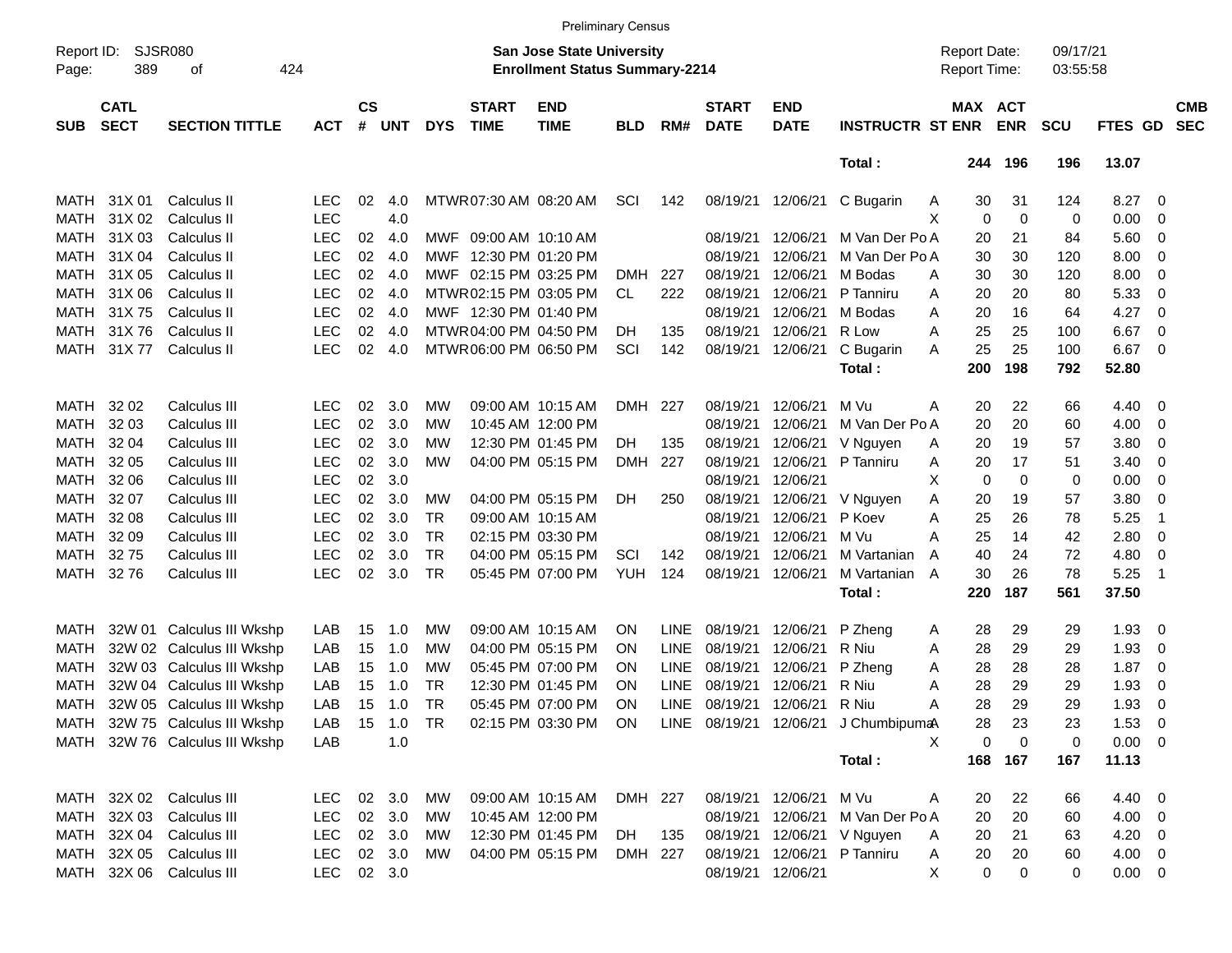Preliminary Census

Report ID: SJSR080
Page: 389 of 424

**San Jose State University**
**Enrollment Status Summary-2214**

Report Date: 09/17/21
Report Time: 03:55:58

| SUB | CATL SECT | SECTION TITTLE | ACT | CS # | UNT | DYS | START TIME | END TIME | BLD | RM# | START DATE | END DATE | INSTRUCTR | ST | MAX ENR | ACT ENR | SCU | FTES | GD | CMB SEC |
|---|---|---|---|---|---|---|---|---|---|---|---|---|---|---|---|---|---|---|---|---|
| | | | | | | | | | | | | | **Total :** | | **244** | **196** | **196** | **13.07** | | |
| MATH | 31X 01 | Calculus II | LEC | 02 | 4.0 | MTWR | 07:30 AM | 08:20 AM | SCI | 142 | 08/19/21 | 12/06/21 | C Bugarin | A | 30 | 31 | 124 | 8.27 | 0 | |
| MATH | 31X 02 | Calculus II | LEC | | 4.0 | | | | | | | | | X | 0 | 0 | 0 | 0.00 | 0 | |
| MATH | 31X 03 | Calculus II | LEC | 02 | 4.0 | MWF | 09:00 AM | 10:10 AM | | | 08/19/21 | 12/06/21 | M Van Der Po | A | 20 | 21 | 84 | 5.60 | 0 | |
| MATH | 31X 04 | Calculus II | LEC | 02 | 4.0 | MWF | 12:30 PM | 01:20 PM | | | 08/19/21 | 12/06/21 | M Van Der Po | A | 30 | 30 | 120 | 8.00 | 0 | |
| MATH | 31X 05 | Calculus II | LEC | 02 | 4.0 | MWF | 02:15 PM | 03:25 PM | DMH | 227 | 08/19/21 | 12/06/21 | M Bodas | A | 30 | 30 | 120 | 8.00 | 0 | |
| MATH | 31X 06 | Calculus II | LEC | 02 | 4.0 | MTWR | 02:15 PM | 03:05 PM | CL | 222 | 08/19/21 | 12/06/21 | P Tanniru | A | 20 | 20 | 80 | 5.33 | 0 | |
| MATH | 31X 75 | Calculus II | LEC | 02 | 4.0 | MWF | 12:30 PM | 01:40 PM | | | 08/19/21 | 12/06/21 | M Bodas | A | 20 | 16 | 64 | 4.27 | 0 | |
| MATH | 31X 76 | Calculus II | LEC | 02 | 4.0 | MTWR | 04:00 PM | 04:50 PM | DH | 135 | 08/19/21 | 12/06/21 | R Low | A | 25 | 25 | 100 | 6.67 | 0 | |
| MATH | 31X 77 | Calculus II | LEC | 02 | 4.0 | MTWR | 06:00 PM | 06:50 PM | SCI | 142 | 08/19/21 | 12/06/21 | C Bugarin | A | 25 | 25 | 100 | 6.67 | 0 | |
| | | | | | | | | | | | | | **Total :** | | **200** | **198** | **792** | **52.80** | | |
| MATH | 32 02 | Calculus III | LEC | 02 | 3.0 | MW | 09:00 AM | 10:15 AM | DMH | 227 | 08/19/21 | 12/06/21 | M Vu | A | 20 | 22 | 66 | 4.40 | 0 | |
| MATH | 32 03 | Calculus III | LEC | 02 | 3.0 | MW | 10:45 AM | 12:00 PM | | | 08/19/21 | 12/06/21 | M Van Der Po | A | 20 | 20 | 60 | 4.00 | 0 | |
| MATH | 32 04 | Calculus III | LEC | 02 | 3.0 | MW | 12:30 PM | 01:45 PM | DH | 135 | 08/19/21 | 12/06/21 | V Nguyen | A | 20 | 19 | 57 | 3.80 | 0 | |
| MATH | 32 05 | Calculus III | LEC | 02 | 3.0 | MW | 04:00 PM | 05:15 PM | DMH | 227 | 08/19/21 | 12/06/21 | P Tanniru | A | 20 | 17 | 51 | 3.40 | 0 | |
| MATH | 32 06 | Calculus III | LEC | 02 | 3.0 | | | | | | 08/19/21 | 12/06/21 | | X | 0 | 0 | 0 | 0.00 | 0 | |
| MATH | 32 07 | Calculus III | LEC | 02 | 3.0 | MW | 04:00 PM | 05:15 PM | DH | 250 | 08/19/21 | 12/06/21 | V Nguyen | A | 20 | 19 | 57 | 3.80 | 0 | |
| MATH | 32 08 | Calculus III | LEC | 02 | 3.0 | TR | 09:00 AM | 10:15 AM | | | 08/19/21 | 12/06/21 | P Koev | A | 25 | 26 | 78 | 5.25 | 1 | |
| MATH | 32 09 | Calculus III | LEC | 02 | 3.0 | TR | 02:15 PM | 03:30 PM | | | 08/19/21 | 12/06/21 | M Vu | A | 25 | 14 | 42 | 2.80 | 0 | |
| MATH | 32 75 | Calculus III | LEC | 02 | 3.0 | TR | 04:00 PM | 05:15 PM | SCI | 142 | 08/19/21 | 12/06/21 | M Vartanian | A | 40 | 24 | 72 | 4.80 | 0 | |
| MATH | 32 76 | Calculus III | LEC | 02 | 3.0 | TR | 05:45 PM | 07:00 PM | YUH | 124 | 08/19/21 | 12/06/21 | M Vartanian | A | 30 | 26 | 78 | 5.25 | 1 | |
| | | | | | | | | | | | | | **Total :** | | **220** | **187** | **561** | **37.50** | | |
| MATH | 32W 01 | Calculus III Wkshp | LAB | 15 | 1.0 | MW | 09:00 AM | 10:15 AM | ON | LINE | 08/19/21 | 12/06/21 | P Zheng | A | 28 | 29 | 29 | 1.93 | 0 | |
| MATH | 32W 02 | Calculus III Wkshp | LAB | 15 | 1.0 | MW | 04:00 PM | 05:15 PM | ON | LINE | 08/19/21 | 12/06/21 | R Niu | A | 28 | 29 | 29 | 1.93 | 0 | |
| MATH | 32W 03 | Calculus III Wkshp | LAB | 15 | 1.0 | MW | 05:45 PM | 07:00 PM | ON | LINE | 08/19/21 | 12/06/21 | P Zheng | A | 28 | 28 | 28 | 1.87 | 0 | |
| MATH | 32W 04 | Calculus III Wkshp | LAB | 15 | 1.0 | TR | 12:30 PM | 01:45 PM | ON | LINE | 08/19/21 | 12/06/21 | R Niu | A | 28 | 29 | 29 | 1.93 | 0 | |
| MATH | 32W 05 | Calculus III Wkshp | LAB | 15 | 1.0 | TR | 05:45 PM | 07:00 PM | ON | LINE | 08/19/21 | 12/06/21 | R Niu | A | 28 | 29 | 29 | 1.93 | 0 | |
| MATH | 32W 75 | Calculus III Wkshp | LAB | 15 | 1.0 | TR | 02:15 PM | 03:30 PM | ON | LINE | 08/19/21 | 12/06/21 | J Chumbipuma | A | 28 | 23 | 23 | 1.53 | 0 | |
| MATH | 32W 76 | Calculus III Wkshp | LAB | | 1.0 | | | | | | | | | X | 0 | 0 | 0 | 0.00 | 0 | |
| | | | | | | | | | | | | | **Total :** | | **168** | **167** | **167** | **11.13** | | |
| MATH | 32X 02 | Calculus III | LEC | 02 | 3.0 | MW | 09:00 AM | 10:15 AM | DMH | 227 | 08/19/21 | 12/06/21 | M Vu | A | 20 | 22 | 66 | 4.40 | 0 | |
| MATH | 32X 03 | Calculus III | LEC | 02 | 3.0 | MW | 10:45 AM | 12:00 PM | | | 08/19/21 | 12/06/21 | M Van Der Po | A | 20 | 20 | 60 | 4.00 | 0 | |
| MATH | 32X 04 | Calculus III | LEC | 02 | 3.0 | MW | 12:30 PM | 01:45 PM | DH | 135 | 08/19/21 | 12/06/21 | V Nguyen | A | 20 | 21 | 63 | 4.20 | 0 | |
| MATH | 32X 05 | Calculus III | LEC | 02 | 3.0 | MW | 04:00 PM | 05:15 PM | DMH | 227 | 08/19/21 | 12/06/21 | P Tanniru | A | 20 | 20 | 60 | 4.00 | 0 | |
| MATH | 32X 06 | Calculus III | LEC | 02 | 3.0 | | | | | | 08/19/21 | 12/06/21 | | X | 0 | 0 | 0 | 0.00 | 0 | |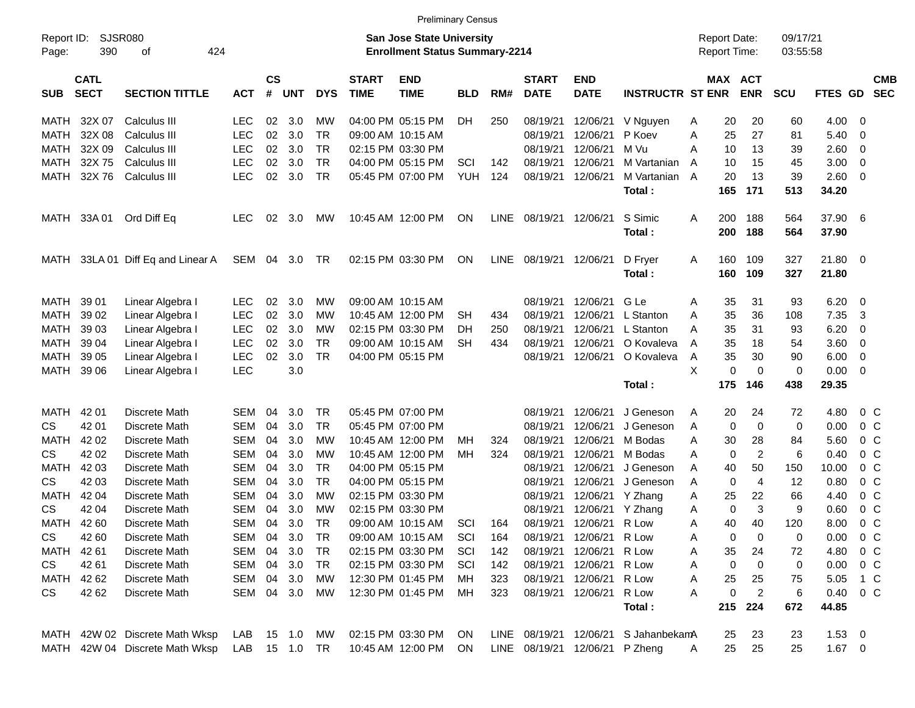Preliminary Census

Report ID: SJSR080
Page: 390 of 424

**San Jose State University**
**Enrollment Status Summary-2214**

Report Date: 09/17/21
Report Time: 03:55:58

| SUB | CATL SECT | SECTION TITTLE | ACT | CS # | UNT | DYS | START TIME | END TIME | BLD | RM# | START DATE | END DATE | INSTRUCTR | ST | MAX ENR | ACT ENR | SCU | FTES | GD | CMB SEC |
|---|---|---|---|---|---|---|---|---|---|---|---|---|---|---|---|---|---|---|---|---|
| MATH | 32X 07 | Calculus III | LEC | 02 | 3.0 | MW | 04:00 PM | 05:15 PM | DH | 250 | 08/19/21 | 12/06/21 | V Nguyen | A | 20 | 20 | 60 | 4.00 | 0 | |
| MATH | 32X 08 | Calculus III | LEC | 02 | 3.0 | TR | 09:00 AM | 10:15 AM | | | 08/19/21 | 12/06/21 | P Koev | A | 25 | 27 | 81 | 5.40 | 0 | |
| MATH | 32X 09 | Calculus III | LEC | 02 | 3.0 | TR | 02:15 PM | 03:30 PM | | | 08/19/21 | 12/06/21 | M Vu | A | 10 | 13 | 39 | 2.60 | 0 | |
| MATH | 32X 75 | Calculus III | LEC | 02 | 3.0 | TR | 04:00 PM | 05:15 PM | SCI | 142 | 08/19/21 | 12/06/21 | M Vartanian | A | 10 | 15 | 45 | 3.00 | 0 | |
| MATH | 32X 76 | Calculus III | LEC | 02 | 3.0 | TR | 05:45 PM | 07:00 PM | YUH | 124 | 08/19/21 | 12/06/21 | M Vartanian | A | 20 | 13 | 39 | 2.60 | 0 | |
| | | | | | | | | | | | | | **Total :** | | **165** | **171** | **513** | **34.20** | | |
| MATH | 33A 01 | Ord Diff Eq | LEC | 02 | 3.0 | MW | 10:45 AM | 12:00 PM | ON | LINE | 08/19/21 | 12/06/21 | S Simic | A | 200 | 188 | 564 | 37.90 | 6 | |
| | | | | | | | | | | | | | **Total :** | | **200** | **188** | **564** | **37.90** | | |
| MATH | 33LA 01 | Diff Eq and Linear A | SEM | 04 | 3.0 | TR | 02:15 PM | 03:30 PM | ON | LINE | 08/19/21 | 12/06/21 | D Fryer | A | 160 | 109 | 327 | 21.80 | 0 | |
| | | | | | | | | | | | | | **Total :** | | **160** | **109** | **327** | **21.80** | | |
| MATH | 39 01 | Linear Algebra I | LEC | 02 | 3.0 | MW | 09:00 AM | 10:15 AM | | | 08/19/21 | 12/06/21 | G Le | A | 35 | 31 | 93 | 6.20 | 0 | |
| MATH | 39 02 | Linear Algebra I | LEC | 02 | 3.0 | MW | 10:45 AM | 12:00 PM | SH | 434 | 08/19/21 | 12/06/21 | L Stanton | A | 35 | 36 | 108 | 7.35 | 3 | |
| MATH | 39 03 | Linear Algebra I | LEC | 02 | 3.0 | MW | 02:15 PM | 03:30 PM | DH | 250 | 08/19/21 | 12/06/21 | L Stanton | A | 35 | 31 | 93 | 6.20 | 0 | |
| MATH | 39 04 | Linear Algebra I | LEC | 02 | 3.0 | TR | 09:00 AM | 10:15 AM | SH | 434 | 08/19/21 | 12/06/21 | O Kovaleva | A | 35 | 18 | 54 | 3.60 | 0 | |
| MATH | 39 05 | Linear Algebra I | LEC | 02 | 3.0 | TR | 04:00 PM | 05:15 PM | | | 08/19/21 | 12/06/21 | O Kovaleva | A | 35 | 30 | 90 | 6.00 | 0 | |
| MATH | 39 06 | Linear Algebra I | LEC | | 3.0 | | | | | | | | | X | 0 | 0 | 0 | 0.00 | 0 | |
| | | | | | | | | | | | | | **Total :** | | **175** | **146** | **438** | **29.35** | | |
| MATH | 42 01 | Discrete Math | SEM | 04 | 3.0 | TR | 05:45 PM | 07:00 PM | | | 08/19/21 | 12/06/21 | J Geneson | A | 20 | 24 | 72 | 4.80 | 0 | C |
| CS | 42 01 | Discrete Math | SEM | 04 | 3.0 | TR | 05:45 PM | 07:00 PM | | | 08/19/21 | 12/06/21 | J Geneson | A | 0 | 0 | 0 | 0.00 | 0 | C |
| MATH | 42 02 | Discrete Math | SEM | 04 | 3.0 | MW | 10:45 AM | 12:00 PM | MH | 324 | 08/19/21 | 12/06/21 | M Bodas | A | 30 | 28 | 84 | 5.60 | 0 | C |
| CS | 42 02 | Discrete Math | SEM | 04 | 3.0 | MW | 10:45 AM | 12:00 PM | MH | 324 | 08/19/21 | 12/06/21 | M Bodas | A | 0 | 2 | 6 | 0.40 | 0 | C |
| MATH | 42 03 | Discrete Math | SEM | 04 | 3.0 | TR | 04:00 PM | 05:15 PM | | | 08/19/21 | 12/06/21 | J Geneson | A | 40 | 50 | 150 | 10.00 | 0 | C |
| CS | 42 03 | Discrete Math | SEM | 04 | 3.0 | TR | 04:00 PM | 05:15 PM | | | 08/19/21 | 12/06/21 | J Geneson | A | 0 | 4 | 12 | 0.80 | 0 | C |
| MATH | 42 04 | Discrete Math | SEM | 04 | 3.0 | MW | 02:15 PM | 03:30 PM | | | 08/19/21 | 12/06/21 | Y Zhang | A | 25 | 22 | 66 | 4.40 | 0 | C |
| CS | 42 04 | Discrete Math | SEM | 04 | 3.0 | MW | 02:15 PM | 03:30 PM | | | 08/19/21 | 12/06/21 | Y Zhang | A | 0 | 3 | 9 | 0.60 | 0 | C |
| MATH | 42 60 | Discrete Math | SEM | 04 | 3.0 | TR | 09:00 AM | 10:15 AM | SCI | 164 | 08/19/21 | 12/06/21 | R Low | A | 40 | 40 | 120 | 8.00 | 0 | C |
| CS | 42 60 | Discrete Math | SEM | 04 | 3.0 | TR | 09:00 AM | 10:15 AM | SCI | 164 | 08/19/21 | 12/06/21 | R Low | A | 0 | 0 | 0 | 0.00 | 0 | C |
| MATH | 42 61 | Discrete Math | SEM | 04 | 3.0 | TR | 02:15 PM | 03:30 PM | SCI | 142 | 08/19/21 | 12/06/21 | R Low | A | 35 | 24 | 72 | 4.80 | 0 | C |
| CS | 42 61 | Discrete Math | SEM | 04 | 3.0 | TR | 02:15 PM | 03:30 PM | SCI | 142 | 08/19/21 | 12/06/21 | R Low | A | 0 | 0 | 0 | 0.00 | 0 | C |
| MATH | 42 62 | Discrete Math | SEM | 04 | 3.0 | MW | 12:30 PM | 01:45 PM | MH | 323 | 08/19/21 | 12/06/21 | R Low | A | 25 | 25 | 75 | 5.05 | 1 | C |
| CS | 42 62 | Discrete Math | SEM | 04 | 3.0 | MW | 12:30 PM | 01:45 PM | MH | 323 | 08/19/21 | 12/06/21 | R Low | A | 0 | 2 | 6 | 0.40 | 0 | C |
| | | | | | | | | | | | | | **Total :** | | **215** | **224** | **672** | **44.85** | | |
| MATH | 42W 02 | Discrete Math Wksp | LAB | 15 | 1.0 | MW | 02:15 PM | 03:30 PM | ON | LINE | 08/19/21 | 12/06/21 | S Jahanbekam | A | 25 | 23 | 23 | 1.53 | 0 | |
| MATH | 42W 04 | Discrete Math Wksp | LAB | 15 | 1.0 | TR | 10:45 AM | 12:00 PM | ON | LINE | 08/19/21 | 12/06/21 | P Zheng | A | 25 | 25 | 25 | 1.67 | 0 | |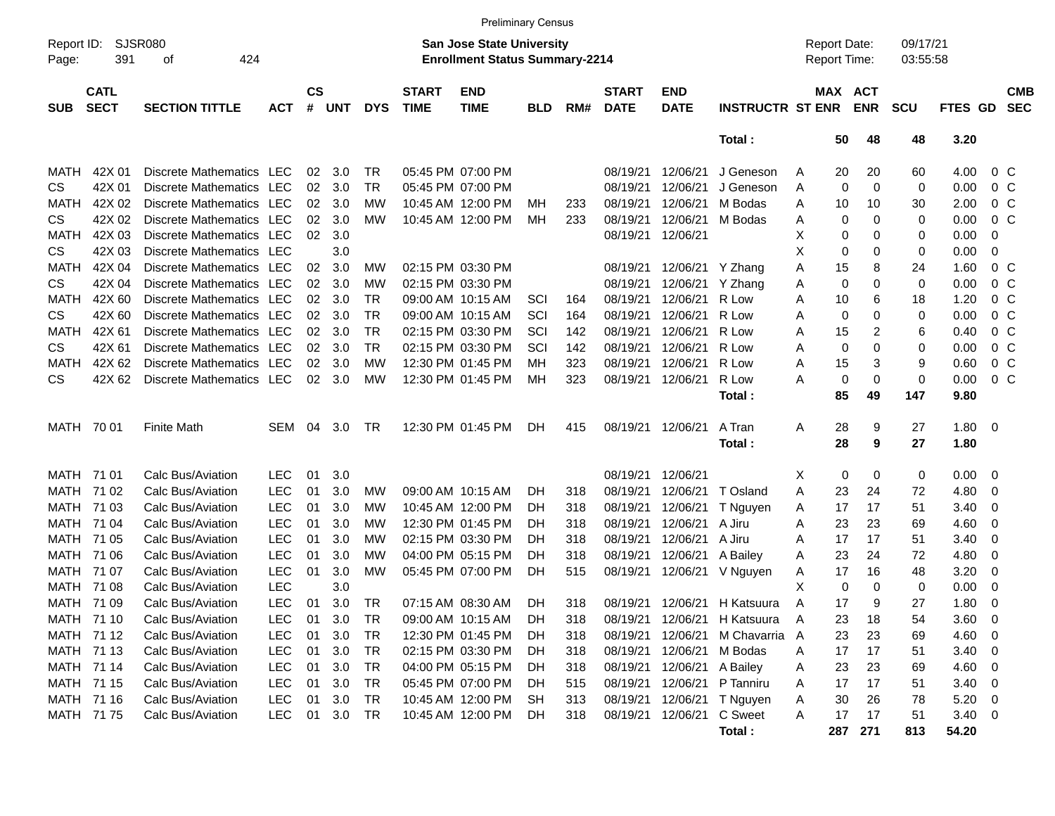Preliminary Census

Report ID: SJSR080
Page: 391 of 424

**San Jose State University**
**Enrollment Status Summary-2214**

Report Date: 09/17/21
Report Time: 03:55:58

| SUB | CATL SECT | SECTION TITTLE | ACT | CS # | UNT | DYS | START TIME | END TIME | BLD | RM# | START DATE | END DATE | INSTRUCTR | ST | MAX ENR | ACT ENR | SCU | FTES | GD | CMB SEC |
|---|---|---|---|---|---|---|---|---|---|---|---|---|---|---|---|---|---|---|---|---|
| | | | | | | | | | | | | | **Total :** | | **50** | **48** | **48** | **3.20** | | |
| MATH | 42X 01 | Discrete Mathematics | LEC | 02 | 3.0 | TR | 05:45 PM | 07:00 PM | | | 08/19/21 | 12/06/21 | J Geneson | A | 20 | 20 | 60 | 4.00 | 0 | C |
| CS | 42X 01 | Discrete Mathematics | LEC | 02 | 3.0 | TR | 05:45 PM | 07:00 PM | | | 08/19/21 | 12/06/21 | J Geneson | A | 0 | 0 | 0 | 0.00 | 0 | C |
| MATH | 42X 02 | Discrete Mathematics | LEC | 02 | 3.0 | MW | 10:45 AM | 12:00 PM | MH | 233 | 08/19/21 | 12/06/21 | M Bodas | A | 10 | 10 | 30 | 2.00 | 0 | C |
| CS | 42X 02 | Discrete Mathematics | LEC | 02 | 3.0 | MW | 10:45 AM | 12:00 PM | MH | 233 | 08/19/21 | 12/06/21 | M Bodas | A | 0 | 0 | 0 | 0.00 | 0 | C |
| MATH | 42X 03 | Discrete Mathematics | LEC | 02 | 3.0 | | | | | | 08/19/21 | 12/06/21 | | X | 0 | 0 | 0 | 0.00 | 0 | |
| CS | 42X 03 | Discrete Mathematics | LEC | | 3.0 | | | | | | | | | X | 0 | 0 | 0 | 0.00 | 0 | |
| MATH | 42X 04 | Discrete Mathematics | LEC | 02 | 3.0 | MW | 02:15 PM | 03:30 PM | | | 08/19/21 | 12/06/21 | Y Zhang | A | 15 | 8 | 24 | 1.60 | 0 | C |
| CS | 42X 04 | Discrete Mathematics | LEC | 02 | 3.0 | MW | 02:15 PM | 03:30 PM | | | 08/19/21 | 12/06/21 | Y Zhang | A | 0 | 0 | 0 | 0.00 | 0 | C |
| MATH | 42X 60 | Discrete Mathematics | LEC | 02 | 3.0 | TR | 09:00 AM | 10:15 AM | SCI | 164 | 08/19/21 | 12/06/21 | R Low | A | 10 | 6 | 18 | 1.20 | 0 | C |
| CS | 42X 60 | Discrete Mathematics | LEC | 02 | 3.0 | TR | 09:00 AM | 10:15 AM | SCI | 164 | 08/19/21 | 12/06/21 | R Low | A | 0 | 0 | 0 | 0.00 | 0 | C |
| MATH | 42X 61 | Discrete Mathematics | LEC | 02 | 3.0 | TR | 02:15 PM | 03:30 PM | SCI | 142 | 08/19/21 | 12/06/21 | R Low | A | 15 | 2 | 6 | 0.40 | 0 | C |
| CS | 42X 61 | Discrete Mathematics | LEC | 02 | 3.0 | TR | 02:15 PM | 03:30 PM | SCI | 142 | 08/19/21 | 12/06/21 | R Low | A | 0 | 0 | 0 | 0.00 | 0 | C |
| MATH | 42X 62 | Discrete Mathematics | LEC | 02 | 3.0 | MW | 12:30 PM | 01:45 PM | MH | 323 | 08/19/21 | 12/06/21 | R Low | A | 15 | 3 | 9 | 0.60 | 0 | C |
| CS | 42X 62 | Discrete Mathematics | LEC | 02 | 3.0 | MW | 12:30 PM | 01:45 PM | MH | 323 | 08/19/21 | 12/06/21 | R Low | A | 0 | 0 | 0 | 0.00 | 0 | C |
| | | | | | | | | | | | | | **Total :** | | **85** | **49** | **147** | **9.80** | | |
| MATH | 70 01 | Finite Math | SEM | 04 | 3.0 | TR | 12:30 PM | 01:45 PM | DH | 415 | 08/19/21 | 12/06/21 | A Tran | A | 28 | 9 | 27 | 1.80 | 0 | |
| | | | | | | | | | | | | | **Total :** | | **28** | **9** | **27** | **1.80** | | |
| MATH | 71 01 | Calc Bus/Aviation | LEC | 01 | 3.0 | | | | | | 08/19/21 | 12/06/21 | | X | 0 | 0 | 0 | 0.00 | 0 | |
| MATH | 71 02 | Calc Bus/Aviation | LEC | 01 | 3.0 | MW | 09:00 AM | 10:15 AM | DH | 318 | 08/19/21 | 12/06/21 | T Osland | A | 23 | 24 | 72 | 4.80 | 0 | |
| MATH | 71 03 | Calc Bus/Aviation | LEC | 01 | 3.0 | MW | 10:45 AM | 12:00 PM | DH | 318 | 08/19/21 | 12/06/21 | T Nguyen | A | 17 | 17 | 51 | 3.40 | 0 | |
| MATH | 71 04 | Calc Bus/Aviation | LEC | 01 | 3.0 | MW | 12:30 PM | 01:45 PM | DH | 318 | 08/19/21 | 12/06/21 | A Jiru | A | 23 | 23 | 69 | 4.60 | 0 | |
| MATH | 71 05 | Calc Bus/Aviation | LEC | 01 | 3.0 | MW | 02:15 PM | 03:30 PM | DH | 318 | 08/19/21 | 12/06/21 | A Jiru | A | 17 | 17 | 51 | 3.40 | 0 | |
| MATH | 71 06 | Calc Bus/Aviation | LEC | 01 | 3.0 | MW | 04:00 PM | 05:15 PM | DH | 318 | 08/19/21 | 12/06/21 | A Bailey | A | 23 | 24 | 72 | 4.80 | 0 | |
| MATH | 71 07 | Calc Bus/Aviation | LEC | 01 | 3.0 | MW | 05:45 PM | 07:00 PM | DH | 515 | 08/19/21 | 12/06/21 | V Nguyen | A | 17 | 16 | 48 | 3.20 | 0 | |
| MATH | 71 08 | Calc Bus/Aviation | LEC | | 3.0 | | | | | | | | | X | 0 | 0 | 0 | 0.00 | 0 | |
| MATH | 71 09 | Calc Bus/Aviation | LEC | 01 | 3.0 | TR | 07:15 AM | 08:30 AM | DH | 318 | 08/19/21 | 12/06/21 | H Katsuura | A | 17 | 9 | 27 | 1.80 | 0 | |
| MATH | 71 10 | Calc Bus/Aviation | LEC | 01 | 3.0 | TR | 09:00 AM | 10:15 AM | DH | 318 | 08/19/21 | 12/06/21 | H Katsuura | A | 23 | 18 | 54 | 3.60 | 0 | |
| MATH | 71 12 | Calc Bus/Aviation | LEC | 01 | 3.0 | TR | 12:30 PM | 01:45 PM | DH | 318 | 08/19/21 | 12/06/21 | M Chavarria | A | 23 | 23 | 69 | 4.60 | 0 | |
| MATH | 71 13 | Calc Bus/Aviation | LEC | 01 | 3.0 | TR | 02:15 PM | 03:30 PM | DH | 318 | 08/19/21 | 12/06/21 | M Bodas | A | 17 | 17 | 51 | 3.40 | 0 | |
| MATH | 71 14 | Calc Bus/Aviation | LEC | 01 | 3.0 | TR | 04:00 PM | 05:15 PM | DH | 318 | 08/19/21 | 12/06/21 | A Bailey | A | 23 | 23 | 69 | 4.60 | 0 | |
| MATH | 71 15 | Calc Bus/Aviation | LEC | 01 | 3.0 | TR | 05:45 PM | 07:00 PM | DH | 515 | 08/19/21 | 12/06/21 | P Tanniru | A | 17 | 17 | 51 | 3.40 | 0 | |
| MATH | 71 16 | Calc Bus/Aviation | LEC | 01 | 3.0 | TR | 10:45 AM | 12:00 PM | SH | 313 | 08/19/21 | 12/06/21 | T Nguyen | A | 30 | 26 | 78 | 5.20 | 0 | |
| MATH | 71 75 | Calc Bus/Aviation | LEC | 01 | 3.0 | TR | 10:45 AM | 12:00 PM | DH | 318 | 08/19/21 | 12/06/21 | C Sweet | A | 17 | 17 | 51 | 3.40 | 0 | |
| | | | | | | | | | | | | | **Total :** | | **287** | **271** | **813** | **54.20** | | |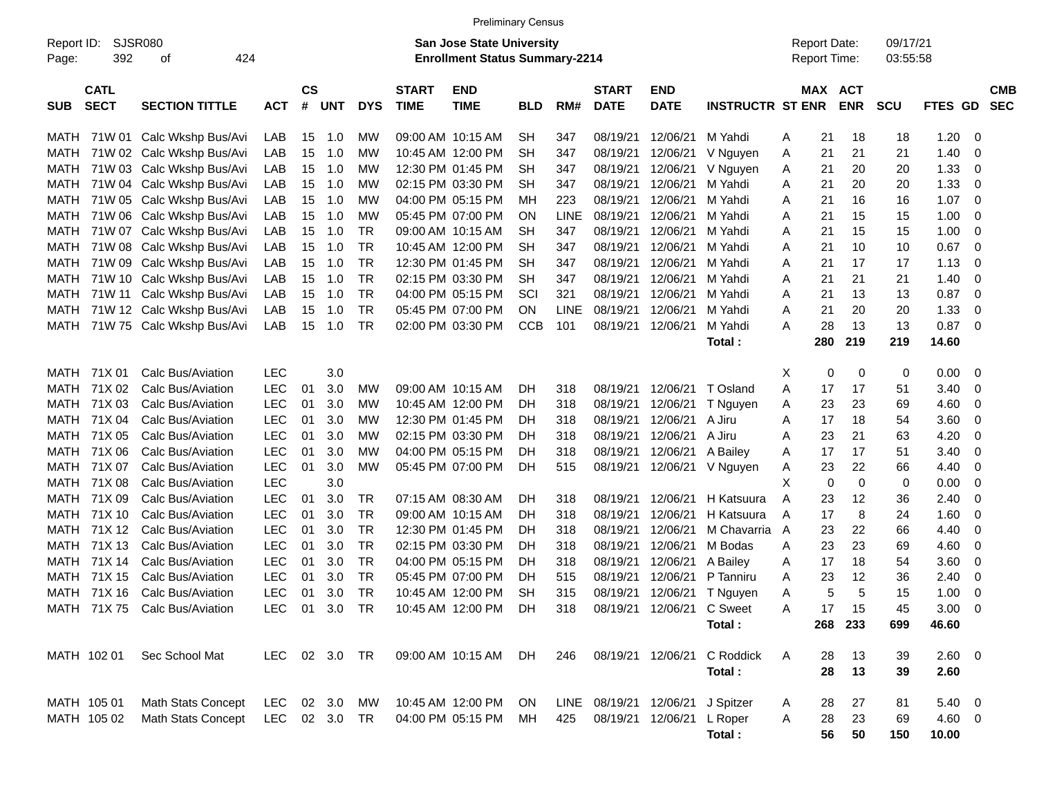Preliminary Census

Report ID: SJSR080

**San Jose State University**
**Enrollment Status Summary-2214**

Report Date: 09/17/21
Report Time: 03:55:58

| SUB | CATL SECT | SECTION TITTLE | ACT | CS # | UNT | DYS | START TIME | END TIME | BLD | RM# | START DATE | END DATE | INSTRUCTR | ST | MAX ENR | ACT ENR | SCU | FTES | GD | CMB SEC |
|---|---|---|---|---|---|---|---|---|---|---|---|---|---|---|---|---|---|---|---|---|
| MATH | 71W 01 | Calc Wkshp Bus/Avi | LAB | 15 | 1.0 | MW | 09:00 AM | 10:15 AM | SH | 347 | 08/19/21 | 12/06/21 | M Yahdi | A | 21 | 18 | 18 | 1.20 | 0 | |
| MATH | 71W 02 | Calc Wkshp Bus/Avi | LAB | 15 | 1.0 | MW | 10:45 AM | 12:00 PM | SH | 347 | 08/19/21 | 12/06/21 | V Nguyen | A | 21 | 21 | 21 | 1.40 | 0 | |
| MATH | 71W 03 | Calc Wkshp Bus/Avi | LAB | 15 | 1.0 | MW | 12:30 PM | 01:45 PM | SH | 347 | 08/19/21 | 12/06/21 | V Nguyen | A | 21 | 20 | 20 | 1.33 | 0 | |
| MATH | 71W 04 | Calc Wkshp Bus/Avi | LAB | 15 | 1.0 | MW | 02:15 PM | 03:30 PM | SH | 347 | 08/19/21 | 12/06/21 | M Yahdi | A | 21 | 20 | 20 | 1.33 | 0 | |
| MATH | 71W 05 | Calc Wkshp Bus/Avi | LAB | 15 | 1.0 | MW | 04:00 PM | 05:15 PM | MH | 223 | 08/19/21 | 12/06/21 | M Yahdi | A | 21 | 16 | 16 | 1.07 | 0 | |
| MATH | 71W 06 | Calc Wkshp Bus/Avi | LAB | 15 | 1.0 | MW | 05:45 PM | 07:00 PM | ON | LINE | 08/19/21 | 12/06/21 | M Yahdi | A | 21 | 15 | 15 | 1.00 | 0 | |
| MATH | 71W 07 | Calc Wkshp Bus/Avi | LAB | 15 | 1.0 | TR | 09:00 AM | 10:15 AM | SH | 347 | 08/19/21 | 12/06/21 | M Yahdi | A | 21 | 15 | 15 | 1.00 | 0 | |
| MATH | 71W 08 | Calc Wkshp Bus/Avi | LAB | 15 | 1.0 | TR | 10:45 AM | 12:00 PM | SH | 347 | 08/19/21 | 12/06/21 | M Yahdi | A | 21 | 10 | 10 | 0.67 | 0 | |
| MATH | 71W 09 | Calc Wkshp Bus/Avi | LAB | 15 | 1.0 | TR | 12:30 PM | 01:45 PM | SH | 347 | 08/19/21 | 12/06/21 | M Yahdi | A | 21 | 17 | 17 | 1.13 | 0 | |
| MATH | 71W 10 | Calc Wkshp Bus/Avi | LAB | 15 | 1.0 | TR | 02:15 PM | 03:30 PM | SH | 347 | 08/19/21 | 12/06/21 | M Yahdi | A | 21 | 21 | 21 | 1.40 | 0 | |
| MATH | 71W 11 | Calc Wkshp Bus/Avi | LAB | 15 | 1.0 | TR | 04:00 PM | 05:15 PM | SCI | 321 | 08/19/21 | 12/06/21 | M Yahdi | A | 21 | 13 | 13 | 0.87 | 0 | |
| MATH | 71W 12 | Calc Wkshp Bus/Avi | LAB | 15 | 1.0 | TR | 05:45 PM | 07:00 PM | ON | LINE | 08/19/21 | 12/06/21 | M Yahdi | A | 21 | 20 | 20 | 1.33 | 0 | |
| MATH | 71W 75 | Calc Wkshp Bus/Avi | LAB | 15 | 1.0 | TR | 02:00 PM | 03:30 PM | CCB | 101 | 08/19/21 | 12/06/21 | M Yahdi | A | 28 | 13 | 13 | 0.87 | 0 | |
| | | | | | | | | | | | | | **Total :** | | **280** | **219** | **219** | **14.60** | | |
| MATH | 71X 01 | Calc Bus/Aviation | LEC | | 3.0 | | | | | | | | | X | 0 | 0 | 0 | 0.00 | 0 | |
| MATH | 71X 02 | Calc Bus/Aviation | LEC | 01 | 3.0 | MW | 09:00 AM | 10:15 AM | DH | 318 | 08/19/21 | 12/06/21 | T Osland | A | 17 | 17 | 51 | 3.40 | 0 | |
| MATH | 71X 03 | Calc Bus/Aviation | LEC | 01 | 3.0 | MW | 10:45 AM | 12:00 PM | DH | 318 | 08/19/21 | 12/06/21 | T Nguyen | A | 23 | 23 | 69 | 4.60 | 0 | |
| MATH | 71X 04 | Calc Bus/Aviation | LEC | 01 | 3.0 | MW | 12:30 PM | 01:45 PM | DH | 318 | 08/19/21 | 12/06/21 | A Jiru | A | 17 | 18 | 54 | 3.60 | 0 | |
| MATH | 71X 05 | Calc Bus/Aviation | LEC | 01 | 3.0 | MW | 02:15 PM | 03:30 PM | DH | 318 | 08/19/21 | 12/06/21 | A Jiru | A | 23 | 21 | 63 | 4.20 | 0 | |
| MATH | 71X 06 | Calc Bus/Aviation | LEC | 01 | 3.0 | MW | 04:00 PM | 05:15 PM | DH | 318 | 08/19/21 | 12/06/21 | A Bailey | A | 17 | 17 | 51 | 3.40 | 0 | |
| MATH | 71X 07 | Calc Bus/Aviation | LEC | 01 | 3.0 | MW | 05:45 PM | 07:00 PM | DH | 515 | 08/19/21 | 12/06/21 | V Nguyen | A | 23 | 22 | 66 | 4.40 | 0 | |
| MATH | 71X 08 | Calc Bus/Aviation | LEC | | 3.0 | | | | | | | | | X | 0 | 0 | 0 | 0.00 | 0 | |
| MATH | 71X 09 | Calc Bus/Aviation | LEC | 01 | 3.0 | TR | 07:15 AM | 08:30 AM | DH | 318 | 08/19/21 | 12/06/21 | H Katsuura | A | 23 | 12 | 36 | 2.40 | 0 | |
| MATH | 71X 10 | Calc Bus/Aviation | LEC | 01 | 3.0 | TR | 09:00 AM | 10:15 AM | DH | 318 | 08/19/21 | 12/06/21 | H Katsuura | A | 17 | 8 | 24 | 1.60 | 0 | |
| MATH | 71X 12 | Calc Bus/Aviation | LEC | 01 | 3.0 | TR | 12:30 PM | 01:45 PM | DH | 318 | 08/19/21 | 12/06/21 | M Chavarria | A | 23 | 22 | 66 | 4.40 | 0 | |
| MATH | 71X 13 | Calc Bus/Aviation | LEC | 01 | 3.0 | TR | 02:15 PM | 03:30 PM | DH | 318 | 08/19/21 | 12/06/21 | M Bodas | A | 23 | 23 | 69 | 4.60 | 0 | |
| MATH | 71X 14 | Calc Bus/Aviation | LEC | 01 | 3.0 | TR | 04:00 PM | 05:15 PM | DH | 318 | 08/19/21 | 12/06/21 | A Bailey | A | 17 | 18 | 54 | 3.60 | 0 | |
| MATH | 71X 15 | Calc Bus/Aviation | LEC | 01 | 3.0 | TR | 05:45 PM | 07:00 PM | DH | 515 | 08/19/21 | 12/06/21 | P Tanniru | A | 23 | 12 | 36 | 2.40 | 0 | |
| MATH | 71X 16 | Calc Bus/Aviation | LEC | 01 | 3.0 | TR | 10:45 AM | 12:00 PM | SH | 315 | 08/19/21 | 12/06/21 | T Nguyen | A | 5 | 5 | 15 | 1.00 | 0 | |
| MATH | 71X 75 | Calc Bus/Aviation | LEC | 01 | 3.0 | TR | 10:45 AM | 12:00 PM | DH | 318 | 08/19/21 | 12/06/21 | C Sweet | A | 17 | 15 | 45 | 3.00 | 0 | |
| | | | | | | | | | | | | | **Total :** | | **268** | **233** | **699** | **46.60** | | |
| MATH | 102 01 | Sec School Mat | LEC | 02 | 3.0 | TR | 09:00 AM | 10:15 AM | DH | 246 | 08/19/21 | 12/06/21 | C Roddick | A | 28 | 13 | 39 | 2.60 | 0 | |
| | | | | | | | | | | | | | **Total :** | | **28** | **13** | **39** | **2.60** | | |
| MATH | 105 01 | Math Stats Concept | LEC | 02 | 3.0 | MW | 10:45 AM | 12:00 PM | ON | LINE | 08/19/21 | 12/06/21 | J Spitzer | A | 28 | 27 | 81 | 5.40 | 0 | |
| MATH | 105 02 | Math Stats Concept | LEC | 02 | 3.0 | TR | 04:00 PM | 05:15 PM | MH | 425 | 08/19/21 | 12/06/21 | L Roper | A | 28 | 23 | 69 | 4.60 | 0 | |
| | | | | | | | | | | | | | **Total :** | | **56** | **50** | **150** | **10.00** | | |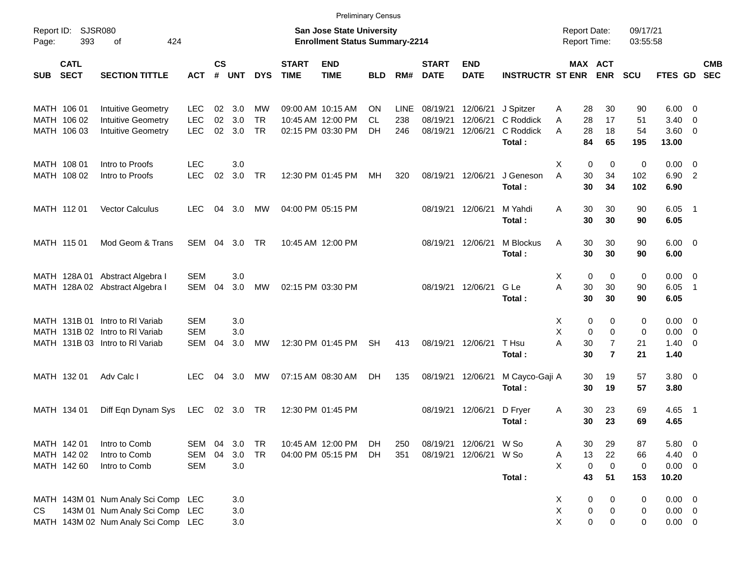Preliminary Census

Report ID: SJSR080

**San Jose State University**
**Enrollment Status Summary-2214**

Report Date: 09/17/21
Report Time: 03:55:58

| SUB | CATL SECT | SECTION TITTLE | ACT | CS # | UNT | DYS | START TIME | END TIME | BLD | RM# | START DATE | END DATE | INSTRUCTR | ST | MAX ENR | ACT ENR | SCU | FTES | GD | CMB SEC |
|---|---|---|---|---|---|---|---|---|---|---|---|---|---|---|---|---|---|---|---|---|
| MATH | 106 01 | Intuitive Geometry | LEC | 02 | 3.0 | MW | 09:00 AM | 10:15 AM | ON | LINE | 08/19/21 | 12/06/21 | J Spitzer | A | 28 | 30 | 90 | 6.00 | 0 | |
| MATH | 106 02 | Intuitive Geometry | LEC | 02 | 3.0 | TR | 10:45 AM | 12:00 PM | CL | 238 | 08/19/21 | 12/06/21 | C Roddick | A | 28 | 17 | 51 | 3.40 | 0 | |
| MATH | 106 03 | Intuitive Geometry | LEC | 02 | 3.0 | TR | 02:15 PM | 03:30 PM | DH | 246 | 08/19/21 | 12/06/21 | C Roddick | A | 28 | 18 | 54 | 3.60 | 0 | |
| | | | | | | | | | | | | | **Total :** | | **84** | **65** | **195** | **13.00** | | |
| MATH | 108 01 | Intro to Proofs | LEC | | 3.0 | | | | | | | | | X | 0 | 0 | 0 | 0.00 | 0 | |
| MATH | 108 02 | Intro to Proofs | LEC | 02 | 3.0 | TR | 12:30 PM | 01:45 PM | MH | 320 | 08/19/21 | 12/06/21 | J Geneson | A | 30 | 34 | 102 | 6.90 | 2 | |
| | | | | | | | | | | | | | **Total :** | | **30** | **34** | **102** | **6.90** | | |
| MATH | 112 01 | Vector Calculus | LEC | 04 | 3.0 | MW | 04:00 PM | 05:15 PM | | | 08/19/21 | 12/06/21 | M Yahdi | A | 30 | 30 | 90 | 6.05 | 1 | |
| | | | | | | | | | | | | | **Total :** | | **30** | **30** | **90** | **6.05** | | |
| MATH | 115 01 | Mod Geom & Trans | SEM | 04 | 3.0 | TR | 10:45 AM | 12:00 PM | | | 08/19/21 | 12/06/21 | M Blockus | A | 30 | 30 | 90 | 6.00 | 0 | |
| | | | | | | | | | | | | | **Total :** | | **30** | **30** | **90** | **6.00** | | |
| MATH | 128A 01 | Abstract Algebra I | SEM | | 3.0 | | | | | | | | | X | 0 | 0 | 0 | 0.00 | 0 | |
| MATH | 128A 02 | Abstract Algebra I | SEM | 04 | 3.0 | MW | 02:15 PM | 03:30 PM | | | 08/19/21 | 12/06/21 | G Le | A | 30 | 30 | 90 | 6.05 | 1 | |
| | | | | | | | | | | | | | **Total :** | | **30** | **30** | **90** | **6.05** | | |
| MATH | 131B 01 | Intro to Rl Variab | SEM | | 3.0 | | | | | | | | | X | 0 | 0 | 0 | 0.00 | 0 | |
| MATH | 131B 02 | Intro to Rl Variab | SEM | | 3.0 | | | | | | | | | X | 0 | 0 | 0 | 0.00 | 0 | |
| MATH | 131B 03 | Intro to Rl Variab | SEM | 04 | 3.0 | MW | 12:30 PM | 01:45 PM | SH | 413 | 08/19/21 | 12/06/21 | T Hsu | A | 30 | 7 | 21 | 1.40 | 0 | |
| | | | | | | | | | | | | | **Total :** | | **30** | **7** | **21** | **1.40** | | |
| MATH | 132 01 | Adv Calc I | LEC | 04 | 3.0 | MW | 07:15 AM | 08:30 AM | DH | 135 | 08/19/21 | 12/06/21 | M Cayco-Gaji | A | 30 | 19 | 57 | 3.80 | 0 | |
| | | | | | | | | | | | | | **Total :** | | **30** | **19** | **57** | **3.80** | | |
| MATH | 134 01 | Diff Eqn Dynam Sys | LEC | 02 | 3.0 | TR | 12:30 PM | 01:45 PM | | | 08/19/21 | 12/06/21 | D Fryer | A | 30 | 23 | 69 | 4.65 | 1 | |
| | | | | | | | | | | | | | **Total :** | | **30** | **23** | **69** | **4.65** | | |
| MATH | 142 01 | Intro to Comb | SEM | 04 | 3.0 | TR | 10:45 AM | 12:00 PM | DH | 250 | 08/19/21 | 12/06/21 | W So | A | 30 | 29 | 87 | 5.80 | 0 | |
| MATH | 142 02 | Intro to Comb | SEM | 04 | 3.0 | TR | 04:00 PM | 05:15 PM | DH | 351 | 08/19/21 | 12/06/21 | W So | A | 13 | 22 | 66 | 4.40 | 0 | |
| MATH | 142 60 | Intro to Comb | SEM | | 3.0 | | | | | | | | | X | 0 | 0 | 0 | 0.00 | 0 | |
| | | | | | | | | | | | | | **Total :** | | **43** | **51** | **153** | **10.20** | | |
| MATH | 143M 01 | Num Analy Sci Comp | LEC | | 3.0 | | | | | | | | | X | 0 | 0 | 0 | 0.00 | 0 | |
| CS | 143M 01 | Num Analy Sci Comp | LEC | | 3.0 | | | | | | | | | X | 0 | 0 | 0 | 0.00 | 0 | |
| MATH | 143M 02 | Num Analy Sci Comp | LEC | | 3.0 | | | | | | | | | X | 0 | 0 | 0 | 0.00 | 0 | |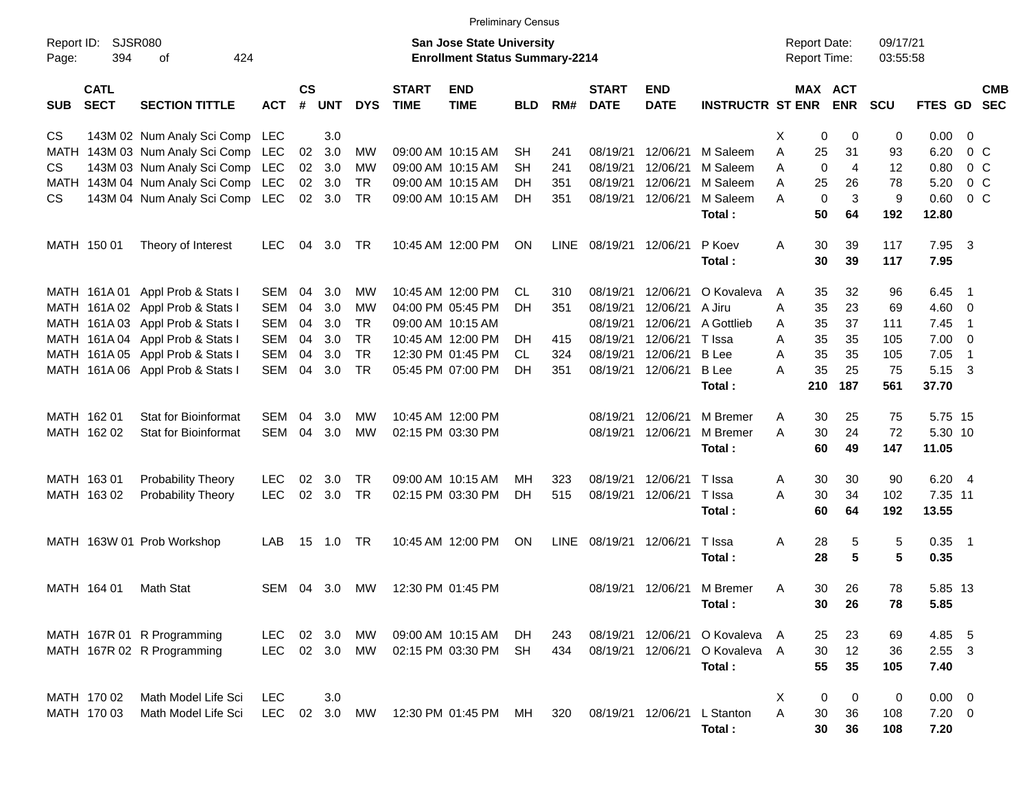Preliminary Census

Report ID: SJSR080

**San Jose State University**
**Enrollment Status Summary-2214**

Report Date: 09/17/21
Report Time: 03:55:58

| SUB | CATL SECT | SECTION TITTLE | ACT | CS # | UNT | DYS | START TIME | END TIME | BLD | RM# | START DATE | END DATE | INSTRUCTR | ST | MAX ENR | ACT ENR | SCU | FTES | GD | CMB SEC |
|---|---|---|---|---|---|---|---|---|---|---|---|---|---|---|---|---|---|---|---|---|
| CS | 143M 02 | Num Analy Sci Comp | LEC | | 3.0 | | | | | | | | | X | 0 | 0 | 0 | 0.00 | 0 | |
| MATH | 143M 03 | Num Analy Sci Comp | LEC | 02 | 3.0 | MW | 09:00 AM | 10:15 AM | SH | 241 | 08/19/21 | 12/06/21 | M Saleem | A | 25 | 31 | 93 | 6.20 | 0 | C |
| CS | 143M 03 | Num Analy Sci Comp | LEC | 02 | 3.0 | MW | 09:00 AM | 10:15 AM | SH | 241 | 08/19/21 | 12/06/21 | M Saleem | A | 0 | 4 | 12 | 0.80 | 0 | C |
| MATH | 143M 04 | Num Analy Sci Comp | LEC | 02 | 3.0 | TR | 09:00 AM | 10:15 AM | DH | 351 | 08/19/21 | 12/06/21 | M Saleem | A | 25 | 26 | 78 | 5.20 | 0 | C |
| CS | 143M 04 | Num Analy Sci Comp | LEC | 02 | 3.0 | TR | 09:00 AM | 10:15 AM | DH | 351 | 08/19/21 | 12/06/21 | M Saleem | A | 0 | 3 | 9 | 0.60 | 0 | C |
| | | | | | | | | | | | | | **Total :** | | **50** | **64** | **192** | **12.80** | | |
| MATH | 150 01 | Theory of Interest | LEC | 04 | 3.0 | TR | 10:45 AM | 12:00 PM | ON | LINE | 08/19/21 | 12/06/21 | P Koev | A | 30 | 39 | 117 | 7.95 | 3 | |
| | | | | | | | | | | | | | **Total :** | | **30** | **39** | **117** | **7.95** | | |
| MATH | 161A 01 | Appl Prob & Stats I | SEM | 04 | 3.0 | MW | 10:45 AM | 12:00 PM | CL | 310 | 08/19/21 | 12/06/21 | O Kovaleva | A | 35 | 32 | 96 | 6.45 | 1 | |
| MATH | 161A 02 | Appl Prob & Stats I | SEM | 04 | 3.0 | MW | 04:00 PM | 05:45 PM | DH | 351 | 08/19/21 | 12/06/21 | A Jiru | A | 35 | 23 | 69 | 4.60 | 0 | |
| MATH | 161A 03 | Appl Prob & Stats I | SEM | 04 | 3.0 | TR | 09:00 AM | 10:15 AM | | | 08/19/21 | 12/06/21 | A Gottlieb | A | 35 | 37 | 111 | 7.45 | 1 | |
| MATH | 161A 04 | Appl Prob & Stats I | SEM | 04 | 3.0 | TR | 10:45 AM | 12:00 PM | DH | 415 | 08/19/21 | 12/06/21 | T Issa | A | 35 | 35 | 105 | 7.00 | 0 | |
| MATH | 161A 05 | Appl Prob & Stats I | SEM | 04 | 3.0 | TR | 12:30 PM | 01:45 PM | CL | 324 | 08/19/21 | 12/06/21 | B Lee | A | 35 | 35 | 105 | 7.05 | 1 | |
| MATH | 161A 06 | Appl Prob & Stats I | SEM | 04 | 3.0 | TR | 05:45 PM | 07:00 PM | DH | 351 | 08/19/21 | 12/06/21 | B Lee | A | 35 | 25 | 75 | 5.15 | 3 | |
| | | | | | | | | | | | | | **Total :** | | **210** | **187** | **561** | **37.70** | | |
| MATH | 162 01 | Stat for Bioinformat | SEM | 04 | 3.0 | MW | 10:45 AM | 12:00 PM | | | 08/19/21 | 12/06/21 | M Bremer | A | 30 | 25 | 75 | 5.75 | 15 | |
| MATH | 162 02 | Stat for Bioinformat | SEM | 04 | 3.0 | MW | 02:15 PM | 03:30 PM | | | 08/19/21 | 12/06/21 | M Bremer | A | 30 | 24 | 72 | 5.30 | 10 | |
| | | | | | | | | | | | | | **Total :** | | **60** | **49** | **147** | **11.05** | | |
| MATH | 163 01 | Probability Theory | LEC | 02 | 3.0 | TR | 09:00 AM | 10:15 AM | MH | 323 | 08/19/21 | 12/06/21 | T Issa | A | 30 | 30 | 90 | 6.20 | 4 | |
| MATH | 163 02 | Probability Theory | LEC | 02 | 3.0 | TR | 02:15 PM | 03:30 PM | DH | 515 | 08/19/21 | 12/06/21 | T Issa | A | 30 | 34 | 102 | 7.35 | 11 | |
| | | | | | | | | | | | | | **Total :** | | **60** | **64** | **192** | **13.55** | | |
| MATH | 163W 01 | Prob Workshop | LAB | 15 | 1.0 | TR | 10:45 AM | 12:00 PM | ON | LINE | 08/19/21 | 12/06/21 | T Issa | A | 28 | 5 | 5 | 0.35 | 1 | |
| | | | | | | | | | | | | | **Total :** | | **28** | **5** | **5** | **0.35** | | |
| MATH | 164 01 | Math Stat | SEM | 04 | 3.0 | MW | 12:30 PM | 01:45 PM | | | 08/19/21 | 12/06/21 | M Bremer | A | 30 | 26 | 78 | 5.85 | 13 | |
| | | | | | | | | | | | | | **Total :** | | **30** | **26** | **78** | **5.85** | | |
| MATH | 167R 01 | R Programming | LEC | 02 | 3.0 | MW | 09:00 AM | 10:15 AM | DH | 243 | 08/19/21 | 12/06/21 | O Kovaleva | A | 25 | 23 | 69 | 4.85 | 5 | |
| MATH | 167R 02 | R Programming | LEC | 02 | 3.0 | MW | 02:15 PM | 03:30 PM | SH | 434 | 08/19/21 | 12/06/21 | O Kovaleva | A | 30 | 12 | 36 | 2.55 | 3 | |
| | | | | | | | | | | | | | **Total :** | | **55** | **35** | **105** | **7.40** | | |
| MATH | 170 02 | Math Model Life Sci | LEC | | 3.0 | | | | | | | | | X | 0 | 0 | 0 | 0.00 | 0 | |
| MATH | 170 03 | Math Model Life Sci | LEC | 02 | 3.0 | MW | 12:30 PM | 01:45 PM | MH | 320 | 08/19/21 | 12/06/21 | L Stanton | A | 30 | 36 | 108 | 7.20 | 0 | |
| | | | | | | | | | | | | | **Total :** | | **30** | **36** | **108** | **7.20** | | |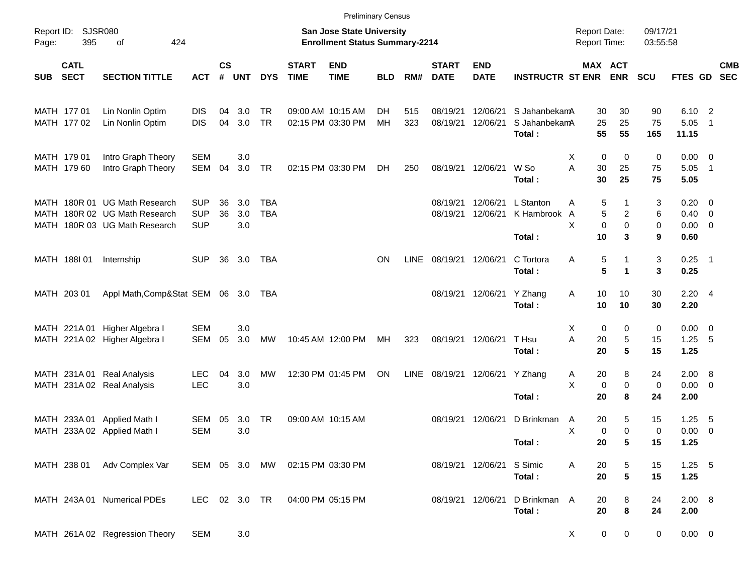Preliminary Census

Report ID: SJSR080
Page: 395 of 424

**San Jose State University**
**Enrollment Status Summary-2214**

Report Date: 09/17/21
Report Time: 03:55:58

| SUB | CATL SECT | SECTION TITTLE | ACT | CS # | UNT | DYS | START TIME | END TIME | BLD | RM# | START DATE | END DATE | INSTRUCTR | ST | MAX ENR | ACT ENR | SCU | FTES | GD | CMB SEC |
|---|---|---|---|---|---|---|---|---|---|---|---|---|---|---|---|---|---|---|---|---|
| MATH | 177 01 | Lin Nonlin Optim | DIS | 04 | 3.0 | TR | 09:00 AM | 10:15 AM | DH | 515 | 08/19/21 | 12/06/21 | S Jahanbekam | A | 30 | 30 | 90 | 6.10 | 2 | |
| MATH | 177 02 | Lin Nonlin Optim | DIS | 04 | 3.0 | TR | 02:15 PM | 03:30 PM | MH | 323 | 08/19/21 | 12/06/21 | S Jahanbekam | A | 25 | 25 | 75 | 5.05 | 1 | |
| | | | | | | | | | | | | | **Total :** | | **55** | **55** | **165** | **11.15** | | |
| MATH | 179 01 | Intro Graph Theory | SEM | | 3.0 | | | | | | | | | X | 0 | 0 | 0 | 0.00 | 0 | |
| MATH | 179 60 | Intro Graph Theory | SEM | 04 | 3.0 | TR | 02:15 PM | 03:30 PM | DH | 250 | 08/19/21 | 12/06/21 | W So | A | 30 | 25 | 75 | 5.05 | 1 | |
| | | | | | | | | | | | | | **Total :** | | **30** | **25** | **75** | **5.05** | | |
| MATH | 180R 01 | UG Math Research | SUP | 36 | 3.0 | TBA | | | | | 08/19/21 | 12/06/21 | L Stanton | A | 5 | 1 | 3 | 0.20 | 0 | |
| MATH | 180R 02 | UG Math Research | SUP | 36 | 3.0 | TBA | | | | | 08/19/21 | 12/06/21 | K Hambrook | A | 5 | 2 | 6 | 0.40 | 0 | |
| MATH | 180R 03 | UG Math Research | SUP | | 3.0 | | | | | | | | | X | 0 | 0 | 0 | 0.00 | 0 | |
| | | | | | | | | | | | | | **Total :** | | **10** | **3** | **9** | **0.60** | | |
| MATH | 188I 01 | Internship | SUP | 36 | 3.0 | TBA | | | ON | LINE | 08/19/21 | 12/06/21 | C Tortora | A | 5 | 1 | 3 | 0.25 | 1 | |
| | | | | | | | | | | | | | **Total :** | | **5** | **1** | **3** | **0.25** | | |
| MATH | 203 01 | Appl Math,Comp&Stat | SEM | 06 | 3.0 | TBA | | | | | 08/19/21 | 12/06/21 | Y Zhang | A | 10 | 10 | 30 | 2.20 | 4 | |
| | | | | | | | | | | | | | **Total :** | | **10** | **10** | **30** | **2.20** | | |
| MATH | 221A 01 | Higher Algebra I | SEM | | 3.0 | | | | | | | | | X | 0 | 0 | 0 | 0.00 | 0 | |
| MATH | 221A 02 | Higher Algebra I | SEM | 05 | 3.0 | MW | 10:45 AM | 12:00 PM | MH | 323 | 08/19/21 | 12/06/21 | T Hsu | A | 20 | 5 | 15 | 1.25 | 5 | |
| | | | | | | | | | | | | | **Total :** | | **20** | **5** | **15** | **1.25** | | |
| MATH | 231A 01 | Real Analysis | LEC | 04 | 3.0 | MW | 12:30 PM | 01:45 PM | ON | LINE | 08/19/21 | 12/06/21 | Y Zhang | A | 20 | 8 | 24 | 2.00 | 8 | |
| MATH | 231A 02 | Real Analysis | LEC | | 3.0 | | | | | | | | | X | 0 | 0 | 0 | 0.00 | 0 | |
| | | | | | | | | | | | | | **Total :** | | **20** | **8** | **24** | **2.00** | | |
| MATH | 233A 01 | Applied Math I | SEM | 05 | 3.0 | TR | 09:00 AM | 10:15 AM | | | 08/19/21 | 12/06/21 | D Brinkman | A | 20 | 5 | 15 | 1.25 | 5 | |
| MATH | 233A 02 | Applied Math I | SEM | | 3.0 | | | | | | | | | X | 0 | 0 | 0 | 0.00 | 0 | |
| | | | | | | | | | | | | | **Total :** | | **20** | **5** | **15** | **1.25** | | |
| MATH | 238 01 | Adv Complex Var | SEM | 05 | 3.0 | MW | 02:15 PM | 03:30 PM | | | 08/19/21 | 12/06/21 | S Simic | A | 20 | 5 | 15 | 1.25 | 5 | |
| | | | | | | | | | | | | | **Total :** | | **20** | **5** | **15** | **1.25** | | |
| MATH | 243A 01 | Numerical PDEs | LEC | 02 | 3.0 | TR | 04:00 PM | 05:15 PM | | | 08/19/21 | 12/06/21 | D Brinkman | A | 20 | 8 | 24 | 2.00 | 8 | |
| | | | | | | | | | | | | | **Total :** | | **20** | **8** | **24** | **2.00** | | |
| MATH | 261A 02 | Regression Theory | SEM | | 3.0 | | | | | | | | | X | 0 | 0 | 0 | 0.00 | 0 | |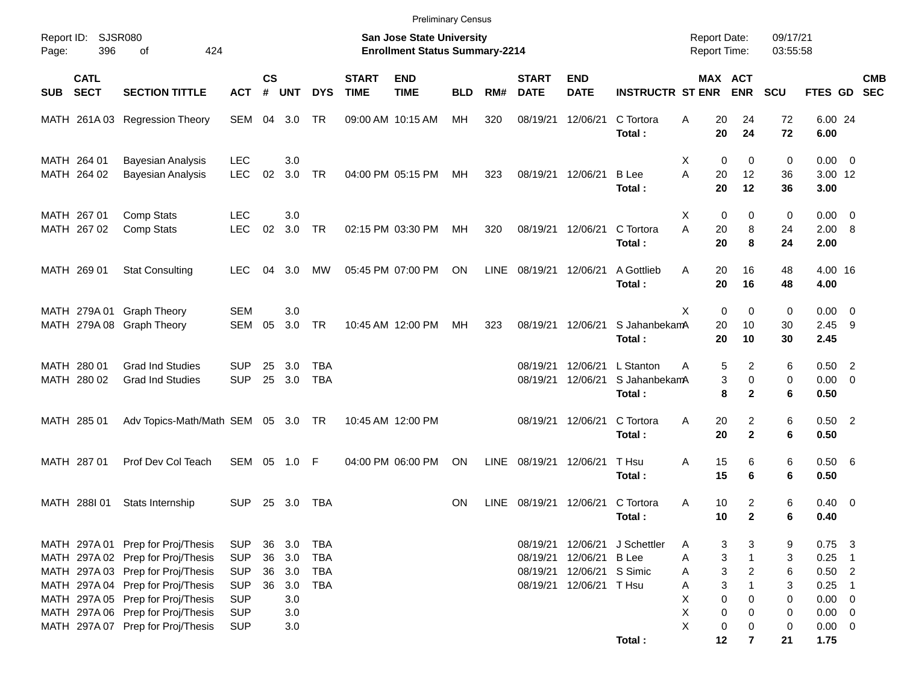Preliminary Census

Report ID: SJSR080

**San Jose State University**
**Enrollment Status Summary-2214**

Report Date: 09/17/21
Report Time: 03:55:58

| SUB | CATL SECT | SECTION TITTLE | ACT | CS # | UNT | DYS | START TIME | END TIME | BLD | RM# | START DATE | END DATE | INSTRUCTR | ST | MAX ENR | ACT ENR | SCU | FTES | GD | CMB SEC |
|---|---|---|---|---|---|---|---|---|---|---|---|---|---|---|---|---|---|---|---|---|
| MATH | 261A 03 | Regression Theory | SEM | 04 | 3.0 | TR | 09:00 AM | 10:15 AM | MH | 320 | 08/19/21 | 12/06/21 | C Tortora | A | 20 | 24 | 72 | 6.00 | 24 | |
| | | | | | | | | | | | | | **Total :** | | **20** | **24** | **72** | **6.00** | | |
| MATH | 264 01 | Bayesian Analysis | LEC | | 3.0 | | | | | | | | | X | 0 | 0 | 0 | 0.00 | 0 | |
| MATH | 264 02 | Bayesian Analysis | LEC | 02 | 3.0 | TR | 04:00 PM | 05:15 PM | MH | 323 | 08/19/21 | 12/06/21 | B Lee | A | 20 | 12 | 36 | 3.00 | 12 | |
| | | | | | | | | | | | | | **Total :** | | **20** | **12** | **36** | **3.00** | | |
| MATH | 267 01 | Comp Stats | LEC | | 3.0 | | | | | | | | | X | 0 | 0 | 0 | 0.00 | 0 | |
| MATH | 267 02 | Comp Stats | LEC | 02 | 3.0 | TR | 02:15 PM | 03:30 PM | MH | 320 | 08/19/21 | 12/06/21 | C Tortora | A | 20 | 8 | 24 | 2.00 | 8 | |
| | | | | | | | | | | | | | **Total :** | | **20** | **8** | **24** | **2.00** | | |
| MATH | 269 01 | Stat Consulting | LEC | 04 | 3.0 | MW | 05:45 PM | 07:00 PM | ON | LINE | 08/19/21 | 12/06/21 | A Gottlieb | A | 20 | 16 | 48 | 4.00 | 16 | |
| | | | | | | | | | | | | | **Total :** | | **20** | **16** | **48** | **4.00** | | |
| MATH | 279A 01 | Graph Theory | SEM | | 3.0 | | | | | | | | | X | 0 | 0 | 0 | 0.00 | 0 | |
| MATH | 279A 08 | Graph Theory | SEM | 05 | 3.0 | TR | 10:45 AM | 12:00 PM | MH | 323 | 08/19/21 | 12/06/21 | S Jahanbekam | A | 20 | 10 | 30 | 2.45 | 9 | |
| | | | | | | | | | | | | | **Total :** | | **20** | **10** | **30** | **2.45** | | |
| MATH | 280 01 | Grad Ind Studies | SUP | 25 | 3.0 | TBA | | | | | 08/19/21 | 12/06/21 | L Stanton | A | 5 | 2 | 6 | 0.50 | 2 | |
| MATH | 280 02 | Grad Ind Studies | SUP | 25 | 3.0 | TBA | | | | | 08/19/21 | 12/06/21 | S Jahanbekam | A | 3 | 0 | 0 | 0.00 | 0 | |
| | | | | | | | | | | | | | **Total :** | | **8** | **2** | **6** | **0.50** | | |
| MATH | 285 01 | Adv Topics-Math/Math | SEM | 05 | 3.0 | TR | 10:45 AM | 12:00 PM | | | 08/19/21 | 12/06/21 | C Tortora | A | 20 | 2 | 6 | 0.50 | 2 | |
| | | | | | | | | | | | | | **Total :** | | **20** | **2** | **6** | **0.50** | | |
| MATH | 287 01 | Prof Dev Col Teach | SEM | 05 | 1.0 | F | 04:00 PM | 06:00 PM | ON | LINE | 08/19/21 | 12/06/21 | T Hsu | A | 15 | 6 | 6 | 0.50 | 6 | |
| | | | | | | | | | | | | | **Total :** | | **15** | **6** | **6** | **0.50** | | |
| MATH | 288I 01 | Stats Internship | SUP | 25 | 3.0 | TBA | | | ON | LINE | 08/19/21 | 12/06/21 | C Tortora | A | 10 | 2 | 6 | 0.40 | 0 | |
| | | | | | | | | | | | | | **Total :** | | **10** | **2** | **6** | **0.40** | | |
| MATH | 297A 01 | Prep for Proj/Thesis | SUP | 36 | 3.0 | TBA | | | | | 08/19/21 | 12/06/21 | J Schettler | A | 3 | 3 | 9 | 0.75 | 3 | |
| MATH | 297A 02 | Prep for Proj/Thesis | SUP | 36 | 3.0 | TBA | | | | | 08/19/21 | 12/06/21 | B Lee | A | 3 | 1 | 3 | 0.25 | 1 | |
| MATH | 297A 03 | Prep for Proj/Thesis | SUP | 36 | 3.0 | TBA | | | | | 08/19/21 | 12/06/21 | S Simic | A | 3 | 2 | 6 | 0.50 | 2 | |
| MATH | 297A 04 | Prep for Proj/Thesis | SUP | 36 | 3.0 | TBA | | | | | 08/19/21 | 12/06/21 | T Hsu | A | 3 | 1 | 3 | 0.25 | 1 | |
| MATH | 297A 05 | Prep for Proj/Thesis | SUP | | 3.0 | | | | | | | | | X | 0 | 0 | 0 | 0.00 | 0 | |
| MATH | 297A 06 | Prep for Proj/Thesis | SUP | | 3.0 | | | | | | | | | X | 0 | 0 | 0 | 0.00 | 0 | |
| MATH | 297A 07 | Prep for Proj/Thesis | SUP | | 3.0 | | | | | | | | | X | 0 | 0 | 0 | 0.00 | 0 | |
| | | | | | | | | | | | | | **Total :** | | **12** | **7** | **21** | **1.75** | | |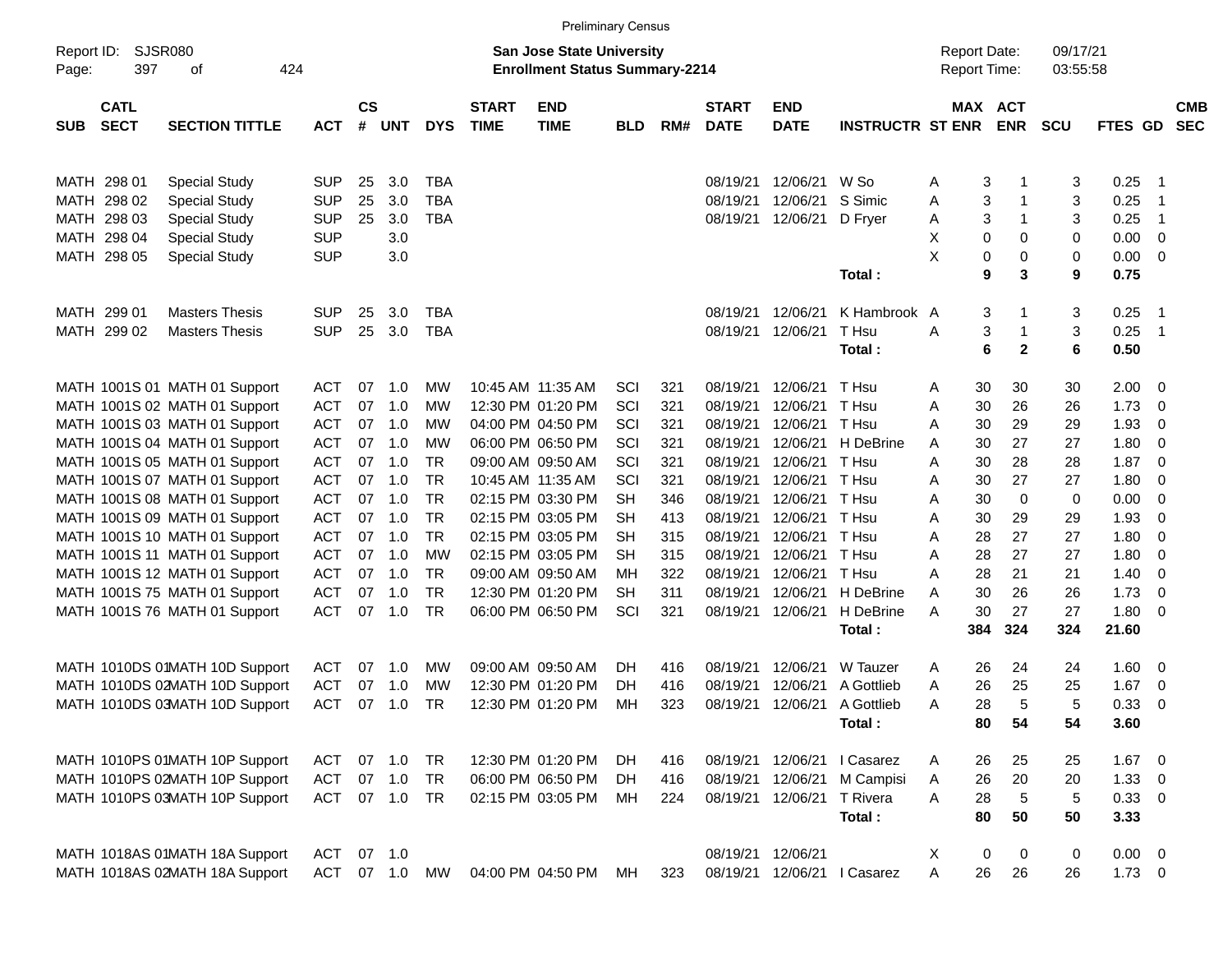Preliminary Census

Report ID: SJSR080 Page: 397 of 424

**San Jose State University**
**Enrollment Status Summary-2214**

Report Date: 09/17/21
Report Time: 03:55:58

| SUB | CATL SECT | SECTION TITTLE | ACT | CS # | UNT | DYS | START TIME | END TIME | BLD | RM# | START DATE | END DATE | INSTRUCTR | ST | MAX ENR | ACT ENR | SCU | FTES | GD | CMB SEC |
|---|---|---|---|---|---|---|---|---|---|---|---|---|---|---|---|---|---|---|---|---|
| MATH | 298 01 | Special Study | SUP | 25 | 3.0 | TBA | | | | | 08/19/21 | 12/06/21 | W So | A | 3 | 1 | 3 | 0.25 | 1 | |
| MATH | 298 02 | Special Study | SUP | 25 | 3.0 | TBA | | | | | 08/19/21 | 12/06/21 | S Simic | A | 3 | 1 | 3 | 0.25 | 1 | |
| MATH | 298 03 | Special Study | SUP | 25 | 3.0 | TBA | | | | | 08/19/21 | 12/06/21 | D Fryer | A | 3 | 1 | 3 | 0.25 | 1 | |
| MATH | 298 04 | Special Study | SUP | | 3.0 | | | | | | | | | X | 0 | 0 | 0 | 0.00 | 0 | |
| MATH | 298 05 | Special Study | SUP | | 3.0 | | | | | | | | | X | 0 | 0 | 0 | 0.00 | 0 | |
| | | | | | | | | | | | | | **Total :** | | **9** | **3** | **9** | **0.75** | | |
| MATH | 299 01 | Masters Thesis | SUP | 25 | 3.0 | TBA | | | | | 08/19/21 | 12/06/21 | K Hambrook | A | 3 | 1 | 3 | 0.25 | 1 | |
| MATH | 299 02 | Masters Thesis | SUP | 25 | 3.0 | TBA | | | | | 08/19/21 | 12/06/21 | T Hsu | A | 3 | 1 | 3 | 0.25 | 1 | |
| | | | | | | | | | | | | | **Total :** | | **6** | **2** | **6** | **0.50** | | |
| MATH | 1001S 01 | MATH 01 Support | ACT | 07 | 1.0 | MW | 10:45 AM | 11:35 AM | SCI | 321 | 08/19/21 | 12/06/21 | T Hsu | A | 30 | 30 | 30 | 2.00 | 0 | |
| MATH | 1001S 02 | MATH 01 Support | ACT | 07 | 1.0 | MW | 12:30 PM | 01:20 PM | SCI | 321 | 08/19/21 | 12/06/21 | T Hsu | A | 30 | 26 | 26 | 1.73 | 0 | |
| MATH | 1001S 03 | MATH 01 Support | ACT | 07 | 1.0 | MW | 04:00 PM | 04:50 PM | SCI | 321 | 08/19/21 | 12/06/21 | T Hsu | A | 30 | 29 | 29 | 1.93 | 0 | |
| MATH | 1001S 04 | MATH 01 Support | ACT | 07 | 1.0 | MW | 06:00 PM | 06:50 PM | SCI | 321 | 08/19/21 | 12/06/21 | H DeBrine | A | 30 | 27 | 27 | 1.80 | 0 | |
| MATH | 1001S 05 | MATH 01 Support | ACT | 07 | 1.0 | TR | 09:00 AM | 09:50 AM | SCI | 321 | 08/19/21 | 12/06/21 | T Hsu | A | 30 | 28 | 28 | 1.87 | 0 | |
| MATH | 1001S 07 | MATH 01 Support | ACT | 07 | 1.0 | TR | 10:45 AM | 11:35 AM | SCI | 321 | 08/19/21 | 12/06/21 | T Hsu | A | 30 | 27 | 27 | 1.80 | 0 | |
| MATH | 1001S 08 | MATH 01 Support | ACT | 07 | 1.0 | TR | 02:15 PM | 03:30 PM | SH | 346 | 08/19/21 | 12/06/21 | T Hsu | A | 30 | 0 | 0 | 0.00 | 0 | |
| MATH | 1001S 09 | MATH 01 Support | ACT | 07 | 1.0 | TR | 02:15 PM | 03:05 PM | SH | 413 | 08/19/21 | 12/06/21 | T Hsu | A | 30 | 29 | 29 | 1.93 | 0 | |
| MATH | 1001S 10 | MATH 01 Support | ACT | 07 | 1.0 | TR | 02:15 PM | 03:05 PM | SH | 315 | 08/19/21 | 12/06/21 | T Hsu | A | 28 | 27 | 27 | 1.80 | 0 | |
| MATH | 1001S 11 | MATH 01 Support | ACT | 07 | 1.0 | MW | 02:15 PM | 03:05 PM | SH | 315 | 08/19/21 | 12/06/21 | T Hsu | A | 28 | 27 | 27 | 1.80 | 0 | |
| MATH | 1001S 12 | MATH 01 Support | ACT | 07 | 1.0 | TR | 09:00 AM | 09:50 AM | MH | 322 | 08/19/21 | 12/06/21 | T Hsu | A | 28 | 21 | 21 | 1.40 | 0 | |
| MATH | 1001S 75 | MATH 01 Support | ACT | 07 | 1.0 | TR | 12:30 PM | 01:20 PM | SH | 311 | 08/19/21 | 12/06/21 | H DeBrine | A | 30 | 26 | 26 | 1.73 | 0 | |
| MATH | 1001S 76 | MATH 01 Support | ACT | 07 | 1.0 | TR | 06:00 PM | 06:50 PM | SCI | 321 | 08/19/21 | 12/06/21 | H DeBrine | A | 30 | 27 | 27 | 1.80 | 0 | |
| | | | | | | | | | | | | | **Total :** | | **384** | **324** | **324** | **21.60** | | |
| MATH | 1010DS 01 | MATH 10D Support | ACT | 07 | 1.0 | MW | 09:00 AM | 09:50 AM | DH | 416 | 08/19/21 | 12/06/21 | W Tauzer | A | 26 | 24 | 24 | 1.60 | 0 | |
| MATH | 1010DS 02 | MATH 10D Support | ACT | 07 | 1.0 | MW | 12:30 PM | 01:20 PM | DH | 416 | 08/19/21 | 12/06/21 | A Gottlieb | A | 26 | 25 | 25 | 1.67 | 0 | |
| MATH | 1010DS 03 | MATH 10D Support | ACT | 07 | 1.0 | TR | 12:30 PM | 01:20 PM | MH | 323 | 08/19/21 | 12/06/21 | A Gottlieb | A | 28 | 5 | 5 | 0.33 | 0 | |
| | | | | | | | | | | | | | **Total :** | | **80** | **54** | **54** | **3.60** | | |
| MATH | 1010PS 01 | MATH 10P Support | ACT | 07 | 1.0 | TR | 12:30 PM | 01:20 PM | DH | 416 | 08/19/21 | 12/06/21 | I Casarez | A | 26 | 25 | 25 | 1.67 | 0 | |
| MATH | 1010PS 02 | MATH 10P Support | ACT | 07 | 1.0 | TR | 06:00 PM | 06:50 PM | DH | 416 | 08/19/21 | 12/06/21 | M Campisi | A | 26 | 20 | 20 | 1.33 | 0 | |
| MATH | 1010PS 03 | MATH 10P Support | ACT | 07 | 1.0 | TR | 02:15 PM | 03:05 PM | MH | 224 | 08/19/21 | 12/06/21 | T Rivera | A | 28 | 5 | 5 | 0.33 | 0 | |
| | | | | | | | | | | | | | **Total :** | | **80** | **50** | **50** | **3.33** | | |
| MATH | 1018AS 01 | MATH 18A Support | ACT | 07 | 1.0 | | | | | | 08/19/21 | 12/06/21 | | X | 0 | 0 | 0 | 0.00 | 0 | |
| MATH | 1018AS 02 | MATH 18A Support | ACT | 07 | 1.0 | MW | 04:00 PM | 04:50 PM | MH | 323 | 08/19/21 | 12/06/21 | I Casarez | A | 26 | 26 | 26 | 1.73 | 0 | |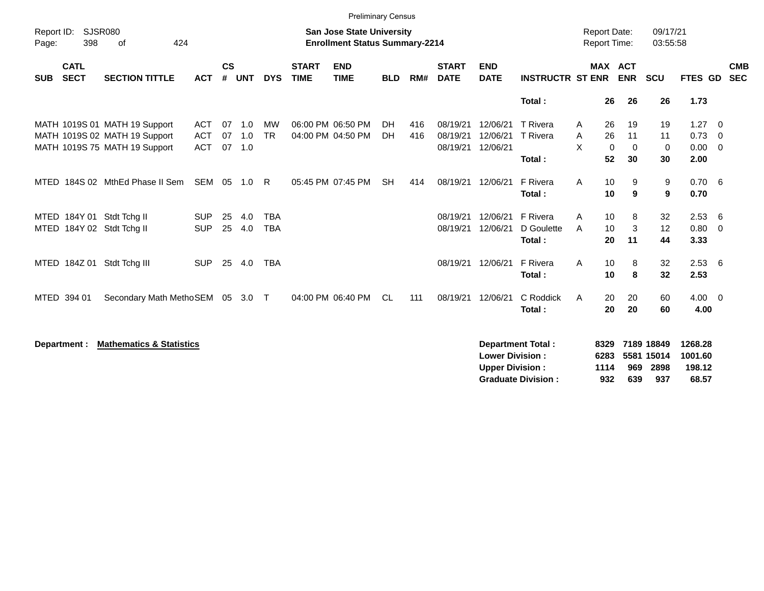Preliminary Census

Report ID: SJSR080

**San Jose State University**
**Enrollment Status Summary-2214**

Report Date: 09/17/21
Report Time: 03:55:58

| SUB | CATL SECT | SECTION TITTLE | ACT | CS # | UNT | DYS | START TIME | END TIME | BLD | RM# | START DATE | END DATE | INSTRUCTR | ST | MAX ENR | ACT ENR | SCU | FTES | GD | CMB SEC |
|---|---|---|---|---|---|---|---|---|---|---|---|---|---|---|---|---|---|---|---|---|
| | | | | | | | | | | | | | **Total :** | | **26** | **26** | **26** | **1.73** | | |
| MATH | 1019S 01 | MATH 19 Support | ACT | 07 | 1.0 | MW | 06:00 PM | 06:50 PM | DH | 416 | 08/19/21 | 12/06/21 | T Rivera | A | 26 | 19 | 19 | 1.27 | 0 | |
| MATH | 1019S 02 | MATH 19 Support | ACT | 07 | 1.0 | TR | 04:00 PM | 04:50 PM | DH | 416 | 08/19/21 | 12/06/21 | T Rivera | A | 26 | 11 | 11 | 0.73 | 0 | |
| MATH | 1019S 75 | MATH 19 Support | ACT | 07 | 1.0 | | | | | | 08/19/21 | 12/06/21 | | X | 0 | 0 | 0 | 0.00 | 0 | |
| | | | | | | | | | | | | | **Total :** | | **52** | **30** | **30** | **2.00** | | |
| MTED | 184S 02 | MthEd Phase II Sem | SEM | 05 | 1.0 | R | 05:45 PM | 07:45 PM | SH | 414 | 08/19/21 | 12/06/21 | F Rivera | A | 10 | 9 | 9 | 0.70 | 6 | |
| | | | | | | | | | | | | | **Total :** | | **10** | **9** | **9** | **0.70** | | |
| MTED | 184Y 01 | Stdt Tchg II | SUP | 25 | 4.0 | TBA | | | | | 08/19/21 | 12/06/21 | F Rivera | A | 10 | 8 | 32 | 2.53 | 6 | |
| MTED | 184Y 02 | Stdt Tchg II | SUP | 25 | 4.0 | TBA | | | | | 08/19/21 | 12/06/21 | D Goulette | A | 10 | 3 | 12 | 0.80 | 0 | |
| | | | | | | | | | | | | | **Total :** | | **20** | **11** | **44** | **3.33** | | |
| MTED | 184Z 01 | Stdt Tchg III | SUP | 25 | 4.0 | TBA | | | | | 08/19/21 | 12/06/21 | F Rivera | A | 10 | 8 | 32 | 2.53 | 6 | |
| | | | | | | | | | | | | | **Total :** | | **10** | **8** | **32** | **2.53** | | |
| MTED | 394 01 | Secondary Math Metho | SEM | 05 | 3.0 | T | 04:00 PM | 06:40 PM | CL | 111 | 08/19/21 | 12/06/21 | C Roddick | A | 20 | 20 | 60 | 4.00 | 0 | |
| | | | | | | | | | | | | | **Total :** | | **20** | **20** | **60** | **4.00** | | |

**Department :** **Mathematics & Statistics**

| | MAX ENR | ACT ENR | SCU | FTES |
|---|---|---|---|---|
| **Department Total :** | **8329** | **7189** | **18849** | **1268.28** |
| **Lower Division :** | **6283** | **5581** | **15014** | **1001.60** |
| **Upper Division :** | **1114** | **969** | **2898** | **198.12** |
| **Graduate Division :** | **932** | **639** | **937** | **68.57** |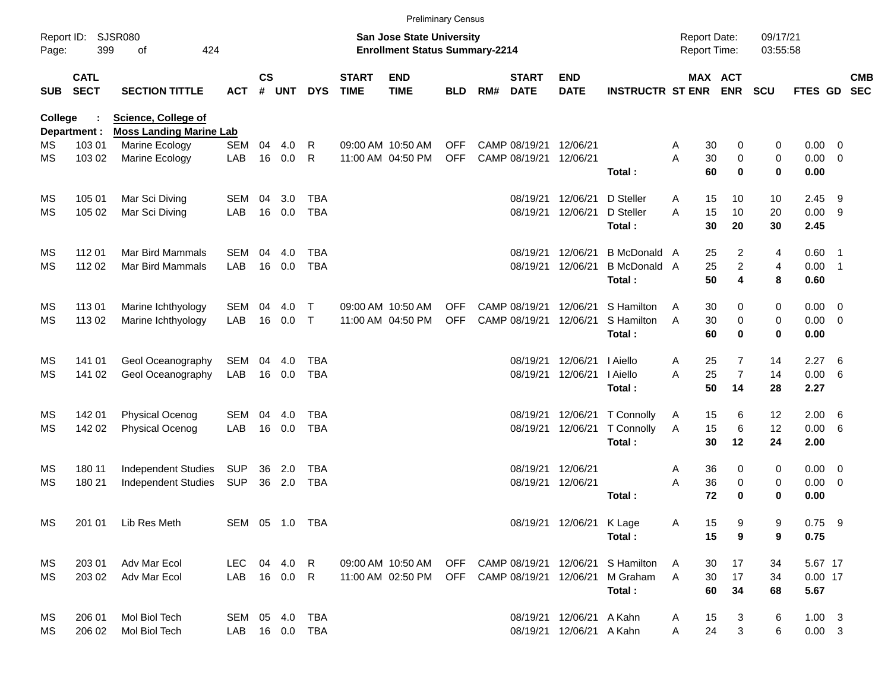Preliminary Census

Report ID: SJSR080

**San Jose State University**
**Enrollment Status Summary-2214**

Report Date: 09/17/21
Report Time: 03:55:58

**College : Science, College of**
**Department : Moss Landing Marine Lab**

| SUB | CATL SECT | SECTION TITTLE | ACT | CS # | UNT | DYS | START TIME | END TIME | BLD | RM# | START DATE | END DATE | INSTRUCTR | ST | MAX ENR | ACT ENR | SCU | FTES | GD | CMB SEC |
|---|---|---|---|---|---|---|---|---|---|---|---|---|---|---|---|---|---|---|---|---|
| MS | 103 01 | Marine Ecology | SEM | 04 | 4.0 | R | 09:00 AM | 10:50 AM | OFF | CAMP | 08/19/21 | 12/06/21 | | A | 30 | 0 | 0 | 0.00 | 0 | |
| MS | 103 02 | Marine Ecology | LAB | 16 | 0.0 | R | 11:00 AM | 04:50 PM | OFF | CAMP | 08/19/21 | 12/06/21 | | A | 30 | 0 | 0 | 0.00 | 0 | |
| | | | | | | | | | | | | | **Total :** | | **60** | **0** | **0** | **0.00** | | |
| MS | 105 01 | Mar Sci Diving | SEM | 04 | 3.0 | TBA | | | | | 08/19/21 | 12/06/21 | D Steller | A | 15 | 10 | 10 | 2.45 | 9 | |
| MS | 105 02 | Mar Sci Diving | LAB | 16 | 0.0 | TBA | | | | | 08/19/21 | 12/06/21 | D Steller | A | 15 | 10 | 20 | 0.00 | 9 | |
| | | | | | | | | | | | | | **Total :** | | **30** | **20** | **30** | **2.45** | | |
| MS | 112 01 | Mar Bird Mammals | SEM | 04 | 4.0 | TBA | | | | | 08/19/21 | 12/06/21 | B McDonald | A | 25 | 2 | 4 | 0.60 | 1 | |
| MS | 112 02 | Mar Bird Mammals | LAB | 16 | 0.0 | TBA | | | | | 08/19/21 | 12/06/21 | B McDonald | A | 25 | 2 | 4 | 0.00 | 1 | |
| | | | | | | | | | | | | | **Total :** | | **50** | **4** | **8** | **0.60** | | |
| MS | 113 01 | Marine Ichthyology | SEM | 04 | 4.0 | T | 09:00 AM | 10:50 AM | OFF | CAMP | 08/19/21 | 12/06/21 | S Hamilton | A | 30 | 0 | 0 | 0.00 | 0 | |
| MS | 113 02 | Marine Ichthyology | LAB | 16 | 0.0 | T | 11:00 AM | 04:50 PM | OFF | CAMP | 08/19/21 | 12/06/21 | S Hamilton | A | 30 | 0 | 0 | 0.00 | 0 | |
| | | | | | | | | | | | | | **Total :** | | **60** | **0** | **0** | **0.00** | | |
| MS | 141 01 | Geol Oceanography | SEM | 04 | 4.0 | TBA | | | | | 08/19/21 | 12/06/21 | I Aiello | A | 25 | 7 | 14 | 2.27 | 6 | |
| MS | 141 02 | Geol Oceanography | LAB | 16 | 0.0 | TBA | | | | | 08/19/21 | 12/06/21 | I Aiello | A | 25 | 7 | 14 | 0.00 | 6 | |
| | | | | | | | | | | | | | **Total :** | | **50** | **14** | **28** | **2.27** | | |
| MS | 142 01 | Physical Ocenog | SEM | 04 | 4.0 | TBA | | | | | 08/19/21 | 12/06/21 | T Connolly | A | 15 | 6 | 12 | 2.00 | 6 | |
| MS | 142 02 | Physical Ocenog | LAB | 16 | 0.0 | TBA | | | | | 08/19/21 | 12/06/21 | T Connolly | A | 15 | 6 | 12 | 0.00 | 6 | |
| | | | | | | | | | | | | | **Total :** | | **30** | **12** | **24** | **2.00** | | |
| MS | 180 11 | Independent Studies | SUP | 36 | 2.0 | TBA | | | | | 08/19/21 | 12/06/21 | | A | 36 | 0 | 0 | 0.00 | 0 | |
| MS | 180 21 | Independent Studies | SUP | 36 | 2.0 | TBA | | | | | 08/19/21 | 12/06/21 | | A | 36 | 0 | 0 | 0.00 | 0 | |
| | | | | | | | | | | | | | **Total :** | | **72** | **0** | **0** | **0.00** | | |
| MS | 201 01 | Lib Res Meth | SEM | 05 | 1.0 | TBA | | | | | 08/19/21 | 12/06/21 | K Lage | A | 15 | 9 | 9 | 0.75 | 9 | |
| | | | | | | | | | | | | | **Total :** | | **15** | **9** | **9** | **0.75** | | |
| MS | 203 01 | Adv Mar Ecol | LEC | 04 | 4.0 | R | 09:00 AM | 10:50 AM | OFF | CAMP | 08/19/21 | 12/06/21 | S Hamilton | A | 30 | 17 | 34 | 5.67 | 17 | |
| MS | 203 02 | Adv Mar Ecol | LAB | 16 | 0.0 | R | 11:00 AM | 02:50 PM | OFF | CAMP | 08/19/21 | 12/06/21 | M Graham | A | 30 | 17 | 34 | 0.00 | 17 | |
| | | | | | | | | | | | | | **Total :** | | **60** | **34** | **68** | **5.67** | | |
| MS | 206 01 | Mol Biol Tech | SEM | 05 | 4.0 | TBA | | | | | 08/19/21 | 12/06/21 | A Kahn | A | 15 | 3 | 6 | 1.00 | 3 | |
| MS | 206 02 | Mol Biol Tech | LAB | 16 | 0.0 | TBA | | | | | 08/19/21 | 12/06/21 | A Kahn | A | 24 | 3 | 6 | 0.00 | 3 | |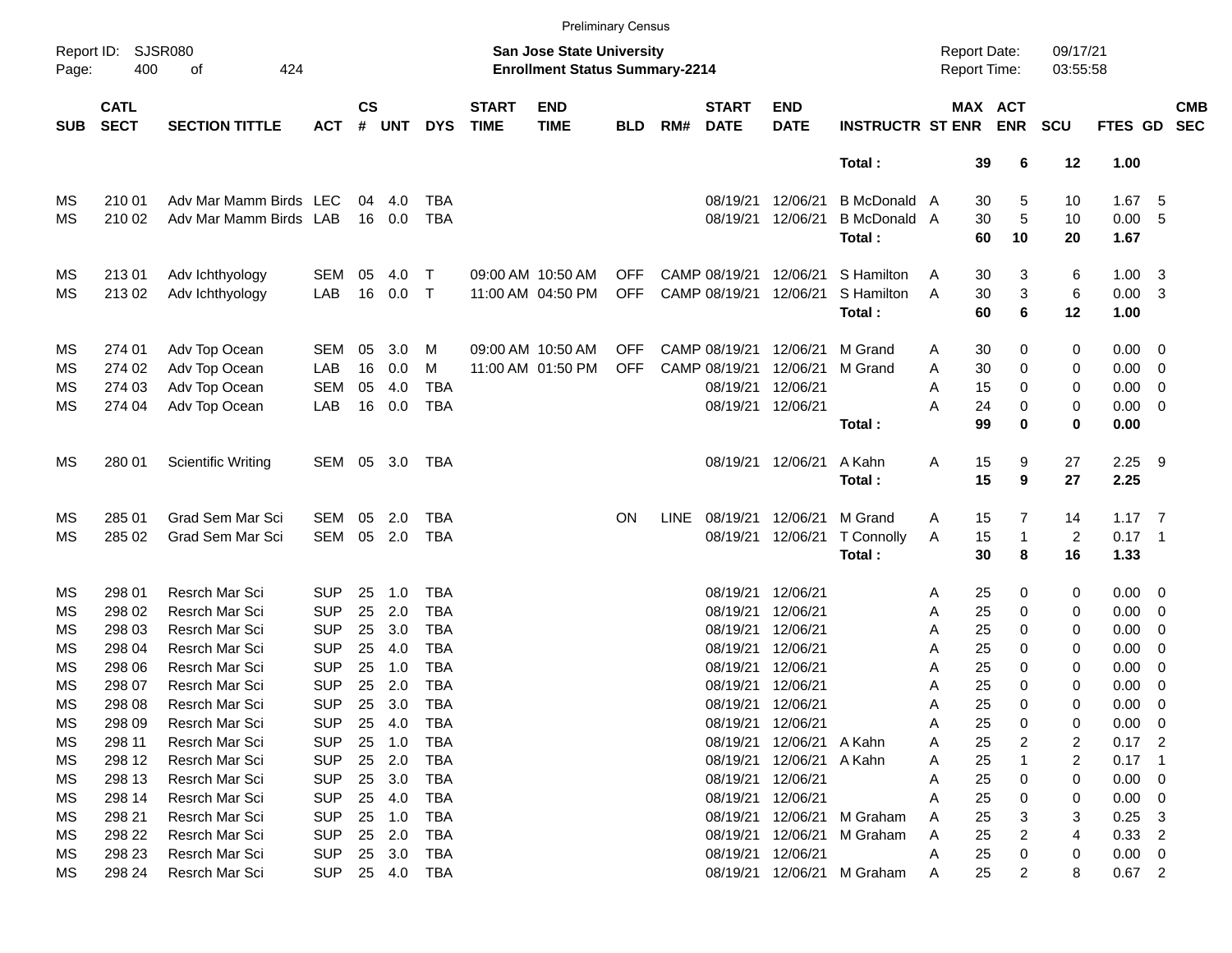Preliminary Census

Report ID: SJSR080

**San Jose State University**
**Enrollment Status Summary-2214**

Report Date: 09/17/21
Report Time: 03:55:58

| SUB | CATL SECT | SECTION TITTLE | ACT | CS # | UNT | DYS | START TIME | END TIME | BLD | RM# | START DATE | END DATE | INSTRUCTR | ST | MAX ENR | ACT ENR | SCU | FTES | GD | CMB SEC |
|---|---|---|---|---|---|---|---|---|---|---|---|---|---|---|---|---|---|---|---|---|
| | | | | | | | | | | | | | **Total :** | | **39** | **6** | **12** | **1.00** | | |
| MS | 210 01 | Adv Mar Mamm Birds | LEC | 04 | 4.0 | TBA | | | | | 08/19/21 | 12/06/21 | B McDonald | A | 30 | 5 | 10 | 1.67 | 5 | |
| MS | 210 02 | Adv Mar Mamm Birds | LAB | 16 | 0.0 | TBA | | | | | 08/19/21 | 12/06/21 | B McDonald | A | 30 | 5 | 10 | 0.00 | 5 | |
| | | | | | | | | | | | | | **Total :** | | **60** | **10** | **20** | **1.67** | | |
| MS | 213 01 | Adv Ichthyology | SEM | 05 | 4.0 | T | 09:00 AM | 10:50 AM | OFF | CAMP | 08/19/21 | 12/06/21 | S Hamilton | A | 30 | 3 | 6 | 1.00 | 3 | |
| MS | 213 02 | Adv Ichthyology | LAB | 16 | 0.0 | T | 11:00 AM | 04:50 PM | OFF | CAMP | 08/19/21 | 12/06/21 | S Hamilton | A | 30 | 3 | 6 | 0.00 | 3 | |
| | | | | | | | | | | | | | **Total :** | | **60** | **6** | **12** | **1.00** | | |
| MS | 274 01 | Adv Top Ocean | SEM | 05 | 3.0 | M | 09:00 AM | 10:50 AM | OFF | CAMP | 08/19/21 | 12/06/21 | M Grand | A | 30 | 0 | 0 | 0.00 | 0 | |
| MS | 274 02 | Adv Top Ocean | LAB | 16 | 0.0 | M | 11:00 AM | 01:50 PM | OFF | CAMP | 08/19/21 | 12/06/21 | M Grand | A | 30 | 0 | 0 | 0.00 | 0 | |
| MS | 274 03 | Adv Top Ocean | SEM | 05 | 4.0 | TBA | | | | | 08/19/21 | 12/06/21 | | A | 15 | 0 | 0 | 0.00 | 0 | |
| MS | 274 04 | Adv Top Ocean | LAB | 16 | 0.0 | TBA | | | | | 08/19/21 | 12/06/21 | | A | 24 | 0 | 0 | 0.00 | 0 | |
| | | | | | | | | | | | | | **Total :** | | **99** | **0** | **0** | **0.00** | | |
| MS | 280 01 | Scientific Writing | SEM | 05 | 3.0 | TBA | | | | | 08/19/21 | 12/06/21 | A Kahn | A | 15 | 9 | 27 | 2.25 | 9 | |
| | | | | | | | | | | | | | **Total :** | | **15** | **9** | **27** | **2.25** | | |
| MS | 285 01 | Grad Sem Mar Sci | SEM | 05 | 2.0 | TBA | | | ON | LINE | 08/19/21 | 12/06/21 | M Grand | A | 15 | 7 | 14 | 1.17 | 7 | |
| MS | 285 02 | Grad Sem Mar Sci | SEM | 05 | 2.0 | TBA | | | | | 08/19/21 | 12/06/21 | T Connolly | A | 15 | 1 | 2 | 0.17 | 1 | |
| | | | | | | | | | | | | | **Total :** | | **30** | **8** | **16** | **1.33** | | |
| MS | 298 01 | Resrch Mar Sci | SUP | 25 | 1.0 | TBA | | | | | 08/19/21 | 12/06/21 | | A | 25 | 0 | 0 | 0.00 | 0 | |
| MS | 298 02 | Resrch Mar Sci | SUP | 25 | 2.0 | TBA | | | | | 08/19/21 | 12/06/21 | | A | 25 | 0 | 0 | 0.00 | 0 | |
| MS | 298 03 | Resrch Mar Sci | SUP | 25 | 3.0 | TBA | | | | | 08/19/21 | 12/06/21 | | A | 25 | 0 | 0 | 0.00 | 0 | |
| MS | 298 04 | Resrch Mar Sci | SUP | 25 | 4.0 | TBA | | | | | 08/19/21 | 12/06/21 | | A | 25 | 0 | 0 | 0.00 | 0 | |
| MS | 298 06 | Resrch Mar Sci | SUP | 25 | 1.0 | TBA | | | | | 08/19/21 | 12/06/21 | | A | 25 | 0 | 0 | 0.00 | 0 | |
| MS | 298 07 | Resrch Mar Sci | SUP | 25 | 2.0 | TBA | | | | | 08/19/21 | 12/06/21 | | A | 25 | 0 | 0 | 0.00 | 0 | |
| MS | 298 08 | Resrch Mar Sci | SUP | 25 | 3.0 | TBA | | | | | 08/19/21 | 12/06/21 | | A | 25 | 0 | 0 | 0.00 | 0 | |
| MS | 298 09 | Resrch Mar Sci | SUP | 25 | 4.0 | TBA | | | | | 08/19/21 | 12/06/21 | | A | 25 | 0 | 0 | 0.00 | 0 | |
| MS | 298 11 | Resrch Mar Sci | SUP | 25 | 1.0 | TBA | | | | | 08/19/21 | 12/06/21 | A Kahn | A | 25 | 2 | 2 | 0.17 | 2 | |
| MS | 298 12 | Resrch Mar Sci | SUP | 25 | 2.0 | TBA | | | | | 08/19/21 | 12/06/21 | A Kahn | A | 25 | 1 | 2 | 0.17 | 1 | |
| MS | 298 13 | Resrch Mar Sci | SUP | 25 | 3.0 | TBA | | | | | 08/19/21 | 12/06/21 | | A | 25 | 0 | 0 | 0.00 | 0 | |
| MS | 298 14 | Resrch Mar Sci | SUP | 25 | 4.0 | TBA | | | | | 08/19/21 | 12/06/21 | | A | 25 | 0 | 0 | 0.00 | 0 | |
| MS | 298 21 | Resrch Mar Sci | SUP | 25 | 1.0 | TBA | | | | | 08/19/21 | 12/06/21 | M Graham | A | 25 | 3 | 3 | 0.25 | 3 | |
| MS | 298 22 | Resrch Mar Sci | SUP | 25 | 2.0 | TBA | | | | | 08/19/21 | 12/06/21 | M Graham | A | 25 | 2 | 4 | 0.33 | 2 | |
| MS | 298 23 | Resrch Mar Sci | SUP | 25 | 3.0 | TBA | | | | | 08/19/21 | 12/06/21 | | A | 25 | 0 | 0 | 0.00 | 0 | |
| MS | 298 24 | Resrch Mar Sci | SUP | 25 | 4.0 | TBA | | | | | 08/19/21 | 12/06/21 | M Graham | A | 25 | 2 | 8 | 0.67 | 2 | |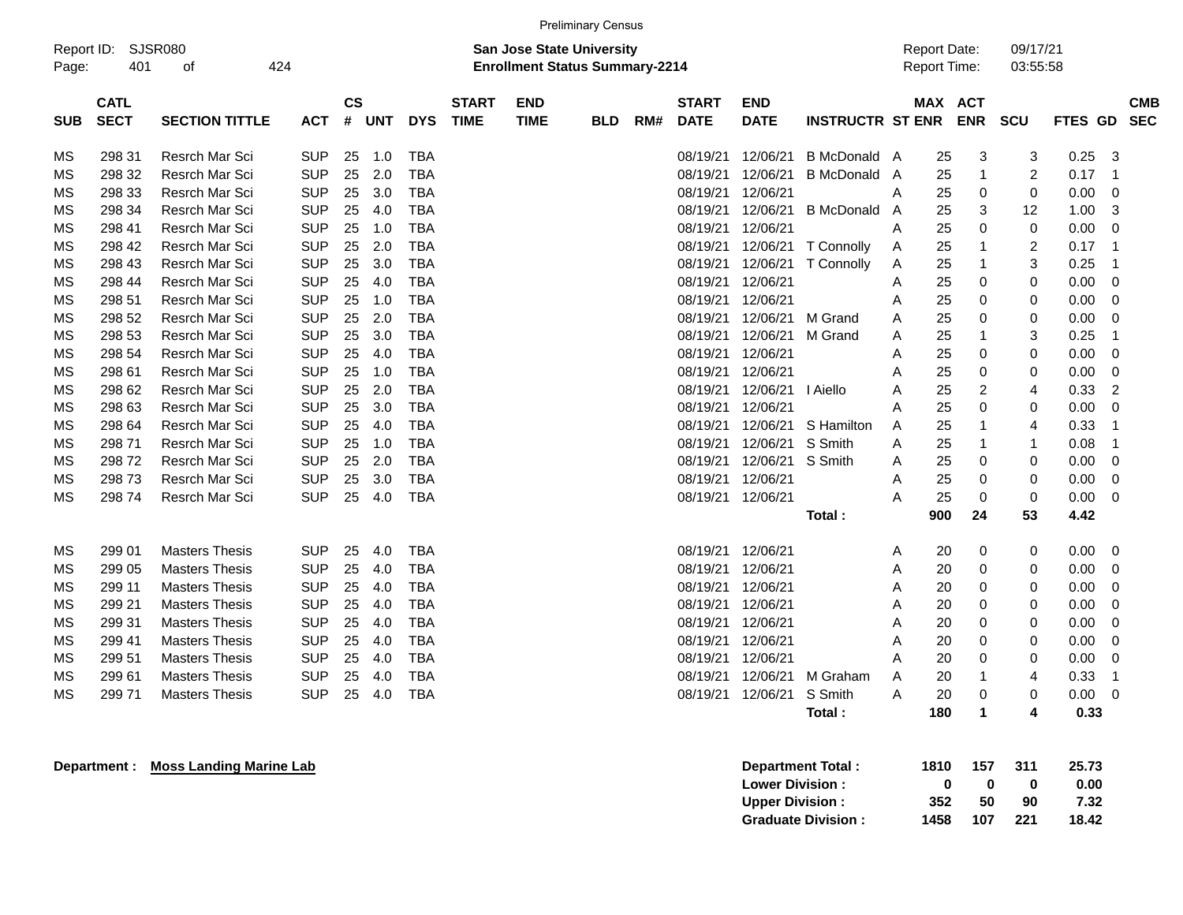Preliminary Census

Report ID: SJSR080
Page: 401 of 424

**San Jose State University**
**Enrollment Status Summary-2214**

Report Date: 09/17/21
Report Time: 03:55:58

| SUB | CATL SECT | SECTION TITTLE | ACT | CS # | UNT | DYS | START TIME | END TIME | BLD | RM# | START DATE | END DATE | INSTRUCTR | ST | MAX ENR | ACT ENR | SCU | FTES | GD | CMB SEC |
|---|---|---|---|---|---|---|---|---|---|---|---|---|---|---|---|---|---|---|---|---|
| MS | 298 31 | Resrch Mar Sci | SUP | 25 | 1.0 | TBA | | | | | 08/19/21 | 12/06/21 | B McDonald | A | 25 | 3 | 3 | 0.25 | 3 | |
| MS | 298 32 | Resrch Mar Sci | SUP | 25 | 2.0 | TBA | | | | | 08/19/21 | 12/06/21 | B McDonald | A | 25 | 1 | 2 | 0.17 | 1 | |
| MS | 298 33 | Resrch Mar Sci | SUP | 25 | 3.0 | TBA | | | | | 08/19/21 | 12/06/21 | | A | 25 | 0 | 0 | 0.00 | 0 | |
| MS | 298 34 | Resrch Mar Sci | SUP | 25 | 4.0 | TBA | | | | | 08/19/21 | 12/06/21 | B McDonald | A | 25 | 3 | 12 | 1.00 | 3 | |
| MS | 298 41 | Resrch Mar Sci | SUP | 25 | 1.0 | TBA | | | | | 08/19/21 | 12/06/21 | | A | 25 | 0 | 0 | 0.00 | 0 | |
| MS | 298 42 | Resrch Mar Sci | SUP | 25 | 2.0 | TBA | | | | | 08/19/21 | 12/06/21 | T Connolly | A | 25 | 1 | 2 | 0.17 | 1 | |
| MS | 298 43 | Resrch Mar Sci | SUP | 25 | 3.0 | TBA | | | | | 08/19/21 | 12/06/21 | T Connolly | A | 25 | 1 | 3 | 0.25 | 1 | |
| MS | 298 44 | Resrch Mar Sci | SUP | 25 | 4.0 | TBA | | | | | 08/19/21 | 12/06/21 | | A | 25 | 0 | 0 | 0.00 | 0 | |
| MS | 298 51 | Resrch Mar Sci | SUP | 25 | 1.0 | TBA | | | | | 08/19/21 | 12/06/21 | | A | 25 | 0 | 0 | 0.00 | 0 | |
| MS | 298 52 | Resrch Mar Sci | SUP | 25 | 2.0 | TBA | | | | | 08/19/21 | 12/06/21 | M Grand | A | 25 | 0 | 0 | 0.00 | 0 | |
| MS | 298 53 | Resrch Mar Sci | SUP | 25 | 3.0 | TBA | | | | | 08/19/21 | 12/06/21 | M Grand | A | 25 | 1 | 3 | 0.25 | 1 | |
| MS | 298 54 | Resrch Mar Sci | SUP | 25 | 4.0 | TBA | | | | | 08/19/21 | 12/06/21 | | A | 25 | 0 | 0 | 0.00 | 0 | |
| MS | 298 61 | Resrch Mar Sci | SUP | 25 | 1.0 | TBA | | | | | 08/19/21 | 12/06/21 | | A | 25 | 0 | 0 | 0.00 | 0 | |
| MS | 298 62 | Resrch Mar Sci | SUP | 25 | 2.0 | TBA | | | | | 08/19/21 | 12/06/21 | I Aiello | A | 25 | 2 | 4 | 0.33 | 2 | |
| MS | 298 63 | Resrch Mar Sci | SUP | 25 | 3.0 | TBA | | | | | 08/19/21 | 12/06/21 | | A | 25 | 0 | 0 | 0.00 | 0 | |
| MS | 298 64 | Resrch Mar Sci | SUP | 25 | 4.0 | TBA | | | | | 08/19/21 | 12/06/21 | S Hamilton | A | 25 | 1 | 4 | 0.33 | 1 | |
| MS | 298 71 | Resrch Mar Sci | SUP | 25 | 1.0 | TBA | | | | | 08/19/21 | 12/06/21 | S Smith | A | 25 | 1 | 1 | 0.08 | 1 | |
| MS | 298 72 | Resrch Mar Sci | SUP | 25 | 2.0 | TBA | | | | | 08/19/21 | 12/06/21 | S Smith | A | 25 | 0 | 0 | 0.00 | 0 | |
| MS | 298 73 | Resrch Mar Sci | SUP | 25 | 3.0 | TBA | | | | | 08/19/21 | 12/06/21 | | A | 25 | 0 | 0 | 0.00 | 0 | |
| MS | 298 74 | Resrch Mar Sci | SUP | 25 | 4.0 | TBA | | | | | 08/19/21 | 12/06/21 | | A | 25 | 0 | 0 | 0.00 | 0 | |
| | | | | | | | | | | | | | **Total :** | | **900** | **24** | **53** | **4.42** | | |
| MS | 299 01 | Masters Thesis | SUP | 25 | 4.0 | TBA | | | | | 08/19/21 | 12/06/21 | | A | 20 | 0 | 0 | 0.00 | 0 | |
| MS | 299 05 | Masters Thesis | SUP | 25 | 4.0 | TBA | | | | | 08/19/21 | 12/06/21 | | A | 20 | 0 | 0 | 0.00 | 0 | |
| MS | 299 11 | Masters Thesis | SUP | 25 | 4.0 | TBA | | | | | 08/19/21 | 12/06/21 | | A | 20 | 0 | 0 | 0.00 | 0 | |
| MS | 299 21 | Masters Thesis | SUP | 25 | 4.0 | TBA | | | | | 08/19/21 | 12/06/21 | | A | 20 | 0 | 0 | 0.00 | 0 | |
| MS | 299 31 | Masters Thesis | SUP | 25 | 4.0 | TBA | | | | | 08/19/21 | 12/06/21 | | A | 20 | 0 | 0 | 0.00 | 0 | |
| MS | 299 41 | Masters Thesis | SUP | 25 | 4.0 | TBA | | | | | 08/19/21 | 12/06/21 | | A | 20 | 0 | 0 | 0.00 | 0 | |
| MS | 299 51 | Masters Thesis | SUP | 25 | 4.0 | TBA | | | | | 08/19/21 | 12/06/21 | | A | 20 | 0 | 0 | 0.00 | 0 | |
| MS | 299 61 | Masters Thesis | SUP | 25 | 4.0 | TBA | | | | | 08/19/21 | 12/06/21 | M Graham | A | 20 | 1 | 4 | 0.33 | 1 | |
| MS | 299 71 | Masters Thesis | SUP | 25 | 4.0 | TBA | | | | | 08/19/21 | 12/06/21 | S Smith | A | 20 | 0 | 0 | 0.00 | 0 | |
| | | | | | | | | | | | | | **Total :** | | **180** | **1** | **4** | **0.33** | | |

**Department : Moss Landing Marine Lab**

| | MAX ENR | ACT ENR | SCU | FTES |
|---|---|---|---|---|
| **Department Total :** | **1810** | **157** | **311** | **25.73** |
| **Lower Division :** | **0** | **0** | **0** | **0.00** |
| **Upper Division :** | **352** | **50** | **90** | **7.32** |
| **Graduate Division :** | **1458** | **107** | **221** | **18.42** |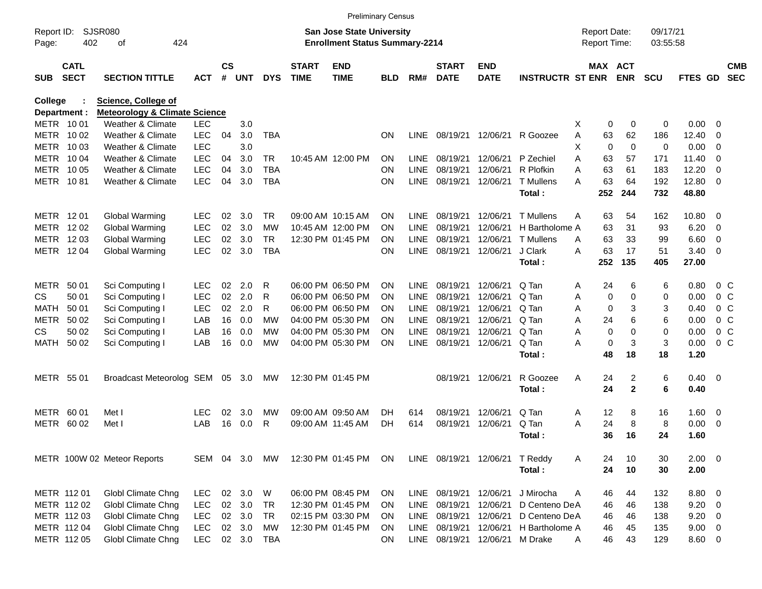Preliminary Census

Report ID: SJSR080
Page: 402 of 424

**San Jose State University**
**Enrollment Status Summary-2214**

Report Date: 09/17/21
Report Time: 03:55:58

**College : Science, College of**
**Department : Meteorology & Climate Science**

| SUB | CATL SECT | SECTION TITTLE | ACT | CS # | UNT | DYS | START TIME | END TIME | BLD | RM# | START DATE | END DATE | INSTRUCTR | ST | MAX ENR | ACT ENR | SCU | FTES | GD | CMB SEC |
|---|---|---|---|---|---|---|---|---|---|---|---|---|---|---|---|---|---|---|---|---|
| METR | 10 01 | Weather & Climate | LEC | | 3.0 | | | | | | | | | X | 0 | 0 | 0 | 0.00 | 0 | |
| METR | 10 02 | Weather & Climate | LEC | 04 | 3.0 | TBA | | | ON | LINE | 08/19/21 | 12/06/21 | R Goozee | A | 63 | 62 | 186 | 12.40 | 0 | |
| METR | 10 03 | Weather & Climate | LEC | | 3.0 | | | | | | | | | X | 0 | 0 | 0 | 0.00 | 0 | |
| METR | 10 04 | Weather & Climate | LEC | 04 | 3.0 | TR | 10:45 AM | 12:00 PM | ON | LINE | 08/19/21 | 12/06/21 | P Zechiel | A | 63 | 57 | 171 | 11.40 | 0 | |
| METR | 10 05 | Weather & Climate | LEC | 04 | 3.0 | TBA | | | ON | LINE | 08/19/21 | 12/06/21 | R Plofkin | A | 63 | 61 | 183 | 12.20 | 0 | |
| METR | 10 81 | Weather & Climate | LEC | 04 | 3.0 | TBA | | | ON | LINE | 08/19/21 | 12/06/21 | T Mullens | A | 63 | 64 | 192 | 12.80 | 0 | |
| | | | | | | | | | | | | | **Total :** | | **252** | **244** | **732** | **48.80** | | |
| METR | 12 01 | Global Warming | LEC | 02 | 3.0 | TR | 09:00 AM | 10:15 AM | ON | LINE | 08/19/21 | 12/06/21 | T Mullens | A | 63 | 54 | 162 | 10.80 | 0 | |
| METR | 12 02 | Global Warming | LEC | 02 | 3.0 | MW | 10:45 AM | 12:00 PM | ON | LINE | 08/19/21 | 12/06/21 | H Bartholome | A | 63 | 31 | 93 | 6.20 | 0 | |
| METR | 12 03 | Global Warming | LEC | 02 | 3.0 | TR | 12:30 PM | 01:45 PM | ON | LINE | 08/19/21 | 12/06/21 | T Mullens | A | 63 | 33 | 99 | 6.60 | 0 | |
| METR | 12 04 | Global Warming | LEC | 02 | 3.0 | TBA | | | ON | LINE | 08/19/21 | 12/06/21 | J Clark | A | 63 | 17 | 51 | 3.40 | 0 | |
| | | | | | | | | | | | | | **Total :** | | **252** | **135** | **405** | **27.00** | | |
| METR | 50 01 | Sci Computing I | LEC | 02 | 2.0 | R | 06:00 PM | 06:50 PM | ON | LINE | 08/19/21 | 12/06/21 | Q Tan | A | 24 | 6 | 6 | 0.80 | 0 | C |
| CS | 50 01 | Sci Computing I | LEC | 02 | 2.0 | R | 06:00 PM | 06:50 PM | ON | LINE | 08/19/21 | 12/06/21 | Q Tan | A | 0 | 0 | 0 | 0.00 | 0 | C |
| MATH | 50 01 | Sci Computing I | LEC | 02 | 2.0 | R | 06:00 PM | 06:50 PM | ON | LINE | 08/19/21 | 12/06/21 | Q Tan | A | 0 | 3 | 3 | 0.40 | 0 | C |
| METR | 50 02 | Sci Computing I | LAB | 16 | 0.0 | MW | 04:00 PM | 05:30 PM | ON | LINE | 08/19/21 | 12/06/21 | Q Tan | A | 24 | 6 | 6 | 0.00 | 0 | C |
| CS | 50 02 | Sci Computing I | LAB | 16 | 0.0 | MW | 04:00 PM | 05:30 PM | ON | LINE | 08/19/21 | 12/06/21 | Q Tan | A | 0 | 0 | 0 | 0.00 | 0 | C |
| MATH | 50 02 | Sci Computing I | LAB | 16 | 0.0 | MW | 04:00 PM | 05:30 PM | ON | LINE | 08/19/21 | 12/06/21 | Q Tan | A | 0 | 3 | 3 | 0.00 | 0 | C |
| | | | | | | | | | | | | | **Total :** | | **48** | **18** | **18** | **1.20** | | |
| METR | 55 01 | Broadcast Meteorolog | SEM | 05 | 3.0 | MW | 12:30 PM | 01:45 PM | | | 08/19/21 | 12/06/21 | R Goozee | A | 24 | 2 | 6 | 0.40 | 0 | |
| | | | | | | | | | | | | | **Total :** | | **24** | **2** | **6** | **0.40** | | |
| METR | 60 01 | Met I | LEC | 02 | 3.0 | MW | 09:00 AM | 09:50 AM | DH | 614 | 08/19/21 | 12/06/21 | Q Tan | A | 12 | 8 | 16 | 1.60 | 0 | |
| METR | 60 02 | Met I | LAB | 16 | 0.0 | R | 09:00 AM | 11:45 AM | DH | 614 | 08/19/21 | 12/06/21 | Q Tan | A | 24 | 8 | 8 | 0.00 | 0 | |
| | | | | | | | | | | | | | **Total :** | | **36** | **16** | **24** | **1.60** | | |
| METR | 100W 02 | Meteor Reports | SEM | 04 | 3.0 | MW | 12:30 PM | 01:45 PM | ON | LINE | 08/19/21 | 12/06/21 | T Reddy | A | 24 | 10 | 30 | 2.00 | 0 | |
| | | | | | | | | | | | | | **Total :** | | **24** | **10** | **30** | **2.00** | | |
| METR | 112 01 | Globl Climate Chng | LEC | 02 | 3.0 | W | 06:00 PM | 08:45 PM | ON | LINE | 08/19/21 | 12/06/21 | J Mirocha | A | 46 | 44 | 132 | 8.80 | 0 | |
| METR | 112 02 | Globl Climate Chng | LEC | 02 | 3.0 | TR | 12:30 PM | 01:45 PM | ON | LINE | 08/19/21 | 12/06/21 | D Centeno De | A | 46 | 46 | 138 | 9.20 | 0 | |
| METR | 112 03 | Globl Climate Chng | LEC | 02 | 3.0 | TR | 02:15 PM | 03:30 PM | ON | LINE | 08/19/21 | 12/06/21 | D Centeno De | A | 46 | 46 | 138 | 9.20 | 0 | |
| METR | 112 04 | Globl Climate Chng | LEC | 02 | 3.0 | MW | 12:30 PM | 01:45 PM | ON | LINE | 08/19/21 | 12/06/21 | H Bartholome | A | 46 | 45 | 135 | 9.00 | 0 | |
| METR | 112 05 | Globl Climate Chng | LEC | 02 | 3.0 | TBA | | | ON | LINE | 08/19/21 | 12/06/21 | M Drake | A | 46 | 43 | 129 | 8.60 | 0 | |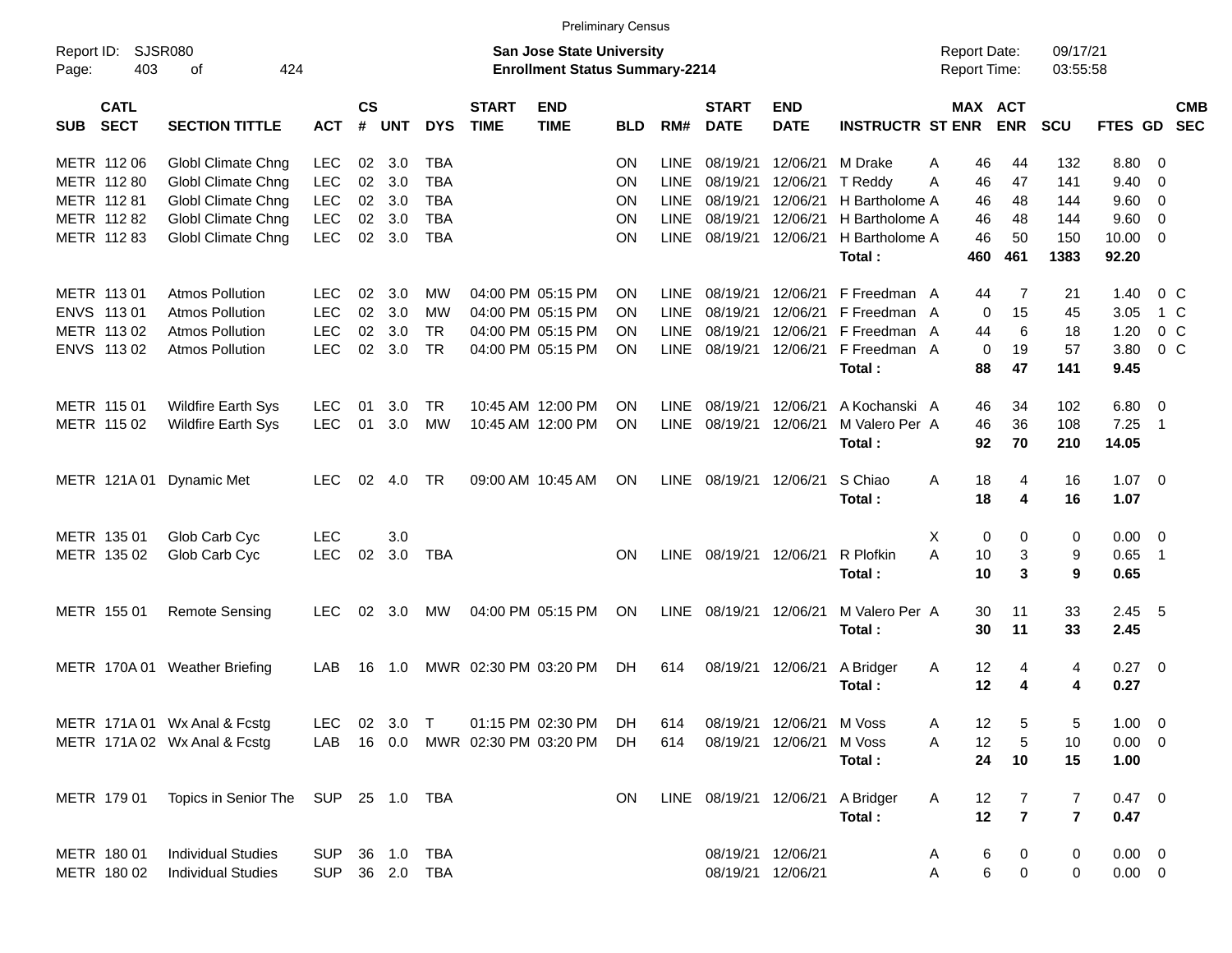Preliminary Census

Report ID: SJSR080

**San Jose State University**
**Enrollment Status Summary-2214**

Report Date: 09/17/21
Report Time: 03:55:58

| SUB | CATL SECT | SECTION TITTLE | ACT | CS # | UNT | DYS | START TIME | END TIME | BLD | RM# | START DATE | END DATE | INSTRUCTR | ST | MAX ENR | ACT ENR | SCU | FTES | GD | CMB SEC |
|---|---|---|---|---|---|---|---|---|---|---|---|---|---|---|---|---|---|---|---|---|
| METR | 112 06 | Globl Climate Chng | LEC | 02 | 3.0 | TBA | | | ON | LINE | 08/19/21 | 12/06/21 | M Drake | A | 46 | 44 | 132 | 8.80 | 0 | |
| METR | 112 80 | Globl Climate Chng | LEC | 02 | 3.0 | TBA | | | ON | LINE | 08/19/21 | 12/06/21 | T Reddy | A | 46 | 47 | 141 | 9.40 | 0 | |
| METR | 112 81 | Globl Climate Chng | LEC | 02 | 3.0 | TBA | | | ON | LINE | 08/19/21 | 12/06/21 | H Bartholome | A | 46 | 48 | 144 | 9.60 | 0 | |
| METR | 112 82 | Globl Climate Chng | LEC | 02 | 3.0 | TBA | | | ON | LINE | 08/19/21 | 12/06/21 | H Bartholome | A | 46 | 48 | 144 | 9.60 | 0 | |
| METR | 112 83 | Globl Climate Chng | LEC | 02 | 3.0 | TBA | | | ON | LINE | 08/19/21 | 12/06/21 | H Bartholome | A | 46 | 50 | 150 | 10.00 | 0 | |
| | | | | | | | | | | | | | **Total :** | | **460** | **461** | **1383** | **92.20** | | |
| METR | 113 01 | Atmos Pollution | LEC | 02 | 3.0 | MW | 04:00 PM | 05:15 PM | ON | LINE | 08/19/21 | 12/06/21 | F Freedman | A | 44 | 7 | 21 | 1.40 | 0 | C |
| ENVS | 113 01 | Atmos Pollution | LEC | 02 | 3.0 | MW | 04:00 PM | 05:15 PM | ON | LINE | 08/19/21 | 12/06/21 | F Freedman | A | 0 | 15 | 45 | 3.05 | 1 | C |
| METR | 113 02 | Atmos Pollution | LEC | 02 | 3.0 | TR | 04:00 PM | 05:15 PM | ON | LINE | 08/19/21 | 12/06/21 | F Freedman | A | 44 | 6 | 18 | 1.20 | 0 | C |
| ENVS | 113 02 | Atmos Pollution | LEC | 02 | 3.0 | TR | 04:00 PM | 05:15 PM | ON | LINE | 08/19/21 | 12/06/21 | F Freedman | A | 0 | 19 | 57 | 3.80 | 0 | C |
| | | | | | | | | | | | | | **Total :** | | **88** | **47** | **141** | **9.45** | | |
| METR | 115 01 | Wildfire Earth Sys | LEC | 01 | 3.0 | TR | 10:45 AM | 12:00 PM | ON | LINE | 08/19/21 | 12/06/21 | A Kochanski | A | 46 | 34 | 102 | 6.80 | 0 | |
| METR | 115 02 | Wildfire Earth Sys | LEC | 01 | 3.0 | MW | 10:45 AM | 12:00 PM | ON | LINE | 08/19/21 | 12/06/21 | M Valero Per | A | 46 | 36 | 108 | 7.25 | 1 | |
| | | | | | | | | | | | | | **Total :** | | **92** | **70** | **210** | **14.05** | | |
| METR | 121A 01 | Dynamic Met | LEC | 02 | 4.0 | TR | 09:00 AM | 10:45 AM | ON | LINE | 08/19/21 | 12/06/21 | S Chiao | A | 18 | 4 | 16 | 1.07 | 0 | |
| | | | | | | | | | | | | | **Total :** | | **18** | **4** | **16** | **1.07** | | |
| METR | 135 01 | Glob Carb Cyc | LEC | | 3.0 | | | | | | | | | X | 0 | 0 | 0 | 0.00 | 0 | |
| METR | 135 02 | Glob Carb Cyc | LEC | 02 | 3.0 | TBA | | | ON | LINE | 08/19/21 | 12/06/21 | R Plofkin | A | 10 | 3 | 9 | 0.65 | 1 | |
| | | | | | | | | | | | | | **Total :** | | **10** | **3** | **9** | **0.65** | | |
| METR | 155 01 | Remote Sensing | LEC | 02 | 3.0 | MW | 04:00 PM | 05:15 PM | ON | LINE | 08/19/21 | 12/06/21 | M Valero Per | A | 30 | 11 | 33 | 2.45 | 5 | |
| | | | | | | | | | | | | | **Total :** | | **30** | **11** | **33** | **2.45** | | |
| METR | 170A 01 | Weather Briefing | LAB | 16 | 1.0 | MWR | 02:30 PM | 03:20 PM | DH | 614 | 08/19/21 | 12/06/21 | A Bridger | A | 12 | 4 | 4 | 0.27 | 0 | |
| | | | | | | | | | | | | | **Total :** | | **12** | **4** | **4** | **0.27** | | |
| METR | 171A 01 | Wx Anal & Fcstg | LEC | 02 | 3.0 | T | 01:15 PM | 02:30 PM | DH | 614 | 08/19/21 | 12/06/21 | M Voss | A | 12 | 5 | 5 | 1.00 | 0 | |
| METR | 171A 02 | Wx Anal & Fcstg | LAB | 16 | 0.0 | MWR | 02:30 PM | 03:20 PM | DH | 614 | 08/19/21 | 12/06/21 | M Voss | A | 12 | 5 | 10 | 0.00 | 0 | |
| | | | | | | | | | | | | | **Total :** | | **24** | **10** | **15** | **1.00** | | |
| METR | 179 01 | Topics in Senior The | SUP | 25 | 1.0 | TBA | | | ON | LINE | 08/19/21 | 12/06/21 | A Bridger | A | 12 | 7 | 7 | 0.47 | 0 | |
| | | | | | | | | | | | | | **Total :** | | **12** | **7** | **7** | **0.47** | | |
| METR | 180 01 | Individual Studies | SUP | 36 | 1.0 | TBA | | | | | 08/19/21 | 12/06/21 | | A | 6 | 0 | 0 | 0.00 | 0 | |
| METR | 180 02 | Individual Studies | SUP | 36 | 2.0 | TBA | | | | | 08/19/21 | 12/06/21 | | A | 6 | 0 | 0 | 0.00 | 0 | |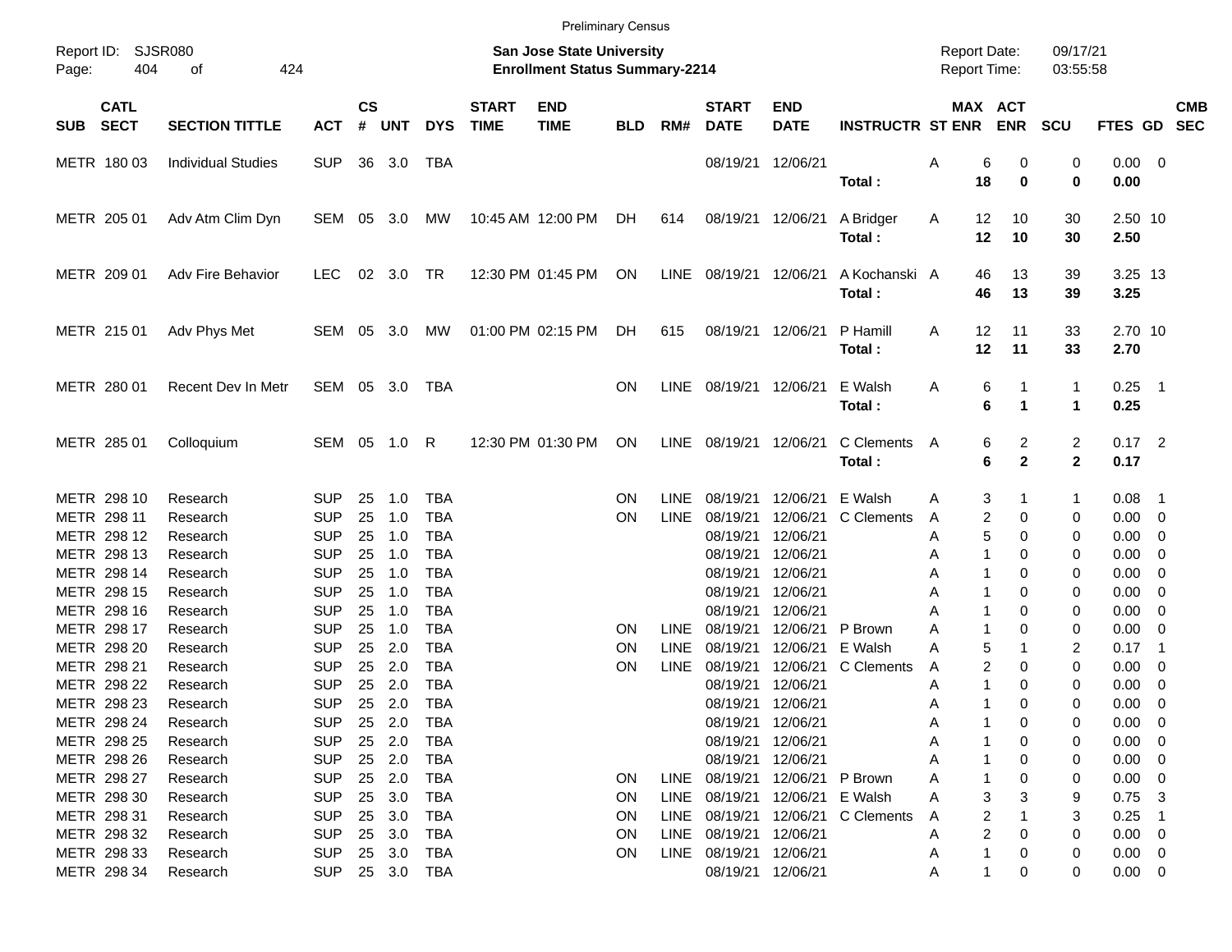Preliminary Census

Report ID: SJSR080

**San Jose State University**
**Enrollment Status Summary-2214**

Report Date: 09/17/21
Report Time: 03:55:58

| SUB | CATL SECT | SECTION TITTLE | ACT | CS # | UNT | DYS | START TIME | END TIME | BLD | RM# | START DATE | END DATE | INSTRUCTR | ST | MAX ENR | ACT ENR | SCU | FTES | GD | CMB SEC |
|---|---|---|---|---|---|---|---|---|---|---|---|---|---|---|---|---|---|---|---|---|
| METR | 180 03 | Individual Studies | SUP | 36 | 3.0 | TBA | | | | | 08/19/21 | 12/06/21 | | A | 6 | 0 | 0 | 0.00 | 0 | |
| | | | | | | | | | | | | | **Total :** | | **18** | **0** | **0** | **0.00** | | |
| METR | 205 01 | Adv Atm Clim Dyn | SEM | 05 | 3.0 | MW | 10:45 AM | 12:00 PM | DH | 614 | 08/19/21 | 12/06/21 | A Bridger | A | 12 | 10 | 30 | 2.50 | 10 | |
| | | | | | | | | | | | | | **Total :** | | **12** | **10** | **30** | **2.50** | | |
| METR | 209 01 | Adv Fire Behavior | LEC | 02 | 3.0 | TR | 12:30 PM | 01:45 PM | ON | LINE | 08/19/21 | 12/06/21 | A Kochanski | A | 46 | 13 | 39 | 3.25 | 13 | |
| | | | | | | | | | | | | | **Total :** | | **46** | **13** | **39** | **3.25** | | |
| METR | 215 01 | Adv Phys Met | SEM | 05 | 3.0 | MW | 01:00 PM | 02:15 PM | DH | 615 | 08/19/21 | 12/06/21 | P Hamill | A | 12 | 11 | 33 | 2.70 | 10 | |
| | | | | | | | | | | | | | **Total :** | | **12** | **11** | **33** | **2.70** | | |
| METR | 280 01 | Recent Dev In Metr | SEM | 05 | 3.0 | TBA | | | ON | LINE | 08/19/21 | 12/06/21 | E Walsh | A | 6 | 1 | 1 | 0.25 | 1 | |
| | | | | | | | | | | | | | **Total :** | | **6** | **1** | **1** | **0.25** | | |
| METR | 285 01 | Colloquium | SEM | 05 | 1.0 | R | 12:30 PM | 01:30 PM | ON | LINE | 08/19/21 | 12/06/21 | C Clements | A | 6 | 2 | 2 | 0.17 | 2 | |
| | | | | | | | | | | | | | **Total :** | | **6** | **2** | **2** | **0.17** | | |
| METR | 298 10 | Research | SUP | 25 | 1.0 | TBA | | | ON | LINE | 08/19/21 | 12/06/21 | E Walsh | A | 3 | 1 | 1 | 0.08 | 1 | |
| METR | 298 11 | Research | SUP | 25 | 1.0 | TBA | | | ON | LINE | 08/19/21 | 12/06/21 | C Clements | A | 2 | 0 | 0 | 0.00 | 0 | |
| METR | 298 12 | Research | SUP | 25 | 1.0 | TBA | | | | | 08/19/21 | 12/06/21 | | A | 5 | 0 | 0 | 0.00 | 0 | |
| METR | 298 13 | Research | SUP | 25 | 1.0 | TBA | | | | | 08/19/21 | 12/06/21 | | A | 1 | 0 | 0 | 0.00 | 0 | |
| METR | 298 14 | Research | SUP | 25 | 1.0 | TBA | | | | | 08/19/21 | 12/06/21 | | A | 1 | 0 | 0 | 0.00 | 0 | |
| METR | 298 15 | Research | SUP | 25 | 1.0 | TBA | | | | | 08/19/21 | 12/06/21 | | A | 1 | 0 | 0 | 0.00 | 0 | |
| METR | 298 16 | Research | SUP | 25 | 1.0 | TBA | | | | | 08/19/21 | 12/06/21 | | A | 1 | 0 | 0 | 0.00 | 0 | |
| METR | 298 17 | Research | SUP | 25 | 1.0 | TBA | | | ON | LINE | 08/19/21 | 12/06/21 | P Brown | A | 1 | 0 | 0 | 0.00 | 0 | |
| METR | 298 20 | Research | SUP | 25 | 2.0 | TBA | | | ON | LINE | 08/19/21 | 12/06/21 | E Walsh | A | 5 | 1 | 2 | 0.17 | 1 | |
| METR | 298 21 | Research | SUP | 25 | 2.0 | TBA | | | ON | LINE | 08/19/21 | 12/06/21 | C Clements | A | 2 | 0 | 0 | 0.00 | 0 | |
| METR | 298 22 | Research | SUP | 25 | 2.0 | TBA | | | | | 08/19/21 | 12/06/21 | | A | 1 | 0 | 0 | 0.00 | 0 | |
| METR | 298 23 | Research | SUP | 25 | 2.0 | TBA | | | | | 08/19/21 | 12/06/21 | | A | 1 | 0 | 0 | 0.00 | 0 | |
| METR | 298 24 | Research | SUP | 25 | 2.0 | TBA | | | | | 08/19/21 | 12/06/21 | | A | 1 | 0 | 0 | 0.00 | 0 | |
| METR | 298 25 | Research | SUP | 25 | 2.0 | TBA | | | | | 08/19/21 | 12/06/21 | | A | 1 | 0 | 0 | 0.00 | 0 | |
| METR | 298 26 | Research | SUP | 25 | 2.0 | TBA | | | | | 08/19/21 | 12/06/21 | | A | 1 | 0 | 0 | 0.00 | 0 | |
| METR | 298 27 | Research | SUP | 25 | 2.0 | TBA | | | ON | LINE | 08/19/21 | 12/06/21 | P Brown | A | 1 | 0 | 0 | 0.00 | 0 | |
| METR | 298 30 | Research | SUP | 25 | 3.0 | TBA | | | ON | LINE | 08/19/21 | 12/06/21 | E Walsh | A | 3 | 3 | 9 | 0.75 | 3 | |
| METR | 298 31 | Research | SUP | 25 | 3.0 | TBA | | | ON | LINE | 08/19/21 | 12/06/21 | C Clements | A | 2 | 1 | 3 | 0.25 | 1 | |
| METR | 298 32 | Research | SUP | 25 | 3.0 | TBA | | | ON | LINE | 08/19/21 | 12/06/21 | | A | 2 | 0 | 0 | 0.00 | 0 | |
| METR | 298 33 | Research | SUP | 25 | 3.0 | TBA | | | ON | LINE | 08/19/21 | 12/06/21 | | A | 1 | 0 | 0 | 0.00 | 0 | |
| METR | 298 34 | Research | SUP | 25 | 3.0 | TBA | | | | | 08/19/21 | 12/06/21 | | A | 1 | 0 | 0 | 0.00 | 0 | |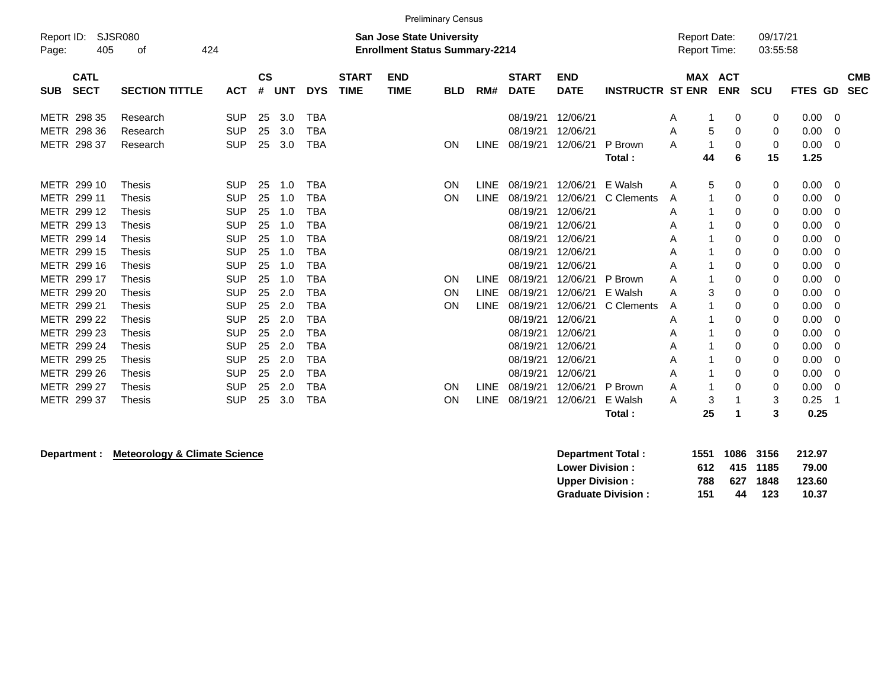Preliminary Census

Report ID: SJSR080

**San Jose State University**
**Enrollment Status Summary-2214**

Report Date: 09/17/21
Report Time: 03:55:58

| SUB | CATL SECT | SECTION TITTLE | ACT | CS # | UNT | DYS | START TIME | END TIME | BLD | RM# | START DATE | END DATE | INSTRUCTR | ST | MAX ENR | ACT ENR | SCU | FTES | GD | CMB SEC |
|---|---|---|---|---|---|---|---|---|---|---|---|---|---|---|---|---|---|---|---|---|
| METR | 298 35 | Research | SUP | 25 | 3.0 | TBA | | | | | 08/19/21 | 12/06/21 | | A | 1 | 0 | 0 | 0.00 | 0 | |
| METR | 298 36 | Research | SUP | 25 | 3.0 | TBA | | | | | 08/19/21 | 12/06/21 | | A | 5 | 0 | 0 | 0.00 | 0 | |
| METR | 298 37 | Research | SUP | 25 | 3.0 | TBA | | | ON | LINE | 08/19/21 | 12/06/21 | P Brown | A | 1 | 0 | 0 | 0.00 | 0 | |
| | | | | | | | | | | | | | **Total :** | | **44** | **6** | **15** | **1.25** | | |
| METR | 299 10 | Thesis | SUP | 25 | 1.0 | TBA | | | ON | LINE | 08/19/21 | 12/06/21 | E Walsh | A | 5 | 0 | 0 | 0.00 | 0 | |
| METR | 299 11 | Thesis | SUP | 25 | 1.0 | TBA | | | ON | LINE | 08/19/21 | 12/06/21 | C Clements | A | 1 | 0 | 0 | 0.00 | 0 | |
| METR | 299 12 | Thesis | SUP | 25 | 1.0 | TBA | | | | | 08/19/21 | 12/06/21 | | A | 1 | 0 | 0 | 0.00 | 0 | |
| METR | 299 13 | Thesis | SUP | 25 | 1.0 | TBA | | | | | 08/19/21 | 12/06/21 | | A | 1 | 0 | 0 | 0.00 | 0 | |
| METR | 299 14 | Thesis | SUP | 25 | 1.0 | TBA | | | | | 08/19/21 | 12/06/21 | | A | 1 | 0 | 0 | 0.00 | 0 | |
| METR | 299 15 | Thesis | SUP | 25 | 1.0 | TBA | | | | | 08/19/21 | 12/06/21 | | A | 1 | 0 | 0 | 0.00 | 0 | |
| METR | 299 16 | Thesis | SUP | 25 | 1.0 | TBA | | | | | 08/19/21 | 12/06/21 | | A | 1 | 0 | 0 | 0.00 | 0 | |
| METR | 299 17 | Thesis | SUP | 25 | 1.0 | TBA | | | ON | LINE | 08/19/21 | 12/06/21 | P Brown | A | 1 | 0 | 0 | 0.00 | 0 | |
| METR | 299 20 | Thesis | SUP | 25 | 2.0 | TBA | | | ON | LINE | 08/19/21 | 12/06/21 | E Walsh | A | 3 | 0 | 0 | 0.00 | 0 | |
| METR | 299 21 | Thesis | SUP | 25 | 2.0 | TBA | | | ON | LINE | 08/19/21 | 12/06/21 | C Clements | A | 1 | 0 | 0 | 0.00 | 0 | |
| METR | 299 22 | Thesis | SUP | 25 | 2.0 | TBA | | | | | 08/19/21 | 12/06/21 | | A | 1 | 0 | 0 | 0.00 | 0 | |
| METR | 299 23 | Thesis | SUP | 25 | 2.0 | TBA | | | | | 08/19/21 | 12/06/21 | | A | 1 | 0 | 0 | 0.00 | 0 | |
| METR | 299 24 | Thesis | SUP | 25 | 2.0 | TBA | | | | | 08/19/21 | 12/06/21 | | A | 1 | 0 | 0 | 0.00 | 0 | |
| METR | 299 25 | Thesis | SUP | 25 | 2.0 | TBA | | | | | 08/19/21 | 12/06/21 | | A | 1 | 0 | 0 | 0.00 | 0 | |
| METR | 299 26 | Thesis | SUP | 25 | 2.0 | TBA | | | | | 08/19/21 | 12/06/21 | | A | 1 | 0 | 0 | 0.00 | 0 | |
| METR | 299 27 | Thesis | SUP | 25 | 2.0 | TBA | | | ON | LINE | 08/19/21 | 12/06/21 | P Brown | A | 1 | 0 | 0 | 0.00 | 0 | |
| METR | 299 37 | Thesis | SUP | 25 | 3.0 | TBA | | | ON | LINE | 08/19/21 | 12/06/21 | E Walsh | A | 3 | 1 | 3 | 0.25 | 1 | |
| | | | | | | | | | | | | | **Total :** | | **25** | **1** | **3** | **0.25** | | |

**Department :** **Meteorology & Climate Science**

| | MAX ENR | ACT ENR | SCU | FTES |
|---|---|---|---|---|
| **Department Total :** | **1551** | **1086** | **3156** | **212.97** |
| **Lower Division :** | **612** | **415** | **1185** | **79.00** |
| **Upper Division :** | **788** | **627** | **1848** | **123.60** |
| **Graduate Division :** | **151** | **44** | **123** | **10.37** |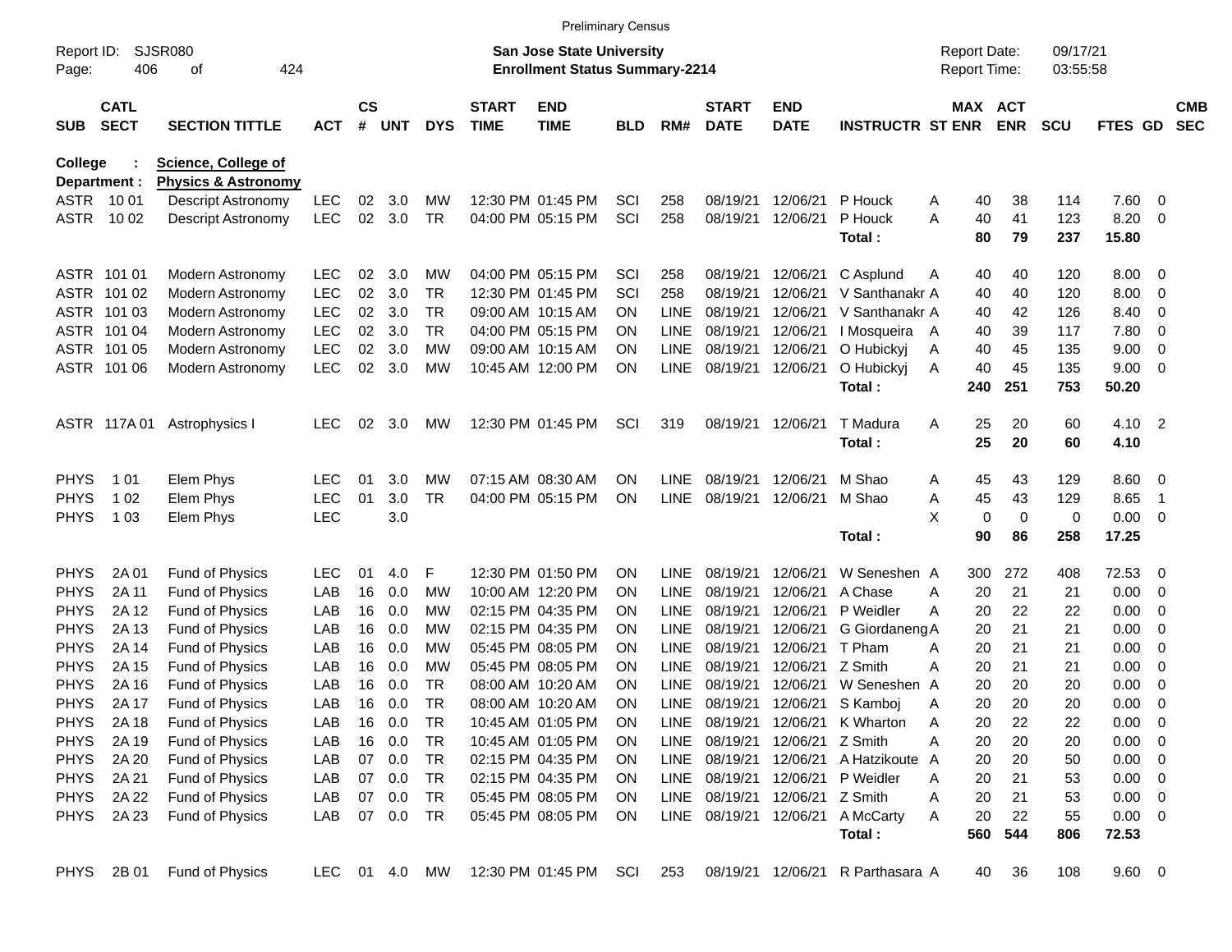Preliminary Census

Report ID: SJSR080
Page: 406 of 424

**San Jose State University**
**Enrollment Status Summary-2214**

Report Date: 09/17/21
Report Time: 03:55:58

| SUB | CATL SECT | SECTION TITTLE | ACT | CS # | UNT | DYS | START TIME | END TIME | BLD | RM# | START DATE | END DATE | INSTRUCTR | ST | MAX ENR | ACT ENR | SCU | FTES | GD | CMB SEC |
|---|---|---|---|---|---|---|---|---|---|---|---|---|---|---|---|---|---|---|---|---|
| College : | | Science, College of | | | | | | | | | | | | | | | | | | |
| Department : | | Physics & Astronomy | | | | | | | | | | | | | | | | | | |
| ASTR | 10 01 | Descript Astronomy | LEC | 02 | 3.0 | MW | 12:30 PM | 01:45 PM | SCI | 258 | 08/19/21 | 12/06/21 | P Houck | A | 40 | 38 | 114 | 7.60 | 0 | |
| ASTR | 10 02 | Descript Astronomy | LEC | 02 | 3.0 | TR | 04:00 PM | 05:15 PM | SCI | 258 | 08/19/21 | 12/06/21 | P Houck | A | 40 | 41 | 123 | 8.20 | 0 | |
| | | | | | | | | | | | | | **Total :** | | **80** | **79** | **237** | **15.80** | | |
| ASTR | 101 01 | Modern Astronomy | LEC | 02 | 3.0 | MW | 04:00 PM | 05:15 PM | SCI | 258 | 08/19/21 | 12/06/21 | C Asplund | A | 40 | 40 | 120 | 8.00 | 0 | |
| ASTR | 101 02 | Modern Astronomy | LEC | 02 | 3.0 | TR | 12:30 PM | 01:45 PM | SCI | 258 | 08/19/21 | 12/06/21 | V Santhanakr | A | 40 | 40 | 120 | 8.00 | 0 | |
| ASTR | 101 03 | Modern Astronomy | LEC | 02 | 3.0 | TR | 09:00 AM | 10:15 AM | ON | LINE | 08/19/21 | 12/06/21 | V Santhanakr | A | 40 | 42 | 126 | 8.40 | 0 | |
| ASTR | 101 04 | Modern Astronomy | LEC | 02 | 3.0 | TR | 04:00 PM | 05:15 PM | ON | LINE | 08/19/21 | 12/06/21 | I Mosqueira | A | 40 | 39 | 117 | 7.80 | 0 | |
| ASTR | 101 05 | Modern Astronomy | LEC | 02 | 3.0 | MW | 09:00 AM | 10:15 AM | ON | LINE | 08/19/21 | 12/06/21 | O Hubickyj | A | 40 | 45 | 135 | 9.00 | 0 | |
| ASTR | 101 06 | Modern Astronomy | LEC | 02 | 3.0 | MW | 10:45 AM | 12:00 PM | ON | LINE | 08/19/21 | 12/06/21 | O Hubickyj | A | 40 | 45 | 135 | 9.00 | 0 | |
| | | | | | | | | | | | | | **Total :** | | **240** | **251** | **753** | **50.20** | | |
| ASTR | 117A 01 | Astrophysics I | LEC | 02 | 3.0 | MW | 12:30 PM | 01:45 PM | SCI | 319 | 08/19/21 | 12/06/21 | T Madura | A | 25 | 20 | 60 | 4.10 | 2 | |
| | | | | | | | | | | | | | **Total :** | | **25** | **20** | **60** | **4.10** | | |
| PHYS | 1 01 | Elem Phys | LEC | 01 | 3.0 | MW | 07:15 AM | 08:30 AM | ON | LINE | 08/19/21 | 12/06/21 | M Shao | A | 45 | 43 | 129 | 8.60 | 0 | |
| PHYS | 1 02 | Elem Phys | LEC | 01 | 3.0 | TR | 04:00 PM | 05:15 PM | ON | LINE | 08/19/21 | 12/06/21 | M Shao | A | 45 | 43 | 129 | 8.65 | 1 | |
| PHYS | 1 03 | Elem Phys | LEC | | 3.0 | | | | | | | | | X | 0 | 0 | 0 | 0.00 | 0 | |
| | | | | | | | | | | | | | **Total :** | | **90** | **86** | **258** | **17.25** | | |
| PHYS | 2A 01 | Fund of Physics | LEC | 01 | 4.0 | F | 12:30 PM | 01:50 PM | ON | LINE | 08/19/21 | 12/06/21 | W Seneshen | A | 300 | 272 | 408 | 72.53 | 0 | |
| PHYS | 2A 11 | Fund of Physics | LAB | 16 | 0.0 | MW | 10:00 AM | 12:20 PM | ON | LINE | 08/19/21 | 12/06/21 | A Chase | A | 20 | 21 | 21 | 0.00 | 0 | |
| PHYS | 2A 12 | Fund of Physics | LAB | 16 | 0.0 | MW | 02:15 PM | 04:35 PM | ON | LINE | 08/19/21 | 12/06/21 | P Weidler | A | 20 | 22 | 22 | 0.00 | 0 | |
| PHYS | 2A 13 | Fund of Physics | LAB | 16 | 0.0 | MW | 02:15 PM | 04:35 PM | ON | LINE | 08/19/21 | 12/06/21 | G Giordaneng | A | 20 | 21 | 21 | 0.00 | 0 | |
| PHYS | 2A 14 | Fund of Physics | LAB | 16 | 0.0 | MW | 05:45 PM | 08:05 PM | ON | LINE | 08/19/21 | 12/06/21 | T Pham | A | 20 | 21 | 21 | 0.00 | 0 | |
| PHYS | 2A 15 | Fund of Physics | LAB | 16 | 0.0 | MW | 05:45 PM | 08:05 PM | ON | LINE | 08/19/21 | 12/06/21 | Z Smith | A | 20 | 21 | 21 | 0.00 | 0 | |
| PHYS | 2A 16 | Fund of Physics | LAB | 16 | 0.0 | TR | 08:00 AM | 10:20 AM | ON | LINE | 08/19/21 | 12/06/21 | W Seneshen | A | 20 | 20 | 20 | 0.00 | 0 | |
| PHYS | 2A 17 | Fund of Physics | LAB | 16 | 0.0 | TR | 08:00 AM | 10:20 AM | ON | LINE | 08/19/21 | 12/06/21 | S Kamboj | A | 20 | 20 | 20 | 0.00 | 0 | |
| PHYS | 2A 18 | Fund of Physics | LAB | 16 | 0.0 | TR | 10:45 AM | 01:05 PM | ON | LINE | 08/19/21 | 12/06/21 | K Wharton | A | 20 | 22 | 22 | 0.00 | 0 | |
| PHYS | 2A 19 | Fund of Physics | LAB | 16 | 0.0 | TR | 10:45 AM | 01:05 PM | ON | LINE | 08/19/21 | 12/06/21 | Z Smith | A | 20 | 20 | 20 | 0.00 | 0 | |
| PHYS | 2A 20 | Fund of Physics | LAB | 07 | 0.0 | TR | 02:15 PM | 04:35 PM | ON | LINE | 08/19/21 | 12/06/21 | A Hatzikoute | A | 20 | 20 | 50 | 0.00 | 0 | |
| PHYS | 2A 21 | Fund of Physics | LAB | 07 | 0.0 | TR | 02:15 PM | 04:35 PM | ON | LINE | 08/19/21 | 12/06/21 | P Weidler | A | 20 | 21 | 53 | 0.00 | 0 | |
| PHYS | 2A 22 | Fund of Physics | LAB | 07 | 0.0 | TR | 05:45 PM | 08:05 PM | ON | LINE | 08/19/21 | 12/06/21 | Z Smith | A | 20 | 21 | 53 | 0.00 | 0 | |
| PHYS | 2A 23 | Fund of Physics | LAB | 07 | 0.0 | TR | 05:45 PM | 08:05 PM | ON | LINE | 08/19/21 | 12/06/21 | A McCarty | A | 20 | 22 | 55 | 0.00 | 0 | |
| | | | | | | | | | | | | | **Total :** | | **560** | **544** | **806** | **72.53** | | |
| PHYS | 2B 01 | Fund of Physics | LEC | 01 | 4.0 | MW | 12:30 PM | 01:45 PM | SCI | 253 | 08/19/21 | 12/06/21 | R Parthasara | A | 40 | 36 | 108 | 9.60 | 0 | |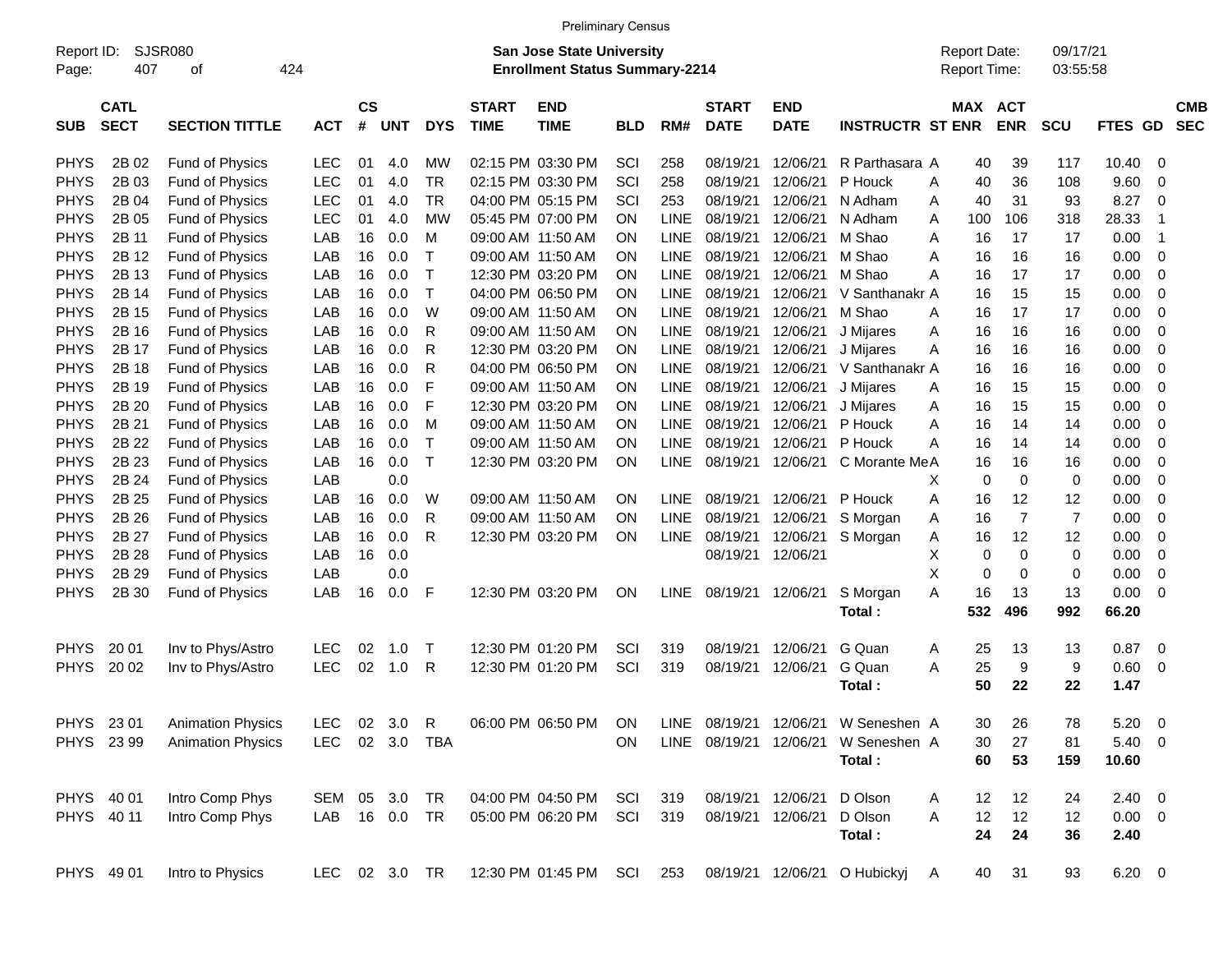Preliminary Census

Report ID: SJSR080
Page: 407 of 424

**San Jose State University**
**Enrollment Status Summary-2214**

Report Date: 09/17/21
Report Time: 03:55:58

| SUB | CATL SECT | SECTION TITTLE | ACT | CS # | UNT | DYS | START TIME | END TIME | BLD | RM# | START DATE | END DATE | INSTRUCTR | ST | MAX ENR | ACT ENR | SCU | FTES | GD | CMB SEC |
|---|---|---|---|---|---|---|---|---|---|---|---|---|---|---|---|---|---|---|---|---|
| PHYS | 2B 02 | Fund of Physics | LEC | 01 | 4.0 | MW | 02:15 PM | 03:30 PM | SCI | 258 | 08/19/21 | 12/06/21 | R Parthasara | A | 40 | 39 | 117 | 10.40 | 0 | |
| PHYS | 2B 03 | Fund of Physics | LEC | 01 | 4.0 | TR | 02:15 PM | 03:30 PM | SCI | 258 | 08/19/21 | 12/06/21 | P Houck | A | 40 | 36 | 108 | 9.60 | 0 | |
| PHYS | 2B 04 | Fund of Physics | LEC | 01 | 4.0 | TR | 04:00 PM | 05:15 PM | SCI | 253 | 08/19/21 | 12/06/21 | N Adham | A | 40 | 31 | 93 | 8.27 | 0 | |
| PHYS | 2B 05 | Fund of Physics | LEC | 01 | 4.0 | MW | 05:45 PM | 07:00 PM | ON | LINE | 08/19/21 | 12/06/21 | N Adham | A | 100 | 106 | 318 | 28.33 | 1 | |
| PHYS | 2B 11 | Fund of Physics | LAB | 16 | 0.0 | M | 09:00 AM | 11:50 AM | ON | LINE | 08/19/21 | 12/06/21 | M Shao | A | 16 | 17 | 17 | 0.00 | 1 | |
| PHYS | 2B 12 | Fund of Physics | LAB | 16 | 0.0 | T | 09:00 AM | 11:50 AM | ON | LINE | 08/19/21 | 12/06/21 | M Shao | A | 16 | 16 | 16 | 0.00 | 0 | |
| PHYS | 2B 13 | Fund of Physics | LAB | 16 | 0.0 | T | 12:30 PM | 03:20 PM | ON | LINE | 08/19/21 | 12/06/21 | M Shao | A | 16 | 17 | 17 | 0.00 | 0 | |
| PHYS | 2B 14 | Fund of Physics | LAB | 16 | 0.0 | T | 04:00 PM | 06:50 PM | ON | LINE | 08/19/21 | 12/06/21 | V Santhanakr | A | 16 | 15 | 15 | 0.00 | 0 | |
| PHYS | 2B 15 | Fund of Physics | LAB | 16 | 0.0 | W | 09:00 AM | 11:50 AM | ON | LINE | 08/19/21 | 12/06/21 | M Shao | A | 16 | 17 | 17 | 0.00 | 0 | |
| PHYS | 2B 16 | Fund of Physics | LAB | 16 | 0.0 | R | 09:00 AM | 11:50 AM | ON | LINE | 08/19/21 | 12/06/21 | J Mijares | A | 16 | 16 | 16 | 0.00 | 0 | |
| PHYS | 2B 17 | Fund of Physics | LAB | 16 | 0.0 | R | 12:30 PM | 03:20 PM | ON | LINE | 08/19/21 | 12/06/21 | J Mijares | A | 16 | 16 | 16 | 0.00 | 0 | |
| PHYS | 2B 18 | Fund of Physics | LAB | 16 | 0.0 | R | 04:00 PM | 06:50 PM | ON | LINE | 08/19/21 | 12/06/21 | V Santhanakr | A | 16 | 16 | 16 | 0.00 | 0 | |
| PHYS | 2B 19 | Fund of Physics | LAB | 16 | 0.0 | F | 09:00 AM | 11:50 AM | ON | LINE | 08/19/21 | 12/06/21 | J Mijares | A | 16 | 15 | 15 | 0.00 | 0 | |
| PHYS | 2B 20 | Fund of Physics | LAB | 16 | 0.0 | F | 12:30 PM | 03:20 PM | ON | LINE | 08/19/21 | 12/06/21 | J Mijares | A | 16 | 15 | 15 | 0.00 | 0 | |
| PHYS | 2B 21 | Fund of Physics | LAB | 16 | 0.0 | M | 09:00 AM | 11:50 AM | ON | LINE | 08/19/21 | 12/06/21 | P Houck | A | 16 | 14 | 14 | 0.00 | 0 | |
| PHYS | 2B 22 | Fund of Physics | LAB | 16 | 0.0 | T | 09:00 AM | 11:50 AM | ON | LINE | 08/19/21 | 12/06/21 | P Houck | A | 16 | 14 | 14 | 0.00 | 0 | |
| PHYS | 2B 23 | Fund of Physics | LAB | 16 | 0.0 | T | 12:30 PM | 03:20 PM | ON | LINE | 08/19/21 | 12/06/21 | C Morante Me | A | 16 | 16 | 16 | 0.00 | 0 | |
| PHYS | 2B 24 | Fund of Physics | LAB | | 0.0 | | | | | | | | | X | 0 | 0 | 0 | 0.00 | 0 | |
| PHYS | 2B 25 | Fund of Physics | LAB | 16 | 0.0 | W | 09:00 AM | 11:50 AM | ON | LINE | 08/19/21 | 12/06/21 | P Houck | A | 16 | 12 | 12 | 0.00 | 0 | |
| PHYS | 2B 26 | Fund of Physics | LAB | 16 | 0.0 | R | 09:00 AM | 11:50 AM | ON | LINE | 08/19/21 | 12/06/21 | S Morgan | A | 16 | 7 | 7 | 0.00 | 0 | |
| PHYS | 2B 27 | Fund of Physics | LAB | 16 | 0.0 | R | 12:30 PM | 03:20 PM | ON | LINE | 08/19/21 | 12/06/21 | S Morgan | A | 16 | 12 | 12 | 0.00 | 0 | |
| PHYS | 2B 28 | Fund of Physics | LAB | 16 | 0.0 | | | | | | 08/19/21 | 12/06/21 | | X | 0 | 0 | 0 | 0.00 | 0 | |
| PHYS | 2B 29 | Fund of Physics | LAB | | 0.0 | | | | | | | | | X | 0 | 0 | 0 | 0.00 | 0 | |
| PHYS | 2B 30 | Fund of Physics | LAB | 16 | 0.0 | F | 12:30 PM | 03:20 PM | ON | LINE | 08/19/21 | 12/06/21 | S Morgan | A | 16 | 13 | 13 | 0.00 | 0 | |
| | | | | | | | | | | | | | **Total :** | | **532** | **496** | **992** | **66.20** | | |
| PHYS | 20 01 | Inv to Phys/Astro | LEC | 02 | 1.0 | T | 12:30 PM | 01:20 PM | SCI | 319 | 08/19/21 | 12/06/21 | G Quan | A | 25 | 13 | 13 | 0.87 | 0 | |
| PHYS | 20 02 | Inv to Phys/Astro | LEC | 02 | 1.0 | R | 12:30 PM | 01:20 PM | SCI | 319 | 08/19/21 | 12/06/21 | G Quan | A | 25 | 9 | 9 | 0.60 | 0 | |
| | | | | | | | | | | | | | **Total :** | | **50** | **22** | **22** | **1.47** | | |
| PHYS | 23 01 | Animation Physics | LEC | 02 | 3.0 | R | 06:00 PM | 06:50 PM | ON | LINE | 08/19/21 | 12/06/21 | W Seneshen | A | 30 | 26 | 78 | 5.20 | 0 | |
| PHYS | 23 99 | Animation Physics | LEC | 02 | 3.0 | TBA | | | ON | LINE | 08/19/21 | 12/06/21 | W Seneshen | A | 30 | 27 | 81 | 5.40 | 0 | |
| | | | | | | | | | | | | | **Total :** | | **60** | **53** | **159** | **10.60** | | |
| PHYS | 40 01 | Intro Comp Phys | SEM | 05 | 3.0 | TR | 04:00 PM | 04:50 PM | SCI | 319 | 08/19/21 | 12/06/21 | D Olson | A | 12 | 12 | 24 | 2.40 | 0 | |
| PHYS | 40 11 | Intro Comp Phys | LAB | 16 | 0.0 | TR | 05:00 PM | 06:20 PM | SCI | 319 | 08/19/21 | 12/06/21 | D Olson | A | 12 | 12 | 12 | 0.00 | 0 | |
| | | | | | | | | | | | | | **Total :** | | **24** | **24** | **36** | **2.40** | | |
| PHYS | 49 01 | Intro to Physics | LEC | 02 | 3.0 | TR | 12:30 PM | 01:45 PM | SCI | 253 | 08/19/21 | 12/06/21 | O Hubickyj | A | 40 | 31 | 93 | 6.20 | 0 | |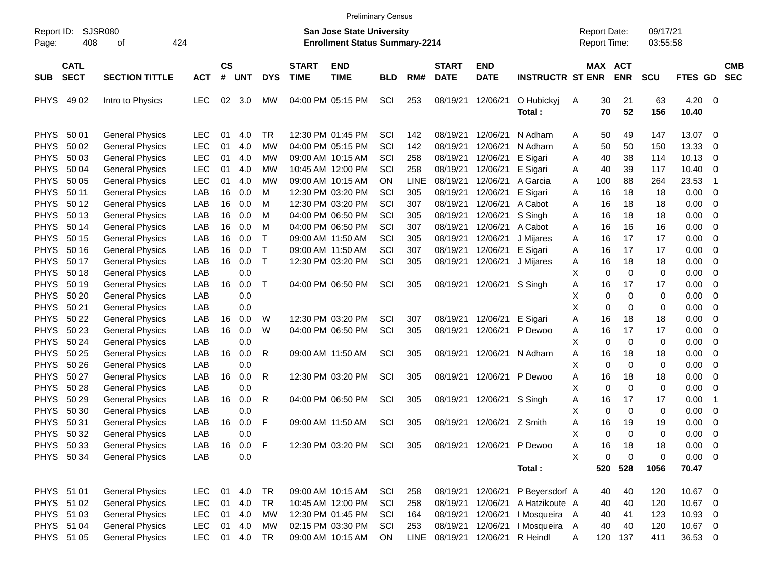Preliminary Census

Report ID: SJSR080
Page: 408 of 424

**San Jose State University**
**Enrollment Status Summary-2214**

Report Date: 09/17/21
Report Time: 03:55:58

| SUB | CATL SECT | SECTION TITTLE | ACT | CS # | UNT | DYS | START TIME | END TIME | BLD | RM# | START DATE | END DATE | INSTRUCTR | ST | MAX ENR | ACT ENR | SCU | FTES | GD | CMB SEC |
|---|---|---|---|---|---|---|---|---|---|---|---|---|---|---|---|---|---|---|---|---|
| PHYS | 49 02 | Intro to Physics | LEC | 02 | 3.0 | MW | 04:00 PM | 05:15 PM | SCI | 253 | 08/19/21 | 12/06/21 | O Hubickyj | A | 30 | 21 | 63 | 4.20 | 0 | |
| | | | | | | | | | | | | | **Total :** | | **70** | **52** | **156** | **10.40** | | |
| PHYS | 50 01 | General Physics | LEC | 01 | 4.0 | TR | 12:30 PM | 01:45 PM | SCI | 142 | 08/19/21 | 12/06/21 | N Adham | A | 50 | 49 | 147 | 13.07 | 0 | |
| PHYS | 50 02 | General Physics | LEC | 01 | 4.0 | MW | 04:00 PM | 05:15 PM | SCI | 142 | 08/19/21 | 12/06/21 | N Adham | A | 50 | 50 | 150 | 13.33 | 0 | |
| PHYS | 50 03 | General Physics | LEC | 01 | 4.0 | MW | 09:00 AM | 10:15 AM | SCI | 258 | 08/19/21 | 12/06/21 | E Sigari | A | 40 | 38 | 114 | 10.13 | 0 | |
| PHYS | 50 04 | General Physics | LEC | 01 | 4.0 | MW | 10:45 AM | 12:00 PM | SCI | 258 | 08/19/21 | 12/06/21 | E Sigari | A | 40 | 39 | 117 | 10.40 | 0 | |
| PHYS | 50 05 | General Physics | LEC | 01 | 4.0 | MW | 09:00 AM | 10:15 AM | ON | LINE | 08/19/21 | 12/06/21 | A Garcia | A | 100 | 88 | 264 | 23.53 | 1 | |
| PHYS | 50 11 | General Physics | LAB | 16 | 0.0 | M | 12:30 PM | 03:20 PM | SCI | 305 | 08/19/21 | 12/06/21 | E Sigari | A | 16 | 18 | 18 | 0.00 | 0 | |
| PHYS | 50 12 | General Physics | LAB | 16 | 0.0 | M | 12:30 PM | 03:20 PM | SCI | 307 | 08/19/21 | 12/06/21 | A Cabot | A | 16 | 18 | 18 | 0.00 | 0 | |
| PHYS | 50 13 | General Physics | LAB | 16 | 0.0 | M | 04:00 PM | 06:50 PM | SCI | 305 | 08/19/21 | 12/06/21 | S Singh | A | 16 | 18 | 18 | 0.00 | 0 | |
| PHYS | 50 14 | General Physics | LAB | 16 | 0.0 | M | 04:00 PM | 06:50 PM | SCI | 307 | 08/19/21 | 12/06/21 | A Cabot | A | 16 | 16 | 16 | 0.00 | 0 | |
| PHYS | 50 15 | General Physics | LAB | 16 | 0.0 | T | 09:00 AM | 11:50 AM | SCI | 305 | 08/19/21 | 12/06/21 | J Mijares | A | 16 | 17 | 17 | 0.00 | 0 | |
| PHYS | 50 16 | General Physics | LAB | 16 | 0.0 | T | 09:00 AM | 11:50 AM | SCI | 307 | 08/19/21 | 12/06/21 | E Sigari | A | 16 | 17 | 17 | 0.00 | 0 | |
| PHYS | 50 17 | General Physics | LAB | 16 | 0.0 | T | 12:30 PM | 03:20 PM | SCI | 305 | 08/19/21 | 12/06/21 | J Mijares | A | 16 | 18 | 18 | 0.00 | 0 | |
| PHYS | 50 18 | General Physics | LAB | | 0.0 | | | | | | | | | X | 0 | 0 | 0 | 0.00 | 0 | |
| PHYS | 50 19 | General Physics | LAB | 16 | 0.0 | T | 04:00 PM | 06:50 PM | SCI | 305 | 08/19/21 | 12/06/21 | S Singh | A | 16 | 17 | 17 | 0.00 | 0 | |
| PHYS | 50 20 | General Physics | LAB | | 0.0 | | | | | | | | | X | 0 | 0 | 0 | 0.00 | 0 | |
| PHYS | 50 21 | General Physics | LAB | | 0.0 | | | | | | | | | X | 0 | 0 | 0 | 0.00 | 0 | |
| PHYS | 50 22 | General Physics | LAB | 16 | 0.0 | W | 12:30 PM | 03:20 PM | SCI | 307 | 08/19/21 | 12/06/21 | E Sigari | A | 16 | 18 | 18 | 0.00 | 0 | |
| PHYS | 50 23 | General Physics | LAB | 16 | 0.0 | W | 04:00 PM | 06:50 PM | SCI | 305 | 08/19/21 | 12/06/21 | P Dewoo | A | 16 | 17 | 17 | 0.00 | 0 | |
| PHYS | 50 24 | General Physics | LAB | | 0.0 | | | | | | | | | X | 0 | 0 | 0 | 0.00 | 0 | |
| PHYS | 50 25 | General Physics | LAB | 16 | 0.0 | R | 09:00 AM | 11:50 AM | SCI | 305 | 08/19/21 | 12/06/21 | N Adham | A | 16 | 18 | 18 | 0.00 | 0 | |
| PHYS | 50 26 | General Physics | LAB | | 0.0 | | | | | | | | | X | 0 | 0 | 0 | 0.00 | 0 | |
| PHYS | 50 27 | General Physics | LAB | 16 | 0.0 | R | 12:30 PM | 03:20 PM | SCI | 305 | 08/19/21 | 12/06/21 | P Dewoo | A | 16 | 18 | 18 | 0.00 | 0 | |
| PHYS | 50 28 | General Physics | LAB | | 0.0 | | | | | | | | | X | 0 | 0 | 0 | 0.00 | 0 | |
| PHYS | 50 29 | General Physics | LAB | 16 | 0.0 | R | 04:00 PM | 06:50 PM | SCI | 305 | 08/19/21 | 12/06/21 | S Singh | A | 16 | 17 | 17 | 0.00 | 1 | |
| PHYS | 50 30 | General Physics | LAB | | 0.0 | | | | | | | | | X | 0 | 0 | 0 | 0.00 | 0 | |
| PHYS | 50 31 | General Physics | LAB | 16 | 0.0 | F | 09:00 AM | 11:50 AM | SCI | 305 | 08/19/21 | 12/06/21 | Z Smith | A | 16 | 19 | 19 | 0.00 | 0 | |
| PHYS | 50 32 | General Physics | LAB | | 0.0 | | | | | | | | | X | 0 | 0 | 0 | 0.00 | 0 | |
| PHYS | 50 33 | General Physics | LAB | 16 | 0.0 | F | 12:30 PM | 03:20 PM | SCI | 305 | 08/19/21 | 12/06/21 | P Dewoo | A | 16 | 18 | 18 | 0.00 | 0 | |
| PHYS | 50 34 | General Physics | LAB | | 0.0 | | | | | | | | | X | 0 | 0 | 0 | 0.00 | 0 | |
| | | | | | | | | | | | | | **Total :** | | **520** | **528** | **1056** | **70.47** | | |
| PHYS | 51 01 | General Physics | LEC | 01 | 4.0 | TR | 09:00 AM | 10:15 AM | SCI | 258 | 08/19/21 | 12/06/21 | P Beyersdorf | A | 40 | 40 | 120 | 10.67 | 0 | |
| PHYS | 51 02 | General Physics | LEC | 01 | 4.0 | TR | 10:45 AM | 12:00 PM | SCI | 258 | 08/19/21 | 12/06/21 | A Hatzikoute | A | 40 | 40 | 120 | 10.67 | 0 | |
| PHYS | 51 03 | General Physics | LEC | 01 | 4.0 | MW | 12:30 PM | 01:45 PM | SCI | 164 | 08/19/21 | 12/06/21 | I Mosqueira | A | 40 | 41 | 123 | 10.93 | 0 | |
| PHYS | 51 04 | General Physics | LEC | 01 | 4.0 | MW | 02:15 PM | 03:30 PM | SCI | 253 | 08/19/21 | 12/06/21 | I Mosqueira | A | 40 | 40 | 120 | 10.67 | 0 | |
| PHYS | 51 05 | General Physics | LEC | 01 | 4.0 | TR | 09:00 AM | 10:15 AM | ON | LINE | 08/19/21 | 12/06/21 | R Heindl | A | 120 | 137 | 411 | 36.53 | 0 | |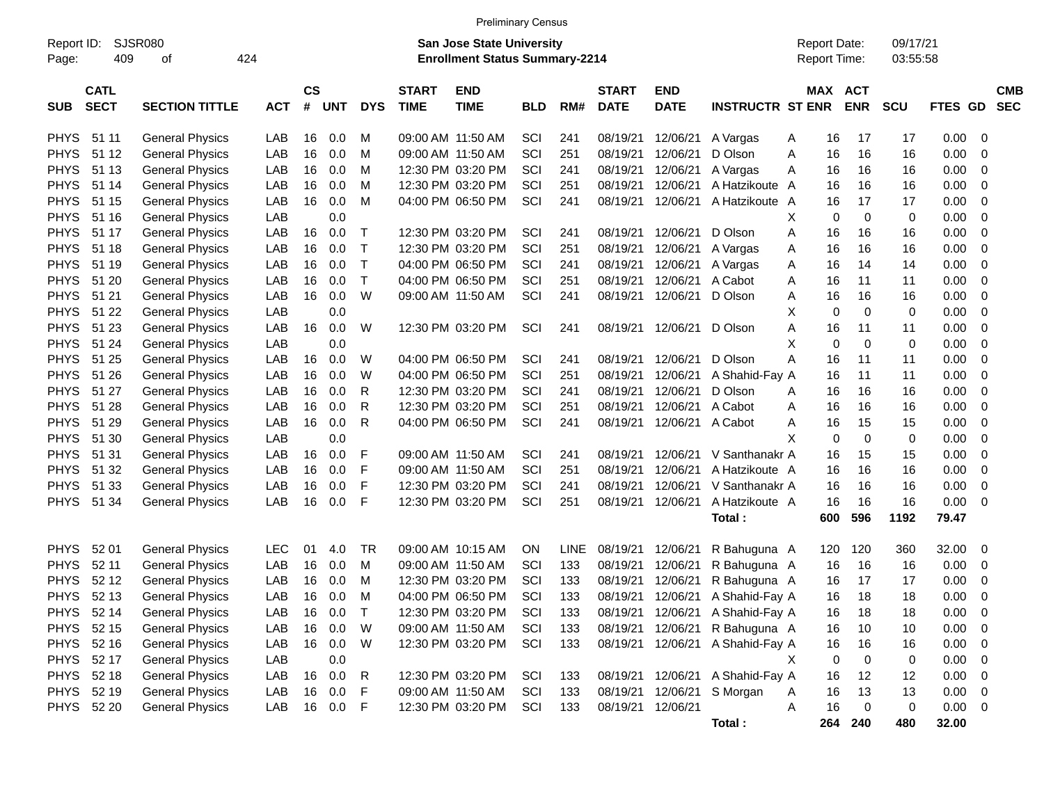Preliminary Census

Report ID: SJSR080
Page: 409 of 424

**San Jose State University**
**Enrollment Status Summary-2214**

Report Date: 09/17/21
Report Time: 03:55:58

| SUB | CATL SECT | SECTION TITTLE | ACT | CS # | UNT | DYS | START TIME | END TIME | BLD | RM# | START DATE | END DATE | INSTRUCTR | ST | MAX ENR | ACT ENR | SCU | FTES | GD | CMB SEC |
|---|---|---|---|---|---|---|---|---|---|---|---|---|---|---|---|---|---|---|---|---|
| PHYS | 51 11 | General Physics | LAB | 16 | 0.0 | M | 09:00 AM | 11:50 AM | SCI | 241 | 08/19/21 | 12/06/21 | A Vargas | A | 16 | 17 | 17 | 0.00 | 0 | |
| PHYS | 51 12 | General Physics | LAB | 16 | 0.0 | M | 09:00 AM | 11:50 AM | SCI | 251 | 08/19/21 | 12/06/21 | D Olson | A | 16 | 16 | 16 | 0.00 | 0 | |
| PHYS | 51 13 | General Physics | LAB | 16 | 0.0 | M | 12:30 PM | 03:20 PM | SCI | 241 | 08/19/21 | 12/06/21 | A Vargas | A | 16 | 16 | 16 | 0.00 | 0 | |
| PHYS | 51 14 | General Physics | LAB | 16 | 0.0 | M | 12:30 PM | 03:20 PM | SCI | 251 | 08/19/21 | 12/06/21 | A Hatzikoute | A | 16 | 16 | 16 | 0.00 | 0 | |
| PHYS | 51 15 | General Physics | LAB | 16 | 0.0 | M | 04:00 PM | 06:50 PM | SCI | 241 | 08/19/21 | 12/06/21 | A Hatzikoute | A | 16 | 17 | 17 | 0.00 | 0 | |
| PHYS | 51 16 | General Physics | LAB | | 0.0 | | | | | | | | | X | 0 | 0 | 0 | 0.00 | 0 | |
| PHYS | 51 17 | General Physics | LAB | 16 | 0.0 | T | 12:30 PM | 03:20 PM | SCI | 241 | 08/19/21 | 12/06/21 | D Olson | A | 16 | 16 | 16 | 0.00 | 0 | |
| PHYS | 51 18 | General Physics | LAB | 16 | 0.0 | T | 12:30 PM | 03:20 PM | SCI | 251 | 08/19/21 | 12/06/21 | A Vargas | A | 16 | 16 | 16 | 0.00 | 0 | |
| PHYS | 51 19 | General Physics | LAB | 16 | 0.0 | T | 04:00 PM | 06:50 PM | SCI | 241 | 08/19/21 | 12/06/21 | A Vargas | A | 16 | 14 | 14 | 0.00 | 0 | |
| PHYS | 51 20 | General Physics | LAB | 16 | 0.0 | T | 04:00 PM | 06:50 PM | SCI | 251 | 08/19/21 | 12/06/21 | A Cabot | A | 16 | 11 | 11 | 0.00 | 0 | |
| PHYS | 51 21 | General Physics | LAB | 16 | 0.0 | W | 09:00 AM | 11:50 AM | SCI | 241 | 08/19/21 | 12/06/21 | D Olson | A | 16 | 16 | 16 | 0.00 | 0 | |
| PHYS | 51 22 | General Physics | LAB | | 0.0 | | | | | | | | | X | 0 | 0 | 0 | 0.00 | 0 | |
| PHYS | 51 23 | General Physics | LAB | 16 | 0.0 | W | 12:30 PM | 03:20 PM | SCI | 241 | 08/19/21 | 12/06/21 | D Olson | A | 16 | 11 | 11 | 0.00 | 0 | |
| PHYS | 51 24 | General Physics | LAB | | 0.0 | | | | | | | | | X | 0 | 0 | 0 | 0.00 | 0 | |
| PHYS | 51 25 | General Physics | LAB | 16 | 0.0 | W | 04:00 PM | 06:50 PM | SCI | 241 | 08/19/21 | 12/06/21 | D Olson | A | 16 | 11 | 11 | 0.00 | 0 | |
| PHYS | 51 26 | General Physics | LAB | 16 | 0.0 | W | 04:00 PM | 06:50 PM | SCI | 251 | 08/19/21 | 12/06/21 | A Shahid-Fay | A | 16 | 11 | 11 | 0.00 | 0 | |
| PHYS | 51 27 | General Physics | LAB | 16 | 0.0 | R | 12:30 PM | 03:20 PM | SCI | 241 | 08/19/21 | 12/06/21 | D Olson | A | 16 | 16 | 16 | 0.00 | 0 | |
| PHYS | 51 28 | General Physics | LAB | 16 | 0.0 | R | 12:30 PM | 03:20 PM | SCI | 251 | 08/19/21 | 12/06/21 | A Cabot | A | 16 | 16 | 16 | 0.00 | 0 | |
| PHYS | 51 29 | General Physics | LAB | 16 | 0.0 | R | 04:00 PM | 06:50 PM | SCI | 241 | 08/19/21 | 12/06/21 | A Cabot | A | 16 | 15 | 15 | 0.00 | 0 | |
| PHYS | 51 30 | General Physics | LAB | | 0.0 | | | | | | | | | X | 0 | 0 | 0 | 0.00 | 0 | |
| PHYS | 51 31 | General Physics | LAB | 16 | 0.0 | F | 09:00 AM | 11:50 AM | SCI | 241 | 08/19/21 | 12/06/21 | V Santhanakr | A | 16 | 15 | 15 | 0.00 | 0 | |
| PHYS | 51 32 | General Physics | LAB | 16 | 0.0 | F | 09:00 AM | 11:50 AM | SCI | 251 | 08/19/21 | 12/06/21 | A Hatzikoute | A | 16 | 16 | 16 | 0.00 | 0 | |
| PHYS | 51 33 | General Physics | LAB | 16 | 0.0 | F | 12:30 PM | 03:20 PM | SCI | 241 | 08/19/21 | 12/06/21 | V Santhanakr | A | 16 | 16 | 16 | 0.00 | 0 | |
| PHYS | 51 34 | General Physics | LAB | 16 | 0.0 | F | 12:30 PM | 03:20 PM | SCI | 251 | 08/19/21 | 12/06/21 | A Hatzikoute | A | 16 | 16 | 16 | 0.00 | 0 | |
| | | | | | | | | | | | | | **Total :** | | **600** | **596** | **1192** | **79.47** | | |
| PHYS | 52 01 | General Physics | LEC | 01 | 4.0 | TR | 09:00 AM | 10:15 AM | ON | LINE | 08/19/21 | 12/06/21 | R Bahuguna | A | 120 | 120 | 360 | 32.00 | 0 | |
| PHYS | 52 11 | General Physics | LAB | 16 | 0.0 | M | 09:00 AM | 11:50 AM | SCI | 133 | 08/19/21 | 12/06/21 | R Bahuguna | A | 16 | 16 | 16 | 0.00 | 0 | |
| PHYS | 52 12 | General Physics | LAB | 16 | 0.0 | M | 12:30 PM | 03:20 PM | SCI | 133 | 08/19/21 | 12/06/21 | R Bahuguna | A | 16 | 17 | 17 | 0.00 | 0 | |
| PHYS | 52 13 | General Physics | LAB | 16 | 0.0 | M | 04:00 PM | 06:50 PM | SCI | 133 | 08/19/21 | 12/06/21 | A Shahid-Fay | A | 16 | 18 | 18 | 0.00 | 0 | |
| PHYS | 52 14 | General Physics | LAB | 16 | 0.0 | T | 12:30 PM | 03:20 PM | SCI | 133 | 08/19/21 | 12/06/21 | A Shahid-Fay | A | 16 | 18 | 18 | 0.00 | 0 | |
| PHYS | 52 15 | General Physics | LAB | 16 | 0.0 | W | 09:00 AM | 11:50 AM | SCI | 133 | 08/19/21 | 12/06/21 | R Bahuguna | A | 16 | 10 | 10 | 0.00 | 0 | |
| PHYS | 52 16 | General Physics | LAB | 16 | 0.0 | W | 12:30 PM | 03:20 PM | SCI | 133 | 08/19/21 | 12/06/21 | A Shahid-Fay | A | 16 | 16 | 16 | 0.00 | 0 | |
| PHYS | 52 17 | General Physics | LAB | | 0.0 | | | | | | | | | X | 0 | 0 | 0 | 0.00 | 0 | |
| PHYS | 52 18 | General Physics | LAB | 16 | 0.0 | R | 12:30 PM | 03:20 PM | SCI | 133 | 08/19/21 | 12/06/21 | A Shahid-Fay | A | 16 | 12 | 12 | 0.00 | 0 | |
| PHYS | 52 19 | General Physics | LAB | 16 | 0.0 | F | 09:00 AM | 11:50 AM | SCI | 133 | 08/19/21 | 12/06/21 | S Morgan | A | 16 | 13 | 13 | 0.00 | 0 | |
| PHYS | 52 20 | General Physics | LAB | 16 | 0.0 | F | 12:30 PM | 03:20 PM | SCI | 133 | 08/19/21 | 12/06/21 | | A | 16 | 0 | 0 | 0.00 | 0 | |
| | | | | | | | | | | | | | **Total :** | | **264** | **240** | **480** | **32.00** | | |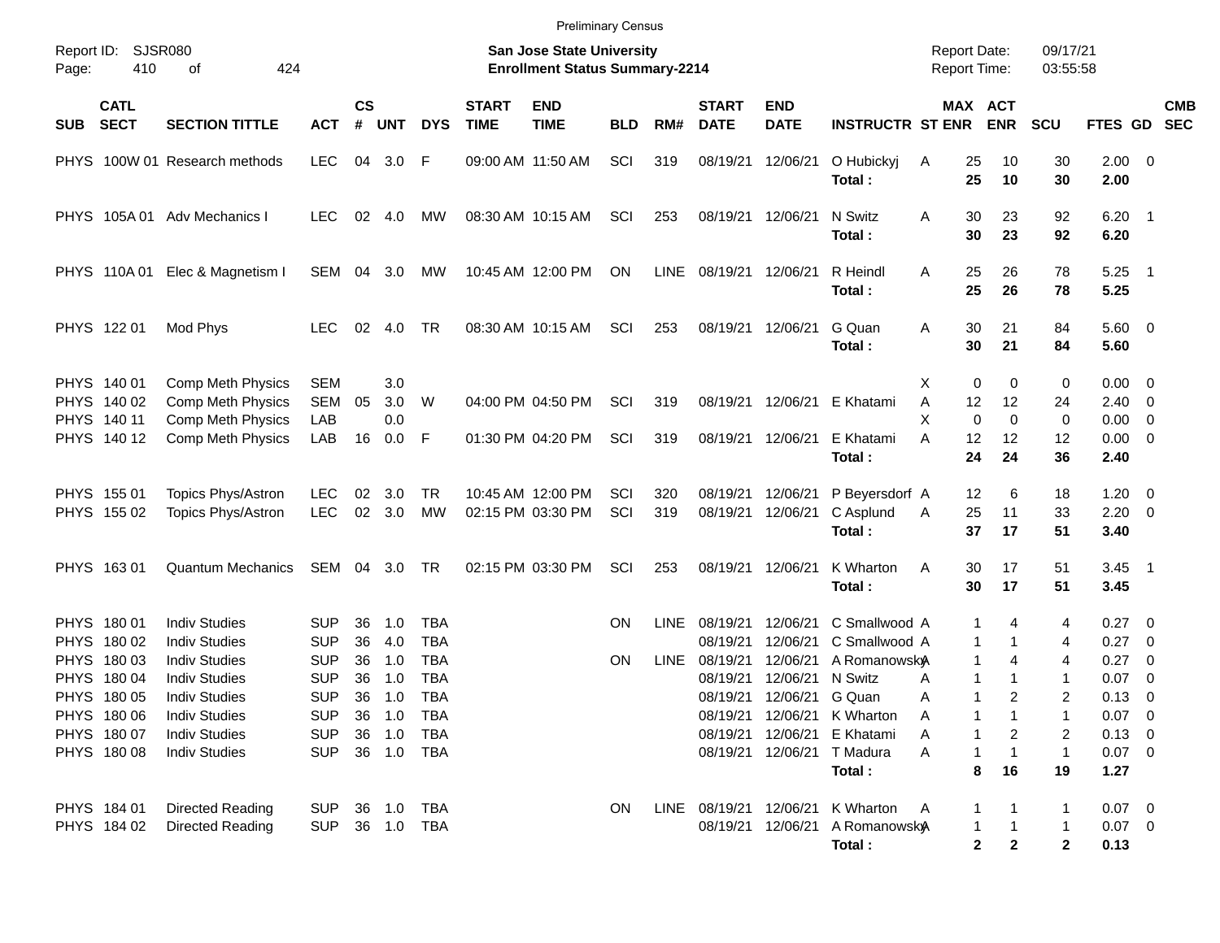Preliminary Census

Report ID: SJSR080

**San Jose State University**
**Enrollment Status Summary-2214**

Report Date: 09/17/21
Report Time: 03:55:58

| SUB | CATL SECT | SECTION TITTLE | ACT | CS # | UNT | DYS | START TIME | END TIME | BLD | RM# | START DATE | END DATE | INSTRUCTR | ST | MAX ENR | ACT ENR | SCU | FTES | GD | CMB SEC |
|---|---|---|---|---|---|---|---|---|---|---|---|---|---|---|---|---|---|---|---|---|
| PHYS | 100W 01 | Research methods | LEC | 04 | 3.0 | F | 09:00 AM | 11:50 AM | SCI | 319 | 08/19/21 | 12/06/21 | O Hubickyj | A | 25 | 10 | 30 | 2.00 | 0 | |
| | | | | | | | | | | | | | **Total :** | | **25** | **10** | **30** | **2.00** | | |
| PHYS | 105A 01 | Adv Mechanics I | LEC | 02 | 4.0 | MW | 08:30 AM | 10:15 AM | SCI | 253 | 08/19/21 | 12/06/21 | N Switz | A | 30 | 23 | 92 | 6.20 | 1 | |
| | | | | | | | | | | | | | **Total :** | | **30** | **23** | **92** | **6.20** | | |
| PHYS | 110A 01 | Elec & Magnetism I | SEM | 04 | 3.0 | MW | 10:45 AM | 12:00 PM | ON | LINE | 08/19/21 | 12/06/21 | R Heindl | A | 25 | 26 | 78 | 5.25 | 1 | |
| | | | | | | | | | | | | | **Total :** | | **25** | **26** | **78** | **5.25** | | |
| PHYS | 122 01 | Mod Phys | LEC | 02 | 4.0 | TR | 08:30 AM | 10:15 AM | SCI | 253 | 08/19/21 | 12/06/21 | G Quan | A | 30 | 21 | 84 | 5.60 | 0 | |
| | | | | | | | | | | | | | **Total :** | | **30** | **21** | **84** | **5.60** | | |
| PHYS | 140 01 | Comp Meth Physics | SEM | | 3.0 | | | | | | | | | X | 0 | 0 | 0 | 0.00 | 0 | |
| PHYS | 140 02 | Comp Meth Physics | SEM | 05 | 3.0 | W | 04:00 PM | 04:50 PM | SCI | 319 | 08/19/21 | 12/06/21 | E Khatami | A | 12 | 12 | 24 | 2.40 | 0 | |
| PHYS | 140 11 | Comp Meth Physics | LAB | | 0.0 | | | | | | | | | X | 0 | 0 | 0 | 0.00 | 0 | |
| PHYS | 140 12 | Comp Meth Physics | LAB | 16 | 0.0 | F | 01:30 PM | 04:20 PM | SCI | 319 | 08/19/21 | 12/06/21 | E Khatami | A | 12 | 12 | 12 | 0.00 | 0 | |
| | | | | | | | | | | | | | **Total :** | | **24** | **24** | **36** | **2.40** | | |
| PHYS | 155 01 | Topics Phys/Astron | LEC | 02 | 3.0 | TR | 10:45 AM | 12:00 PM | SCI | 320 | 08/19/21 | 12/06/21 | P Beyersdorf | A | 12 | 6 | 18 | 1.20 | 0 | |
| PHYS | 155 02 | Topics Phys/Astron | LEC | 02 | 3.0 | MW | 02:15 PM | 03:30 PM | SCI | 319 | 08/19/21 | 12/06/21 | C Asplund | A | 25 | 11 | 33 | 2.20 | 0 | |
| | | | | | | | | | | | | | **Total :** | | **37** | **17** | **51** | **3.40** | | |
| PHYS | 163 01 | Quantum Mechanics | SEM | 04 | 3.0 | TR | 02:15 PM | 03:30 PM | SCI | 253 | 08/19/21 | 12/06/21 | K Wharton | A | 30 | 17 | 51 | 3.45 | 1 | |
| | | | | | | | | | | | | | **Total :** | | **30** | **17** | **51** | **3.45** | | |
| PHYS | 180 01 | Indiv Studies | SUP | 36 | 1.0 | TBA | | | ON | LINE | 08/19/21 | 12/06/21 | C Smallwood | A | 1 | 4 | 4 | 0.27 | 0 | |
| PHYS | 180 02 | Indiv Studies | SUP | 36 | 4.0 | TBA | | | | | 08/19/21 | 12/06/21 | C Smallwood | A | 1 | 1 | 4 | 0.27 | 0 | |
| PHYS | 180 03 | Indiv Studies | SUP | 36 | 1.0 | TBA | | | ON | LINE | 08/19/21 | 12/06/21 | A Romanowsky | A | 1 | 4 | 4 | 0.27 | 0 | |
| PHYS | 180 04 | Indiv Studies | SUP | 36 | 1.0 | TBA | | | | | 08/19/21 | 12/06/21 | N Switz | A | 1 | 1 | 1 | 0.07 | 0 | |
| PHYS | 180 05 | Indiv Studies | SUP | 36 | 1.0 | TBA | | | | | 08/19/21 | 12/06/21 | G Quan | A | 1 | 2 | 2 | 0.13 | 0 | |
| PHYS | 180 06 | Indiv Studies | SUP | 36 | 1.0 | TBA | | | | | 08/19/21 | 12/06/21 | K Wharton | A | 1 | 1 | 1 | 0.07 | 0 | |
| PHYS | 180 07 | Indiv Studies | SUP | 36 | 1.0 | TBA | | | | | 08/19/21 | 12/06/21 | E Khatami | A | 1 | 2 | 2 | 0.13 | 0 | |
| PHYS | 180 08 | Indiv Studies | SUP | 36 | 1.0 | TBA | | | | | 08/19/21 | 12/06/21 | T Madura | A | 1 | 1 | 1 | 0.07 | 0 | |
| | | | | | | | | | | | | | **Total :** | | **8** | **16** | **19** | **1.27** | | |
| PHYS | 184 01 | Directed Reading | SUP | 36 | 1.0 | TBA | | | ON | LINE | 08/19/21 | 12/06/21 | K Wharton | A | 1 | 1 | 1 | 0.07 | 0 | |
| PHYS | 184 02 | Directed Reading | SUP | 36 | 1.0 | TBA | | | | | 08/19/21 | 12/06/21 | A Romanowsky | A | 1 | 1 | 1 | 0.07 | 0 | |
| | | | | | | | | | | | | | **Total :** | | **2** | **2** | **2** | **0.13** | | |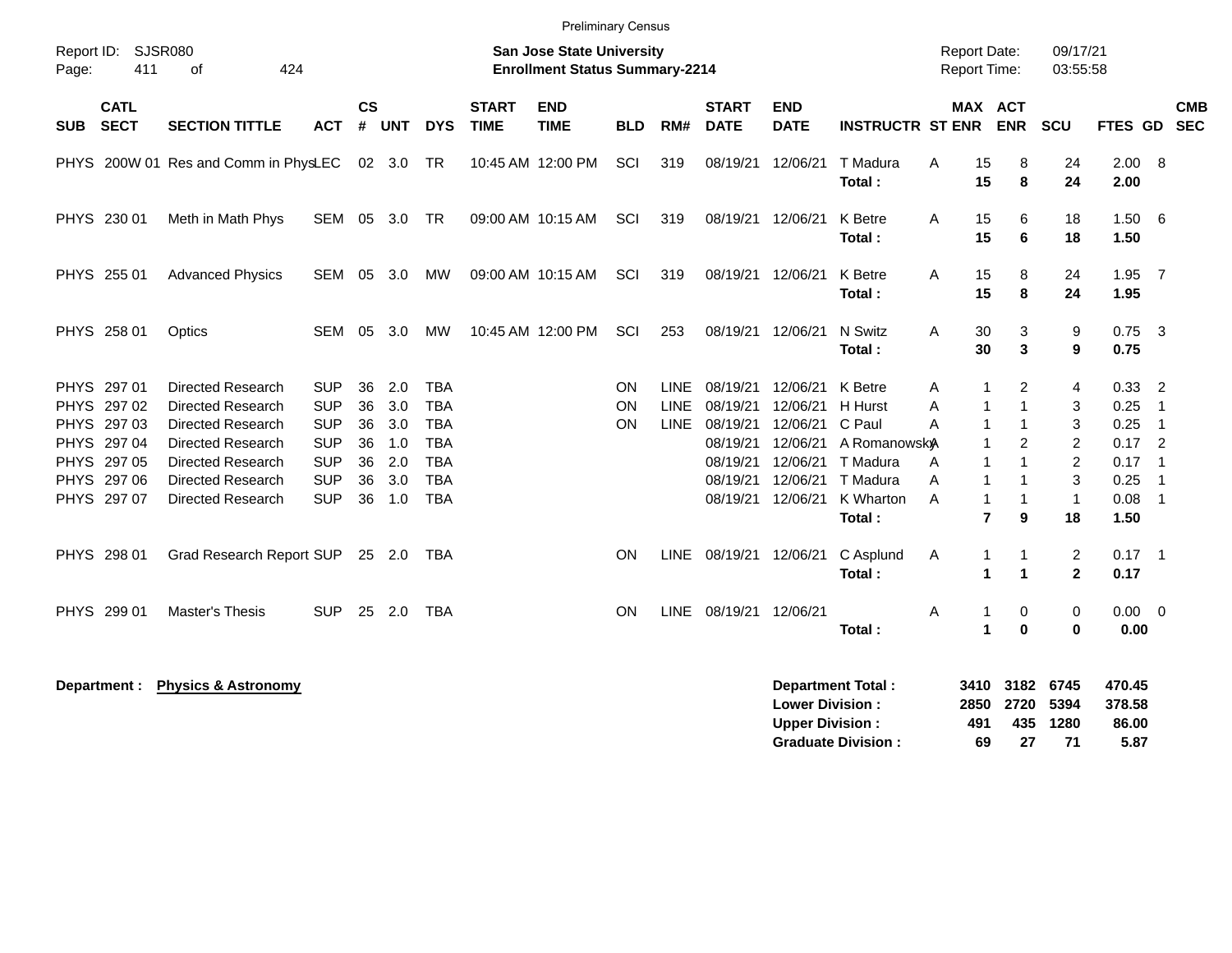Preliminary Census

Report ID: SJSR080

**San Jose State University**
**Enrollment Status Summary-2214**

Report Date: 09/17/21
Report Time: 03:55:58

| SUB | CATL SECT | SECTION TITTLE | ACT | CS # | UNT | DYS | START TIME | END TIME | BLD | RM# | START DATE | END DATE | INSTRUCTR | ST | MAX ENR | ACT ENR | SCU | FTES | GD | CMB SEC |
|---|---|---|---|---|---|---|---|---|---|---|---|---|---|---|---|---|---|---|---|---|
| PHYS | 200W 01 | Res and Comm in Phys | LEC | 02 | 3.0 | TR | 10:45 AM | 12:00 PM | SCI | 319 | 08/19/21 | 12/06/21 | T Madura | A | 15 | 8 | 24 | 2.00 | 8 | |
| | | | | | | | | | | | | | **Total :** | | **15** | **8** | **24** | **2.00** | | |
| PHYS | 230 01 | Meth in Math Phys | SEM | 05 | 3.0 | TR | 09:00 AM | 10:15 AM | SCI | 319 | 08/19/21 | 12/06/21 | K Betre | A | 15 | 6 | 18 | 1.50 | 6 | |
| | | | | | | | | | | | | | **Total :** | | **15** | **6** | **18** | **1.50** | | |
| PHYS | 255 01 | Advanced Physics | SEM | 05 | 3.0 | MW | 09:00 AM | 10:15 AM | SCI | 319 | 08/19/21 | 12/06/21 | K Betre | A | 15 | 8 | 24 | 1.95 | 7 | |
| | | | | | | | | | | | | | **Total :** | | **15** | **8** | **24** | **1.95** | | |
| PHYS | 258 01 | Optics | SEM | 05 | 3.0 | MW | 10:45 AM | 12:00 PM | SCI | 253 | 08/19/21 | 12/06/21 | N Switz | A | 30 | 3 | 9 | 0.75 | 3 | |
| | | | | | | | | | | | | | **Total :** | | **30** | **3** | **9** | **0.75** | | |
| PHYS | 297 01 | Directed Research | SUP | 36 | 2.0 | TBA | | | ON | LINE | 08/19/21 | 12/06/21 | K Betre | A | 1 | 2 | 4 | 0.33 | 2 | |
| PHYS | 297 02 | Directed Research | SUP | 36 | 3.0 | TBA | | | ON | LINE | 08/19/21 | 12/06/21 | H Hurst | A | 1 | 1 | 3 | 0.25 | 1 | |
| PHYS | 297 03 | Directed Research | SUP | 36 | 3.0 | TBA | | | ON | LINE | 08/19/21 | 12/06/21 | C Paul | A | 1 | 1 | 3 | 0.25 | 1 | |
| PHYS | 297 04 | Directed Research | SUP | 36 | 1.0 | TBA | | | | | 08/19/21 | 12/06/21 | A Romanowsky | A | 1 | 2 | 2 | 0.17 | 2 | |
| PHYS | 297 05 | Directed Research | SUP | 36 | 2.0 | TBA | | | | | 08/19/21 | 12/06/21 | T Madura | A | 1 | 1 | 2 | 0.17 | 1 | |
| PHYS | 297 06 | Directed Research | SUP | 36 | 3.0 | TBA | | | | | 08/19/21 | 12/06/21 | T Madura | A | 1 | 1 | 3 | 0.25 | 1 | |
| PHYS | 297 07 | Directed Research | SUP | 36 | 1.0 | TBA | | | | | 08/19/21 | 12/06/21 | K Wharton | A | 1 | 1 | 1 | 0.08 | 1 | |
| | | | | | | | | | | | | | **Total :** | | **7** | **9** | **18** | **1.50** | | |
| PHYS | 298 01 | Grad Research Report | SUP | 25 | 2.0 | TBA | | | ON | LINE | 08/19/21 | 12/06/21 | C Asplund | A | 1 | 1 | 2 | 0.17 | 1 | |
| | | | | | | | | | | | | | **Total :** | | **1** | **1** | **2** | **0.17** | | |
| PHYS | 299 01 | Master's Thesis | SUP | 25 | 2.0 | TBA | | | ON | LINE | 08/19/21 | 12/06/21 | | A | 1 | 0 | 0 | 0.00 | 0 | |
| | | | | | | | | | | | | | **Total :** | | **1** | **0** | **0** | **0.00** | | |

**Department : Physics & Astronomy**

| | MAX ENR | ACT ENR | SCU | FTES |
|---|---|---|---|---|
| **Department Total :** | **3410** | **3182** | **6745** | **470.45** |
| **Lower Division :** | **2850** | **2720** | **5394** | **378.58** |
| **Upper Division :** | **491** | **435** | **1280** | **86.00** |
| **Graduate Division :** | **69** | **27** | **71** | **5.87** |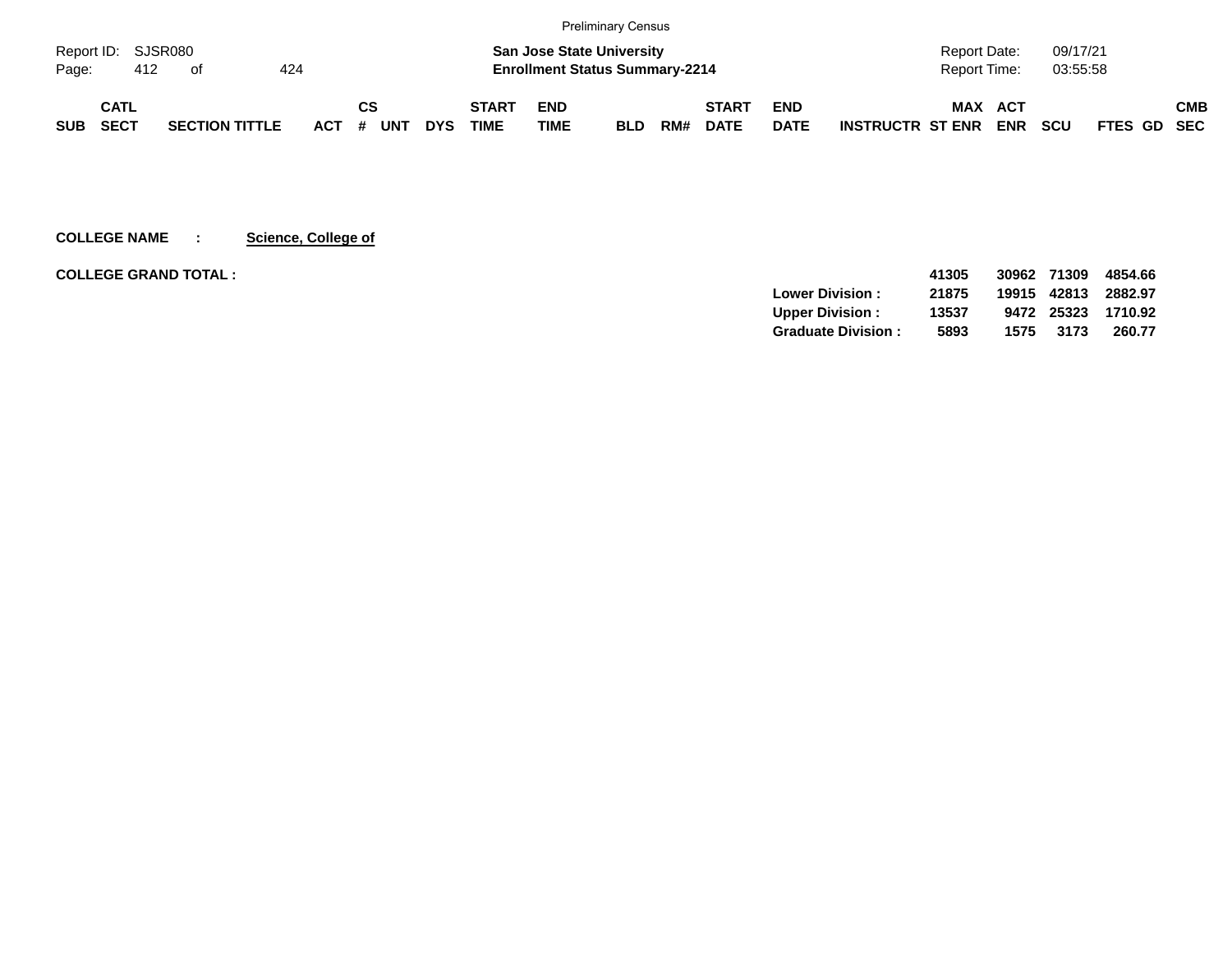Preliminary Census

Report ID: SJSR080 | **San Jose State University** | Report Date: 09/17/21
**Enrollment Status Summary-2214** | Report Time: 03:55:58

| SUB | CATL SECT | SECTION TITTLE | ACT | CS # | UNT | DYS | START TIME | END TIME | BLD | RM# | START DATE | END DATE | INSTRUCTR | MAX ST ENR | ACT ENR | SCU | FTES | GD | CMB SEC |
|---|---|---|---|---|---|---|---|---|---|---|---|---|---|---|---|---|---|---|---|

**COLLEGE NAME : Science, College of**

**COLLEGE GRAND TOTAL :**

| | MAX ST ENR | ACT ENR | SCU | FTES |
|---|---|---|---|---|
| **Total** | **41305** | **30962** | **71309** | **4854.66** |
| **Lower Division :** | **21875** | **19915** | **42813** | **2882.97** |
| **Upper Division :** | **13537** | **9472** | **25323** | **1710.92** |
| **Graduate Division :** | **5893** | **1575** | **3173** | **260.77** |